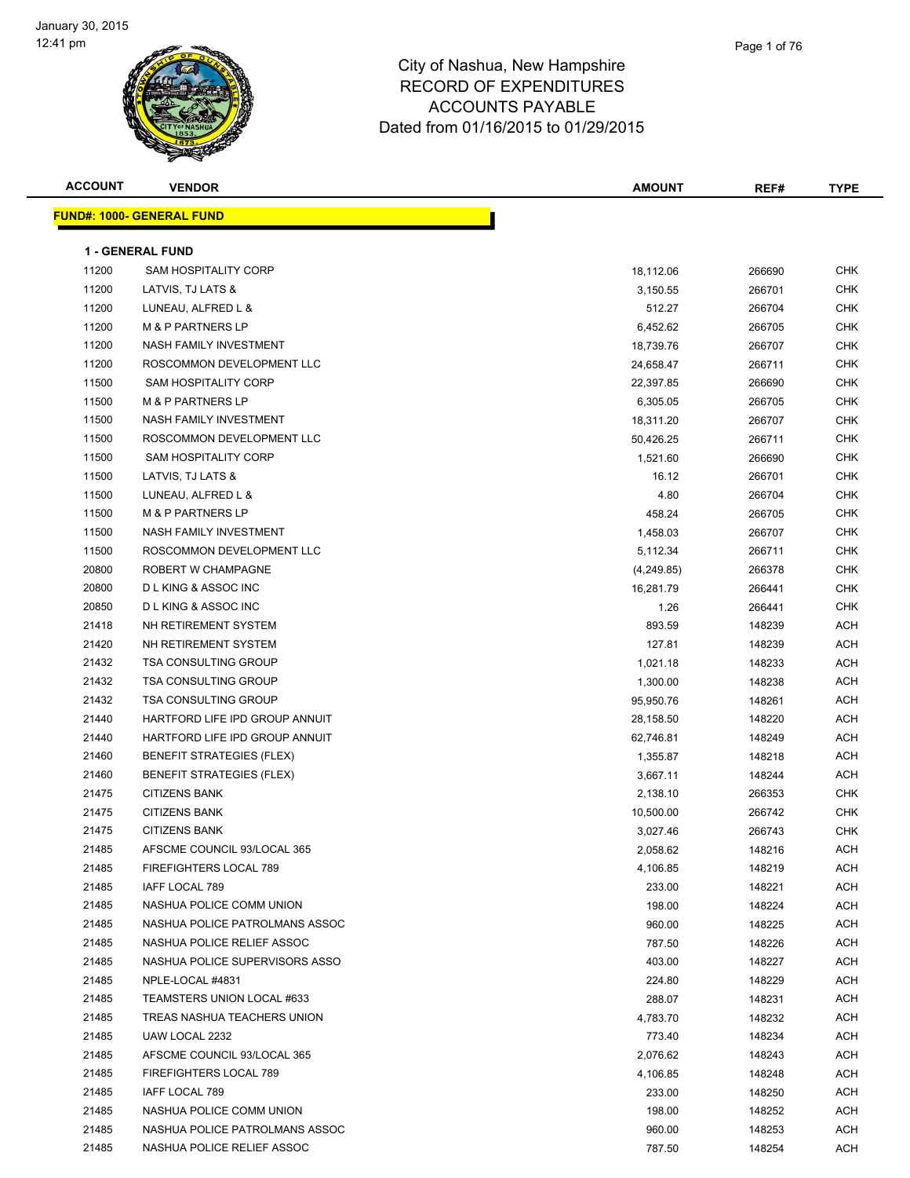# City of Nashua, New Hampshire
## RECORD OF EXPENDITURES
## ACCOUNTS PAYABLE
### Dated from 01/16/2015 to 01/29/2015

| ACCOUNT | VENDOR | AMOUNT | REF# | TYPE |
|---|---|---|---|---|

**FUND#: 1000- GENERAL FUND**

**1 - GENERAL FUND**

| ACCOUNT | VENDOR | AMOUNT | REF# | TYPE |
|---|---|---|---|---|
| 11200 | SAM HOSPITALITY CORP | 18,112.06 | 266690 | CHK |
| 11200 | LATVIS, TJ LATS & | 3,150.55 | 266701 | CHK |
| 11200 | LUNEAU, ALFRED L & | 512.27 | 266704 | CHK |
| 11200 | M & P PARTNERS LP | 6,452.62 | 266705 | CHK |
| 11200 | NASH FAMILY INVESTMENT | 18,739.76 | 266707 | CHK |
| 11200 | ROSCOMMON DEVELOPMENT LLC | 24,658.47 | 266711 | CHK |
| 11500 | SAM HOSPITALITY CORP | 22,397.85 | 266690 | CHK |
| 11500 | M & P PARTNERS LP | 6,305.05 | 266705 | CHK |
| 11500 | NASH FAMILY INVESTMENT | 18,311.20 | 266707 | CHK |
| 11500 | ROSCOMMON DEVELOPMENT LLC | 50,426.25 | 266711 | CHK |
| 11500 | SAM HOSPITALITY CORP | 1,521.60 | 266690 | CHK |
| 11500 | LATVIS, TJ LATS & | 16.12 | 266701 | CHK |
| 11500 | LUNEAU, ALFRED L & | 4.80 | 266704 | CHK |
| 11500 | M & P PARTNERS LP | 458.24 | 266705 | CHK |
| 11500 | NASH FAMILY INVESTMENT | 1,458.03 | 266707 | CHK |
| 11500 | ROSCOMMON DEVELOPMENT LLC | 5,112.34 | 266711 | CHK |
| 20800 | ROBERT W CHAMPAGNE | (4,249.85) | 266378 | CHK |
| 20800 | D L KING & ASSOC INC | 16,281.79 | 266441 | CHK |
| 20850 | D L KING & ASSOC INC | 1.26 | 266441 | CHK |
| 21418 | NH RETIREMENT SYSTEM | 893.59 | 148239 | ACH |
| 21420 | NH RETIREMENT SYSTEM | 127.81 | 148239 | ACH |
| 21432 | TSA CONSULTING GROUP | 1,021.18 | 148233 | ACH |
| 21432 | TSA CONSULTING GROUP | 1,300.00 | 148238 | ACH |
| 21432 | TSA CONSULTING GROUP | 95,950.76 | 148261 | ACH |
| 21440 | HARTFORD LIFE IPD GROUP ANNUIT | 28,158.50 | 148220 | ACH |
| 21440 | HARTFORD LIFE IPD GROUP ANNUIT | 62,746.81 | 148249 | ACH |
| 21460 | BENEFIT STRATEGIES (FLEX) | 1,355.87 | 148218 | ACH |
| 21460 | BENEFIT STRATEGIES (FLEX) | 3,667.11 | 148244 | ACH |
| 21475 | CITIZENS BANK | 2,138.10 | 266353 | CHK |
| 21475 | CITIZENS BANK | 10,500.00 | 266742 | CHK |
| 21475 | CITIZENS BANK | 3,027.46 | 266743 | CHK |
| 21485 | AFSCME COUNCIL 93/LOCAL 365 | 2,058.62 | 148216 | ACH |
| 21485 | FIREFIGHTERS LOCAL 789 | 4,106.85 | 148219 | ACH |
| 21485 | IAFF LOCAL 789 | 233.00 | 148221 | ACH |
| 21485 | NASHUA POLICE COMM UNION | 198.00 | 148224 | ACH |
| 21485 | NASHUA POLICE PATROLMANS ASSOC | 960.00 | 148225 | ACH |
| 21485 | NASHUA POLICE RELIEF ASSOC | 787.50 | 148226 | ACH |
| 21485 | NASHUA POLICE SUPERVISORS ASSO | 403.00 | 148227 | ACH |
| 21485 | NPLE-LOCAL #4831 | 224.80 | 148229 | ACH |
| 21485 | TEAMSTERS UNION LOCAL #633 | 288.07 | 148231 | ACH |
| 21485 | TREAS NASHUA TEACHERS UNION | 4,783.70 | 148232 | ACH |
| 21485 | UAW LOCAL 2232 | 773.40 | 148234 | ACH |
| 21485 | AFSCME COUNCIL 93/LOCAL 365 | 2,076.62 | 148243 | ACH |
| 21485 | FIREFIGHTERS LOCAL 789 | 4,106.85 | 148248 | ACH |
| 21485 | IAFF LOCAL 789 | 233.00 | 148250 | ACH |
| 21485 | NASHUA POLICE COMM UNION | 198.00 | 148252 | ACH |
| 21485 | NASHUA POLICE PATROLMANS ASSOC | 960.00 | 148253 | ACH |
| 21485 | NASHUA POLICE RELIEF ASSOC | 787.50 | 148254 | ACH |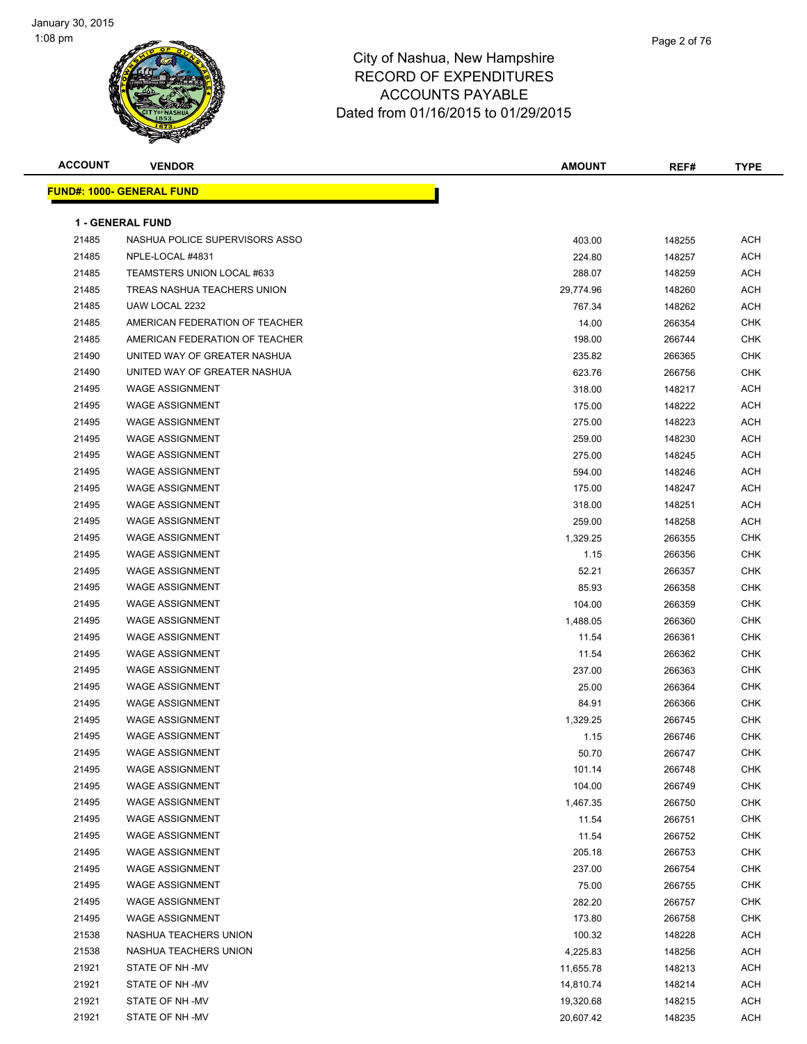# City of Nashua, New Hampshire
## RECORD OF EXPENDITURES
## ACCOUNTS PAYABLE
## Dated from 01/16/2015 to 01/29/2015

| ACCOUNT | VENDOR | AMOUNT | REF# | TYPE |
|---|---|---|---|---|

**FUND#: 1000- GENERAL FUND**

**1 - GENERAL FUND**

| ACCOUNT | VENDOR | AMOUNT | REF# | TYPE |
|---|---|---|---|---|
| 21485 | NASHUA POLICE SUPERVISORS ASSO | 403.00 | 148255 | ACH |
| 21485 | NPLE-LOCAL #4831 | 224.80 | 148257 | ACH |
| 21485 | TEAMSTERS UNION LOCAL #633 | 288.07 | 148259 | ACH |
| 21485 | TREAS NASHUA TEACHERS UNION | 29,774.96 | 148260 | ACH |
| 21485 | UAW LOCAL 2232 | 767.34 | 148262 | ACH |
| 21485 | AMERICAN FEDERATION OF TEACHER | 14.00 | 266354 | CHK |
| 21485 | AMERICAN FEDERATION OF TEACHER | 198.00 | 266744 | CHK |
| 21490 | UNITED WAY OF GREATER NASHUA | 235.82 | 266365 | CHK |
| 21490 | UNITED WAY OF GREATER NASHUA | 623.76 | 266756 | CHK |
| 21495 | WAGE ASSIGNMENT | 318.00 | 148217 | ACH |
| 21495 | WAGE ASSIGNMENT | 175.00 | 148222 | ACH |
| 21495 | WAGE ASSIGNMENT | 275.00 | 148223 | ACH |
| 21495 | WAGE ASSIGNMENT | 259.00 | 148230 | ACH |
| 21495 | WAGE ASSIGNMENT | 275.00 | 148245 | ACH |
| 21495 | WAGE ASSIGNMENT | 594.00 | 148246 | ACH |
| 21495 | WAGE ASSIGNMENT | 175.00 | 148247 | ACH |
| 21495 | WAGE ASSIGNMENT | 318.00 | 148251 | ACH |
| 21495 | WAGE ASSIGNMENT | 259.00 | 148258 | ACH |
| 21495 | WAGE ASSIGNMENT | 1,329.25 | 266355 | CHK |
| 21495 | WAGE ASSIGNMENT | 1.15 | 266356 | CHK |
| 21495 | WAGE ASSIGNMENT | 52.21 | 266357 | CHK |
| 21495 | WAGE ASSIGNMENT | 85.93 | 266358 | CHK |
| 21495 | WAGE ASSIGNMENT | 104.00 | 266359 | CHK |
| 21495 | WAGE ASSIGNMENT | 1,488.05 | 266360 | CHK |
| 21495 | WAGE ASSIGNMENT | 11.54 | 266361 | CHK |
| 21495 | WAGE ASSIGNMENT | 11.54 | 266362 | CHK |
| 21495 | WAGE ASSIGNMENT | 237.00 | 266363 | CHK |
| 21495 | WAGE ASSIGNMENT | 25.00 | 266364 | CHK |
| 21495 | WAGE ASSIGNMENT | 84.91 | 266366 | CHK |
| 21495 | WAGE ASSIGNMENT | 1,329.25 | 266745 | CHK |
| 21495 | WAGE ASSIGNMENT | 1.15 | 266746 | CHK |
| 21495 | WAGE ASSIGNMENT | 50.70 | 266747 | CHK |
| 21495 | WAGE ASSIGNMENT | 101.14 | 266748 | CHK |
| 21495 | WAGE ASSIGNMENT | 104.00 | 266749 | CHK |
| 21495 | WAGE ASSIGNMENT | 1,467.35 | 266750 | CHK |
| 21495 | WAGE ASSIGNMENT | 11.54 | 266751 | CHK |
| 21495 | WAGE ASSIGNMENT | 11.54 | 266752 | CHK |
| 21495 | WAGE ASSIGNMENT | 205.18 | 266753 | CHK |
| 21495 | WAGE ASSIGNMENT | 237.00 | 266754 | CHK |
| 21495 | WAGE ASSIGNMENT | 75.00 | 266755 | CHK |
| 21495 | WAGE ASSIGNMENT | 282.20 | 266757 | CHK |
| 21495 | WAGE ASSIGNMENT | 173.80 | 266758 | CHK |
| 21538 | NASHUA TEACHERS UNION | 100.32 | 148228 | ACH |
| 21538 | NASHUA TEACHERS UNION | 4,225.83 | 148256 | ACH |
| 21921 | STATE OF NH -MV | 11,655.78 | 148213 | ACH |
| 21921 | STATE OF NH -MV | 14,810.74 | 148214 | ACH |
| 21921 | STATE OF NH -MV | 19,320.68 | 148215 | ACH |
| 21921 | STATE OF NH -MV | 20,607.42 | 148235 | ACH |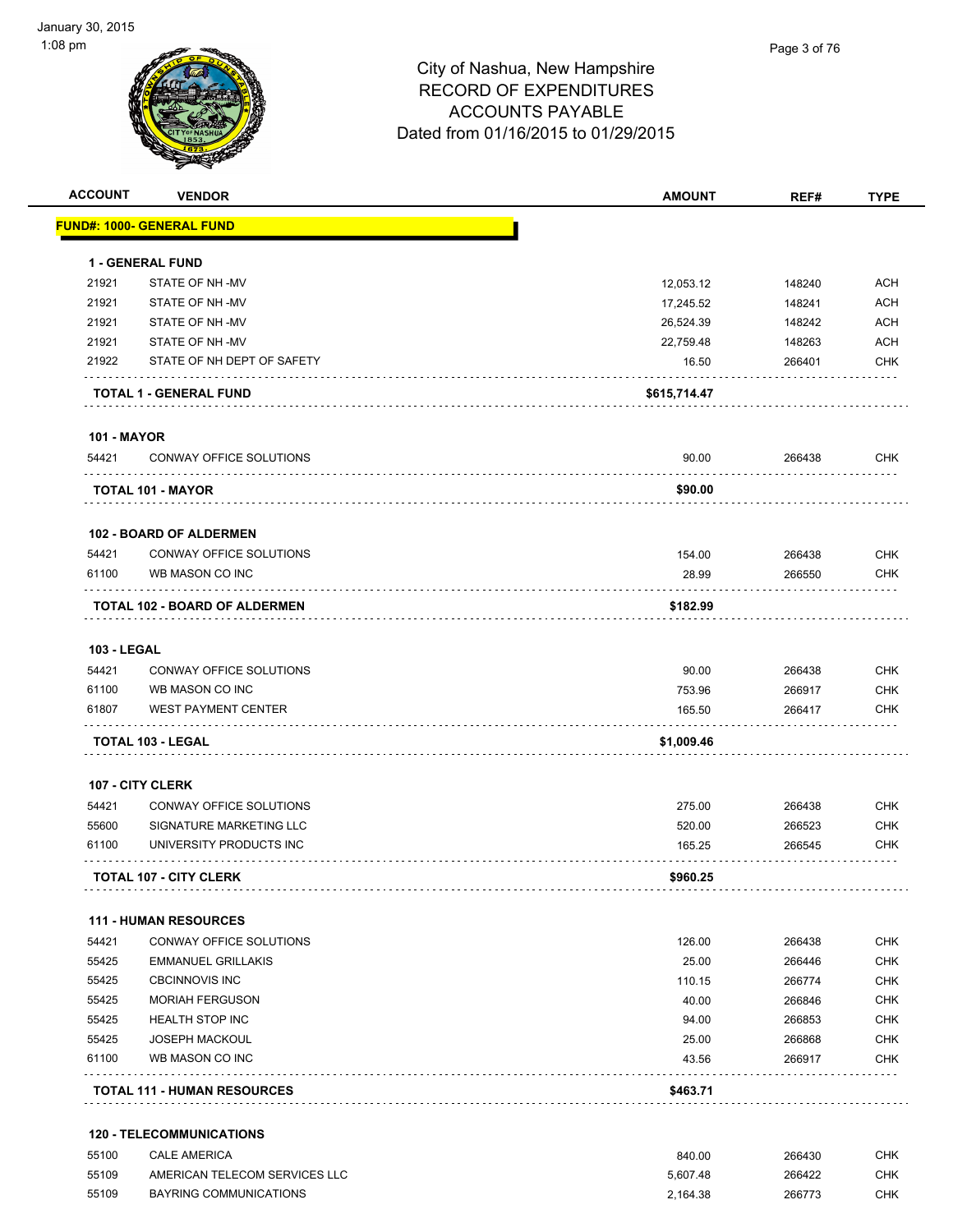City of Nashua, New Hampshire
RECORD OF EXPENDITURES
ACCOUNTS PAYABLE
Dated from 01/16/2015 to 01/29/2015

| ACCOUNT | VENDOR | AMOUNT | REF# | TYPE |
|---|---|---|---|---|
| **FUND#: 1000- GENERAL FUND** | | | | |
| **1 - GENERAL FUND** | | | | |
| 21921 | STATE OF NH -MV | 12,053.12 | 148240 | ACH |
| 21921 | STATE OF NH -MV | 17,245.52 | 148241 | ACH |
| 21921 | STATE OF NH -MV | 26,524.39 | 148242 | ACH |
| 21921 | STATE OF NH -MV | 22,759.48 | 148263 | ACH |
| 21922 | STATE OF NH DEPT OF SAFETY | 16.50 | 266401 | CHK |
| | **TOTAL 1 - GENERAL FUND** | **$615,714.47** | | |
| **101 - MAYOR** | | | | |
| 54421 | CONWAY OFFICE SOLUTIONS | 90.00 | 266438 | CHK |
| | **TOTAL 101 - MAYOR** | **$90.00** | | |
| **102 - BOARD OF ALDERMEN** | | | | |
| 54421 | CONWAY OFFICE SOLUTIONS | 154.00 | 266438 | CHK |
| 61100 | WB MASON CO INC | 28.99 | 266550 | CHK |
| | **TOTAL 102 - BOARD OF ALDERMEN** | **$182.99** | | |
| **103 - LEGAL** | | | | |
| 54421 | CONWAY OFFICE SOLUTIONS | 90.00 | 266438 | CHK |
| 61100 | WB MASON CO INC | 753.96 | 266917 | CHK |
| 61807 | WEST PAYMENT CENTER | 165.50 | 266417 | CHK |
| | **TOTAL 103 - LEGAL** | **$1,009.46** | | |
| **107 - CITY CLERK** | | | | |
| 54421 | CONWAY OFFICE SOLUTIONS | 275.00 | 266438 | CHK |
| 55600 | SIGNATURE MARKETING LLC | 520.00 | 266523 | CHK |
| 61100 | UNIVERSITY PRODUCTS INC | 165.25 | 266545 | CHK |
| | **TOTAL 107 - CITY CLERK** | **$960.25** | | |
| **111 - HUMAN RESOURCES** | | | | |
| 54421 | CONWAY OFFICE SOLUTIONS | 126.00 | 266438 | CHK |
| 55425 | EMMANUEL GRILLAKIS | 25.00 | 266446 | CHK |
| 55425 | CBCINNOVIS INC | 110.15 | 266774 | CHK |
| 55425 | MORIAH FERGUSON | 40.00 | 266846 | CHK |
| 55425 | HEALTH STOP INC | 94.00 | 266853 | CHK |
| 55425 | JOSEPH MACKOUL | 25.00 | 266868 | CHK |
| 61100 | WB MASON CO INC | 43.56 | 266917 | CHK |
| | **TOTAL 111 - HUMAN RESOURCES** | **$463.71** | | |
| **120 - TELECOMMUNICATIONS** | | | | |
| 55100 | CALE AMERICA | 840.00 | 266430 | CHK |
| 55109 | AMERICAN TELECOM SERVICES LLC | 5,607.48 | 266422 | CHK |
| 55109 | BAYRING COMMUNICATIONS | 2,164.38 | 266773 | CHK |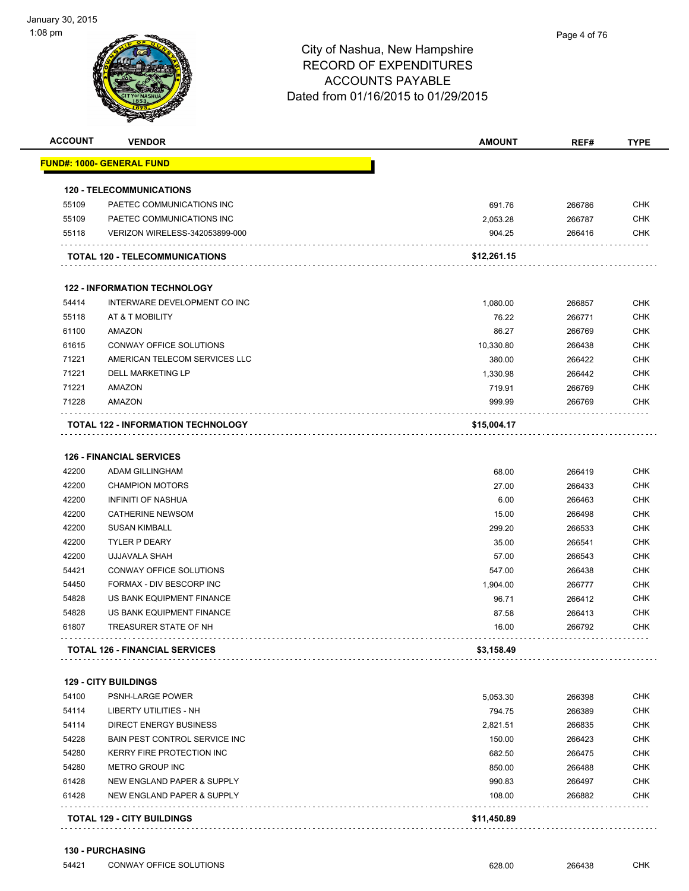City of Nashua, New Hampshire
RECORD OF EXPENDITURES
ACCOUNTS PAYABLE
Dated from 01/16/2015 to 01/29/2015

| ACCOUNT | VENDOR | AMOUNT | REF# | TYPE |
|---|---|---|---|---|
| **FUND#: 1000- GENERAL FUND** | | | | |
| **120 - TELECOMMUNICATIONS** | | | | |
| 55109 | PAETEC COMMUNICATIONS INC | 691.76 | 266786 | CHK |
| 55109 | PAETEC COMMUNICATIONS INC | 2,053.28 | 266787 | CHK |
| 55118 | VERIZON WIRELESS-342053899-000 | 904.25 | 266416 | CHK |
| | **TOTAL 120 - TELECOMMUNICATIONS** | **$12,261.15** | | |
| **122 - INFORMATION TECHNOLOGY** | | | | |
| 54414 | INTERWARE DEVELOPMENT CO INC | 1,080.00 | 266857 | CHK |
| 55118 | AT & T MOBILITY | 76.22 | 266771 | CHK |
| 61100 | AMAZON | 86.27 | 266769 | CHK |
| 61615 | CONWAY OFFICE SOLUTIONS | 10,330.80 | 266438 | CHK |
| 71221 | AMERICAN TELECOM SERVICES LLC | 380.00 | 266422 | CHK |
| 71221 | DELL MARKETING LP | 1,330.98 | 266442 | CHK |
| 71221 | AMAZON | 719.91 | 266769 | CHK |
| 71228 | AMAZON | 999.99 | 266769 | CHK |
| | **TOTAL 122 - INFORMATION TECHNOLOGY** | **$15,004.17** | | |
| **126 - FINANCIAL SERVICES** | | | | |
| 42200 | ADAM GILLINGHAM | 68.00 | 266419 | CHK |
| 42200 | CHAMPION MOTORS | 27.00 | 266433 | CHK |
| 42200 | INFINITI OF NASHUA | 6.00 | 266463 | CHK |
| 42200 | CATHERINE NEWSOM | 15.00 | 266498 | CHK |
| 42200 | SUSAN KIMBALL | 299.20 | 266533 | CHK |
| 42200 | TYLER P DEARY | 35.00 | 266541 | CHK |
| 42200 | UJJAVALA SHAH | 57.00 | 266543 | CHK |
| 54421 | CONWAY OFFICE SOLUTIONS | 547.00 | 266438 | CHK |
| 54450 | FORMAX - DIV BESCORP INC | 1,904.00 | 266777 | CHK |
| 54828 | US BANK EQUIPMENT FINANCE | 96.71 | 266412 | CHK |
| 54828 | US BANK EQUIPMENT FINANCE | 87.58 | 266413 | CHK |
| 61807 | TREASURER STATE OF NH | 16.00 | 266792 | CHK |
| | **TOTAL 126 - FINANCIAL SERVICES** | **$3,158.49** | | |
| **129 - CITY BUILDINGS** | | | | |
| 54100 | PSNH-LARGE POWER | 5,053.30 | 266398 | CHK |
| 54114 | LIBERTY UTILITIES - NH | 794.75 | 266389 | CHK |
| 54114 | DIRECT ENERGY BUSINESS | 2,821.51 | 266835 | CHK |
| 54228 | BAIN PEST CONTROL SERVICE INC | 150.00 | 266423 | CHK |
| 54280 | KERRY FIRE PROTECTION INC | 682.50 | 266475 | CHK |
| 54280 | METRO GROUP INC | 850.00 | 266488 | CHK |
| 61428 | NEW ENGLAND PAPER & SUPPLY | 990.83 | 266497 | CHK |
| 61428 | NEW ENGLAND PAPER & SUPPLY | 108.00 | 266882 | CHK |
| | **TOTAL 129 - CITY BUILDINGS** | **$11,450.89** | | |
| **130 - PURCHASING** | | | | |
| 54421 | CONWAY OFFICE SOLUTIONS | 628.00 | 266438 | CHK |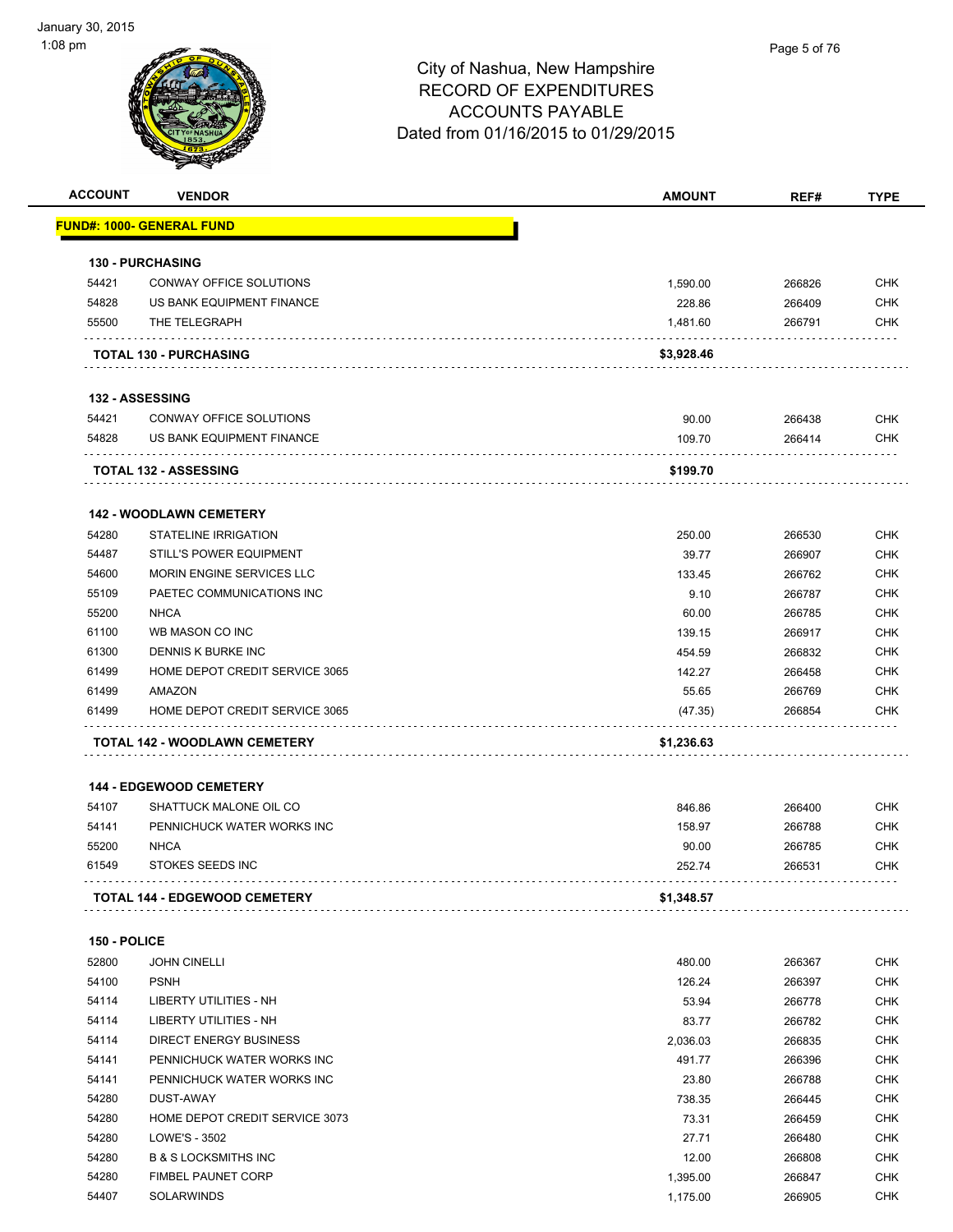# City of Nashua, New Hampshire
## RECORD OF EXPENDITURES
## ACCOUNTS PAYABLE
## Dated from 01/16/2015 to 01/29/2015

| ACCOUNT | VENDOR | AMOUNT | REF# | TYPE |
|---|---|---|---|---|
| **FUND#: 1000- GENERAL FUND** | | | | |
| **130 - PURCHASING** | | | | |
| 54421 | CONWAY OFFICE SOLUTIONS | 1,590.00 | 266826 | CHK |
| 54828 | US BANK EQUIPMENT FINANCE | 228.86 | 266409 | CHK |
| 55500 | THE TELEGRAPH | 1,481.60 | 266791 | CHK |
| | **TOTAL 130 - PURCHASING** | **$3,928.46** | | |
| **132 - ASSESSING** | | | | |
| 54421 | CONWAY OFFICE SOLUTIONS | 90.00 | 266438 | CHK |
| 54828 | US BANK EQUIPMENT FINANCE | 109.70 | 266414 | CHK |
| | **TOTAL 132 - ASSESSING** | **$199.70** | | |
| **142 - WOODLAWN CEMETERY** | | | | |
| 54280 | STATELINE IRRIGATION | 250.00 | 266530 | CHK |
| 54487 | STILL'S POWER EQUIPMENT | 39.77 | 266907 | CHK |
| 54600 | MORIN ENGINE SERVICES LLC | 133.45 | 266762 | CHK |
| 55109 | PAETEC COMMUNICATIONS INC | 9.10 | 266787 | CHK |
| 55200 | NHCA | 60.00 | 266785 | CHK |
| 61100 | WB MASON CO INC | 139.15 | 266917 | CHK |
| 61300 | DENNIS K BURKE INC | 454.59 | 266832 | CHK |
| 61499 | HOME DEPOT CREDIT SERVICE 3065 | 142.27 | 266458 | CHK |
| 61499 | AMAZON | 55.65 | 266769 | CHK |
| 61499 | HOME DEPOT CREDIT SERVICE 3065 | (47.35) | 266854 | CHK |
| | **TOTAL 142 - WOODLAWN CEMETERY** | **$1,236.63** | | |
| **144 - EDGEWOOD CEMETERY** | | | | |
| 54107 | SHATTUCK MALONE OIL CO | 846.86 | 266400 | CHK |
| 54141 | PENNICHUCK WATER WORKS INC | 158.97 | 266788 | CHK |
| 55200 | NHCA | 90.00 | 266785 | CHK |
| 61549 | STOKES SEEDS INC | 252.74 | 266531 | CHK |
| | **TOTAL 144 - EDGEWOOD CEMETERY** | **$1,348.57** | | |
| **150 - POLICE** | | | | |
| 52800 | JOHN CINELLI | 480.00 | 266367 | CHK |
| 54100 | PSNH | 126.24 | 266397 | CHK |
| 54114 | LIBERTY UTILITIES - NH | 53.94 | 266778 | CHK |
| 54114 | LIBERTY UTILITIES - NH | 83.77 | 266782 | CHK |
| 54114 | DIRECT ENERGY BUSINESS | 2,036.03 | 266835 | CHK |
| 54141 | PENNICHUCK WATER WORKS INC | 491.77 | 266396 | CHK |
| 54141 | PENNICHUCK WATER WORKS INC | 23.80 | 266788 | CHK |
| 54280 | DUST-AWAY | 738.35 | 266445 | CHK |
| 54280 | HOME DEPOT CREDIT SERVICE 3073 | 73.31 | 266459 | CHK |
| 54280 | LOWE'S - 3502 | 27.71 | 266480 | CHK |
| 54280 | B & S LOCKSMITHS INC | 12.00 | 266808 | CHK |
| 54280 | FIMBEL PAUNET CORP | 1,395.00 | 266847 | CHK |
| 54407 | SOLARWINDS | 1,175.00 | 266905 | CHK |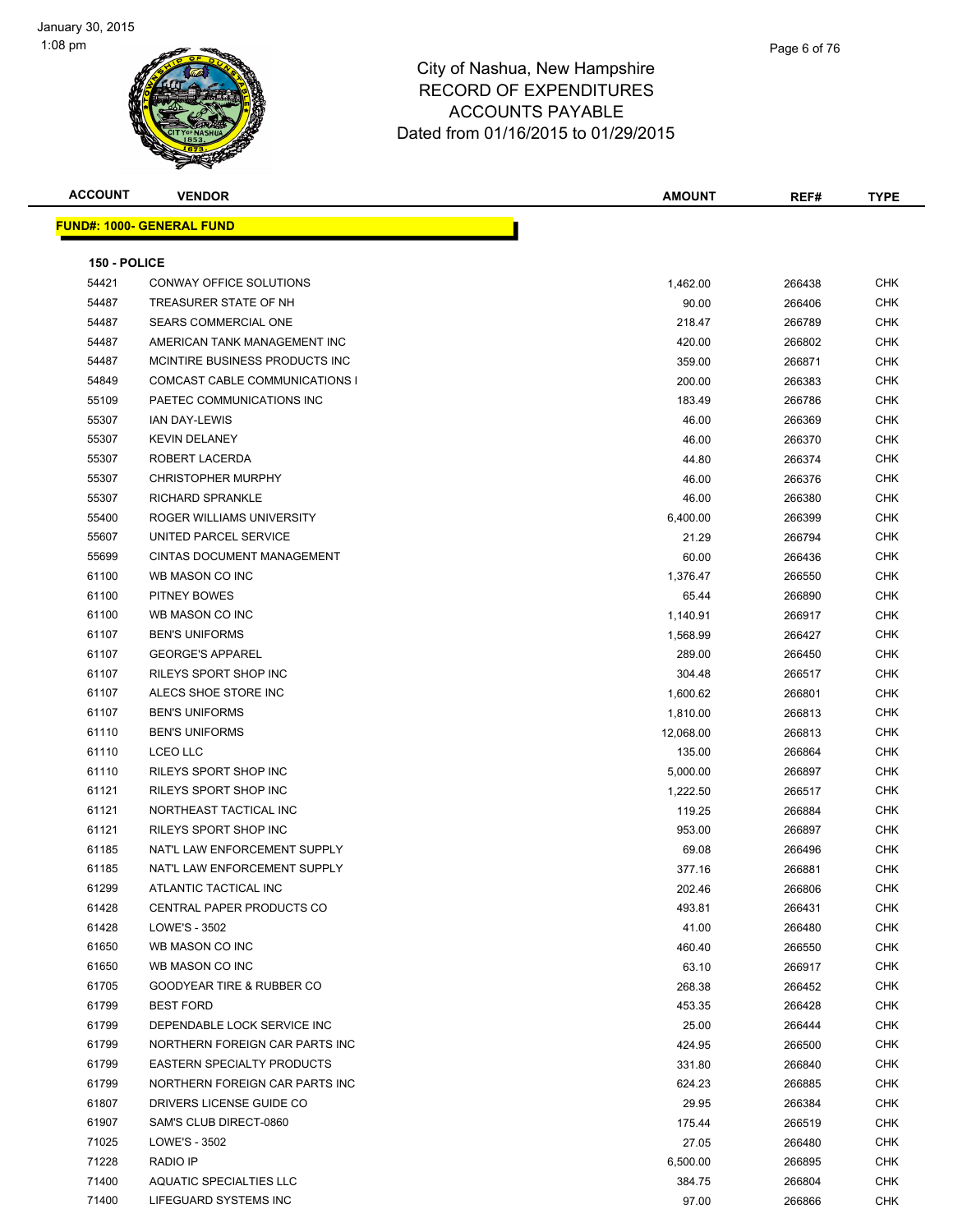# City of Nashua, New Hampshire
## RECORD OF EXPENDITURES
## ACCOUNTS PAYABLE
## Dated from 01/16/2015 to 01/29/2015

January 30, 2015
1:08 pm

**FUND#: 1000- GENERAL FUND**

**150 - POLICE**

| ACCOUNT | VENDOR | AMOUNT | REF# | TYPE |
|---|---|---|---|---|
| 54421 | CONWAY OFFICE SOLUTIONS | 1,462.00 | 266438 | CHK |
| 54487 | TREASURER STATE OF NH | 90.00 | 266406 | CHK |
| 54487 | SEARS COMMERCIAL ONE | 218.47 | 266789 | CHK |
| 54487 | AMERICAN TANK MANAGEMENT INC | 420.00 | 266802 | CHK |
| 54487 | MCINTIRE BUSINESS PRODUCTS INC | 359.00 | 266871 | CHK |
| 54849 | COMCAST CABLE COMMUNICATIONS I | 200.00 | 266383 | CHK |
| 55109 | PAETEC COMMUNICATIONS INC | 183.49 | 266786 | CHK |
| 55307 | IAN DAY-LEWIS | 46.00 | 266369 | CHK |
| 55307 | KEVIN DELANEY | 46.00 | 266370 | CHK |
| 55307 | ROBERT LACERDA | 44.80 | 266374 | CHK |
| 55307 | CHRISTOPHER MURPHY | 46.00 | 266376 | CHK |
| 55307 | RICHARD SPRANKLE | 46.00 | 266380 | CHK |
| 55400 | ROGER WILLIAMS UNIVERSITY | 6,400.00 | 266399 | CHK |
| 55607 | UNITED PARCEL SERVICE | 21.29 | 266794 | CHK |
| 55699 | CINTAS DOCUMENT MANAGEMENT | 60.00 | 266436 | CHK |
| 61100 | WB MASON CO INC | 1,376.47 | 266550 | CHK |
| 61100 | PITNEY BOWES | 65.44 | 266890 | CHK |
| 61100 | WB MASON CO INC | 1,140.91 | 266917 | CHK |
| 61107 | BEN'S UNIFORMS | 1,568.99 | 266427 | CHK |
| 61107 | GEORGE'S APPAREL | 289.00 | 266450 | CHK |
| 61107 | RILEYS SPORT SHOP INC | 304.48 | 266517 | CHK |
| 61107 | ALECS SHOE STORE INC | 1,600.62 | 266801 | CHK |
| 61107 | BEN'S UNIFORMS | 1,810.00 | 266813 | CHK |
| 61110 | BEN'S UNIFORMS | 12,068.00 | 266813 | CHK |
| 61110 | LCEO LLC | 135.00 | 266864 | CHK |
| 61110 | RILEYS SPORT SHOP INC | 5,000.00 | 266897 | CHK |
| 61121 | RILEYS SPORT SHOP INC | 1,222.50 | 266517 | CHK |
| 61121 | NORTHEAST TACTICAL INC | 119.25 | 266884 | CHK |
| 61121 | RILEYS SPORT SHOP INC | 953.00 | 266897 | CHK |
| 61185 | NAT'L LAW ENFORCEMENT SUPPLY | 69.08 | 266496 | CHK |
| 61185 | NAT'L LAW ENFORCEMENT SUPPLY | 377.16 | 266881 | CHK |
| 61299 | ATLANTIC TACTICAL INC | 202.46 | 266806 | CHK |
| 61428 | CENTRAL PAPER PRODUCTS CO | 493.81 | 266431 | CHK |
| 61428 | LOWE'S - 3502 | 41.00 | 266480 | CHK |
| 61650 | WB MASON CO INC | 460.40 | 266550 | CHK |
| 61650 | WB MASON CO INC | 63.10 | 266917 | CHK |
| 61705 | GOODYEAR TIRE & RUBBER CO | 268.38 | 266452 | CHK |
| 61799 | BEST FORD | 453.35 | 266428 | CHK |
| 61799 | DEPENDABLE LOCK SERVICE INC | 25.00 | 266444 | CHK |
| 61799 | NORTHERN FOREIGN CAR PARTS INC | 424.95 | 266500 | CHK |
| 61799 | EASTERN SPECIALTY PRODUCTS | 331.80 | 266840 | CHK |
| 61799 | NORTHERN FOREIGN CAR PARTS INC | 624.23 | 266885 | CHK |
| 61807 | DRIVERS LICENSE GUIDE CO | 29.95 | 266384 | CHK |
| 61907 | SAM'S CLUB DIRECT-0860 | 175.44 | 266519 | CHK |
| 71025 | LOWE'S - 3502 | 27.05 | 266480 | CHK |
| 71228 | RADIO IP | 6,500.00 | 266895 | CHK |
| 71400 | AQUATIC SPECIALTIES LLC | 384.75 | 266804 | CHK |
| 71400 | LIFEGUARD SYSTEMS INC | 97.00 | 266866 | CHK |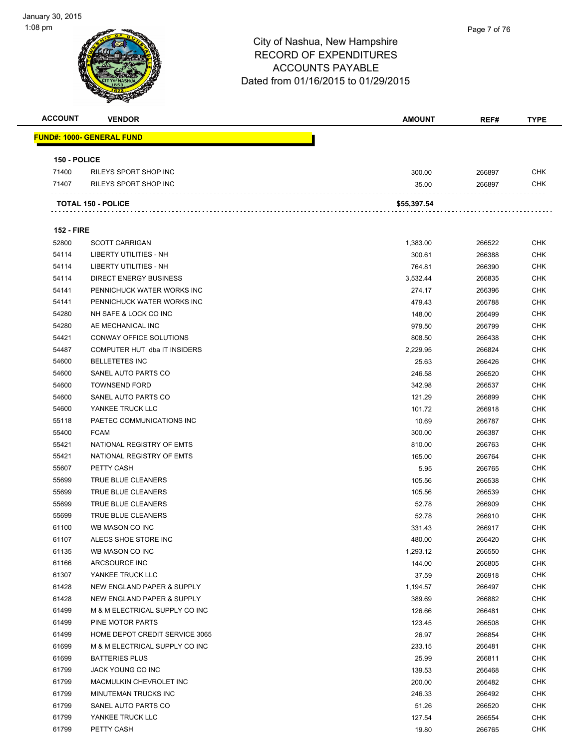# City of Nashua, New Hampshire
## RECORD OF EXPENDITURES
## ACCOUNTS PAYABLE
### Dated from 01/16/2015 to 01/29/2015

| ACCOUNT | VENDOR | AMOUNT | REF# | TYPE |
|---|---|---|---|---|
| **FUND#: 1000- GENERAL FUND** | | | | |
| **150 - POLICE** | | | | |
| 71400 | RILEYS SPORT SHOP INC | 300.00 | 266897 | CHK |
| 71407 | RILEYS SPORT SHOP INC | 35.00 | 266897 | CHK |
| | **TOTAL 150 - POLICE** | **$55,397.54** | | |
| **152 - FIRE** | | | | |
| 52800 | SCOTT CARRIGAN | 1,383.00 | 266522 | CHK |
| 54114 | LIBERTY UTILITIES - NH | 300.61 | 266388 | CHK |
| 54114 | LIBERTY UTILITIES - NH | 764.81 | 266390 | CHK |
| 54114 | DIRECT ENERGY BUSINESS | 3,532.44 | 266835 | CHK |
| 54141 | PENNICHUCK WATER WORKS INC | 274.17 | 266396 | CHK |
| 54141 | PENNICHUCK WATER WORKS INC | 479.43 | 266788 | CHK |
| 54280 | NH SAFE & LOCK CO INC | 148.00 | 266499 | CHK |
| 54280 | AE MECHANICAL INC | 979.50 | 266799 | CHK |
| 54421 | CONWAY OFFICE SOLUTIONS | 808.50 | 266438 | CHK |
| 54487 | COMPUTER HUT dba IT INSIDERS | 2,229.95 | 266824 | CHK |
| 54600 | BELLETETES INC | 25.63 | 266426 | CHK |
| 54600 | SANEL AUTO PARTS CO | 246.58 | 266520 | CHK |
| 54600 | TOWNSEND FORD | 342.98 | 266537 | CHK |
| 54600 | SANEL AUTO PARTS CO | 121.29 | 266899 | CHK |
| 54600 | YANKEE TRUCK LLC | 101.72 | 266918 | CHK |
| 55118 | PAETEC COMMUNICATIONS INC | 10.69 | 266787 | CHK |
| 55400 | FCAM | 300.00 | 266387 | CHK |
| 55421 | NATIONAL REGISTRY OF EMTS | 810.00 | 266763 | CHK |
| 55421 | NATIONAL REGISTRY OF EMTS | 165.00 | 266764 | CHK |
| 55607 | PETTY CASH | 5.95 | 266765 | CHK |
| 55699 | TRUE BLUE CLEANERS | 105.56 | 266538 | CHK |
| 55699 | TRUE BLUE CLEANERS | 105.56 | 266539 | CHK |
| 55699 | TRUE BLUE CLEANERS | 52.78 | 266909 | CHK |
| 55699 | TRUE BLUE CLEANERS | 52.78 | 266910 | CHK |
| 61100 | WB MASON CO INC | 331.43 | 266917 | CHK |
| 61107 | ALECS SHOE STORE INC | 480.00 | 266420 | CHK |
| 61135 | WB MASON CO INC | 1,293.12 | 266550 | CHK |
| 61166 | ARCSOURCE INC | 144.00 | 266805 | CHK |
| 61307 | YANKEE TRUCK LLC | 37.59 | 266918 | CHK |
| 61428 | NEW ENGLAND PAPER & SUPPLY | 1,194.57 | 266497 | CHK |
| 61428 | NEW ENGLAND PAPER & SUPPLY | 389.69 | 266882 | CHK |
| 61499 | M & M ELECTRICAL SUPPLY CO INC | 126.66 | 266481 | CHK |
| 61499 | PINE MOTOR PARTS | 123.45 | 266508 | CHK |
| 61499 | HOME DEPOT CREDIT SERVICE 3065 | 26.97 | 266854 | CHK |
| 61699 | M & M ELECTRICAL SUPPLY CO INC | 233.15 | 266481 | CHK |
| 61699 | BATTERIES PLUS | 25.99 | 266811 | CHK |
| 61799 | JACK YOUNG CO INC | 139.53 | 266468 | CHK |
| 61799 | MACMULKIN CHEVROLET INC | 200.00 | 266482 | CHK |
| 61799 | MINUTEMAN TRUCKS INC | 246.33 | 266492 | CHK |
| 61799 | SANEL AUTO PARTS CO | 51.26 | 266520 | CHK |
| 61799 | YANKEE TRUCK LLC | 127.54 | 266554 | CHK |
| 61799 | PETTY CASH | 19.80 | 266765 | CHK |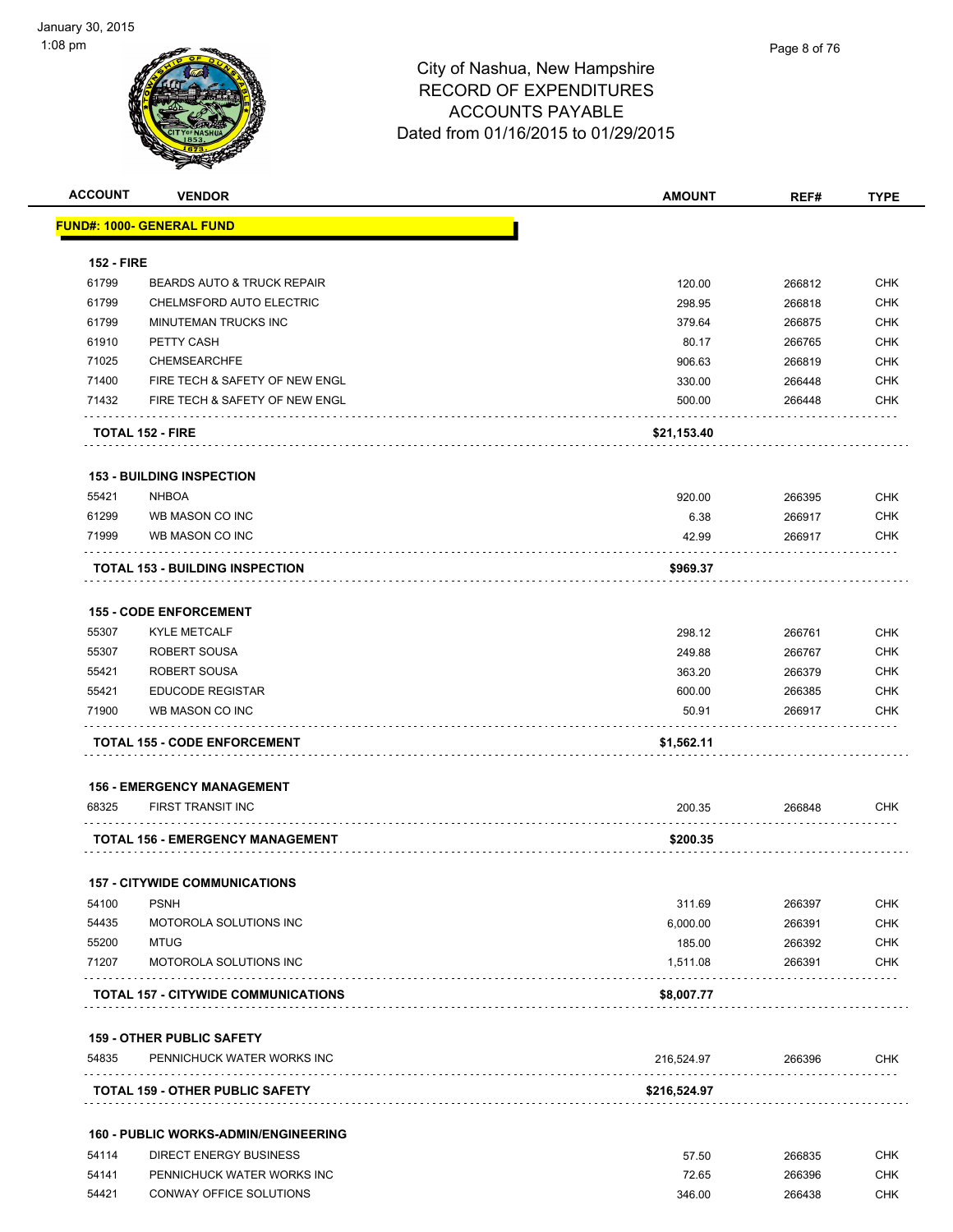January 30, 2015
1:08 pm

# City of Nashua, New Hampshire
## RECORD OF EXPENDITURES
## ACCOUNTS PAYABLE
## Dated from 01/16/2015 to 01/29/2015

| ACCOUNT | VENDOR | AMOUNT | REF# | TYPE |
|---|---|---|---|---|
| **FUND#: 1000- GENERAL FUND** | | | | |
| **152 - FIRE** | | | | |
| 61799 | BEARDS AUTO & TRUCK REPAIR | 120.00 | 266812 | CHK |
| 61799 | CHELMSFORD AUTO ELECTRIC | 298.95 | 266818 | CHK |
| 61799 | MINUTEMAN TRUCKS INC | 379.64 | 266875 | CHK |
| 61910 | PETTY CASH | 80.17 | 266765 | CHK |
| 71025 | CHEMSEARCHFE | 906.63 | 266819 | CHK |
| 71400 | FIRE TECH & SAFETY OF NEW ENGL | 330.00 | 266448 | CHK |
| 71432 | FIRE TECH & SAFETY OF NEW ENGL | 500.00 | 266448 | CHK |
| | **TOTAL 152 - FIRE** | **$21,153.40** | | |
| **153 - BUILDING INSPECTION** | | | | |
| 55421 | NHBOA | 920.00 | 266395 | CHK |
| 61299 | WB MASON CO INC | 6.38 | 266917 | CHK |
| 71999 | WB MASON CO INC | 42.99 | 266917 | CHK |
| | **TOTAL 153 - BUILDING INSPECTION** | **$969.37** | | |
| **155 - CODE ENFORCEMENT** | | | | |
| 55307 | KYLE METCALF | 298.12 | 266761 | CHK |
| 55307 | ROBERT SOUSA | 249.88 | 266767 | CHK |
| 55421 | ROBERT SOUSA | 363.20 | 266379 | CHK |
| 55421 | EDUCODE REGISTAR | 600.00 | 266385 | CHK |
| 71900 | WB MASON CO INC | 50.91 | 266917 | CHK |
| | **TOTAL 155 - CODE ENFORCEMENT** | **$1,562.11** | | |
| **156 - EMERGENCY MANAGEMENT** | | | | |
| 68325 | FIRST TRANSIT INC | 200.35 | 266848 | CHK |
| | **TOTAL 156 - EMERGENCY MANAGEMENT** | **$200.35** | | |
| **157 - CITYWIDE COMMUNICATIONS** | | | | |
| 54100 | PSNH | 311.69 | 266397 | CHK |
| 54435 | MOTOROLA SOLUTIONS INC | 6,000.00 | 266391 | CHK |
| 55200 | MTUG | 185.00 | 266392 | CHK |
| 71207 | MOTOROLA SOLUTIONS INC | 1,511.08 | 266391 | CHK |
| | **TOTAL 157 - CITYWIDE COMMUNICATIONS** | **$8,007.77** | | |
| **159 - OTHER PUBLIC SAFETY** | | | | |
| 54835 | PENNICHUCK WATER WORKS INC | 216,524.97 | 266396 | CHK |
| | **TOTAL 159 - OTHER PUBLIC SAFETY** | **$216,524.97** | | |
| **160 - PUBLIC WORKS-ADMIN/ENGINEERING** | | | | |
| 54114 | DIRECT ENERGY BUSINESS | 57.50 | 266835 | CHK |
| 54141 | PENNICHUCK WATER WORKS INC | 72.65 | 266396 | CHK |
| 54421 | CONWAY OFFICE SOLUTIONS | 346.00 | 266438 | CHK |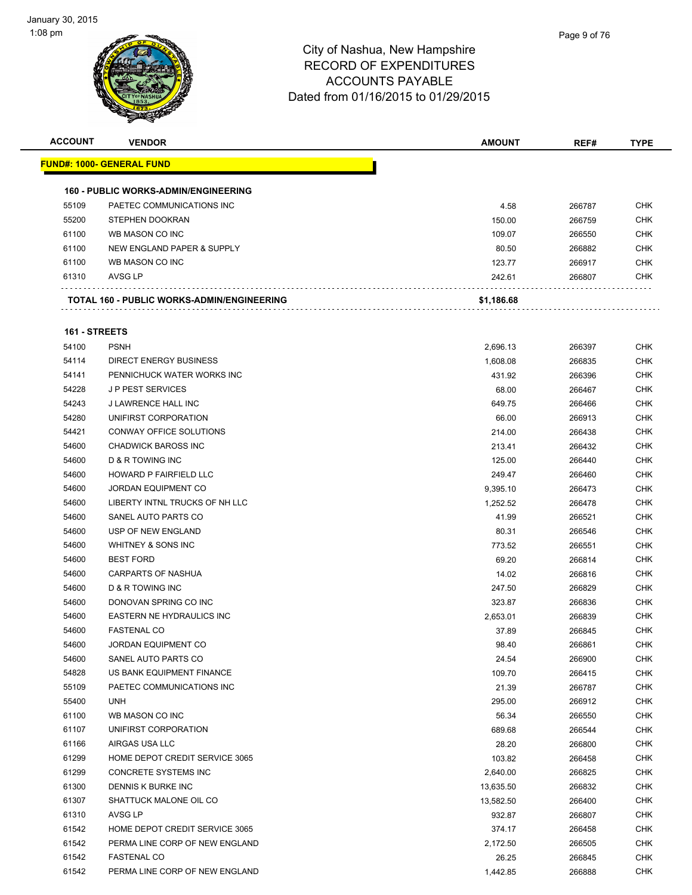# City of Nashua, New Hampshire
## RECORD OF EXPENDITURES
## ACCOUNTS PAYABLE
## Dated from 01/16/2015 to 01/29/2015

| ACCOUNT | VENDOR | AMOUNT | REF# | TYPE |
|---|---|---|---|---|
| **FUND#: 1000- GENERAL FUND** | | | | |
| **160 - PUBLIC WORKS-ADMIN/ENGINEERING** | | | | |
| 55109 | PAETEC COMMUNICATIONS INC | 4.58 | 266787 | CHK |
| 55200 | STEPHEN DOOKRAN | 150.00 | 266759 | CHK |
| 61100 | WB MASON CO INC | 109.07 | 266550 | CHK |
| 61100 | NEW ENGLAND PAPER & SUPPLY | 80.50 | 266882 | CHK |
| 61100 | WB MASON CO INC | 123.77 | 266917 | CHK |
| 61310 | AVSG LP | 242.61 | 266807 | CHK |
| **TOTAL 160 - PUBLIC WORKS-ADMIN/ENGINEERING** | | **$1,186.68** | | |
| **161 - STREETS** | | | | |
| 54100 | PSNH | 2,696.13 | 266397 | CHK |
| 54114 | DIRECT ENERGY BUSINESS | 1,608.08 | 266835 | CHK |
| 54141 | PENNICHUCK WATER WORKS INC | 431.92 | 266396 | CHK |
| 54228 | J P PEST SERVICES | 68.00 | 266467 | CHK |
| 54243 | J LAWRENCE HALL INC | 649.75 | 266466 | CHK |
| 54280 | UNIFIRST CORPORATION | 66.00 | 266913 | CHK |
| 54421 | CONWAY OFFICE SOLUTIONS | 214.00 | 266438 | CHK |
| 54600 | CHADWICK BAROSS INC | 213.41 | 266432 | CHK |
| 54600 | D & R TOWING INC | 125.00 | 266440 | CHK |
| 54600 | HOWARD P FAIRFIELD LLC | 249.47 | 266460 | CHK |
| 54600 | JORDAN EQUIPMENT CO | 9,395.10 | 266473 | CHK |
| 54600 | LIBERTY INTNL TRUCKS OF NH LLC | 1,252.52 | 266478 | CHK |
| 54600 | SANEL AUTO PARTS CO | 41.99 | 266521 | CHK |
| 54600 | USP OF NEW ENGLAND | 80.31 | 266546 | CHK |
| 54600 | WHITNEY & SONS INC | 773.52 | 266551 | CHK |
| 54600 | BEST FORD | 69.20 | 266814 | CHK |
| 54600 | CARPARTS OF NASHUA | 14.02 | 266816 | CHK |
| 54600 | D & R TOWING INC | 247.50 | 266829 | CHK |
| 54600 | DONOVAN SPRING CO INC | 323.87 | 266836 | CHK |
| 54600 | EASTERN NE HYDRAULICS INC | 2,653.01 | 266839 | CHK |
| 54600 | FASTENAL CO | 37.89 | 266845 | CHK |
| 54600 | JORDAN EQUIPMENT CO | 98.40 | 266861 | CHK |
| 54600 | SANEL AUTO PARTS CO | 24.54 | 266900 | CHK |
| 54828 | US BANK EQUIPMENT FINANCE | 109.70 | 266415 | CHK |
| 55109 | PAETEC COMMUNICATIONS INC | 21.39 | 266787 | CHK |
| 55400 | UNH | 295.00 | 266912 | CHK |
| 61100 | WB MASON CO INC | 56.34 | 266550 | CHK |
| 61107 | UNIFIRST CORPORATION | 689.68 | 266544 | CHK |
| 61166 | AIRGAS USA LLC | 28.20 | 266800 | CHK |
| 61299 | HOME DEPOT CREDIT SERVICE 3065 | 103.82 | 266458 | CHK |
| 61299 | CONCRETE SYSTEMS INC | 2,640.00 | 266825 | CHK |
| 61300 | DENNIS K BURKE INC | 13,635.50 | 266832 | CHK |
| 61307 | SHATTUCK MALONE OIL CO | 13,582.50 | 266400 | CHK |
| 61310 | AVSG LP | 932.87 | 266807 | CHK |
| 61542 | HOME DEPOT CREDIT SERVICE 3065 | 374.17 | 266458 | CHK |
| 61542 | PERMA LINE CORP OF NEW ENGLAND | 2,172.50 | 266505 | CHK |
| 61542 | FASTENAL CO | 26.25 | 266845 | CHK |
| 61542 | PERMA LINE CORP OF NEW ENGLAND | 1,442.85 | 266888 | CHK |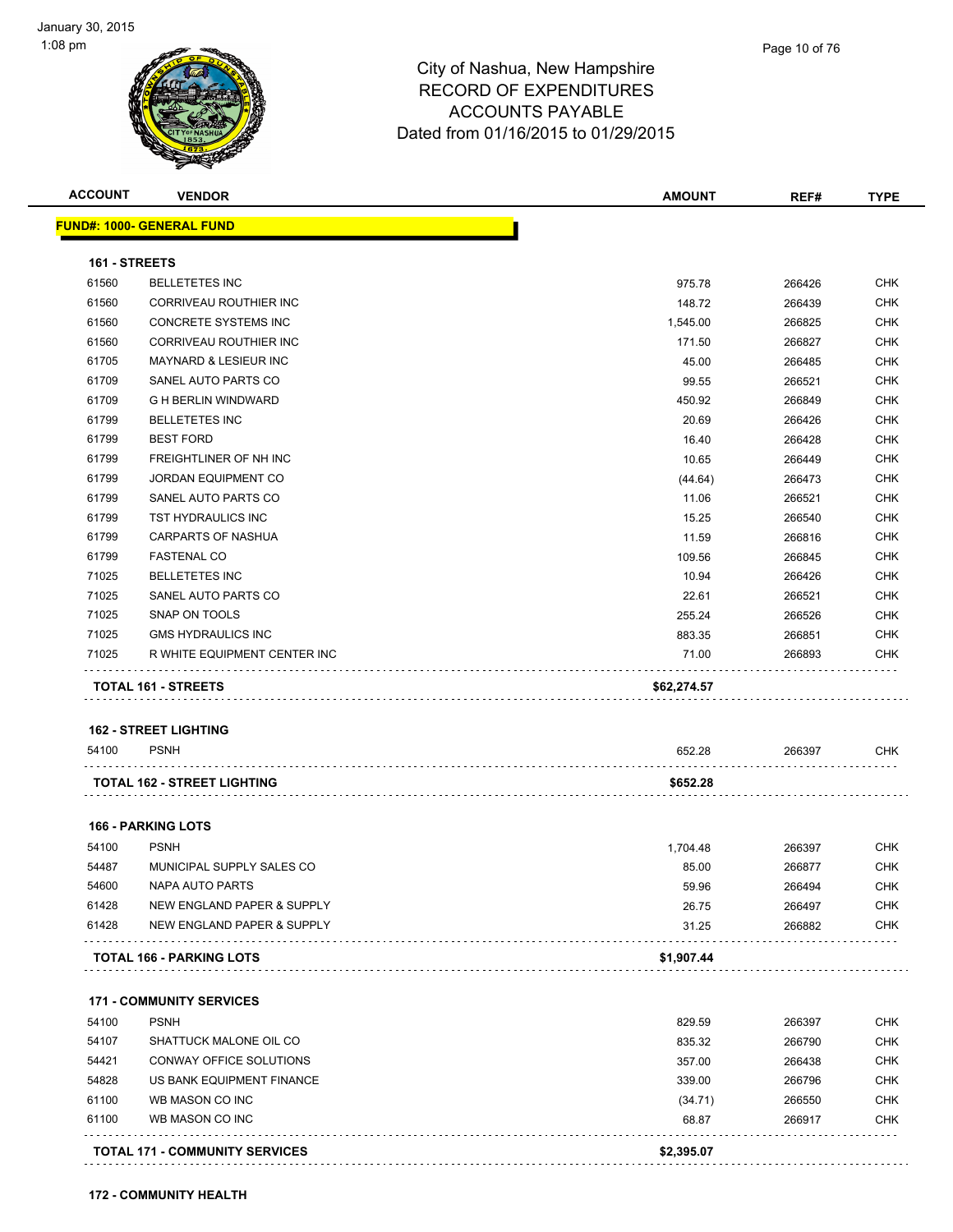# City of Nashua, New Hampshire
## RECORD OF EXPENDITURES
## ACCOUNTS PAYABLE
### Dated from 01/16/2015 to 01/29/2015

**FUND#: 1000- GENERAL FUND**

**161 - STREETS**

| ACCOUNT | VENDOR | AMOUNT | REF# | TYPE |
|---|---|---|---|---|
| 61560 | BELLETETES INC | 975.78 | 266426 | CHK |
| 61560 | CORRIVEAU ROUTHIER INC | 148.72 | 266439 | CHK |
| 61560 | CONCRETE SYSTEMS INC | 1,545.00 | 266825 | CHK |
| 61560 | CORRIVEAU ROUTHIER INC | 171.50 | 266827 | CHK |
| 61705 | MAYNARD & LESIEUR INC | 45.00 | 266485 | CHK |
| 61709 | SANEL AUTO PARTS CO | 99.55 | 266521 | CHK |
| 61709 | G H BERLIN WINDWARD | 450.92 | 266849 | CHK |
| 61799 | BELLETETES INC | 20.69 | 266426 | CHK |
| 61799 | BEST FORD | 16.40 | 266428 | CHK |
| 61799 | FREIGHTLINER OF NH INC | 10.65 | 266449 | CHK |
| 61799 | JORDAN EQUIPMENT CO | (44.64) | 266473 | CHK |
| 61799 | SANEL AUTO PARTS CO | 11.06 | 266521 | CHK |
| 61799 | TST HYDRAULICS INC | 15.25 | 266540 | CHK |
| 61799 | CARPARTS OF NASHUA | 11.59 | 266816 | CHK |
| 61799 | FASTENAL CO | 109.56 | 266845 | CHK |
| 71025 | BELLETETES INC | 10.94 | 266426 | CHK |
| 71025 | SANEL AUTO PARTS CO | 22.61 | 266521 | CHK |
| 71025 | SNAP ON TOOLS | 255.24 | 266526 | CHK |
| 71025 | GMS HYDRAULICS INC | 883.35 | 266851 | CHK |
| 71025 | R WHITE EQUIPMENT CENTER INC | 71.00 | 266893 | CHK |
| | **TOTAL 161 - STREETS** | **$62,274.57** | | |

**162 - STREET LIGHTING**

| ACCOUNT | VENDOR | AMOUNT | REF# | TYPE |
|---|---|---|---|---|
| 54100 | PSNH | 652.28 | 266397 | CHK |
| | **TOTAL 162 - STREET LIGHTING** | **$652.28** | | |

**166 - PARKING LOTS**

| ACCOUNT | VENDOR | AMOUNT | REF# | TYPE |
|---|---|---|---|---|
| 54100 | PSNH | 1,704.48 | 266397 | CHK |
| 54487 | MUNICIPAL SUPPLY SALES CO | 85.00 | 266877 | CHK |
| 54600 | NAPA AUTO PARTS | 59.96 | 266494 | CHK |
| 61428 | NEW ENGLAND PAPER & SUPPLY | 26.75 | 266497 | CHK |
| 61428 | NEW ENGLAND PAPER & SUPPLY | 31.25 | 266882 | CHK |
| | **TOTAL 166 - PARKING LOTS** | **$1,907.44** | | |

**171 - COMMUNITY SERVICES**

| ACCOUNT | VENDOR | AMOUNT | REF# | TYPE |
|---|---|---|---|---|
| 54100 | PSNH | 829.59 | 266397 | CHK |
| 54107 | SHATTUCK MALONE OIL CO | 835.32 | 266790 | CHK |
| 54421 | CONWAY OFFICE SOLUTIONS | 357.00 | 266438 | CHK |
| 54828 | US BANK EQUIPMENT FINANCE | 339.00 | 266796 | CHK |
| 61100 | WB MASON CO INC | (34.71) | 266550 | CHK |
| 61100 | WB MASON CO INC | 68.87 | 266917 | CHK |
| | **TOTAL 171 - COMMUNITY SERVICES** | **$2,395.07** | | |

**172 - COMMUNITY HEALTH**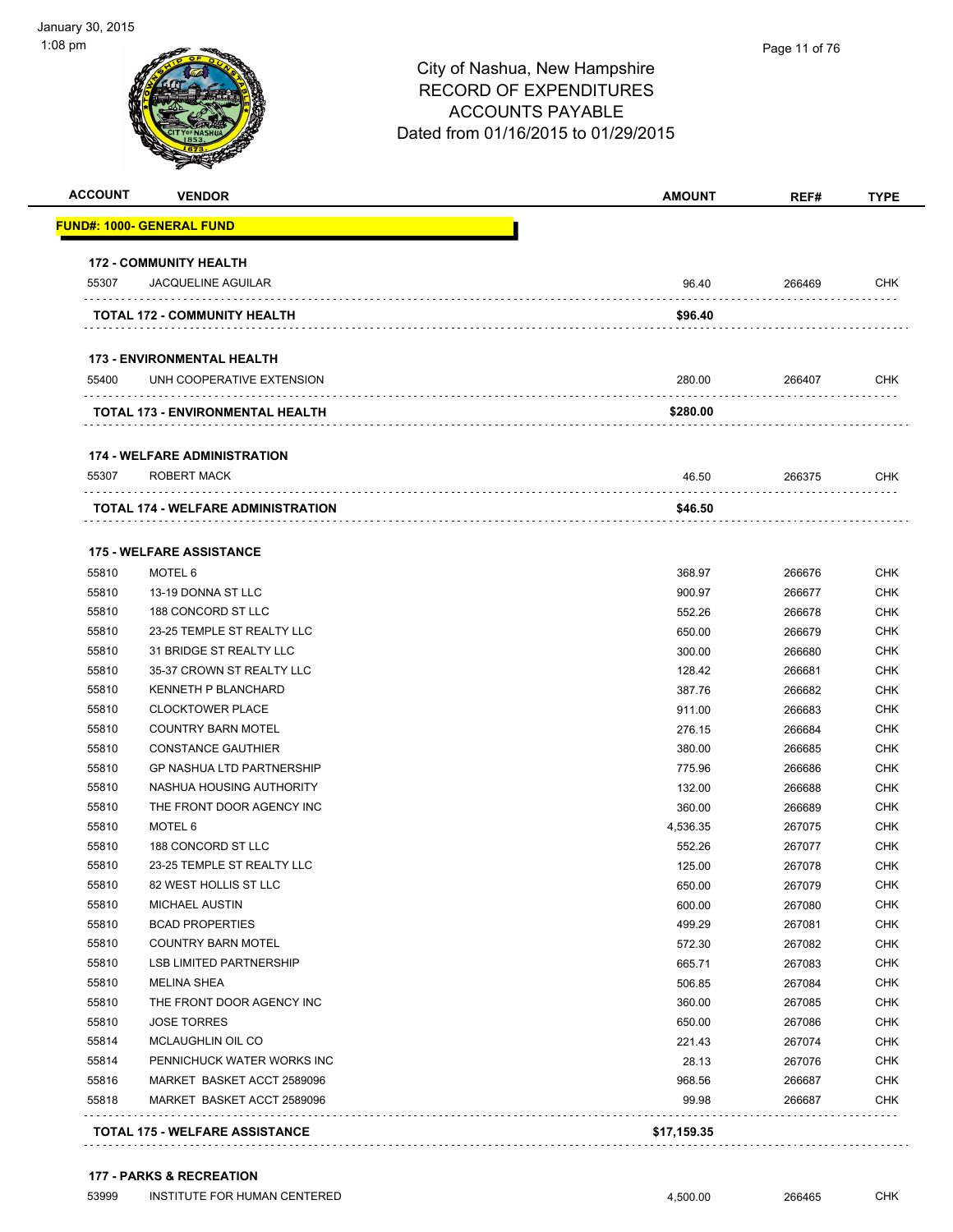# City of Nashua, New Hampshire
## RECORD OF EXPENDITURES
## ACCOUNTS PAYABLE
### Dated from 01/16/2015 to 01/29/2015

| ACCOUNT | VENDOR | AMOUNT | REF# | TYPE |
|---|---|---|---|---|
| **FUND#: 1000- GENERAL FUND** | | | | |
| **172 - COMMUNITY HEALTH** | | | | |
| 55307 | JACQUELINE AGUILAR | 96.40 | 266469 | CHK |
| **TOTAL 172 - COMMUNITY HEALTH** | | **$96.40** | | |
| **173 - ENVIRONMENTAL HEALTH** | | | | |
| 55400 | UNH COOPERATIVE EXTENSION | 280.00 | 266407 | CHK |
| **TOTAL 173 - ENVIRONMENTAL HEALTH** | | **$280.00** | | |
| **174 - WELFARE ADMINISTRATION** | | | | |
| 55307 | ROBERT MACK | 46.50 | 266375 | CHK |
| **TOTAL 174 - WELFARE ADMINISTRATION** | | **$46.50** | | |
| **175 - WELFARE ASSISTANCE** | | | | |
| 55810 | MOTEL 6 | 368.97 | 266676 | CHK |
| 55810 | 13-19 DONNA ST LLC | 900.97 | 266677 | CHK |
| 55810 | 188 CONCORD ST LLC | 552.26 | 266678 | CHK |
| 55810 | 23-25 TEMPLE ST REALTY LLC | 650.00 | 266679 | CHK |
| 55810 | 31 BRIDGE ST REALTY LLC | 300.00 | 266680 | CHK |
| 55810 | 35-37 CROWN ST REALTY LLC | 128.42 | 266681 | CHK |
| 55810 | KENNETH P BLANCHARD | 387.76 | 266682 | CHK |
| 55810 | CLOCKTOWER PLACE | 911.00 | 266683 | CHK |
| 55810 | COUNTRY BARN MOTEL | 276.15 | 266684 | CHK |
| 55810 | CONSTANCE GAUTHIER | 380.00 | 266685 | CHK |
| 55810 | GP NASHUA LTD PARTNERSHIP | 775.96 | 266686 | CHK |
| 55810 | NASHUA HOUSING AUTHORITY | 132.00 | 266688 | CHK |
| 55810 | THE FRONT DOOR AGENCY INC | 360.00 | 266689 | CHK |
| 55810 | MOTEL 6 | 4,536.35 | 267075 | CHK |
| 55810 | 188 CONCORD ST LLC | 552.26 | 267077 | CHK |
| 55810 | 23-25 TEMPLE ST REALTY LLC | 125.00 | 267078 | CHK |
| 55810 | 82 WEST HOLLIS ST LLC | 650.00 | 267079 | CHK |
| 55810 | MICHAEL AUSTIN | 600.00 | 267080 | CHK |
| 55810 | BCAD PROPERTIES | 499.29 | 267081 | CHK |
| 55810 | COUNTRY BARN MOTEL | 572.30 | 267082 | CHK |
| 55810 | LSB LIMITED PARTNERSHIP | 665.71 | 267083 | CHK |
| 55810 | MELINA SHEA | 506.85 | 267084 | CHK |
| 55810 | THE FRONT DOOR AGENCY INC | 360.00 | 267085 | CHK |
| 55810 | JOSE TORRES | 650.00 | 267086 | CHK |
| 55814 | MCLAUGHLIN OIL CO | 221.43 | 267074 | CHK |
| 55814 | PENNICHUCK WATER WORKS INC | 28.13 | 267076 | CHK |
| 55816 | MARKET BASKET ACCT 2589096 | 968.56 | 266687 | CHK |
| 55818 | MARKET BASKET ACCT 2589096 | 99.98 | 266687 | CHK |
| **TOTAL 175 - WELFARE ASSISTANCE** | | **$17,159.35** | | |
| **177 - PARKS & RECREATION** | | | | |
| 53999 | INSTITUTE FOR HUMAN CENTERED | 4,500.00 | 266465 | CHK |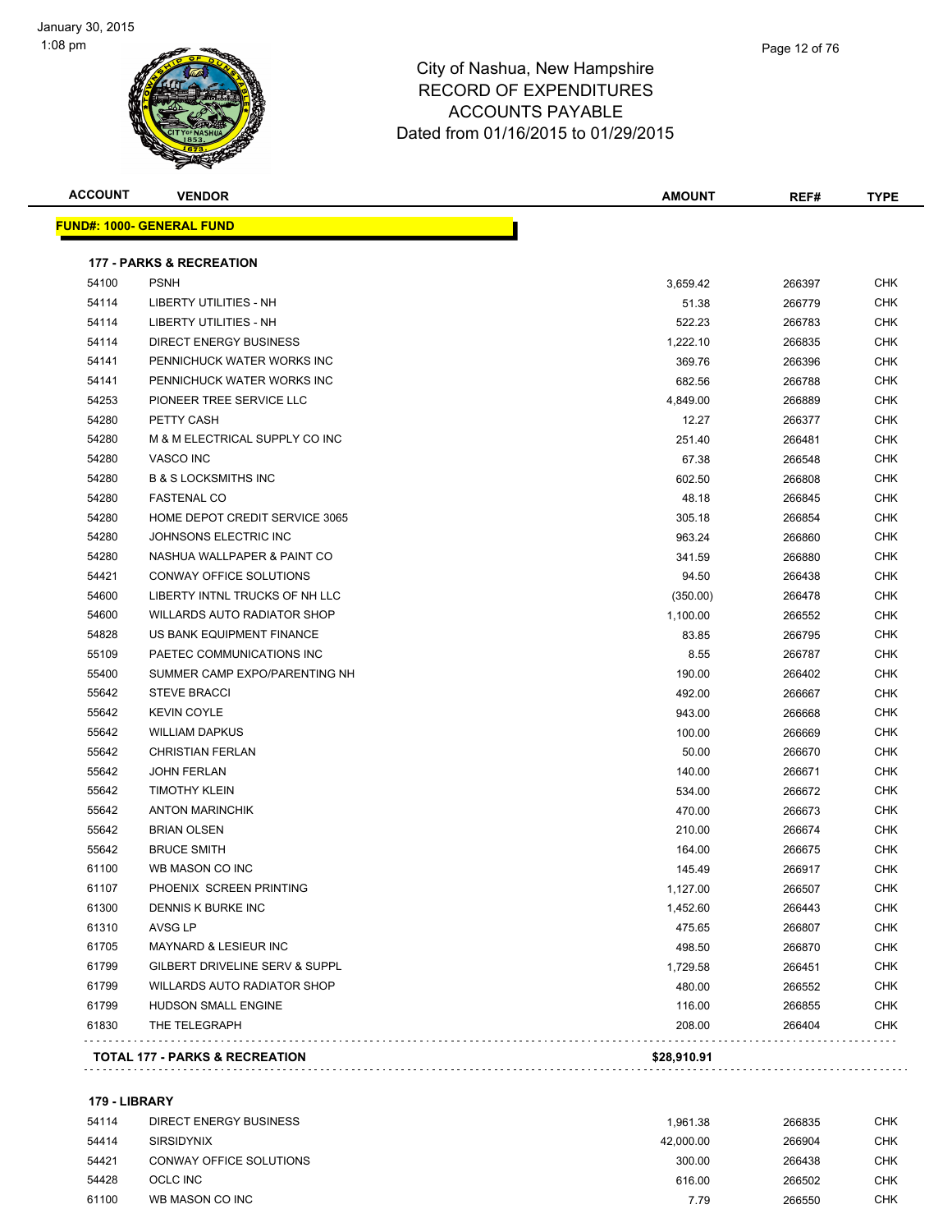City of Nashua, New Hampshire
RECORD OF EXPENDITURES
ACCOUNTS PAYABLE
Dated from 01/16/2015 to 01/29/2015

| ACCOUNT | VENDOR | AMOUNT | REF# | TYPE |
|---|---|---|---|---|
| **FUND#: 1000- GENERAL FUND** | | | | |
| **177 - PARKS & RECREATION** | | | | |
| 54100 | PSNH | 3,659.42 | 266397 | CHK |
| 54114 | LIBERTY UTILITIES - NH | 51.38 | 266779 | CHK |
| 54114 | LIBERTY UTILITIES - NH | 522.23 | 266783 | CHK |
| 54114 | DIRECT ENERGY BUSINESS | 1,222.10 | 266835 | CHK |
| 54141 | PENNICHUCK WATER WORKS INC | 369.76 | 266396 | CHK |
| 54141 | PENNICHUCK WATER WORKS INC | 682.56 | 266788 | CHK |
| 54253 | PIONEER TREE SERVICE LLC | 4,849.00 | 266889 | CHK |
| 54280 | PETTY CASH | 12.27 | 266377 | CHK |
| 54280 | M & M ELECTRICAL SUPPLY CO INC | 251.40 | 266481 | CHK |
| 54280 | VASCO INC | 67.38 | 266548 | CHK |
| 54280 | B & S LOCKSMITHS INC | 602.50 | 266808 | CHK |
| 54280 | FASTENAL CO | 48.18 | 266845 | CHK |
| 54280 | HOME DEPOT CREDIT SERVICE 3065 | 305.18 | 266854 | CHK |
| 54280 | JOHNSONS ELECTRIC INC | 963.24 | 266860 | CHK |
| 54280 | NASHUA WALLPAPER & PAINT CO | 341.59 | 266880 | CHK |
| 54421 | CONWAY OFFICE SOLUTIONS | 94.50 | 266438 | CHK |
| 54600 | LIBERTY INTNL TRUCKS OF NH LLC | (350.00) | 266478 | CHK |
| 54600 | WILLARDS AUTO RADIATOR SHOP | 1,100.00 | 266552 | CHK |
| 54828 | US BANK EQUIPMENT FINANCE | 83.85 | 266795 | CHK |
| 55109 | PAETEC COMMUNICATIONS INC | 8.55 | 266787 | CHK |
| 55400 | SUMMER CAMP EXPO/PARENTING NH | 190.00 | 266402 | CHK |
| 55642 | STEVE BRACCI | 492.00 | 266667 | CHK |
| 55642 | KEVIN COYLE | 943.00 | 266668 | CHK |
| 55642 | WILLIAM DAPKUS | 100.00 | 266669 | CHK |
| 55642 | CHRISTIAN FERLAN | 50.00 | 266670 | CHK |
| 55642 | JOHN FERLAN | 140.00 | 266671 | CHK |
| 55642 | TIMOTHY KLEIN | 534.00 | 266672 | CHK |
| 55642 | ANTON MARINCHIK | 470.00 | 266673 | CHK |
| 55642 | BRIAN OLSEN | 210.00 | 266674 | CHK |
| 55642 | BRUCE SMITH | 164.00 | 266675 | CHK |
| 61100 | WB MASON CO INC | 145.49 | 266917 | CHK |
| 61107 | PHOENIX SCREEN PRINTING | 1,127.00 | 266507 | CHK |
| 61300 | DENNIS K BURKE INC | 1,452.60 | 266443 | CHK |
| 61310 | AVSG LP | 475.65 | 266807 | CHK |
| 61705 | MAYNARD & LESIEUR INC | 498.50 | 266870 | CHK |
| 61799 | GILBERT DRIVELINE SERV & SUPPL | 1,729.58 | 266451 | CHK |
| 61799 | WILLARDS AUTO RADIATOR SHOP | 480.00 | 266552 | CHK |
| 61799 | HUDSON SMALL ENGINE | 116.00 | 266855 | CHK |
| 61830 | THE TELEGRAPH | 208.00 | 266404 | CHK |
| **TOTAL 177 - PARKS & RECREATION** | | **$28,910.91** | | |
| **179 - LIBRARY** | | | | |
| 54114 | DIRECT ENERGY BUSINESS | 1,961.38 | 266835 | CHK |
| 54414 | SIRSIDYNIX | 42,000.00 | 266904 | CHK |
| 54421 | CONWAY OFFICE SOLUTIONS | 300.00 | 266438 | CHK |
| 54428 | OCLC INC | 616.00 | 266502 | CHK |
| 61100 | WB MASON CO INC | 7.79 | 266550 | CHK |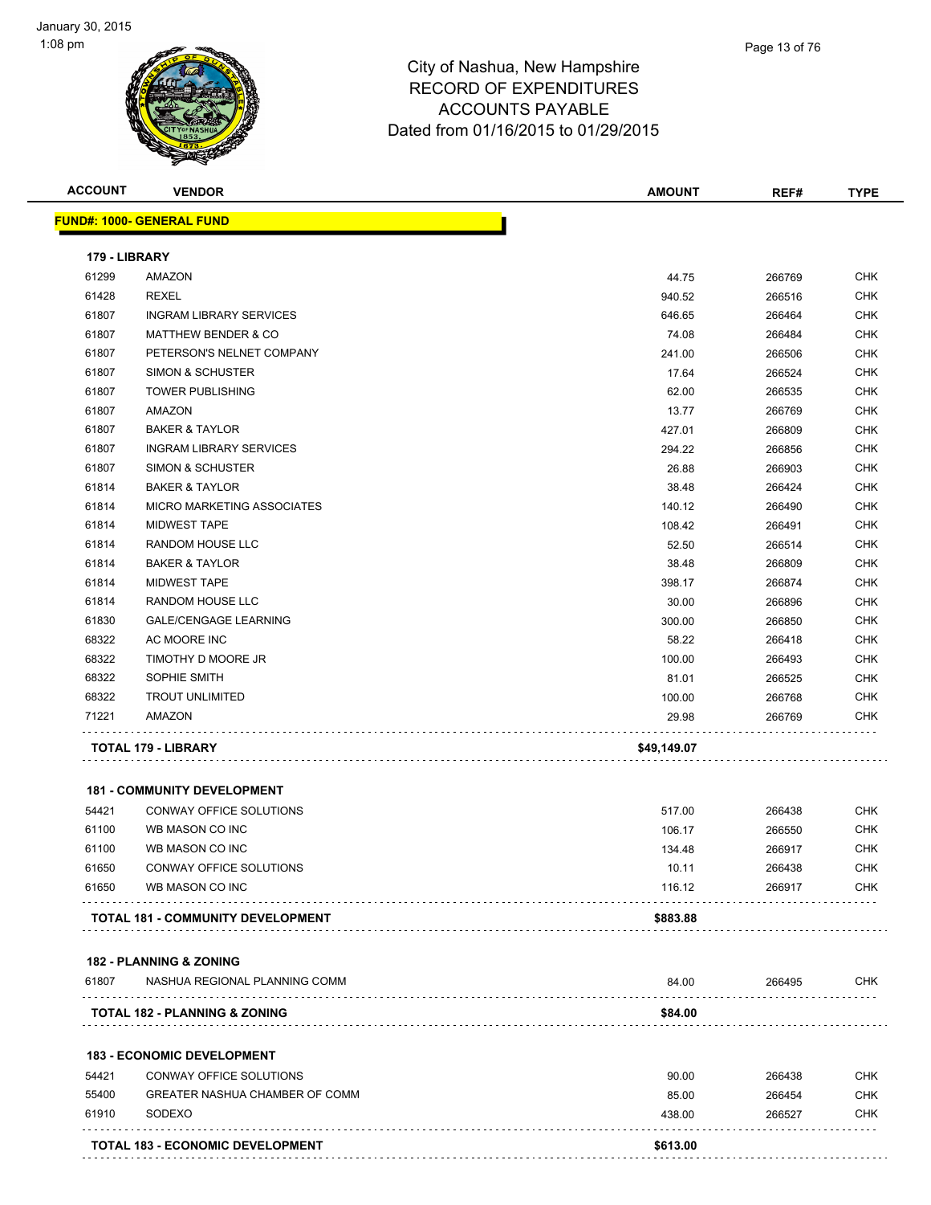City of Nashua, New Hampshire
RECORD OF EXPENDITURES
ACCOUNTS PAYABLE
Dated from 01/16/2015 to 01/29/2015

| ACCOUNT | VENDOR | AMOUNT | REF# | TYPE |
|---|---|---|---|---|
| **FUND#: 1000- GENERAL FUND** | | | | |
| **179 - LIBRARY** | | | | |
| 61299 | AMAZON | 44.75 | 266769 | CHK |
| 61428 | REXEL | 940.52 | 266516 | CHK |
| 61807 | INGRAM LIBRARY SERVICES | 646.65 | 266464 | CHK |
| 61807 | MATTHEW BENDER & CO | 74.08 | 266484 | CHK |
| 61807 | PETERSON'S NELNET COMPANY | 241.00 | 266506 | CHK |
| 61807 | SIMON & SCHUSTER | 17.64 | 266524 | CHK |
| 61807 | TOWER PUBLISHING | 62.00 | 266535 | CHK |
| 61807 | AMAZON | 13.77 | 266769 | CHK |
| 61807 | BAKER & TAYLOR | 427.01 | 266809 | CHK |
| 61807 | INGRAM LIBRARY SERVICES | 294.22 | 266856 | CHK |
| 61807 | SIMON & SCHUSTER | 26.88 | 266903 | CHK |
| 61814 | BAKER & TAYLOR | 38.48 | 266424 | CHK |
| 61814 | MICRO MARKETING ASSOCIATES | 140.12 | 266490 | CHK |
| 61814 | MIDWEST TAPE | 108.42 | 266491 | CHK |
| 61814 | RANDOM HOUSE LLC | 52.50 | 266514 | CHK |
| 61814 | BAKER & TAYLOR | 38.48 | 266809 | CHK |
| 61814 | MIDWEST TAPE | 398.17 | 266874 | CHK |
| 61814 | RANDOM HOUSE LLC | 30.00 | 266896 | CHK |
| 61830 | GALE/CENGAGE LEARNING | 300.00 | 266850 | CHK |
| 68322 | AC MOORE INC | 58.22 | 266418 | CHK |
| 68322 | TIMOTHY D MOORE JR | 100.00 | 266493 | CHK |
| 68322 | SOPHIE SMITH | 81.01 | 266525 | CHK |
| 68322 | TROUT UNLIMITED | 100.00 | 266768 | CHK |
| 71221 | AMAZON | 29.98 | 266769 | CHK |
| | **TOTAL 179 - LIBRARY** | **$49,149.07** | | |
| **181 - COMMUNITY DEVELOPMENT** | | | | |
| 54421 | CONWAY OFFICE SOLUTIONS | 517.00 | 266438 | CHK |
| 61100 | WB MASON CO INC | 106.17 | 266550 | CHK |
| 61100 | WB MASON CO INC | 134.48 | 266917 | CHK |
| 61650 | CONWAY OFFICE SOLUTIONS | 10.11 | 266438 | CHK |
| 61650 | WB MASON CO INC | 116.12 | 266917 | CHK |
| | **TOTAL 181 - COMMUNITY DEVELOPMENT** | **$883.88** | | |
| **182 - PLANNING & ZONING** | | | | |
| 61807 | NASHUA REGIONAL PLANNING COMM | 84.00 | 266495 | CHK |
| | **TOTAL 182 - PLANNING & ZONING** | **$84.00** | | |
| **183 - ECONOMIC DEVELOPMENT** | | | | |
| 54421 | CONWAY OFFICE SOLUTIONS | 90.00 | 266438 | CHK |
| 55400 | GREATER NASHUA CHAMBER OF COMM | 85.00 | 266454 | CHK |
| 61910 | SODEXO | 438.00 | 266527 | CHK |
| | **TOTAL 183 - ECONOMIC DEVELOPMENT** | **$613.00** | | |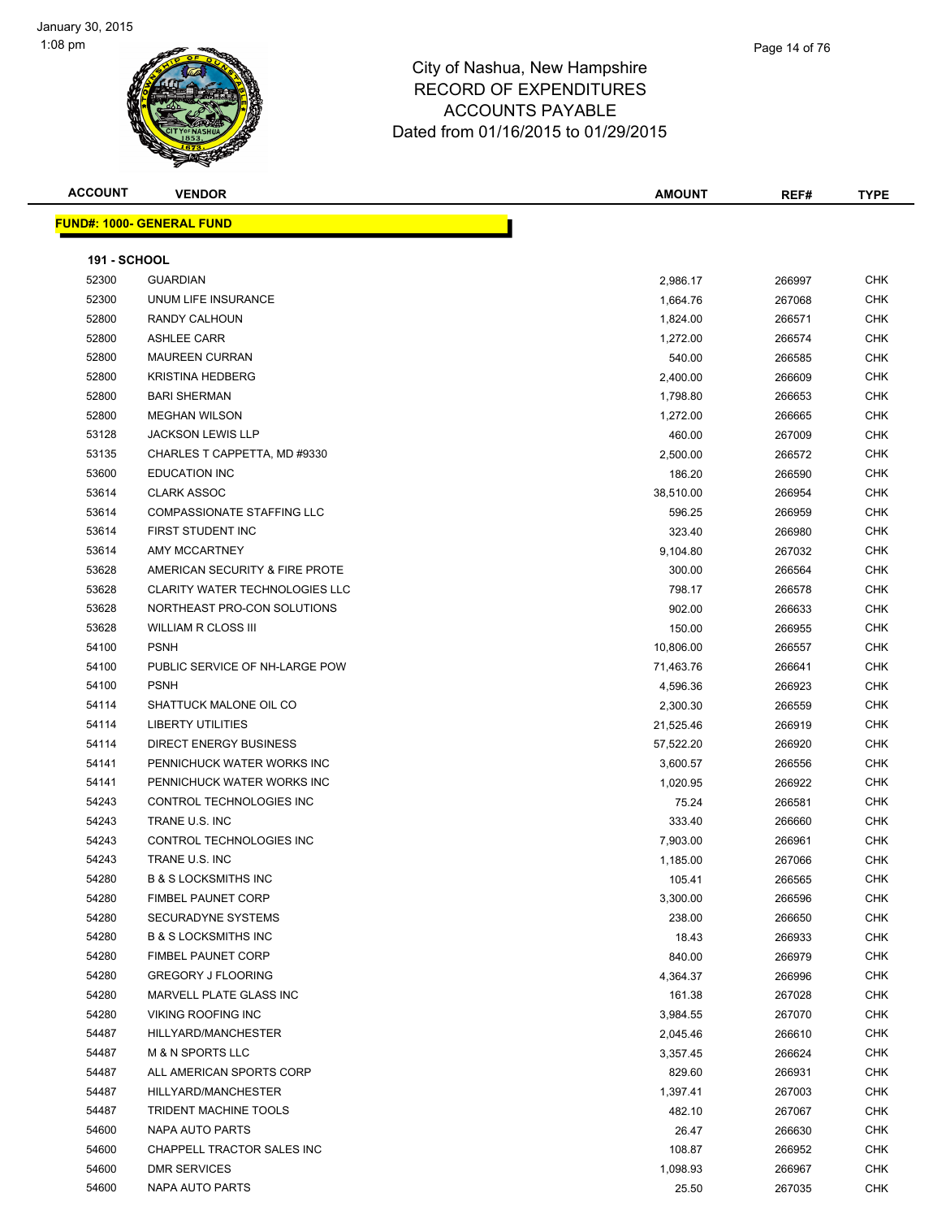City of Nashua, New Hampshire
RECORD OF EXPENDITURES
ACCOUNTS PAYABLE
Dated from 01/16/2015 to 01/29/2015

| ACCOUNT | VENDOR | AMOUNT | REF# | TYPE |
|---|---|---|---|---|

**FUND#: 1000- GENERAL FUND**

**191 - SCHOOL**

| ACCOUNT | VENDOR | AMOUNT | REF# | TYPE |
|---|---|---|---|---|
| 52300 | GUARDIAN | 2,986.17 | 266997 | CHK |
| 52300 | UNUM LIFE INSURANCE | 1,664.76 | 267068 | CHK |
| 52800 | RANDY CALHOUN | 1,824.00 | 266571 | CHK |
| 52800 | ASHLEE CARR | 1,272.00 | 266574 | CHK |
| 52800 | MAUREEN CURRAN | 540.00 | 266585 | CHK |
| 52800 | KRISTINA HEDBERG | 2,400.00 | 266609 | CHK |
| 52800 | BARI SHERMAN | 1,798.80 | 266653 | CHK |
| 52800 | MEGHAN WILSON | 1,272.00 | 266665 | CHK |
| 53128 | JACKSON LEWIS LLP | 460.00 | 267009 | CHK |
| 53135 | CHARLES T CAPPETTA, MD #9330 | 2,500.00 | 266572 | CHK |
| 53600 | EDUCATION INC | 186.20 | 266590 | CHK |
| 53614 | CLARK ASSOC | 38,510.00 | 266954 | CHK |
| 53614 | COMPASSIONATE STAFFING LLC | 596.25 | 266959 | CHK |
| 53614 | FIRST STUDENT INC | 323.40 | 266980 | CHK |
| 53614 | AMY MCCARTNEY | 9,104.80 | 267032 | CHK |
| 53628 | AMERICAN SECURITY & FIRE PROTE | 300.00 | 266564 | CHK |
| 53628 | CLARITY WATER TECHNOLOGIES LLC | 798.17 | 266578 | CHK |
| 53628 | NORTHEAST PRO-CON SOLUTIONS | 902.00 | 266633 | CHK |
| 53628 | WILLIAM R CLOSS III | 150.00 | 266955 | CHK |
| 54100 | PSNH | 10,806.00 | 266557 | CHK |
| 54100 | PUBLIC SERVICE OF NH-LARGE POW | 71,463.76 | 266641 | CHK |
| 54100 | PSNH | 4,596.36 | 266923 | CHK |
| 54114 | SHATTUCK MALONE OIL CO | 2,300.30 | 266559 | CHK |
| 54114 | LIBERTY UTILITIES | 21,525.46 | 266919 | CHK |
| 54114 | DIRECT ENERGY BUSINESS | 57,522.20 | 266920 | CHK |
| 54141 | PENNICHUCK WATER WORKS INC | 3,600.57 | 266556 | CHK |
| 54141 | PENNICHUCK WATER WORKS INC | 1,020.95 | 266922 | CHK |
| 54243 | CONTROL TECHNOLOGIES INC | 75.24 | 266581 | CHK |
| 54243 | TRANE U.S. INC | 333.40 | 266660 | CHK |
| 54243 | CONTROL TECHNOLOGIES INC | 7,903.00 | 266961 | CHK |
| 54243 | TRANE U.S. INC | 1,185.00 | 267066 | CHK |
| 54280 | B & S LOCKSMITHS INC | 105.41 | 266565 | CHK |
| 54280 | FIMBEL PAUNET CORP | 3,300.00 | 266596 | CHK |
| 54280 | SECURADYNE SYSTEMS | 238.00 | 266650 | CHK |
| 54280 | B & S LOCKSMITHS INC | 18.43 | 266933 | CHK |
| 54280 | FIMBEL PAUNET CORP | 840.00 | 266979 | CHK |
| 54280 | GREGORY J FLOORING | 4,364.37 | 266996 | CHK |
| 54280 | MARVELL PLATE GLASS INC | 161.38 | 267028 | CHK |
| 54280 | VIKING ROOFING INC | 3,984.55 | 267070 | CHK |
| 54487 | HILLYARD/MANCHESTER | 2,045.46 | 266610 | CHK |
| 54487 | M & N SPORTS LLC | 3,357.45 | 266624 | CHK |
| 54487 | ALL AMERICAN SPORTS CORP | 829.60 | 266931 | CHK |
| 54487 | HILLYARD/MANCHESTER | 1,397.41 | 267003 | CHK |
| 54487 | TRIDENT MACHINE TOOLS | 482.10 | 267067 | CHK |
| 54600 | NAPA AUTO PARTS | 26.47 | 266630 | CHK |
| 54600 | CHAPPELL TRACTOR SALES INC | 108.87 | 266952 | CHK |
| 54600 | DMR SERVICES | 1,098.93 | 266967 | CHK |
| 54600 | NAPA AUTO PARTS | 25.50 | 267035 | CHK |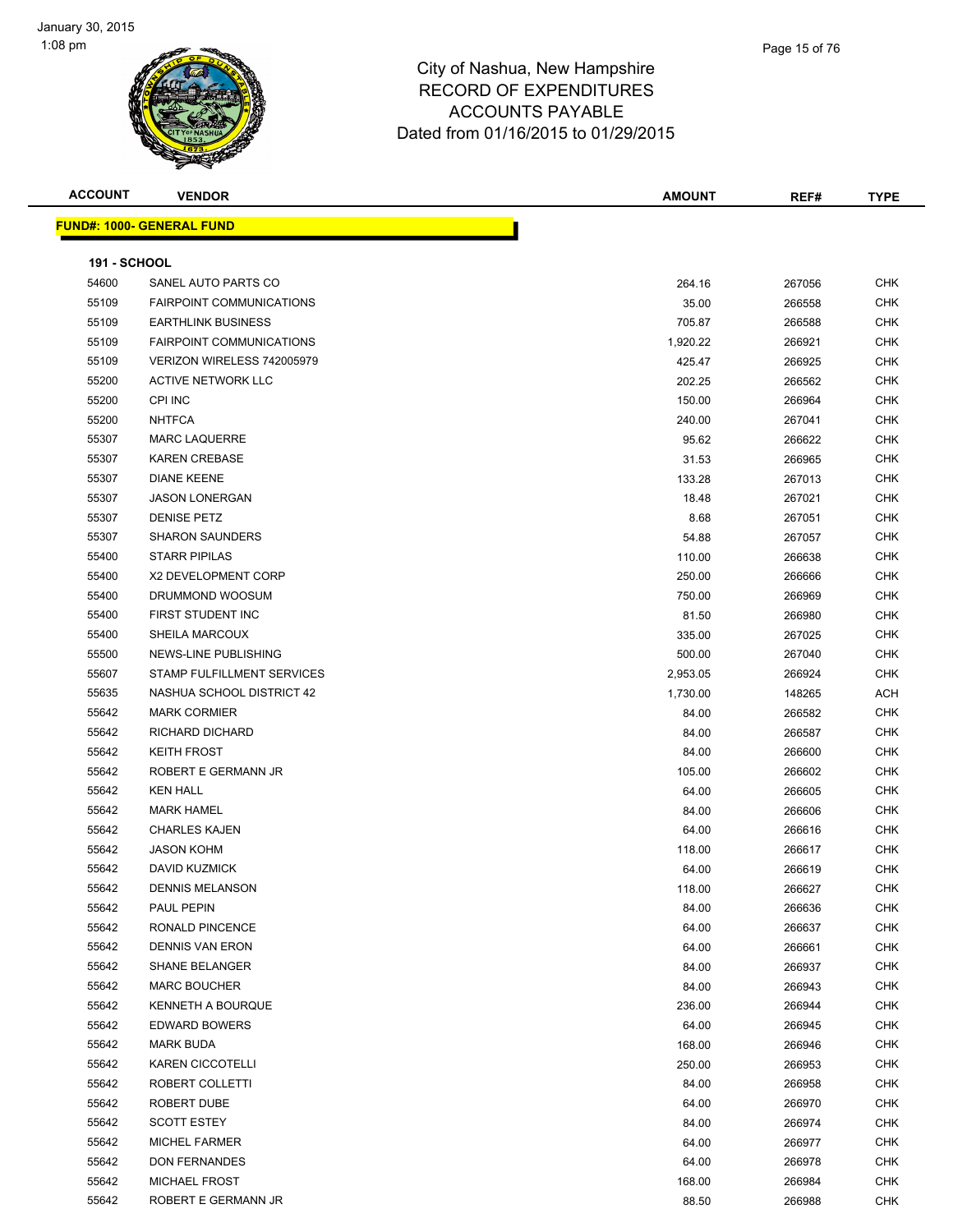# City of Nashua, New Hampshire
## RECORD OF EXPENDITURES
## ACCOUNTS PAYABLE
## Dated from 01/16/2015 to 01/29/2015

| ACCOUNT | VENDOR | AMOUNT | REF# | TYPE |
|---|---|---|---|---|

**FUND#: 1000- GENERAL FUND**

**191 - SCHOOL**

| ACCOUNT | VENDOR | AMOUNT | REF# | TYPE |
|---|---|---|---|---|
| 54600 | SANEL AUTO PARTS CO | 264.16 | 267056 | CHK |
| 55109 | FAIRPOINT COMMUNICATIONS | 35.00 | 266558 | CHK |
| 55109 | EARTHLINK BUSINESS | 705.87 | 266588 | CHK |
| 55109 | FAIRPOINT COMMUNICATIONS | 1,920.22 | 266921 | CHK |
| 55109 | VERIZON WIRELESS 742005979 | 425.47 | 266925 | CHK |
| 55200 | ACTIVE NETWORK LLC | 202.25 | 266562 | CHK |
| 55200 | CPI INC | 150.00 | 266964 | CHK |
| 55200 | NHTFCA | 240.00 | 267041 | CHK |
| 55307 | MARC LAQUERRE | 95.62 | 266622 | CHK |
| 55307 | KAREN CREBASE | 31.53 | 266965 | CHK |
| 55307 | DIANE KEENE | 133.28 | 267013 | CHK |
| 55307 | JASON LONERGAN | 18.48 | 267021 | CHK |
| 55307 | DENISE PETZ | 8.68 | 267051 | CHK |
| 55307 | SHARON SAUNDERS | 54.88 | 267057 | CHK |
| 55400 | STARR PIPILAS | 110.00 | 266638 | CHK |
| 55400 | X2 DEVELOPMENT CORP | 250.00 | 266666 | CHK |
| 55400 | DRUMMOND WOOSUM | 750.00 | 266969 | CHK |
| 55400 | FIRST STUDENT INC | 81.50 | 266980 | CHK |
| 55400 | SHEILA MARCOUX | 335.00 | 267025 | CHK |
| 55500 | NEWS-LINE PUBLISHING | 500.00 | 267040 | CHK |
| 55607 | STAMP FULFILLMENT SERVICES | 2,953.05 | 266924 | CHK |
| 55635 | NASHUA SCHOOL DISTRICT 42 | 1,730.00 | 148265 | ACH |
| 55642 | MARK CORMIER | 84.00 | 266582 | CHK |
| 55642 | RICHARD DICHARD | 84.00 | 266587 | CHK |
| 55642 | KEITH FROST | 84.00 | 266600 | CHK |
| 55642 | ROBERT E GERMANN JR | 105.00 | 266602 | CHK |
| 55642 | KEN HALL | 64.00 | 266605 | CHK |
| 55642 | MARK HAMEL | 84.00 | 266606 | CHK |
| 55642 | CHARLES KAJEN | 64.00 | 266616 | CHK |
| 55642 | JASON KOHM | 118.00 | 266617 | CHK |
| 55642 | DAVID KUZMICK | 64.00 | 266619 | CHK |
| 55642 | DENNIS MELANSON | 118.00 | 266627 | CHK |
| 55642 | PAUL PEPIN | 84.00 | 266636 | CHK |
| 55642 | RONALD PINCENCE | 64.00 | 266637 | CHK |
| 55642 | DENNIS VAN ERON | 64.00 | 266661 | CHK |
| 55642 | SHANE BELANGER | 84.00 | 266937 | CHK |
| 55642 | MARC BOUCHER | 84.00 | 266943 | CHK |
| 55642 | KENNETH A BOURQUE | 236.00 | 266944 | CHK |
| 55642 | EDWARD BOWERS | 64.00 | 266945 | CHK |
| 55642 | MARK BUDA | 168.00 | 266946 | CHK |
| 55642 | KAREN CICCOTELLI | 250.00 | 266953 | CHK |
| 55642 | ROBERT COLLETTI | 84.00 | 266958 | CHK |
| 55642 | ROBERT DUBE | 64.00 | 266970 | CHK |
| 55642 | SCOTT ESTEY | 84.00 | 266974 | CHK |
| 55642 | MICHEL FARMER | 64.00 | 266977 | CHK |
| 55642 | DON FERNANDES | 64.00 | 266978 | CHK |
| 55642 | MICHAEL FROST | 168.00 | 266984 | CHK |
| 55642 | ROBERT E GERMANN JR | 88.50 | 266988 | CHK |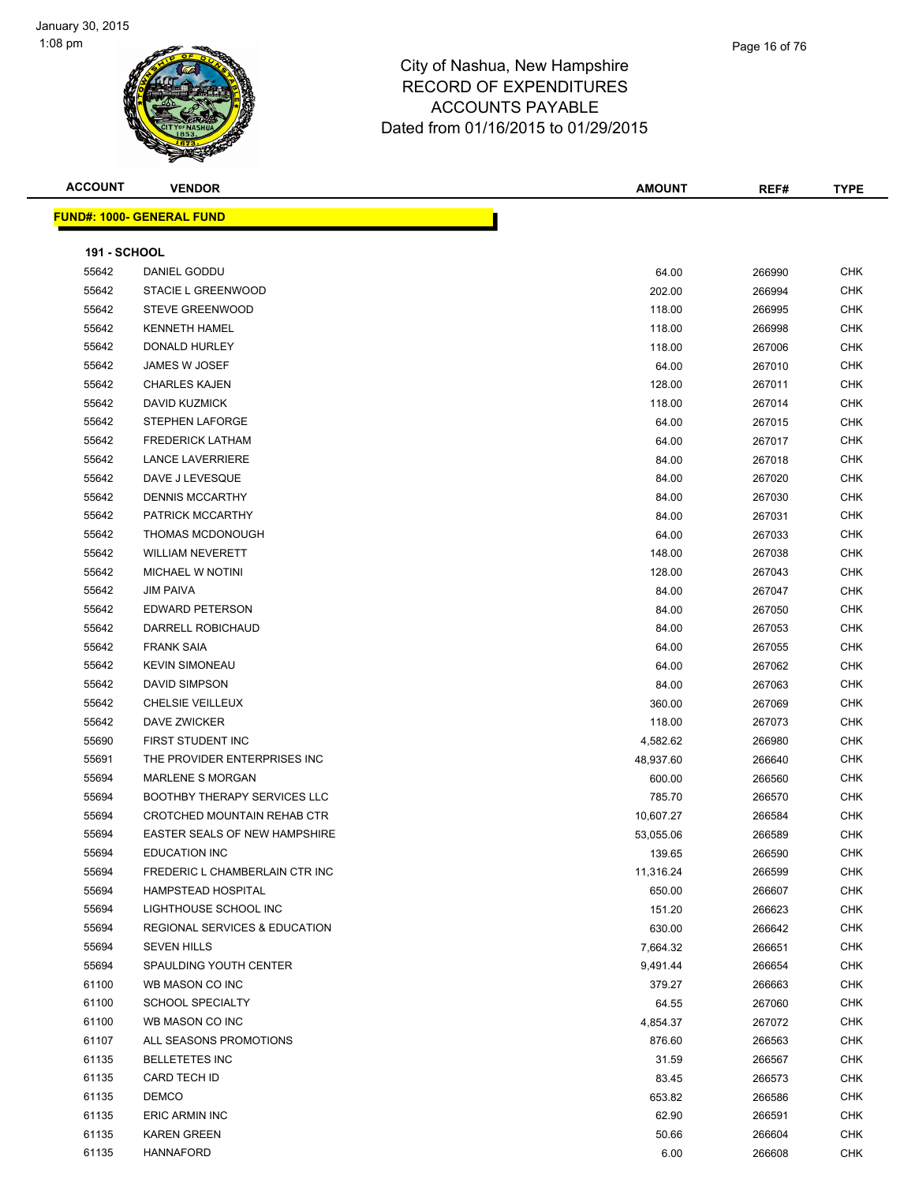# City of Nashua, New Hampshire
## RECORD OF EXPENDITURES
## ACCOUNTS PAYABLE
## Dated from 01/16/2015 to 01/29/2015

| ACCOUNT | VENDOR | AMOUNT | REF# | TYPE |
|---|---|---|---|---|
| **FUND#: 1000- GENERAL FUND** | | | | |
| **191 - SCHOOL** | | | | |
| 55642 | DANIEL GODDU | 64.00 | 266990 | CHK |
| 55642 | STACIE L GREENWOOD | 202.00 | 266994 | CHK |
| 55642 | STEVE GREENWOOD | 118.00 | 266995 | CHK |
| 55642 | KENNETH HAMEL | 118.00 | 266998 | CHK |
| 55642 | DONALD HURLEY | 118.00 | 267006 | CHK |
| 55642 | JAMES W JOSEF | 64.00 | 267010 | CHK |
| 55642 | CHARLES KAJEN | 128.00 | 267011 | CHK |
| 55642 | DAVID KUZMICK | 118.00 | 267014 | CHK |
| 55642 | STEPHEN LAFORGE | 64.00 | 267015 | CHK |
| 55642 | FREDERICK LATHAM | 64.00 | 267017 | CHK |
| 55642 | LANCE LAVERRIERE | 84.00 | 267018 | CHK |
| 55642 | DAVE J LEVESQUE | 84.00 | 267020 | CHK |
| 55642 | DENNIS MCCARTHY | 84.00 | 267030 | CHK |
| 55642 | PATRICK MCCARTHY | 84.00 | 267031 | CHK |
| 55642 | THOMAS MCDONOUGH | 64.00 | 267033 | CHK |
| 55642 | WILLIAM NEVERETT | 148.00 | 267038 | CHK |
| 55642 | MICHAEL W NOTINI | 128.00 | 267043 | CHK |
| 55642 | JIM PAIVA | 84.00 | 267047 | CHK |
| 55642 | EDWARD PETERSON | 84.00 | 267050 | CHK |
| 55642 | DARRELL ROBICHAUD | 84.00 | 267053 | CHK |
| 55642 | FRANK SAIA | 64.00 | 267055 | CHK |
| 55642 | KEVIN SIMONEAU | 64.00 | 267062 | CHK |
| 55642 | DAVID SIMPSON | 84.00 | 267063 | CHK |
| 55642 | CHELSIE VEILLEUX | 360.00 | 267069 | CHK |
| 55642 | DAVE ZWICKER | 118.00 | 267073 | CHK |
| 55690 | FIRST STUDENT INC | 4,582.62 | 266980 | CHK |
| 55691 | THE PROVIDER ENTERPRISES INC | 48,937.60 | 266640 | CHK |
| 55694 | MARLENE S MORGAN | 600.00 | 266560 | CHK |
| 55694 | BOOTHBY THERAPY SERVICES LLC | 785.70 | 266570 | CHK |
| 55694 | CROTCHED MOUNTAIN REHAB CTR | 10,607.27 | 266584 | CHK |
| 55694 | EASTER SEALS OF NEW HAMPSHIRE | 53,055.06 | 266589 | CHK |
| 55694 | EDUCATION INC | 139.65 | 266590 | CHK |
| 55694 | FREDERIC L CHAMBERLAIN CTR INC | 11,316.24 | 266599 | CHK |
| 55694 | HAMPSTEAD HOSPITAL | 650.00 | 266607 | CHK |
| 55694 | LIGHTHOUSE SCHOOL INC | 151.20 | 266623 | CHK |
| 55694 | REGIONAL SERVICES & EDUCATION | 630.00 | 266642 | CHK |
| 55694 | SEVEN HILLS | 7,664.32 | 266651 | CHK |
| 55694 | SPAULDING YOUTH CENTER | 9,491.44 | 266654 | CHK |
| 61100 | WB MASON CO INC | 379.27 | 266663 | CHK |
| 61100 | SCHOOL SPECIALTY | 64.55 | 267060 | CHK |
| 61100 | WB MASON CO INC | 4,854.37 | 267072 | CHK |
| 61107 | ALL SEASONS PROMOTIONS | 876.60 | 266563 | CHK |
| 61135 | BELLETETES INC | 31.59 | 266567 | CHK |
| 61135 | CARD TECH ID | 83.45 | 266573 | CHK |
| 61135 | DEMCO | 653.82 | 266586 | CHK |
| 61135 | ERIC ARMIN INC | 62.90 | 266591 | CHK |
| 61135 | KAREN GREEN | 50.66 | 266604 | CHK |
| 61135 | HANNAFORD | 6.00 | 266608 | CHK |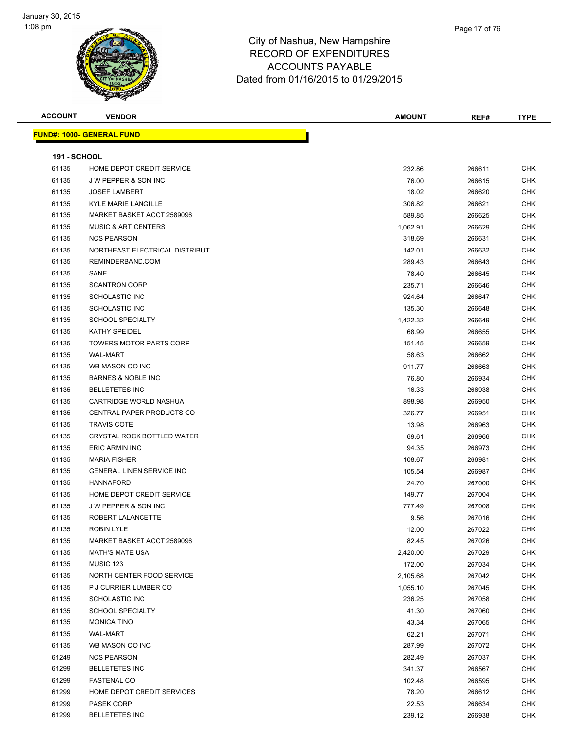# City of Nashua, New Hampshire
## RECORD OF EXPENDITURES
## ACCOUNTS PAYABLE
### Dated from 01/16/2015 to 01/29/2015

**FUND#: 1000- GENERAL FUND**

**191 - SCHOOL**

| ACCOUNT | VENDOR | AMOUNT | REF# | TYPE |
|---|---|---|---|---|
| 61135 | HOME DEPOT CREDIT SERVICE | 232.86 | 266611 | CHK |
| 61135 | J W PEPPER & SON INC | 76.00 | 266615 | CHK |
| 61135 | JOSEF LAMBERT | 18.02 | 266620 | CHK |
| 61135 | KYLE MARIE LANGILLE | 306.82 | 266621 | CHK |
| 61135 | MARKET BASKET ACCT 2589096 | 589.85 | 266625 | CHK |
| 61135 | MUSIC & ART CENTERS | 1,062.91 | 266629 | CHK |
| 61135 | NCS PEARSON | 318.69 | 266631 | CHK |
| 61135 | NORTHEAST ELECTRICAL DISTRIBUT | 142.01 | 266632 | CHK |
| 61135 | REMINDERBAND.COM | 289.43 | 266643 | CHK |
| 61135 | SANE | 78.40 | 266645 | CHK |
| 61135 | SCANTRON CORP | 235.71 | 266646 | CHK |
| 61135 | SCHOLASTIC INC | 924.64 | 266647 | CHK |
| 61135 | SCHOLASTIC INC | 135.30 | 266648 | CHK |
| 61135 | SCHOOL SPECIALTY | 1,422.32 | 266649 | CHK |
| 61135 | KATHY SPEIDEL | 68.99 | 266655 | CHK |
| 61135 | TOWERS MOTOR PARTS CORP | 151.45 | 266659 | CHK |
| 61135 | WAL-MART | 58.63 | 266662 | CHK |
| 61135 | WB MASON CO INC | 911.77 | 266663 | CHK |
| 61135 | BARNES & NOBLE INC | 76.80 | 266934 | CHK |
| 61135 | BELLETETES INC | 16.33 | 266938 | CHK |
| 61135 | CARTRIDGE WORLD NASHUA | 898.98 | 266950 | CHK |
| 61135 | CENTRAL PAPER PRODUCTS CO | 326.77 | 266951 | CHK |
| 61135 | TRAVIS COTE | 13.98 | 266963 | CHK |
| 61135 | CRYSTAL ROCK BOTTLED WATER | 69.61 | 266966 | CHK |
| 61135 | ERIC ARMIN INC | 94.35 | 266973 | CHK |
| 61135 | MARIA FISHER | 108.67 | 266981 | CHK |
| 61135 | GENERAL LINEN SERVICE INC | 105.54 | 266987 | CHK |
| 61135 | HANNAFORD | 24.70 | 267000 | CHK |
| 61135 | HOME DEPOT CREDIT SERVICE | 149.77 | 267004 | CHK |
| 61135 | J W PEPPER & SON INC | 777.49 | 267008 | CHK |
| 61135 | ROBERT LALANCETTE | 9.56 | 267016 | CHK |
| 61135 | ROBIN LYLE | 12.00 | 267022 | CHK |
| 61135 | MARKET BASKET ACCT 2589096 | 82.45 | 267026 | CHK |
| 61135 | MATH'S MATE USA | 2,420.00 | 267029 | CHK |
| 61135 | MUSIC 123 | 172.00 | 267034 | CHK |
| 61135 | NORTH CENTER FOOD SERVICE | 2,105.68 | 267042 | CHK |
| 61135 | P J CURRIER LUMBER CO | 1,055.10 | 267045 | CHK |
| 61135 | SCHOLASTIC INC | 236.25 | 267058 | CHK |
| 61135 | SCHOOL SPECIALTY | 41.30 | 267060 | CHK |
| 61135 | MONICA TINO | 43.34 | 267065 | CHK |
| 61135 | WAL-MART | 62.21 | 267071 | CHK |
| 61135 | WB MASON CO INC | 287.99 | 267072 | CHK |
| 61249 | NCS PEARSON | 282.49 | 267037 | CHK |
| 61299 | BELLETETES INC | 341.37 | 266567 | CHK |
| 61299 | FASTENAL CO | 102.48 | 266595 | CHK |
| 61299 | HOME DEPOT CREDIT SERVICES | 78.20 | 266612 | CHK |
| 61299 | PASEK CORP | 22.53 | 266634 | CHK |
| 61299 | BELLETETES INC | 239.12 | 266938 | CHK |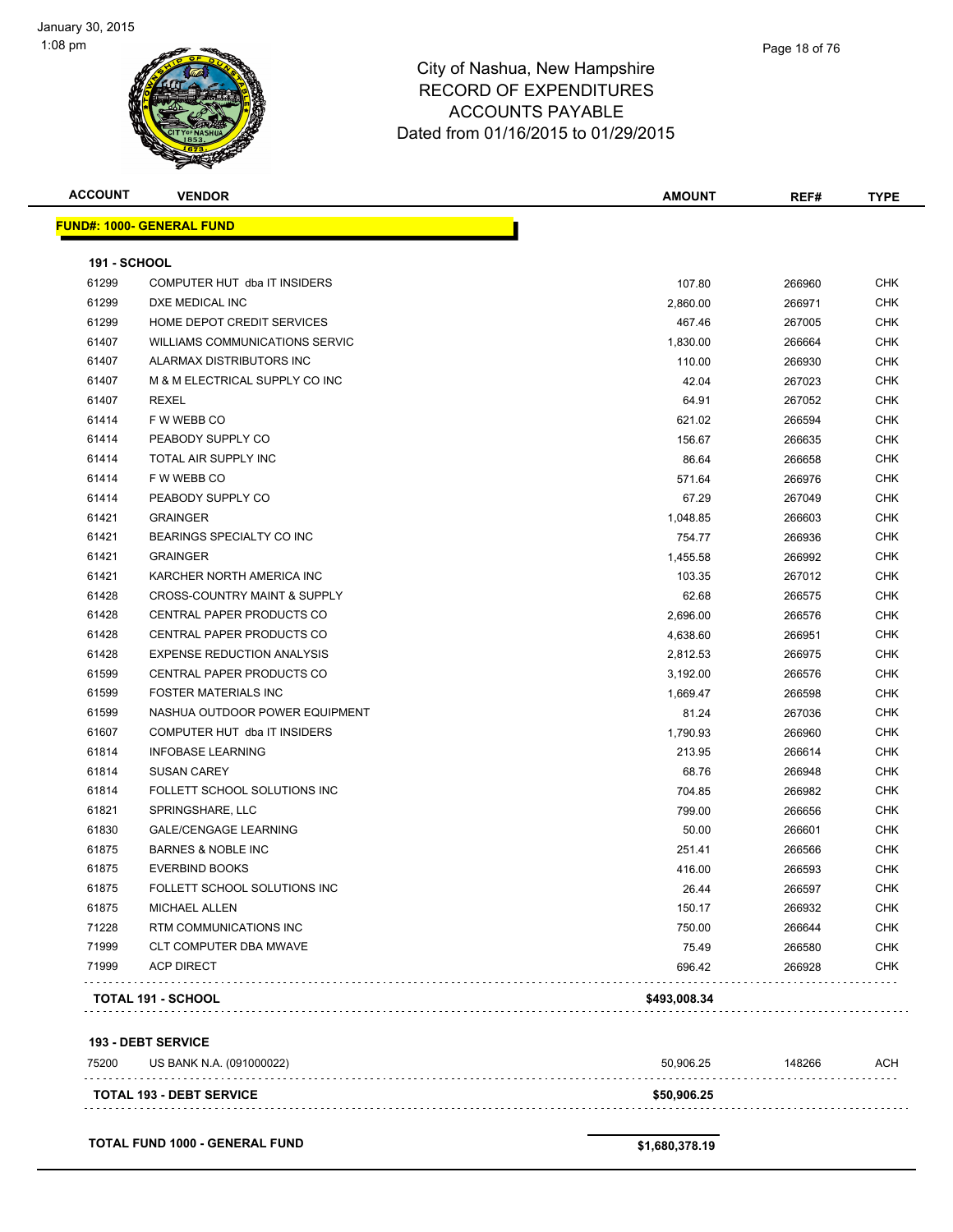# City of Nashua, New Hampshire
## RECORD OF EXPENDITURES
## ACCOUNTS PAYABLE
## Dated from 01/16/2015 to 01/29/2015

| ACCOUNT | VENDOR | AMOUNT | REF# | TYPE |
|---|---|---|---|---|
| **FUND#: 1000- GENERAL FUND** | | | | |
| **191 - SCHOOL** | | | | |
| 61299 | COMPUTER HUT dba IT INSIDERS | 107.80 | 266960 | CHK |
| 61299 | DXE MEDICAL INC | 2,860.00 | 266971 | CHK |
| 61299 | HOME DEPOT CREDIT SERVICES | 467.46 | 267005 | CHK |
| 61407 | WILLIAMS COMMUNICATIONS SERVIC | 1,830.00 | 266664 | CHK |
| 61407 | ALARMAX DISTRIBUTORS INC | 110.00 | 266930 | CHK |
| 61407 | M & M ELECTRICAL SUPPLY CO INC | 42.04 | 267023 | CHK |
| 61407 | REXEL | 64.91 | 267052 | CHK |
| 61414 | F W WEBB CO | 621.02 | 266594 | CHK |
| 61414 | PEABODY SUPPLY CO | 156.67 | 266635 | CHK |
| 61414 | TOTAL AIR SUPPLY INC | 86.64 | 266658 | CHK |
| 61414 | F W WEBB CO | 571.64 | 266976 | CHK |
| 61414 | PEABODY SUPPLY CO | 67.29 | 267049 | CHK |
| 61421 | GRAINGER | 1,048.85 | 266603 | CHK |
| 61421 | BEARINGS SPECIALTY CO INC | 754.77 | 266936 | CHK |
| 61421 | GRAINGER | 1,455.58 | 266992 | CHK |
| 61421 | KARCHER NORTH AMERICA INC | 103.35 | 267012 | CHK |
| 61428 | CROSS-COUNTRY MAINT & SUPPLY | 62.68 | 266575 | CHK |
| 61428 | CENTRAL PAPER PRODUCTS CO | 2,696.00 | 266576 | CHK |
| 61428 | CENTRAL PAPER PRODUCTS CO | 4,638.60 | 266951 | CHK |
| 61428 | EXPENSE REDUCTION ANALYSIS | 2,812.53 | 266975 | CHK |
| 61599 | CENTRAL PAPER PRODUCTS CO | 3,192.00 | 266576 | CHK |
| 61599 | FOSTER MATERIALS INC | 1,669.47 | 266598 | CHK |
| 61599 | NASHUA OUTDOOR POWER EQUIPMENT | 81.24 | 267036 | CHK |
| 61607 | COMPUTER HUT dba IT INSIDERS | 1,790.93 | 266960 | CHK |
| 61814 | INFOBASE LEARNING | 213.95 | 266614 | CHK |
| 61814 | SUSAN CAREY | 68.76 | 266948 | CHK |
| 61814 | FOLLETT SCHOOL SOLUTIONS INC | 704.85 | 266982 | CHK |
| 61821 | SPRINGSHARE, LLC | 799.00 | 266656 | CHK |
| 61830 | GALE/CENGAGE LEARNING | 50.00 | 266601 | CHK |
| 61875 | BARNES & NOBLE INC | 251.41 | 266566 | CHK |
| 61875 | EVERBIND BOOKS | 416.00 | 266593 | CHK |
| 61875 | FOLLETT SCHOOL SOLUTIONS INC | 26.44 | 266597 | CHK |
| 61875 | MICHAEL ALLEN | 150.17 | 266932 | CHK |
| 71228 | RTM COMMUNICATIONS INC | 750.00 | 266644 | CHK |
| 71999 | CLT COMPUTER DBA MWAVE | 75.49 | 266580 | CHK |
| 71999 | ACP DIRECT | 696.42 | 266928 | CHK |
| **TOTAL 191 - SCHOOL** | | **$493,008.34** | | |
| **193 - DEBT SERVICE** | | | | |
| 75200 | US BANK N.A. (091000022) | 50,906.25 | 148266 | ACH |
| **TOTAL 193 - DEBT SERVICE** | | **$50,906.25** | | |
| **TOTAL FUND 1000 - GENERAL FUND** | | **$1,680,378.19** | | |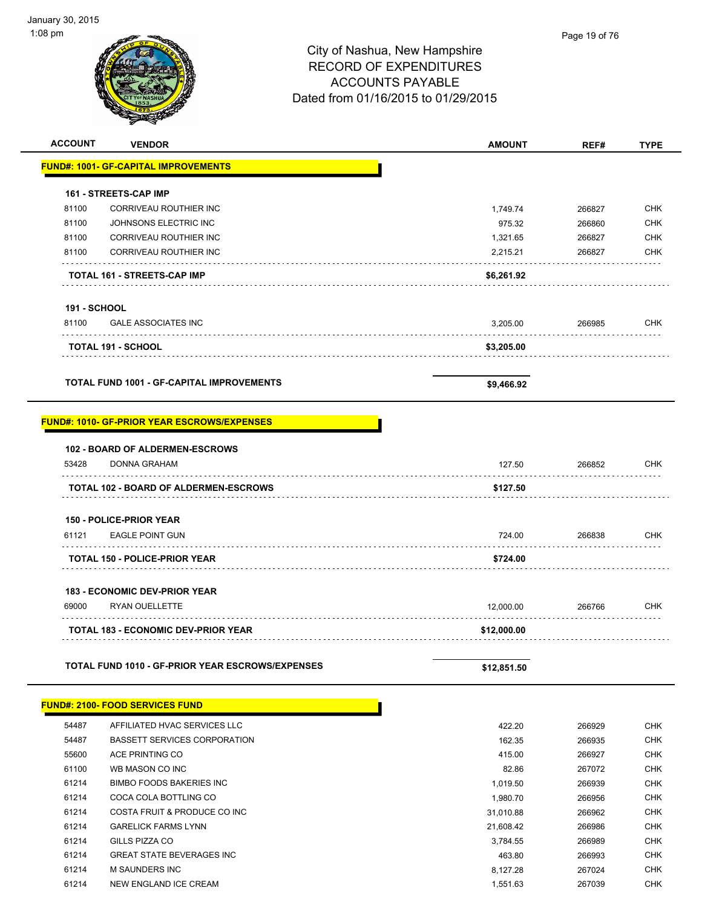City of Nashua, New Hampshire
RECORD OF EXPENDITURES
ACCOUNTS PAYABLE
Dated from 01/16/2015 to 01/29/2015

| ACCOUNT | VENDOR | AMOUNT | REF# | TYPE |
|---|---|---|---|---|
| **FUND#: 1001- GF-CAPITAL IMPROVEMENTS** | | | | |
| **161 - STREETS-CAP IMP** | | | | |
| 81100 | CORRIVEAU ROUTHIER INC | 1,749.74 | 266827 | CHK |
| 81100 | JOHNSONS ELECTRIC INC | 975.32 | 266860 | CHK |
| 81100 | CORRIVEAU ROUTHIER INC | 1,321.65 | 266827 | CHK |
| 81100 | CORRIVEAU ROUTHIER INC | 2,215.21 | 266827 | CHK |
| | **TOTAL 161 - STREETS-CAP IMP** | **$6,261.92** | | |
| **191 - SCHOOL** | | | | |
| 81100 | GALE ASSOCIATES INC | 3,205.00 | 266985 | CHK |
| | **TOTAL 191 - SCHOOL** | **$3,205.00** | | |
| | **TOTAL FUND 1001 - GF-CAPITAL IMPROVEMENTS** | **$9,466.92** | | |
| **FUND#: 1010- GF-PRIOR YEAR ESCROWS/EXPENSES** | | | | |
| **102 - BOARD OF ALDERMEN-ESCROWS** | | | | |
| 53428 | DONNA GRAHAM | 127.50 | 266852 | CHK |
| | **TOTAL 102 - BOARD OF ALDERMEN-ESCROWS** | **$127.50** | | |
| **150 - POLICE-PRIOR YEAR** | | | | |
| 61121 | EAGLE POINT GUN | 724.00 | 266838 | CHK |
| | **TOTAL 150 - POLICE-PRIOR YEAR** | **$724.00** | | |
| **183 - ECONOMIC DEV-PRIOR YEAR** | | | | |
| 69000 | RYAN OUELLETTE | 12,000.00 | 266766 | CHK |
| | **TOTAL 183 - ECONOMIC DEV-PRIOR YEAR** | **$12,000.00** | | |
| | **TOTAL FUND 1010 - GF-PRIOR YEAR ESCROWS/EXPENSES** | **$12,851.50** | | |
| **FUND#: 2100- FOOD SERVICES FUND** | | | | |
| 54487 | AFFILIATED HVAC SERVICES LLC | 422.20 | 266929 | CHK |
| 54487 | BASSETT SERVICES CORPORATION | 162.35 | 266935 | CHK |
| 55600 | ACE PRINTING CO | 415.00 | 266927 | CHK |
| 61100 | WB MASON CO INC | 82.86 | 267072 | CHK |
| 61214 | BIMBO FOODS BAKERIES INC | 1,019.50 | 266939 | CHK |
| 61214 | COCA COLA BOTTLING CO | 1,980.70 | 266956 | CHK |
| 61214 | COSTA FRUIT & PRODUCE CO INC | 31,010.88 | 266962 | CHK |
| 61214 | GARELICK FARMS LYNN | 21,608.42 | 266986 | CHK |
| 61214 | GILLS PIZZA CO | 3,784.55 | 266989 | CHK |
| 61214 | GREAT STATE BEVERAGES INC | 463.80 | 266993 | CHK |
| 61214 | M SAUNDERS INC | 8,127.28 | 267024 | CHK |
| 61214 | NEW ENGLAND ICE CREAM | 1,551.63 | 267039 | CHK |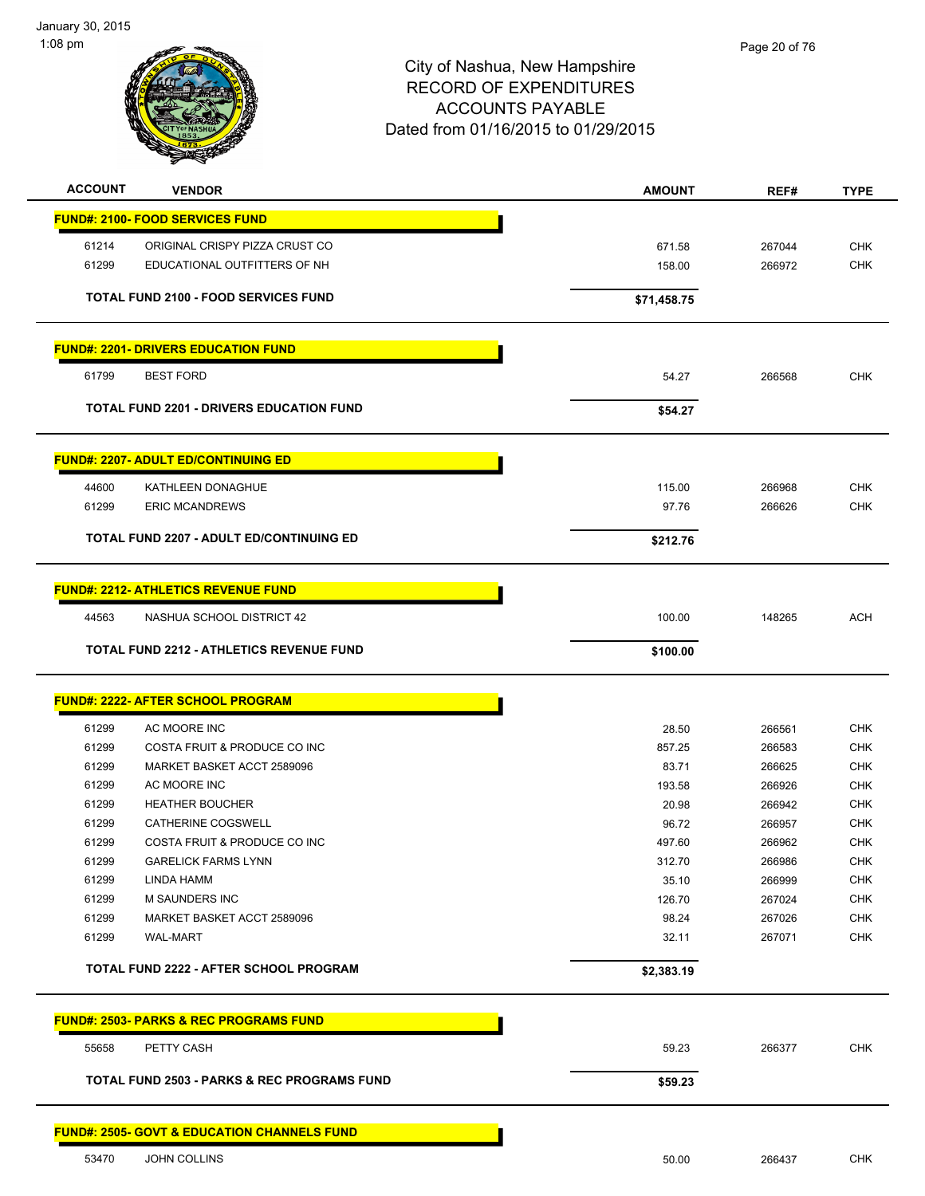City of Nashua, New Hampshire
RECORD OF EXPENDITURES
ACCOUNTS PAYABLE
Dated from 01/16/2015 to 01/29/2015

| ACCOUNT | VENDOR | AMOUNT | REF# | TYPE |
|---|---|---|---|---|
| **FUND#: 2100- FOOD SERVICES FUND** | | | | |
| 61214 | ORIGINAL CRISPY PIZZA CRUST CO | 671.58 | 267044 | CHK |
| 61299 | EDUCATIONAL OUTFITTERS OF NH | 158.00 | 266972 | CHK |
| | **TOTAL FUND 2100 - FOOD SERVICES FUND** | **$71,458.75** | | |
| **FUND#: 2201- DRIVERS EDUCATION FUND** | | | | |
| 61799 | BEST FORD | 54.27 | 266568 | CHK |
| | **TOTAL FUND 2201 - DRIVERS EDUCATION FUND** | **$54.27** | | |
| **FUND#: 2207- ADULT ED/CONTINUING ED** | | | | |
| 44600 | KATHLEEN DONAGHUE | 115.00 | 266968 | CHK |
| 61299 | ERIC MCANDREWS | 97.76 | 266626 | CHK |
| | **TOTAL FUND 2207 - ADULT ED/CONTINUING ED** | **$212.76** | | |
| **FUND#: 2212- ATHLETICS REVENUE FUND** | | | | |
| 44563 | NASHUA SCHOOL DISTRICT 42 | 100.00 | 148265 | ACH |
| | **TOTAL FUND 2212 - ATHLETICS REVENUE FUND** | **$100.00** | | |
| **FUND#: 2222- AFTER SCHOOL PROGRAM** | | | | |
| 61299 | AC MOORE INC | 28.50 | 266561 | CHK |
| 61299 | COSTA FRUIT & PRODUCE CO INC | 857.25 | 266583 | CHK |
| 61299 | MARKET BASKET ACCT 2589096 | 83.71 | 266625 | CHK |
| 61299 | AC MOORE INC | 193.58 | 266926 | CHK |
| 61299 | HEATHER BOUCHER | 20.98 | 266942 | CHK |
| 61299 | CATHERINE COGSWELL | 96.72 | 266957 | CHK |
| 61299 | COSTA FRUIT & PRODUCE CO INC | 497.60 | 266962 | CHK |
| 61299 | GARELICK FARMS LYNN | 312.70 | 266986 | CHK |
| 61299 | LINDA HAMM | 35.10 | 266999 | CHK |
| 61299 | M SAUNDERS INC | 126.70 | 267024 | CHK |
| 61299 | MARKET BASKET ACCT 2589096 | 98.24 | 267026 | CHK |
| 61299 | WAL-MART | 32.11 | 267071 | CHK |
| | **TOTAL FUND 2222 - AFTER SCHOOL PROGRAM** | **$2,383.19** | | |
| **FUND#: 2503- PARKS & REC PROGRAMS FUND** | | | | |
| 55658 | PETTY CASH | 59.23 | 266377 | CHK |
| | **TOTAL FUND 2503 - PARKS & REC PROGRAMS FUND** | **$59.23** | | |
| **FUND#: 2505- GOVT & EDUCATION CHANNELS FUND** | | | | |
| 53470 | JOHN COLLINS | 50.00 | 266437 | CHK |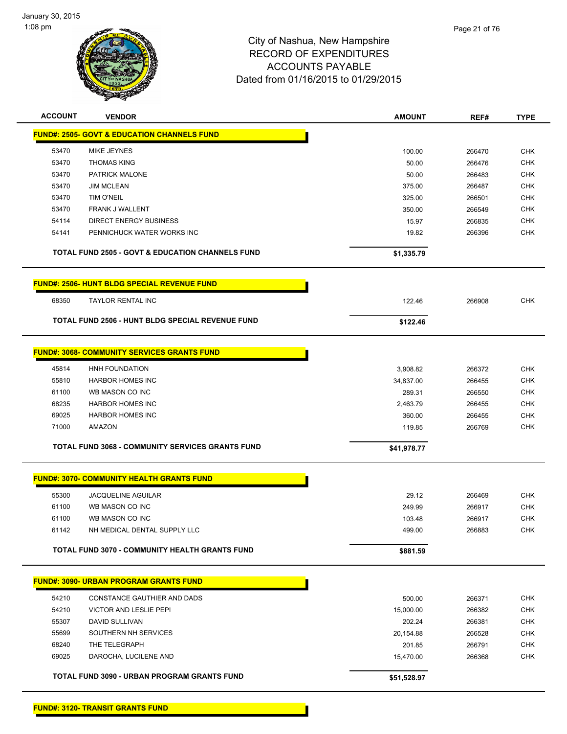City of Nashua, New Hampshire
RECORD OF EXPENDITURES
ACCOUNTS PAYABLE
Dated from 01/16/2015 to 01/29/2015

| ACCOUNT | VENDOR | AMOUNT | REF# | TYPE |
|---|---|---|---|---|
| **FUND#: 2505- GOVT & EDUCATION CHANNELS FUND** | | | | |
| 53470 | MIKE JEYNES | 100.00 | 266470 | CHK |
| 53470 | THOMAS KING | 50.00 | 266476 | CHK |
| 53470 | PATRICK MALONE | 50.00 | 266483 | CHK |
| 53470 | JIM MCLEAN | 375.00 | 266487 | CHK |
| 53470 | TIM O'NEIL | 325.00 | 266501 | CHK |
| 53470 | FRANK J WALLENT | 350.00 | 266549 | CHK |
| 54114 | DIRECT ENERGY BUSINESS | 15.97 | 266835 | CHK |
| 54141 | PENNICHUCK WATER WORKS INC | 19.82 | 266396 | CHK |
| | **TOTAL FUND 2505 - GOVT & EDUCATION CHANNELS FUND** | **$1,335.79** | | |
| **FUND#: 2506- HUNT BLDG SPECIAL REVENUE FUND** | | | | |
| 68350 | TAYLOR RENTAL INC | 122.46 | 266908 | CHK |
| | **TOTAL FUND 2506 - HUNT BLDG SPECIAL REVENUE FUND** | **$122.46** | | |
| **FUND#: 3068- COMMUNITY SERVICES GRANTS FUND** | | | | |
| 45814 | HNH FOUNDATION | 3,908.82 | 266372 | CHK |
| 55810 | HARBOR HOMES INC | 34,837.00 | 266455 | CHK |
| 61100 | WB MASON CO INC | 289.31 | 266550 | CHK |
| 68235 | HARBOR HOMES INC | 2,463.79 | 266455 | CHK |
| 69025 | HARBOR HOMES INC | 360.00 | 266455 | CHK |
| 71000 | AMAZON | 119.85 | 266769 | CHK |
| | **TOTAL FUND 3068 - COMMUNITY SERVICES GRANTS FUND** | **$41,978.77** | | |
| **FUND#: 3070- COMMUNITY HEALTH GRANTS FUND** | | | | |
| 55300 | JACQUELINE AGUILAR | 29.12 | 266469 | CHK |
| 61100 | WB MASON CO INC | 249.99 | 266917 | CHK |
| 61100 | WB MASON CO INC | 103.48 | 266917 | CHK |
| 61142 | NH MEDICAL DENTAL SUPPLY LLC | 499.00 | 266883 | CHK |
| | **TOTAL FUND 3070 - COMMUNITY HEALTH GRANTS FUND** | **$881.59** | | |
| **FUND#: 3090- URBAN PROGRAM GRANTS FUND** | | | | |
| 54210 | CONSTANCE GAUTHIER AND DADS | 500.00 | 266371 | CHK |
| 54210 | VICTOR AND LESLIE PEPI | 15,000.00 | 266382 | CHK |
| 55307 | DAVID SULLIVAN | 202.24 | 266381 | CHK |
| 55699 | SOUTHERN NH SERVICES | 20,154.88 | 266528 | CHK |
| 68240 | THE TELEGRAPH | 201.85 | 266791 | CHK |
| 69025 | DAROCHA, LUCILENE AND | 15,470.00 | 266368 | CHK |
| | **TOTAL FUND 3090 - URBAN PROGRAM GRANTS FUND** | **$51,528.97** | | |
| **FUND#: 3120- TRANSIT GRANTS FUND** | | | | |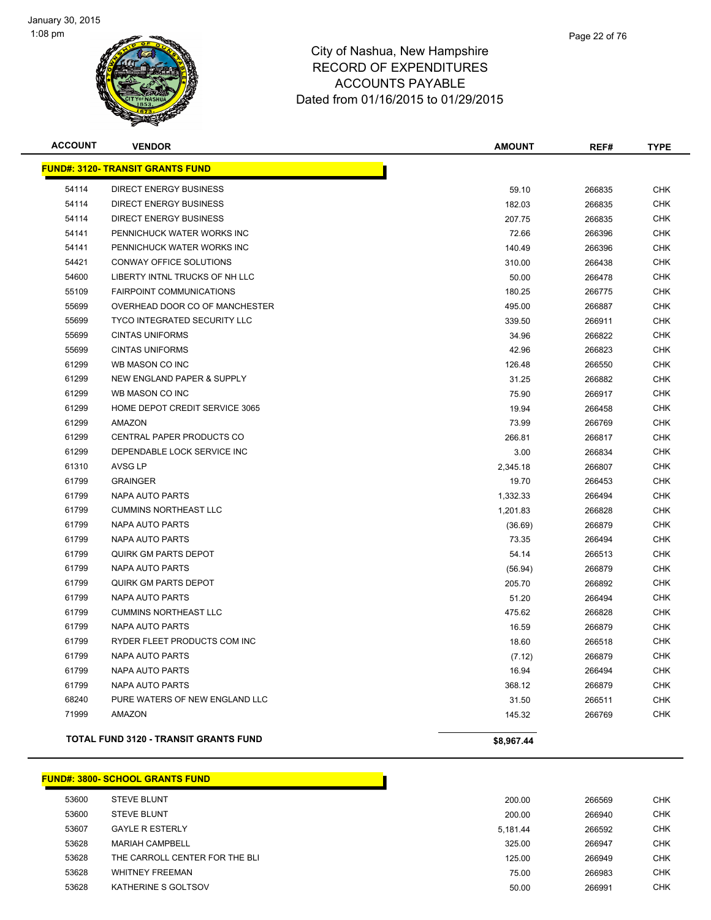# City of Nashua, New Hampshire
## RECORD OF EXPENDITURES
## ACCOUNTS PAYABLE
## Dated from 01/16/2015 to 01/29/2015

| ACCOUNT | VENDOR | AMOUNT | REF# | TYPE |
|---|---|---|---|---|
| **FUND#: 3120- TRANSIT GRANTS FUND** | | | | |
| 54114 | DIRECT ENERGY BUSINESS | 59.10 | 266835 | CHK |
| 54114 | DIRECT ENERGY BUSINESS | 182.03 | 266835 | CHK |
| 54114 | DIRECT ENERGY BUSINESS | 207.75 | 266835 | CHK |
| 54141 | PENNICHUCK WATER WORKS INC | 72.66 | 266396 | CHK |
| 54141 | PENNICHUCK WATER WORKS INC | 140.49 | 266396 | CHK |
| 54421 | CONWAY OFFICE SOLUTIONS | 310.00 | 266438 | CHK |
| 54600 | LIBERTY INTNL TRUCKS OF NH LLC | 50.00 | 266478 | CHK |
| 55109 | FAIRPOINT COMMUNICATIONS | 180.25 | 266775 | CHK |
| 55699 | OVERHEAD DOOR CO OF MANCHESTER | 495.00 | 266887 | CHK |
| 55699 | TYCO INTEGRATED SECURITY LLC | 339.50 | 266911 | CHK |
| 55699 | CINTAS UNIFORMS | 34.96 | 266822 | CHK |
| 55699 | CINTAS UNIFORMS | 42.96 | 266823 | CHK |
| 61299 | WB MASON CO INC | 126.48 | 266550 | CHK |
| 61299 | NEW ENGLAND PAPER & SUPPLY | 31.25 | 266882 | CHK |
| 61299 | WB MASON CO INC | 75.90 | 266917 | CHK |
| 61299 | HOME DEPOT CREDIT SERVICE 3065 | 19.94 | 266458 | CHK |
| 61299 | AMAZON | 73.99 | 266769 | CHK |
| 61299 | CENTRAL PAPER PRODUCTS CO | 266.81 | 266817 | CHK |
| 61299 | DEPENDABLE LOCK SERVICE INC | 3.00 | 266834 | CHK |
| 61310 | AVSG LP | 2,345.18 | 266807 | CHK |
| 61799 | GRAINGER | 19.70 | 266453 | CHK |
| 61799 | NAPA AUTO PARTS | 1,332.33 | 266494 | CHK |
| 61799 | CUMMINS NORTHEAST LLC | 1,201.83 | 266828 | CHK |
| 61799 | NAPA AUTO PARTS | (36.69) | 266879 | CHK |
| 61799 | NAPA AUTO PARTS | 73.35 | 266494 | CHK |
| 61799 | QUIRK GM PARTS DEPOT | 54.14 | 266513 | CHK |
| 61799 | NAPA AUTO PARTS | (56.94) | 266879 | CHK |
| 61799 | QUIRK GM PARTS DEPOT | 205.70 | 266892 | CHK |
| 61799 | NAPA AUTO PARTS | 51.20 | 266494 | CHK |
| 61799 | CUMMINS NORTHEAST LLC | 475.62 | 266828 | CHK |
| 61799 | NAPA AUTO PARTS | 16.59 | 266879 | CHK |
| 61799 | RYDER FLEET PRODUCTS COM INC | 18.60 | 266518 | CHK |
| 61799 | NAPA AUTO PARTS | (7.12) | 266879 | CHK |
| 61799 | NAPA AUTO PARTS | 16.94 | 266494 | CHK |
| 61799 | NAPA AUTO PARTS | 368.12 | 266879 | CHK |
| 68240 | PURE WATERS OF NEW ENGLAND LLC | 31.50 | 266511 | CHK |
| 71999 | AMAZON | 145.32 | 266769 | CHK |
| **TOTAL FUND 3120 - TRANSIT GRANTS FUND** | | **$8,967.44** | | |

| ACCOUNT | VENDOR | AMOUNT | REF# | TYPE |
|---|---|---|---|---|
| **FUND#: 3800- SCHOOL GRANTS FUND** | | | | |
| 53600 | STEVE BLUNT | 200.00 | 266569 | CHK |
| 53600 | STEVE BLUNT | 200.00 | 266940 | CHK |
| 53607 | GAYLE R ESTERLY | 5,181.44 | 266592 | CHK |
| 53628 | MARIAH CAMPBELL | 325.00 | 266947 | CHK |
| 53628 | THE CARROLL CENTER FOR THE BLI | 125.00 | 266949 | CHK |
| 53628 | WHITNEY FREEMAN | 75.00 | 266983 | CHK |
| 53628 | KATHERINE S GOLTSOV | 50.00 | 266991 | CHK |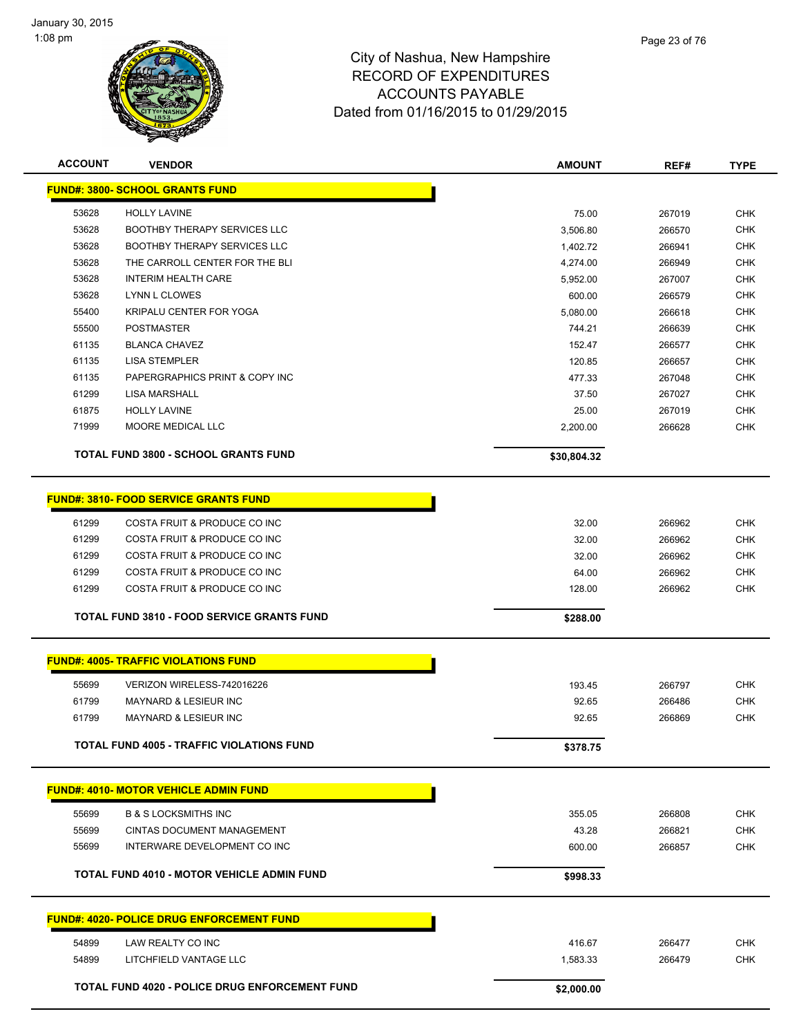# City of Nashua, New Hampshire
## RECORD OF EXPENDITURES
## ACCOUNTS PAYABLE
### Dated from 01/16/2015 to 01/29/2015

| ACCOUNT | VENDOR | AMOUNT | REF# | TYPE |
|---|---|---|---|---|
| **FUND#: 3800- SCHOOL GRANTS FUND** | | | | |
| 53628 | HOLLY LAVINE | 75.00 | 267019 | CHK |
| 53628 | BOOTHBY THERAPY SERVICES LLC | 3,506.80 | 266570 | CHK |
| 53628 | BOOTHBY THERAPY SERVICES LLC | 1,402.72 | 266941 | CHK |
| 53628 | THE CARROLL CENTER FOR THE BLI | 4,274.00 | 266949 | CHK |
| 53628 | INTERIM HEALTH CARE | 5,952.00 | 267007 | CHK |
| 53628 | LYNN L CLOWES | 600.00 | 266579 | CHK |
| 55400 | KRIPALU CENTER FOR YOGA | 5,080.00 | 266618 | CHK |
| 55500 | POSTMASTER | 744.21 | 266639 | CHK |
| 61135 | BLANCA CHAVEZ | 152.47 | 266577 | CHK |
| 61135 | LISA STEMPLER | 120.85 | 266657 | CHK |
| 61135 | PAPERGRAPHICS PRINT & COPY INC | 477.33 | 267048 | CHK |
| 61299 | LISA MARSHALL | 37.50 | 267027 | CHK |
| 61875 | HOLLY LAVINE | 25.00 | 267019 | CHK |
| 71999 | MOORE MEDICAL LLC | 2,200.00 | 266628 | CHK |
| **TOTAL FUND 3800 - SCHOOL GRANTS FUND** | | **$30,804.32** | | |
| **FUND#: 3810- FOOD SERVICE GRANTS FUND** | | | | |
| 61299 | COSTA FRUIT & PRODUCE CO INC | 32.00 | 266962 | CHK |
| 61299 | COSTA FRUIT & PRODUCE CO INC | 32.00 | 266962 | CHK |
| 61299 | COSTA FRUIT & PRODUCE CO INC | 32.00 | 266962 | CHK |
| 61299 | COSTA FRUIT & PRODUCE CO INC | 64.00 | 266962 | CHK |
| 61299 | COSTA FRUIT & PRODUCE CO INC | 128.00 | 266962 | CHK |
| **TOTAL FUND 3810 - FOOD SERVICE GRANTS FUND** | | **$288.00** | | |
| **FUND#: 4005- TRAFFIC VIOLATIONS FUND** | | | | |
| 55699 | VERIZON WIRELESS-742016226 | 193.45 | 266797 | CHK |
| 61799 | MAYNARD & LESIEUR INC | 92.65 | 266486 | CHK |
| 61799 | MAYNARD & LESIEUR INC | 92.65 | 266869 | CHK |
| **TOTAL FUND 4005 - TRAFFIC VIOLATIONS FUND** | | **$378.75** | | |
| **FUND#: 4010- MOTOR VEHICLE ADMIN FUND** | | | | |
| 55699 | B & S LOCKSMITHS INC | 355.05 | 266808 | CHK |
| 55699 | CINTAS DOCUMENT MANAGEMENT | 43.28 | 266821 | CHK |
| 55699 | INTERWARE DEVELOPMENT CO INC | 600.00 | 266857 | CHK |
| **TOTAL FUND 4010 - MOTOR VEHICLE ADMIN FUND** | | **$998.33** | | |
| **FUND#: 4020- POLICE DRUG ENFORCEMENT FUND** | | | | |
| 54899 | LAW REALTY CO INC | 416.67 | 266477 | CHK |
| 54899 | LITCHFIELD VANTAGE LLC | 1,583.33 | 266479 | CHK |
| **TOTAL FUND 4020 - POLICE DRUG ENFORCEMENT FUND** | | **$2,000.00** | | |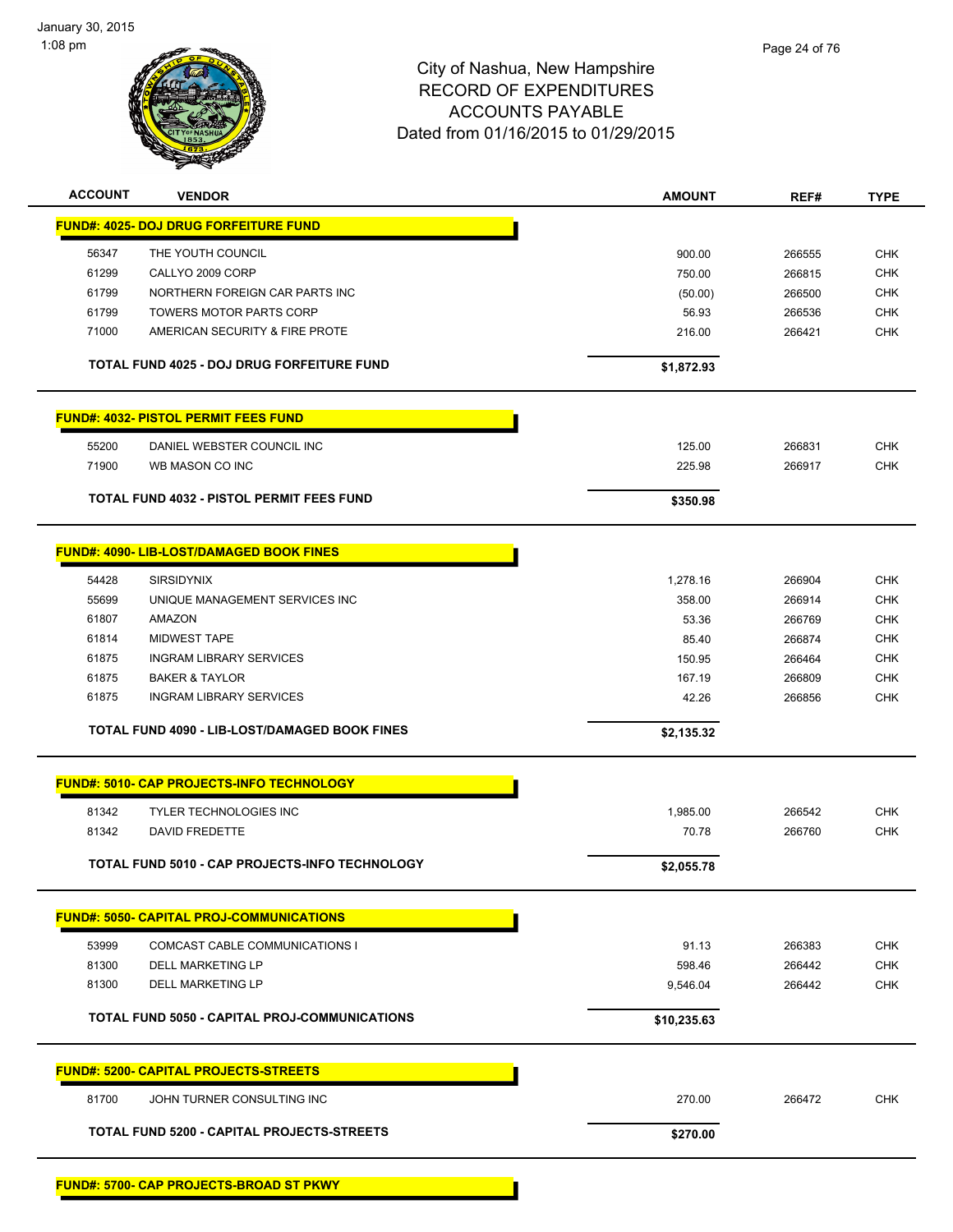# City of Nashua, New Hampshire
## RECORD OF EXPENDITURES
## ACCOUNTS PAYABLE
## Dated from 01/16/2015 to 01/29/2015

| ACCOUNT | VENDOR | AMOUNT | REF# | TYPE |
|---|---|---|---|---|
| **FUND#: 4025- DOJ DRUG FORFEITURE FUND** | | | | |
| 56347 | THE YOUTH COUNCIL | 900.00 | 266555 | CHK |
| 61299 | CALLYO 2009 CORP | 750.00 | 266815 | CHK |
| 61799 | NORTHERN FOREIGN CAR PARTS INC | (50.00) | 266500 | CHK |
| 61799 | TOWERS MOTOR PARTS CORP | 56.93 | 266536 | CHK |
| 71000 | AMERICAN SECURITY & FIRE PROTE | 216.00 | 266421 | CHK |
| | **TOTAL FUND 4025 - DOJ DRUG FORFEITURE FUND** | **$1,872.93** | | |
| **FUND#: 4032- PISTOL PERMIT FEES FUND** | | | | |
| 55200 | DANIEL WEBSTER COUNCIL INC | 125.00 | 266831 | CHK |
| 71900 | WB MASON CO INC | 225.98 | 266917 | CHK |
| | **TOTAL FUND 4032 - PISTOL PERMIT FEES FUND** | **$350.98** | | |
| **FUND#: 4090- LIB-LOST/DAMAGED BOOK FINES** | | | | |
| 54428 | SIRSIDYNIX | 1,278.16 | 266904 | CHK |
| 55699 | UNIQUE MANAGEMENT SERVICES INC | 358.00 | 266914 | CHK |
| 61807 | AMAZON | 53.36 | 266769 | CHK |
| 61814 | MIDWEST TAPE | 85.40 | 266874 | CHK |
| 61875 | INGRAM LIBRARY SERVICES | 150.95 | 266464 | CHK |
| 61875 | BAKER & TAYLOR | 167.19 | 266809 | CHK |
| 61875 | INGRAM LIBRARY SERVICES | 42.26 | 266856 | CHK |
| | **TOTAL FUND 4090 - LIB-LOST/DAMAGED BOOK FINES** | **$2,135.32** | | |
| **FUND#: 5010- CAP PROJECTS-INFO TECHNOLOGY** | | | | |
| 81342 | TYLER TECHNOLOGIES INC | 1,985.00 | 266542 | CHK |
| 81342 | DAVID FREDETTE | 70.78 | 266760 | CHK |
| | **TOTAL FUND 5010 - CAP PROJECTS-INFO TECHNOLOGY** | **$2,055.78** | | |
| **FUND#: 5050- CAPITAL PROJ-COMMUNICATIONS** | | | | |
| 53999 | COMCAST CABLE COMMUNICATIONS I | 91.13 | 266383 | CHK |
| 81300 | DELL MARKETING LP | 598.46 | 266442 | CHK |
| 81300 | DELL MARKETING LP | 9,546.04 | 266442 | CHK |
| | **TOTAL FUND 5050 - CAPITAL PROJ-COMMUNICATIONS** | **$10,235.63** | | |
| **FUND#: 5200- CAPITAL PROJECTS-STREETS** | | | | |
| 81700 | JOHN TURNER CONSULTING INC | 270.00 | 266472 | CHK |
| | **TOTAL FUND 5200 - CAPITAL PROJECTS-STREETS** | **$270.00** | | |
| **FUND#: 5700- CAP PROJECTS-BROAD ST PKWY** | | | | |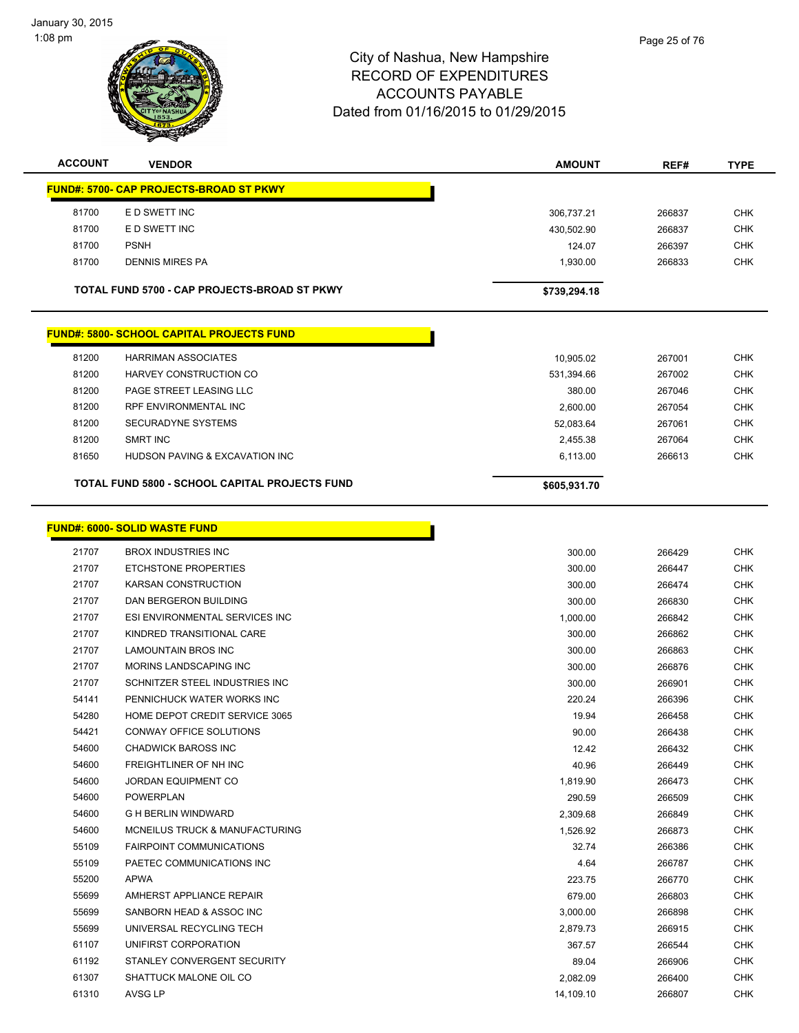# City of Nashua, New Hampshire
## RECORD OF EXPENDITURES
## ACCOUNTS PAYABLE
## Dated from 01/16/2015 to 01/29/2015

| ACCOUNT | VENDOR | AMOUNT | REF# | TYPE |
|---|---|---|---|---|
| **FUND#: 5700- CAP PROJECTS-BROAD ST PKWY** | | | | |
| 81700 | E D SWETT INC | 306,737.21 | 266837 | CHK |
| 81700 | E D SWETT INC | 430,502.90 | 266837 | CHK |
| 81700 | PSNH | 124.07 | 266397 | CHK |
| 81700 | DENNIS MIRES PA | 1,930.00 | 266833 | CHK |
| | **TOTAL FUND 5700 - CAP PROJECTS-BROAD ST PKWY** | **$739,294.18** | | |
| **FUND#: 5800- SCHOOL CAPITAL PROJECTS FUND** | | | | |
| 81200 | HARRIMAN ASSOCIATES | 10,905.02 | 267001 | CHK |
| 81200 | HARVEY CONSTRUCTION CO | 531,394.66 | 267002 | CHK |
| 81200 | PAGE STREET LEASING LLC | 380.00 | 267046 | CHK |
| 81200 | RPF ENVIRONMENTAL INC | 2,600.00 | 267054 | CHK |
| 81200 | SECURADYNE SYSTEMS | 52,083.64 | 267061 | CHK |
| 81200 | SMRT INC | 2,455.38 | 267064 | CHK |
| 81650 | HUDSON PAVING & EXCAVATION INC | 6,113.00 | 266613 | CHK |
| | **TOTAL FUND 5800 - SCHOOL CAPITAL PROJECTS FUND** | **$605,931.70** | | |
| **FUND#: 6000- SOLID WASTE FUND** | | | | |
| 21707 | BROX INDUSTRIES INC | 300.00 | 266429 | CHK |
| 21707 | ETCHSTONE PROPERTIES | 300.00 | 266447 | CHK |
| 21707 | KARSAN CONSTRUCTION | 300.00 | 266474 | CHK |
| 21707 | DAN BERGERON BUILDING | 300.00 | 266830 | CHK |
| 21707 | ESI ENVIRONMENTAL SERVICES INC | 1,000.00 | 266842 | CHK |
| 21707 | KINDRED TRANSITIONAL CARE | 300.00 | 266862 | CHK |
| 21707 | LAMOUNTAIN BROS INC | 300.00 | 266863 | CHK |
| 21707 | MORINS LANDSCAPING INC | 300.00 | 266876 | CHK |
| 21707 | SCHNITZER STEEL INDUSTRIES INC | 300.00 | 266901 | CHK |
| 54141 | PENNICHUCK WATER WORKS INC | 220.24 | 266396 | CHK |
| 54280 | HOME DEPOT CREDIT SERVICE 3065 | 19.94 | 266458 | CHK |
| 54421 | CONWAY OFFICE SOLUTIONS | 90.00 | 266438 | CHK |
| 54600 | CHADWICK BAROSS INC | 12.42 | 266432 | CHK |
| 54600 | FREIGHTLINER OF NH INC | 40.96 | 266449 | CHK |
| 54600 | JORDAN EQUIPMENT CO | 1,819.90 | 266473 | CHK |
| 54600 | POWERPLAN | 290.59 | 266509 | CHK |
| 54600 | G H BERLIN WINDWARD | 2,309.68 | 266849 | CHK |
| 54600 | MCNEILUS TRUCK & MANUFACTURING | 1,526.92 | 266873 | CHK |
| 55109 | FAIRPOINT COMMUNICATIONS | 32.74 | 266386 | CHK |
| 55109 | PAETEC COMMUNICATIONS INC | 4.64 | 266787 | CHK |
| 55200 | APWA | 223.75 | 266770 | CHK |
| 55699 | AMHERST APPLIANCE REPAIR | 679.00 | 266803 | CHK |
| 55699 | SANBORN HEAD & ASSOC INC | 3,000.00 | 266898 | CHK |
| 55699 | UNIVERSAL RECYCLING TECH | 2,879.73 | 266915 | CHK |
| 61107 | UNIFIRST CORPORATION | 367.57 | 266544 | CHK |
| 61192 | STANLEY CONVERGENT SECURITY | 89.04 | 266906 | CHK |
| 61307 | SHATTUCK MALONE OIL CO | 2,082.09 | 266400 | CHK |
| 61310 | AVSG LP | 14,109.10 | 266807 | CHK |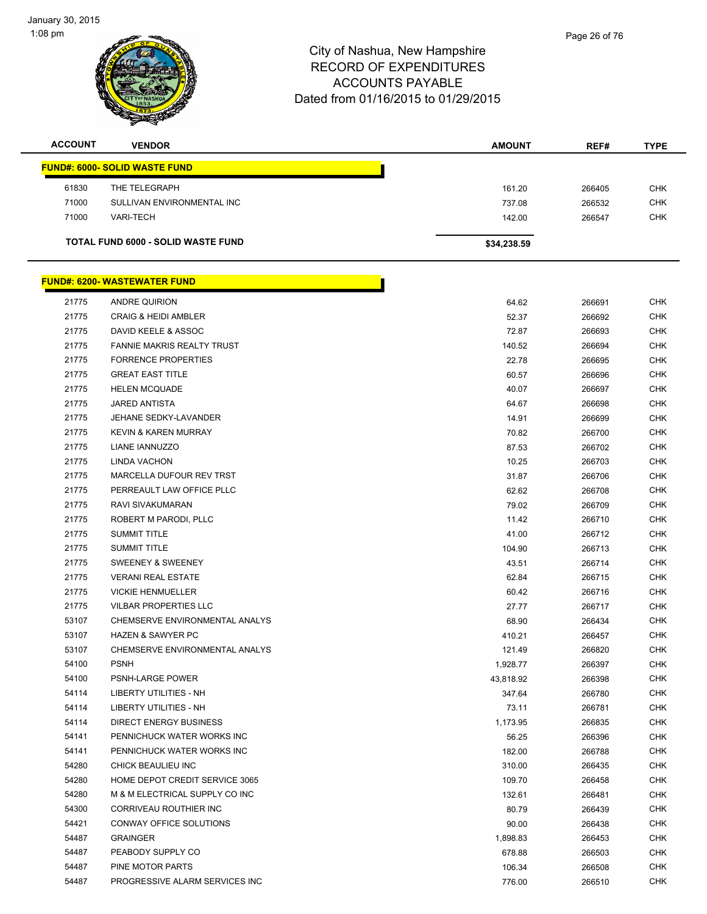# City of Nashua, New Hampshire
# RECORD OF EXPENDITURES
# ACCOUNTS PAYABLE
# Dated from 01/16/2015 to 01/29/2015

| ACCOUNT | VENDOR | AMOUNT | REF# | TYPE |
|---|---|---|---|---|
| **FUND#: 6000- SOLID WASTE FUND** | | | | |
| 61830 | THE TELEGRAPH | 161.20 | 266405 | CHK |
| 71000 | SULLIVAN ENVIRONMENTAL INC | 737.08 | 266532 | CHK |
| 71000 | VARI-TECH | 142.00 | 266547 | CHK |
| | **TOTAL FUND 6000 - SOLID WASTE FUND** | **$34,238.59** | | |
| **FUND#: 6200- WASTEWATER FUND** | | | | |
| 21775 | ANDRE QUIRION | 64.62 | 266691 | CHK |
| 21775 | CRAIG & HEIDI AMBLER | 52.37 | 266692 | CHK |
| 21775 | DAVID KEELE & ASSOC | 72.87 | 266693 | CHK |
| 21775 | FANNIE MAKRIS REALTY TRUST | 140.52 | 266694 | CHK |
| 21775 | FORRENCE PROPERTIES | 22.78 | 266695 | CHK |
| 21775 | GREAT EAST TITLE | 60.57 | 266696 | CHK |
| 21775 | HELEN MCQUADE | 40.07 | 266697 | CHK |
| 21775 | JARED ANTISTA | 64.67 | 266698 | CHK |
| 21775 | JEHANE SEDKY-LAVANDER | 14.91 | 266699 | CHK |
| 21775 | KEVIN & KAREN MURRAY | 70.82 | 266700 | CHK |
| 21775 | LIANE IANNUZZO | 87.53 | 266702 | CHK |
| 21775 | LINDA VACHON | 10.25 | 266703 | CHK |
| 21775 | MARCELLA DUFOUR REV TRST | 31.87 | 266706 | CHK |
| 21775 | PERREAULT LAW OFFICE PLLC | 62.62 | 266708 | CHK |
| 21775 | RAVI SIVAKUMARAN | 79.02 | 266709 | CHK |
| 21775 | ROBERT M PARODI, PLLC | 11.42 | 266710 | CHK |
| 21775 | SUMMIT TITLE | 41.00 | 266712 | CHK |
| 21775 | SUMMIT TITLE | 104.90 | 266713 | CHK |
| 21775 | SWEENEY & SWEENEY | 43.51 | 266714 | CHK |
| 21775 | VERANI REAL ESTATE | 62.84 | 266715 | CHK |
| 21775 | VICKIE HENMUELLER | 60.42 | 266716 | CHK |
| 21775 | VILBAR PROPERTIES LLC | 27.77 | 266717 | CHK |
| 53107 | CHEMSERVE ENVIRONMENTAL ANALYS | 68.90 | 266434 | CHK |
| 53107 | HAZEN & SAWYER PC | 410.21 | 266457 | CHK |
| 53107 | CHEMSERVE ENVIRONMENTAL ANALYS | 121.49 | 266820 | CHK |
| 54100 | PSNH | 1,928.77 | 266397 | CHK |
| 54100 | PSNH-LARGE POWER | 43,818.92 | 266398 | CHK |
| 54114 | LIBERTY UTILITIES - NH | 347.64 | 266780 | CHK |
| 54114 | LIBERTY UTILITIES - NH | 73.11 | 266781 | CHK |
| 54114 | DIRECT ENERGY BUSINESS | 1,173.95 | 266835 | CHK |
| 54141 | PENNICHUCK WATER WORKS INC | 56.25 | 266396 | CHK |
| 54141 | PENNICHUCK WATER WORKS INC | 182.00 | 266788 | CHK |
| 54280 | CHICK BEAULIEU INC | 310.00 | 266435 | CHK |
| 54280 | HOME DEPOT CREDIT SERVICE 3065 | 109.70 | 266458 | CHK |
| 54280 | M & M ELECTRICAL SUPPLY CO INC | 132.61 | 266481 | CHK |
| 54300 | CORRIVEAU ROUTHIER INC | 80.79 | 266439 | CHK |
| 54421 | CONWAY OFFICE SOLUTIONS | 90.00 | 266438 | CHK |
| 54487 | GRAINGER | 1,898.83 | 266453 | CHK |
| 54487 | PEABODY SUPPLY CO | 678.88 | 266503 | CHK |
| 54487 | PINE MOTOR PARTS | 106.34 | 266508 | CHK |
| 54487 | PROGRESSIVE ALARM SERVICES INC | 776.00 | 266510 | CHK |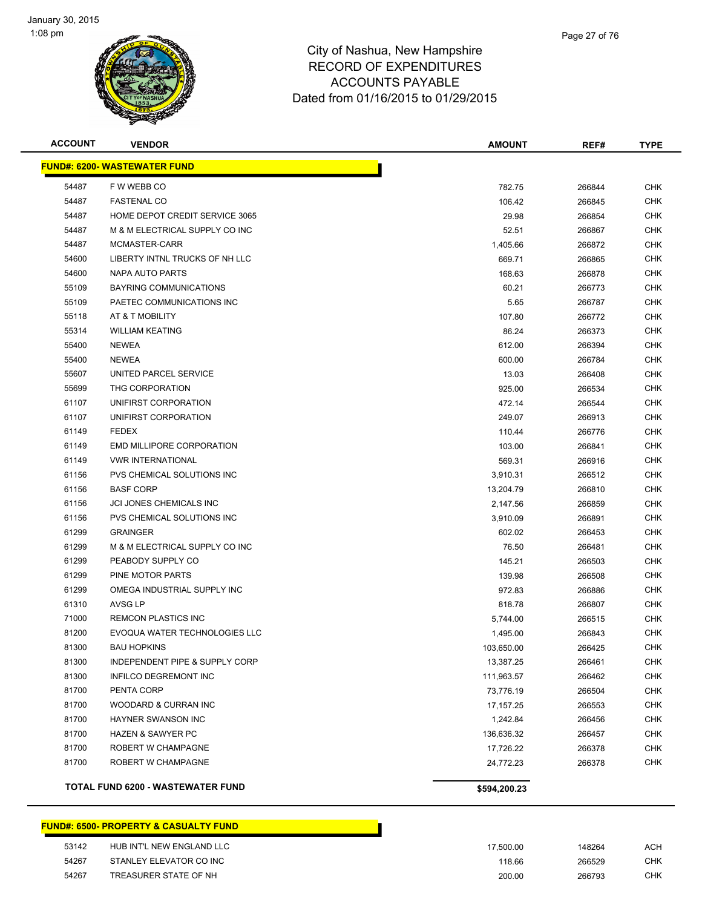January 30, 2015
1:08 pm

# City of Nashua, New Hampshire
## RECORD OF EXPENDITURES
## ACCOUNTS PAYABLE
## Dated from 01/16/2015 to 01/29/2015

| ACCOUNT | VENDOR | AMOUNT | REF# | TYPE |
|---|---|---|---|---|
| **FUND#: 6200- WASTEWATER FUND** | | | | |
| 54487 | F W WEBB CO | 782.75 | 266844 | CHK |
| 54487 | FASTENAL CO | 106.42 | 266845 | CHK |
| 54487 | HOME DEPOT CREDIT SERVICE 3065 | 29.98 | 266854 | CHK |
| 54487 | M & M ELECTRICAL SUPPLY CO INC | 52.51 | 266867 | CHK |
| 54487 | MCMASTER-CARR | 1,405.66 | 266872 | CHK |
| 54600 | LIBERTY INTNL TRUCKS OF NH LLC | 669.71 | 266865 | CHK |
| 54600 | NAPA AUTO PARTS | 168.63 | 266878 | CHK |
| 55109 | BAYRING COMMUNICATIONS | 60.21 | 266773 | CHK |
| 55109 | PAETEC COMMUNICATIONS INC | 5.65 | 266787 | CHK |
| 55118 | AT & T MOBILITY | 107.80 | 266772 | CHK |
| 55314 | WILLIAM KEATING | 86.24 | 266373 | CHK |
| 55400 | NEWEA | 612.00 | 266394 | CHK |
| 55400 | NEWEA | 600.00 | 266784 | CHK |
| 55607 | UNITED PARCEL SERVICE | 13.03 | 266408 | CHK |
| 55699 | THG CORPORATION | 925.00 | 266534 | CHK |
| 61107 | UNIFIRST CORPORATION | 472.14 | 266544 | CHK |
| 61107 | UNIFIRST CORPORATION | 249.07 | 266913 | CHK |
| 61149 | FEDEX | 110.44 | 266776 | CHK |
| 61149 | EMD MILLIPORE CORPORATION | 103.00 | 266841 | CHK |
| 61149 | VWR INTERNATIONAL | 569.31 | 266916 | CHK |
| 61156 | PVS CHEMICAL SOLUTIONS INC | 3,910.31 | 266512 | CHK |
| 61156 | BASF CORP | 13,204.79 | 266810 | CHK |
| 61156 | JCI JONES CHEMICALS INC | 2,147.56 | 266859 | CHK |
| 61156 | PVS CHEMICAL SOLUTIONS INC | 3,910.09 | 266891 | CHK |
| 61299 | GRAINGER | 602.02 | 266453 | CHK |
| 61299 | M & M ELECTRICAL SUPPLY CO INC | 76.50 | 266481 | CHK |
| 61299 | PEABODY SUPPLY CO | 145.21 | 266503 | CHK |
| 61299 | PINE MOTOR PARTS | 139.98 | 266508 | CHK |
| 61299 | OMEGA INDUSTRIAL SUPPLY INC | 972.83 | 266886 | CHK |
| 61310 | AVSG LP | 818.78 | 266807 | CHK |
| 71000 | REMCON PLASTICS INC | 5,744.00 | 266515 | CHK |
| 81200 | EVOQUA WATER TECHNOLOGIES LLC | 1,495.00 | 266843 | CHK |
| 81300 | BAU HOPKINS | 103,650.00 | 266425 | CHK |
| 81300 | INDEPENDENT PIPE & SUPPLY CORP | 13,387.25 | 266461 | CHK |
| 81300 | INFILCO DEGREMONT INC | 111,963.57 | 266462 | CHK |
| 81700 | PENTA CORP | 73,776.19 | 266504 | CHK |
| 81700 | WOODARD & CURRAN INC | 17,157.25 | 266553 | CHK |
| 81700 | HAYNER SWANSON INC | 1,242.84 | 266456 | CHK |
| 81700 | HAZEN & SAWYER PC | 136,636.32 | 266457 | CHK |
| 81700 | ROBERT W CHAMPAGNE | 17,726.22 | 266378 | CHK |
| 81700 | ROBERT W CHAMPAGNE | 24,772.23 | 266378 | CHK |
| | **TOTAL FUND 6200 - WASTEWATER FUND** | **$594,200.23** | | |

| ACCOUNT | VENDOR | AMOUNT | REF# | TYPE |
|---|---|---|---|---|
| **FUND#: 6500- PROPERTY & CASUALTY FUND** | | | | |
| 53142 | HUB INT'L NEW ENGLAND LLC | 17,500.00 | 148264 | ACH |
| 54267 | STANLEY ELEVATOR CO INC | 118.66 | 266529 | CHK |
| 54267 | TREASURER STATE OF NH | 200.00 | 266793 | CHK |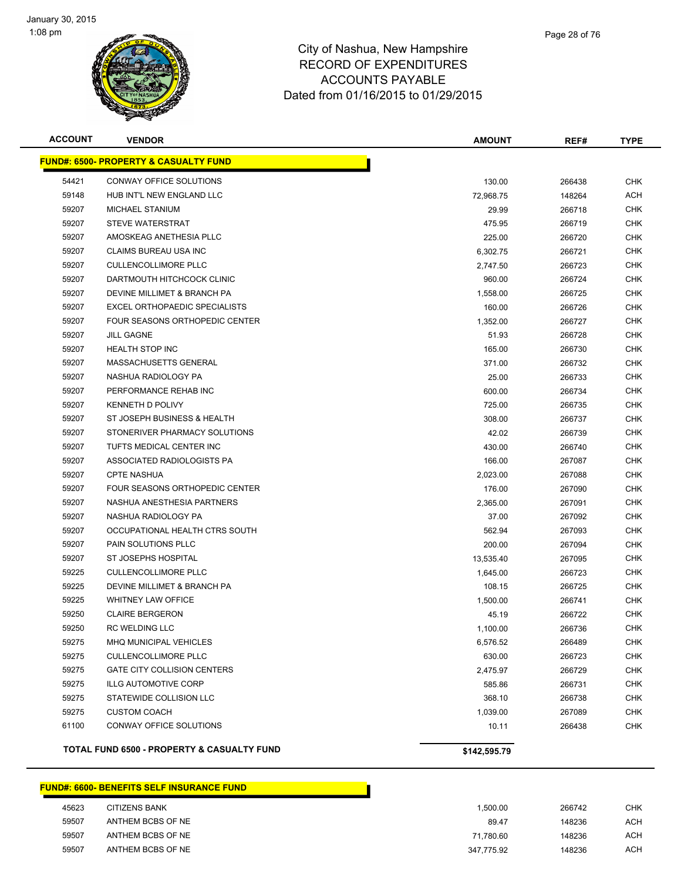City of Nashua, New Hampshire
RECORD OF EXPENDITURES
ACCOUNTS PAYABLE
Dated from 01/16/2015 to 01/29/2015

| ACCOUNT | VENDOR | AMOUNT | REF# | TYPE |
|---|---|---|---|---|
| **FUND#: 6500- PROPERTY & CASUALTY FUND** | | | | |
| 54421 | CONWAY OFFICE SOLUTIONS | 130.00 | 266438 | CHK |
| 59148 | HUB INT'L NEW ENGLAND LLC | 72,968.75 | 148264 | ACH |
| 59207 | MICHAEL STANIUM | 29.99 | 266718 | CHK |
| 59207 | STEVE WATERSTRAT | 475.95 | 266719 | CHK |
| 59207 | AMOSKEAG ANETHESIA PLLC | 225.00 | 266720 | CHK |
| 59207 | CLAIMS BUREAU USA INC | 6,302.75 | 266721 | CHK |
| 59207 | CULLENCOLLIMORE PLLC | 2,747.50 | 266723 | CHK |
| 59207 | DARTMOUTH HITCHCOCK CLINIC | 960.00 | 266724 | CHK |
| 59207 | DEVINE MILLIMET & BRANCH PA | 1,558.00 | 266725 | CHK |
| 59207 | EXCEL ORTHOPAEDIC SPECIALISTS | 160.00 | 266726 | CHK |
| 59207 | FOUR SEASONS ORTHOPEDIC CENTER | 1,352.00 | 266727 | CHK |
| 59207 | JILL GAGNE | 51.93 | 266728 | CHK |
| 59207 | HEALTH STOP INC | 165.00 | 266730 | CHK |
| 59207 | MASSACHUSETTS GENERAL | 371.00 | 266732 | CHK |
| 59207 | NASHUA RADIOLOGY PA | 25.00 | 266733 | CHK |
| 59207 | PERFORMANCE REHAB INC | 600.00 | 266734 | CHK |
| 59207 | KENNETH D POLIVY | 725.00 | 266735 | CHK |
| 59207 | ST JOSEPH BUSINESS & HEALTH | 308.00 | 266737 | CHK |
| 59207 | STONERIVER PHARMACY SOLUTIONS | 42.02 | 266739 | CHK |
| 59207 | TUFTS MEDICAL CENTER INC | 430.00 | 266740 | CHK |
| 59207 | ASSOCIATED RADIOLOGISTS PA | 166.00 | 267087 | CHK |
| 59207 | CPTE NASHUA | 2,023.00 | 267088 | CHK |
| 59207 | FOUR SEASONS ORTHOPEDIC CENTER | 176.00 | 267090 | CHK |
| 59207 | NASHUA ANESTHESIA PARTNERS | 2,365.00 | 267091 | CHK |
| 59207 | NASHUA RADIOLOGY PA | 37.00 | 267092 | CHK |
| 59207 | OCCUPATIONAL HEALTH CTRS SOUTH | 562.94 | 267093 | CHK |
| 59207 | PAIN SOLUTIONS PLLC | 200.00 | 267094 | CHK |
| 59207 | ST JOSEPHS HOSPITAL | 13,535.40 | 267095 | CHK |
| 59225 | CULLENCOLLIMORE PLLC | 1,645.00 | 266723 | CHK |
| 59225 | DEVINE MILLIMET & BRANCH PA | 108.15 | 266725 | CHK |
| 59225 | WHITNEY LAW OFFICE | 1,500.00 | 266741 | CHK |
| 59250 | CLAIRE BERGERON | 45.19 | 266722 | CHK |
| 59250 | RC WELDING LLC | 1,100.00 | 266736 | CHK |
| 59275 | MHQ MUNICIPAL VEHICLES | 6,576.52 | 266489 | CHK |
| 59275 | CULLENCOLLIMORE PLLC | 630.00 | 266723 | CHK |
| 59275 | GATE CITY COLLISION CENTERS | 2,475.97 | 266729 | CHK |
| 59275 | ILLG AUTOMOTIVE CORP | 585.86 | 266731 | CHK |
| 59275 | STATEWIDE COLLISION LLC | 368.10 | 266738 | CHK |
| 59275 | CUSTOM COACH | 1,039.00 | 267089 | CHK |
| 61100 | CONWAY OFFICE SOLUTIONS | 10.11 | 266438 | CHK |
| **TOTAL FUND 6500 - PROPERTY & CASUALTY FUND** | | **$142,595.79** | | |

| ACCOUNT | VENDOR | AMOUNT | REF# | TYPE |
|---|---|---|---|---|
| **FUND#: 6600- BENEFITS SELF INSURANCE FUND** | | | | |
| 45623 | CITIZENS BANK | 1,500.00 | 266742 | CHK |
| 59507 | ANTHEM BCBS OF NE | 89.47 | 148236 | ACH |
| 59507 | ANTHEM BCBS OF NE | 71,780.60 | 148236 | ACH |
| 59507 | ANTHEM BCBS OF NE | 347,775.92 | 148236 | ACH |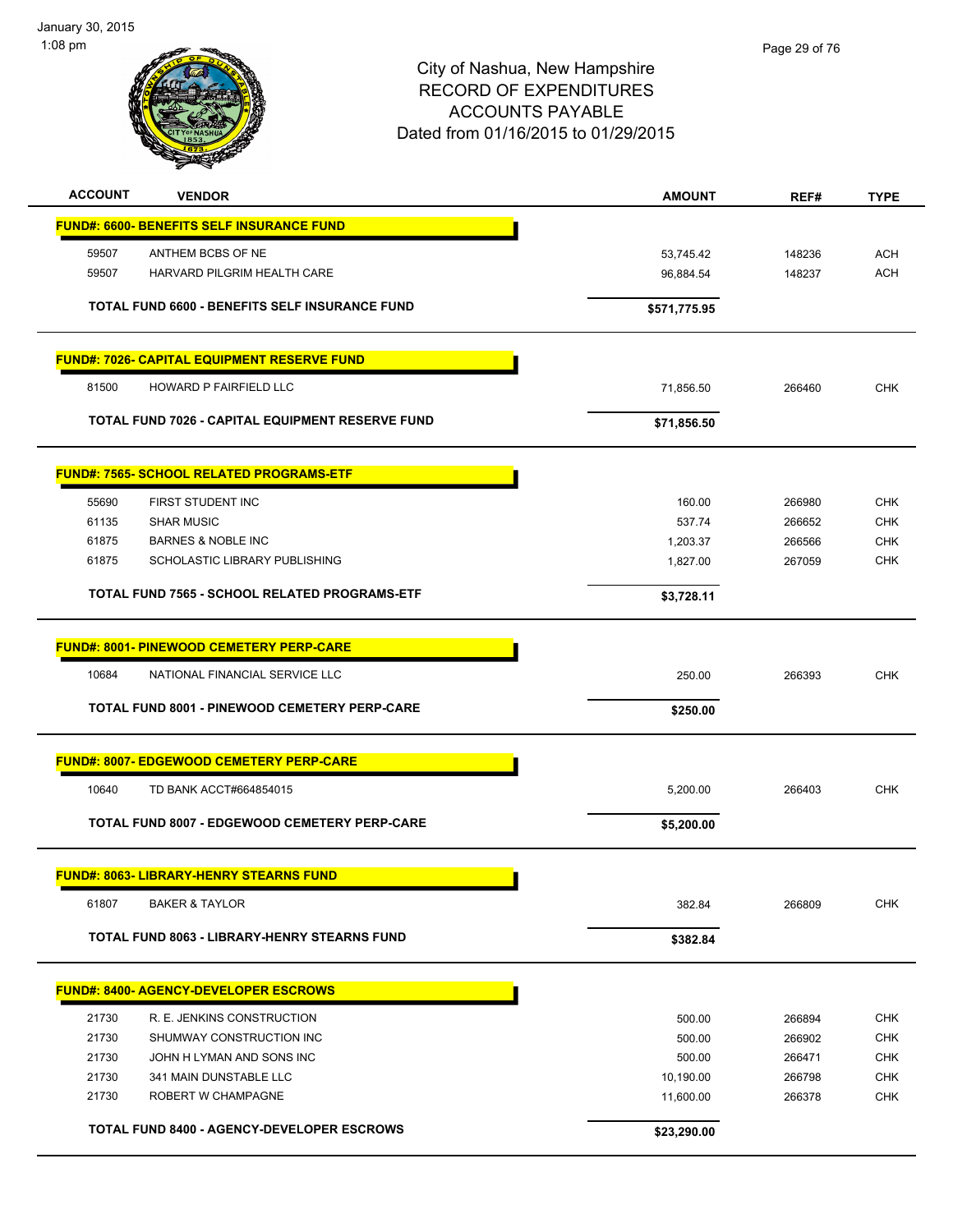# City of Nashua, New Hampshire
## RECORD OF EXPENDITURES
## ACCOUNTS PAYABLE
### Dated from 01/16/2015 to 01/29/2015

| ACCOUNT | VENDOR | AMOUNT | REF# | TYPE |
|---|---|---|---|---|
| **FUND#: 6600- BENEFITS SELF INSURANCE FUND** | | | | |
| 59507 | ANTHEM BCBS OF NE | 53,745.42 | 148236 | ACH |
| 59507 | HARVARD PILGRIM HEALTH CARE | 96,884.54 | 148237 | ACH |
| | **TOTAL FUND 6600 - BENEFITS SELF INSURANCE FUND** | **$571,775.95** | | |
| **FUND#: 7026- CAPITAL EQUIPMENT RESERVE FUND** | | | | |
| 81500 | HOWARD P FAIRFIELD LLC | 71,856.50 | 266460 | CHK |
| | **TOTAL FUND 7026 - CAPITAL EQUIPMENT RESERVE FUND** | **$71,856.50** | | |
| **FUND#: 7565- SCHOOL RELATED PROGRAMS-ETF** | | | | |
| 55690 | FIRST STUDENT INC | 160.00 | 266980 | CHK |
| 61135 | SHAR MUSIC | 537.74 | 266652 | CHK |
| 61875 | BARNES & NOBLE INC | 1,203.37 | 266566 | CHK |
| 61875 | SCHOLASTIC LIBRARY PUBLISHING | 1,827.00 | 267059 | CHK |
| | **TOTAL FUND 7565 - SCHOOL RELATED PROGRAMS-ETF** | **$3,728.11** | | |
| **FUND#: 8001- PINEWOOD CEMETERY PERP-CARE** | | | | |
| 10684 | NATIONAL FINANCIAL SERVICE LLC | 250.00 | 266393 | CHK |
| | **TOTAL FUND 8001 - PINEWOOD CEMETERY PERP-CARE** | **$250.00** | | |
| **FUND#: 8007- EDGEWOOD CEMETERY PERP-CARE** | | | | |
| 10640 | TD BANK ACCT#664854015 | 5,200.00 | 266403 | CHK |
| | **TOTAL FUND 8007 - EDGEWOOD CEMETERY PERP-CARE** | **$5,200.00** | | |
| **FUND#: 8063- LIBRARY-HENRY STEARNS FUND** | | | | |
| 61807 | BAKER & TAYLOR | 382.84 | 266809 | CHK |
| | **TOTAL FUND 8063 - LIBRARY-HENRY STEARNS FUND** | **$382.84** | | |
| **FUND#: 8400- AGENCY-DEVELOPER ESCROWS** | | | | |
| 21730 | R. E. JENKINS CONSTRUCTION | 500.00 | 266894 | CHK |
| 21730 | SHUMWAY CONSTRUCTION INC | 500.00 | 266902 | CHK |
| 21730 | JOHN H LYMAN AND SONS INC | 500.00 | 266471 | CHK |
| 21730 | 341 MAIN DUNSTABLE LLC | 10,190.00 | 266798 | CHK |
| 21730 | ROBERT W CHAMPAGNE | 11,600.00 | 266378 | CHK |
| | **TOTAL FUND 8400 - AGENCY-DEVELOPER ESCROWS** | **$23,290.00** | | |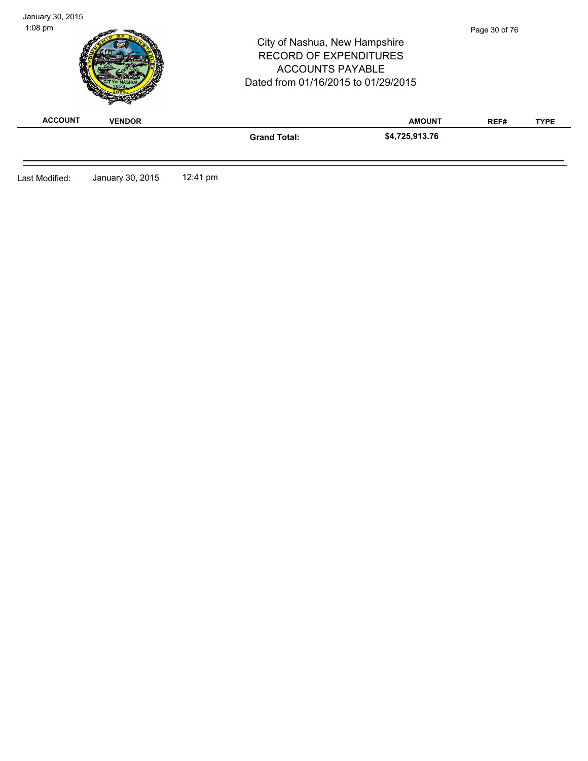City of Nashua, New Hampshire
RECORD OF EXPENDITURES
ACCOUNTS PAYABLE
Dated from 01/16/2015 to 01/29/2015

| ACCOUNT | VENDOR | | AMOUNT | REF# | TYPE |
|---|---|---|---|---|---|
| | | **Grand Total:** | **$4,725,913.76** | | |

Last Modified: January 30, 2015 12:41 pm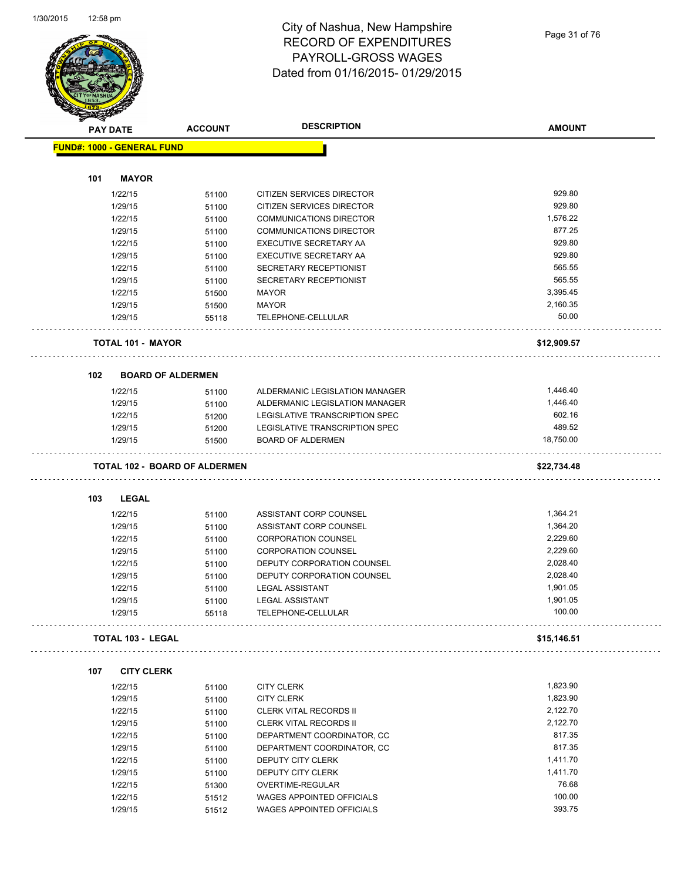# City of Nashua, New Hampshire
## RECORD OF EXPENDITURES
## PAYROLL-GROSS WAGES
## Dated from 01/16/2015- 01/29/2015

| PAY DATE | ACCOUNT | DESCRIPTION | AMOUNT |
|---|---|---|---|
| **FUND#: 1000 - GENERAL FUND** | | | |
| **101 MAYOR** | | | |
| 1/22/15 | 51100 | CITIZEN SERVICES DIRECTOR | 929.80 |
| 1/29/15 | 51100 | CITIZEN SERVICES DIRECTOR | 929.80 |
| 1/22/15 | 51100 | COMMUNICATIONS DIRECTOR | 1,576.22 |
| 1/29/15 | 51100 | COMMUNICATIONS DIRECTOR | 877.25 |
| 1/22/15 | 51100 | EXECUTIVE SECRETARY AA | 929.80 |
| 1/29/15 | 51100 | EXECUTIVE SECRETARY AA | 929.80 |
| 1/22/15 | 51100 | SECRETARY RECEPTIONIST | 565.55 |
| 1/29/15 | 51100 | SECRETARY RECEPTIONIST | 565.55 |
| 1/22/15 | 51500 | MAYOR | 3,395.45 |
| 1/29/15 | 51500 | MAYOR | 2,160.35 |
| 1/29/15 | 55118 | TELEPHONE-CELLULAR | 50.00 |
| **TOTAL 101 - MAYOR** | | | **$12,909.57** |
| **102 BOARD OF ALDERMEN** | | | |
| 1/22/15 | 51100 | ALDERMANIC LEGISLATION MANAGER | 1,446.40 |
| 1/29/15 | 51100 | ALDERMANIC LEGISLATION MANAGER | 1,446.40 |
| 1/22/15 | 51200 | LEGISLATIVE TRANSCRIPTION SPEC | 602.16 |
| 1/29/15 | 51200 | LEGISLATIVE TRANSCRIPTION SPEC | 489.52 |
| 1/29/15 | 51500 | BOARD OF ALDERMEN | 18,750.00 |
| **TOTAL 102 - BOARD OF ALDERMEN** | | | **$22,734.48** |
| **103 LEGAL** | | | |
| 1/22/15 | 51100 | ASSISTANT CORP COUNSEL | 1,364.21 |
| 1/29/15 | 51100 | ASSISTANT CORP COUNSEL | 1,364.20 |
| 1/22/15 | 51100 | CORPORATION COUNSEL | 2,229.60 |
| 1/29/15 | 51100 | CORPORATION COUNSEL | 2,229.60 |
| 1/22/15 | 51100 | DEPUTY CORPORATION COUNSEL | 2,028.40 |
| 1/29/15 | 51100 | DEPUTY CORPORATION COUNSEL | 2,028.40 |
| 1/22/15 | 51100 | LEGAL ASSISTANT | 1,901.05 |
| 1/29/15 | 51100 | LEGAL ASSISTANT | 1,901.05 |
| 1/29/15 | 55118 | TELEPHONE-CELLULAR | 100.00 |
| **TOTAL 103 - LEGAL** | | | **$15,146.51** |
| **107 CITY CLERK** | | | |
| 1/22/15 | 51100 | CITY CLERK | 1,823.90 |
| 1/29/15 | 51100 | CITY CLERK | 1,823.90 |
| 1/22/15 | 51100 | CLERK VITAL RECORDS II | 2,122.70 |
| 1/29/15 | 51100 | CLERK VITAL RECORDS II | 2,122.70 |
| 1/22/15 | 51100 | DEPARTMENT COORDINATOR, CC | 817.35 |
| 1/29/15 | 51100 | DEPARTMENT COORDINATOR, CC | 817.35 |
| 1/22/15 | 51100 | DEPUTY CITY CLERK | 1,411.70 |
| 1/29/15 | 51100 | DEPUTY CITY CLERK | 1,411.70 |
| 1/22/15 | 51300 | OVERTIME-REGULAR | 76.68 |
| 1/22/15 | 51512 | WAGES APPOINTED OFFICIALS | 100.00 |
| 1/29/15 | 51512 | WAGES APPOINTED OFFICIALS | 393.75 |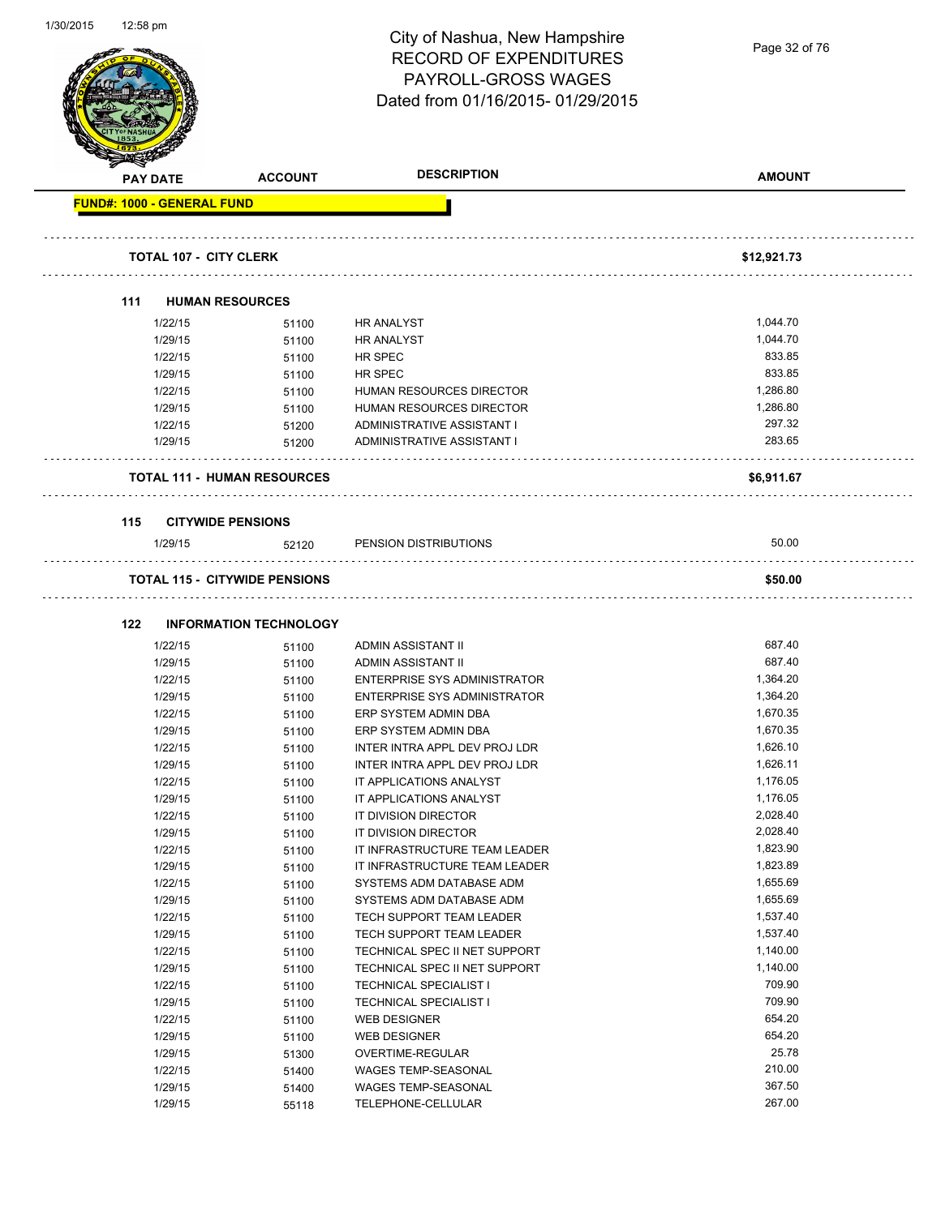# City of Nashua, New Hampshire
## RECORD OF EXPENDITURES
## PAYROLL-GROSS WAGES
## Dated from 01/16/2015- 01/29/2015

| PAY DATE | ACCOUNT | DESCRIPTION | AMOUNT |
|---|---|---|---|
| **FUND#: 1000 - GENERAL FUND** | | | |
| **TOTAL 107 - CITY CLERK** | | | **$12,921.73** |
| **111 HUMAN RESOURCES** | | | |
| 1/22/15 | 51100 | HR ANALYST | 1,044.70 |
| 1/29/15 | 51100 | HR ANALYST | 1,044.70 |
| 1/22/15 | 51100 | HR SPEC | 833.85 |
| 1/29/15 | 51100 | HR SPEC | 833.85 |
| 1/22/15 | 51100 | HUMAN RESOURCES DIRECTOR | 1,286.80 |
| 1/29/15 | 51100 | HUMAN RESOURCES DIRECTOR | 1,286.80 |
| 1/22/15 | 51200 | ADMINISTRATIVE ASSISTANT I | 297.32 |
| 1/29/15 | 51200 | ADMINISTRATIVE ASSISTANT I | 283.65 |
| **TOTAL 111 - HUMAN RESOURCES** | | | **$6,911.67** |
| **115 CITYWIDE PENSIONS** | | | |
| 1/29/15 | 52120 | PENSION DISTRIBUTIONS | 50.00 |
| **TOTAL 115 - CITYWIDE PENSIONS** | | | **$50.00** |
| **122 INFORMATION TECHNOLOGY** | | | |
| 1/22/15 | 51100 | ADMIN ASSISTANT II | 687.40 |
| 1/29/15 | 51100 | ADMIN ASSISTANT II | 687.40 |
| 1/22/15 | 51100 | ENTERPRISE SYS ADMINISTRATOR | 1,364.20 |
| 1/29/15 | 51100 | ENTERPRISE SYS ADMINISTRATOR | 1,364.20 |
| 1/22/15 | 51100 | ERP SYSTEM ADMIN DBA | 1,670.35 |
| 1/29/15 | 51100 | ERP SYSTEM ADMIN DBA | 1,670.35 |
| 1/22/15 | 51100 | INTER INTRA APPL DEV PROJ LDR | 1,626.10 |
| 1/29/15 | 51100 | INTER INTRA APPL DEV PROJ LDR | 1,626.11 |
| 1/22/15 | 51100 | IT APPLICATIONS ANALYST | 1,176.05 |
| 1/29/15 | 51100 | IT APPLICATIONS ANALYST | 1,176.05 |
| 1/22/15 | 51100 | IT DIVISION DIRECTOR | 2,028.40 |
| 1/29/15 | 51100 | IT DIVISION DIRECTOR | 2,028.40 |
| 1/22/15 | 51100 | IT INFRASTRUCTURE TEAM LEADER | 1,823.90 |
| 1/29/15 | 51100 | IT INFRASTRUCTURE TEAM LEADER | 1,823.89 |
| 1/22/15 | 51100 | SYSTEMS ADM DATABASE ADM | 1,655.69 |
| 1/29/15 | 51100 | SYSTEMS ADM DATABASE ADM | 1,655.69 |
| 1/22/15 | 51100 | TECH SUPPORT TEAM LEADER | 1,537.40 |
| 1/29/15 | 51100 | TECH SUPPORT TEAM LEADER | 1,537.40 |
| 1/22/15 | 51100 | TECHNICAL SPEC II NET SUPPORT | 1,140.00 |
| 1/29/15 | 51100 | TECHNICAL SPEC II NET SUPPORT | 1,140.00 |
| 1/22/15 | 51100 | TECHNICAL SPECIALIST I | 709.90 |
| 1/29/15 | 51100 | TECHNICAL SPECIALIST I | 709.90 |
| 1/22/15 | 51100 | WEB DESIGNER | 654.20 |
| 1/29/15 | 51100 | WEB DESIGNER | 654.20 |
| 1/29/15 | 51300 | OVERTIME-REGULAR | 25.78 |
| 1/22/15 | 51400 | WAGES TEMP-SEASONAL | 210.00 |
| 1/29/15 | 51400 | WAGES TEMP-SEASONAL | 367.50 |
| 1/29/15 | 55118 | TELEPHONE-CELLULAR | 267.00 |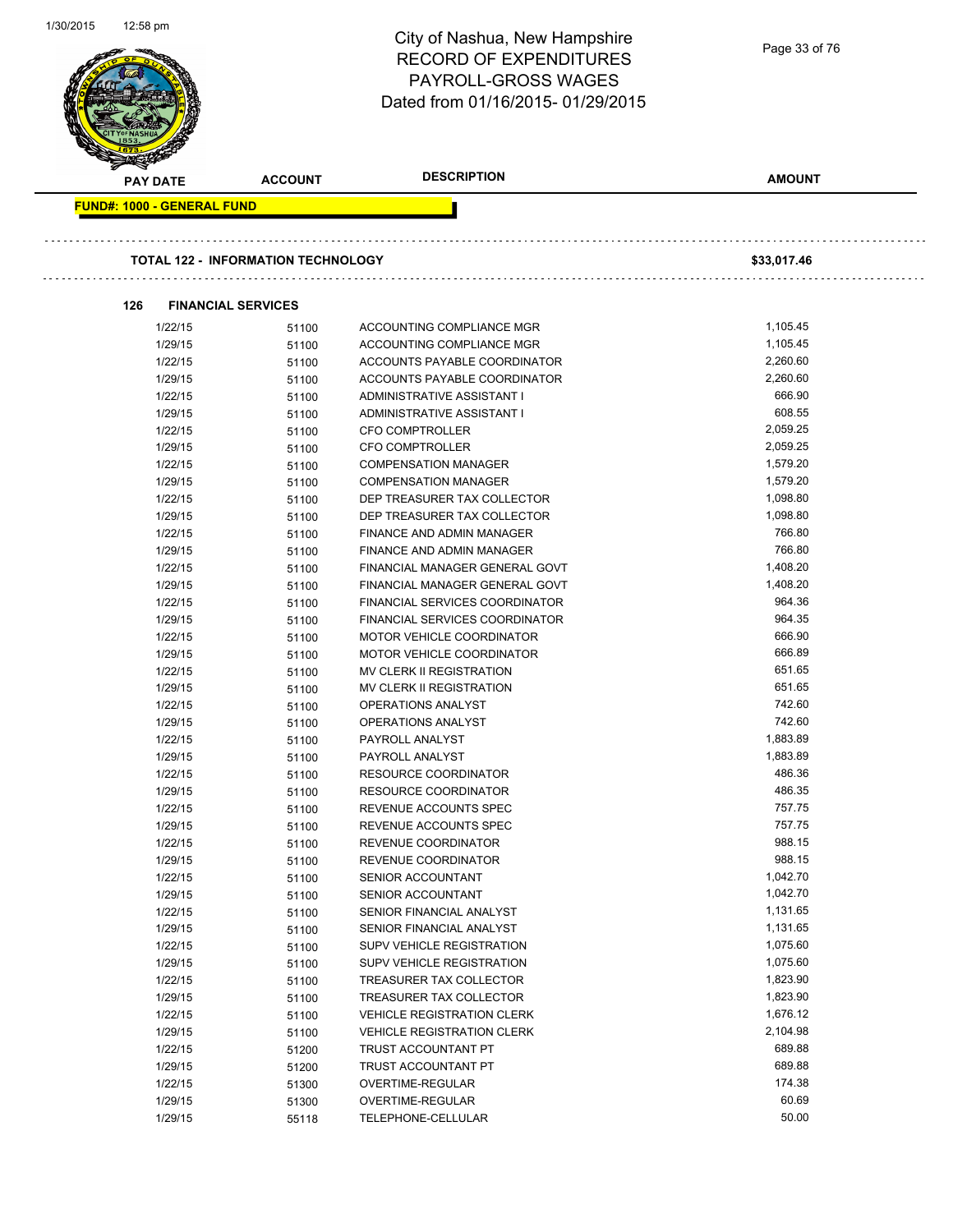# City of Nashua, New Hampshire
## RECORD OF EXPENDITURES
## PAYROLL-GROSS WAGES
## Dated from 01/16/2015- 01/29/2015

| PAY DATE | ACCOUNT | DESCRIPTION | AMOUNT |
|---|---|---|---|

**FUND#: 1000 - GENERAL FUND**

**TOTAL 122 - INFORMATION TECHNOLOGY** **$33,017.46**

**126 FINANCIAL SERVICES**

| PAY DATE | ACCOUNT | DESCRIPTION | AMOUNT |
|---|---|---|---|
| 1/22/15 | 51100 | ACCOUNTING COMPLIANCE MGR | 1,105.45 |
| 1/29/15 | 51100 | ACCOUNTING COMPLIANCE MGR | 1,105.45 |
| 1/22/15 | 51100 | ACCOUNTS PAYABLE COORDINATOR | 2,260.60 |
| 1/29/15 | 51100 | ACCOUNTS PAYABLE COORDINATOR | 2,260.60 |
| 1/22/15 | 51100 | ADMINISTRATIVE ASSISTANT I | 666.90 |
| 1/29/15 | 51100 | ADMINISTRATIVE ASSISTANT I | 608.55 |
| 1/22/15 | 51100 | CFO COMPTROLLER | 2,059.25 |
| 1/29/15 | 51100 | CFO COMPTROLLER | 2,059.25 |
| 1/22/15 | 51100 | COMPENSATION MANAGER | 1,579.20 |
| 1/29/15 | 51100 | COMPENSATION MANAGER | 1,579.20 |
| 1/22/15 | 51100 | DEP TREASURER TAX COLLECTOR | 1,098.80 |
| 1/29/15 | 51100 | DEP TREASURER TAX COLLECTOR | 1,098.80 |
| 1/22/15 | 51100 | FINANCE AND ADMIN MANAGER | 766.80 |
| 1/29/15 | 51100 | FINANCE AND ADMIN MANAGER | 766.80 |
| 1/22/15 | 51100 | FINANCIAL MANAGER GENERAL GOVT | 1,408.20 |
| 1/29/15 | 51100 | FINANCIAL MANAGER GENERAL GOVT | 1,408.20 |
| 1/22/15 | 51100 | FINANCIAL SERVICES COORDINATOR | 964.36 |
| 1/29/15 | 51100 | FINANCIAL SERVICES COORDINATOR | 964.35 |
| 1/22/15 | 51100 | MOTOR VEHICLE COORDINATOR | 666.90 |
| 1/29/15 | 51100 | MOTOR VEHICLE COORDINATOR | 666.89 |
| 1/22/15 | 51100 | MV CLERK II REGISTRATION | 651.65 |
| 1/29/15 | 51100 | MV CLERK II REGISTRATION | 651.65 |
| 1/22/15 | 51100 | OPERATIONS ANALYST | 742.60 |
| 1/29/15 | 51100 | OPERATIONS ANALYST | 742.60 |
| 1/22/15 | 51100 | PAYROLL ANALYST | 1,883.89 |
| 1/29/15 | 51100 | PAYROLL ANALYST | 1,883.89 |
| 1/22/15 | 51100 | RESOURCE COORDINATOR | 486.36 |
| 1/29/15 | 51100 | RESOURCE COORDINATOR | 486.35 |
| 1/22/15 | 51100 | REVENUE ACCOUNTS SPEC | 757.75 |
| 1/29/15 | 51100 | REVENUE ACCOUNTS SPEC | 757.75 |
| 1/22/15 | 51100 | REVENUE COORDINATOR | 988.15 |
| 1/29/15 | 51100 | REVENUE COORDINATOR | 988.15 |
| 1/22/15 | 51100 | SENIOR ACCOUNTANT | 1,042.70 |
| 1/29/15 | 51100 | SENIOR ACCOUNTANT | 1,042.70 |
| 1/22/15 | 51100 | SENIOR FINANCIAL ANALYST | 1,131.65 |
| 1/29/15 | 51100 | SENIOR FINANCIAL ANALYST | 1,131.65 |
| 1/22/15 | 51100 | SUPV VEHICLE REGISTRATION | 1,075.60 |
| 1/29/15 | 51100 | SUPV VEHICLE REGISTRATION | 1,075.60 |
| 1/22/15 | 51100 | TREASURER TAX COLLECTOR | 1,823.90 |
| 1/29/15 | 51100 | TREASURER TAX COLLECTOR | 1,823.90 |
| 1/22/15 | 51100 | VEHICLE REGISTRATION CLERK | 1,676.12 |
| 1/29/15 | 51100 | VEHICLE REGISTRATION CLERK | 2,104.98 |
| 1/22/15 | 51200 | TRUST ACCOUNTANT PT | 689.88 |
| 1/29/15 | 51200 | TRUST ACCOUNTANT PT | 689.88 |
| 1/22/15 | 51300 | OVERTIME-REGULAR | 174.38 |
| 1/29/15 | 51300 | OVERTIME-REGULAR | 60.69 |
| 1/29/15 | 55118 | TELEPHONE-CELLULAR | 50.00 |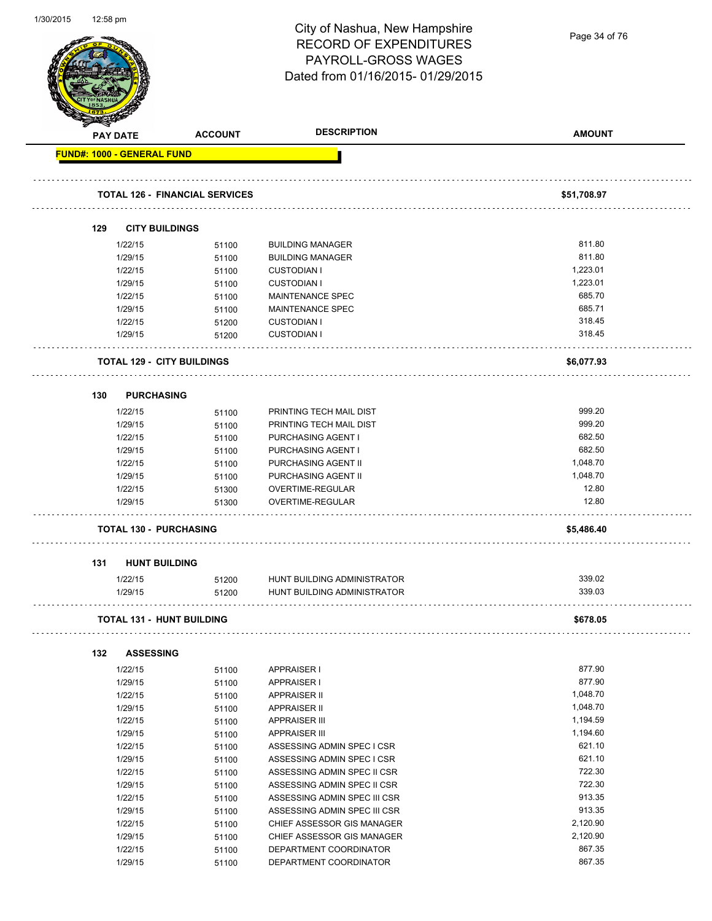# City of Nashua, New Hampshire
## RECORD OF EXPENDITURES
## PAYROLL-GROSS WAGES
## Dated from 01/16/2015- 01/29/2015

| PAY DATE | ACCOUNT | DESCRIPTION | AMOUNT |
|---|---|---|---|
| **FUND#: 1000 - GENERAL FUND** | | | |
| **TOTAL 126 - FINANCIAL SERVICES** | | | **$51,708.97** |
| **129 CITY BUILDINGS** | | | |
| 1/22/15 | 51100 | BUILDING MANAGER | 811.80 |
| 1/29/15 | 51100 | BUILDING MANAGER | 811.80 |
| 1/22/15 | 51100 | CUSTODIAN I | 1,223.01 |
| 1/29/15 | 51100 | CUSTODIAN I | 1,223.01 |
| 1/22/15 | 51100 | MAINTENANCE SPEC | 685.70 |
| 1/29/15 | 51100 | MAINTENANCE SPEC | 685.71 |
| 1/22/15 | 51200 | CUSTODIAN I | 318.45 |
| 1/29/15 | 51200 | CUSTODIAN I | 318.45 |
| **TOTAL 129 - CITY BUILDINGS** | | | **$6,077.93** |
| **130 PURCHASING** | | | |
| 1/22/15 | 51100 | PRINTING TECH MAIL DIST | 999.20 |
| 1/29/15 | 51100 | PRINTING TECH MAIL DIST | 999.20 |
| 1/22/15 | 51100 | PURCHASING AGENT I | 682.50 |
| 1/29/15 | 51100 | PURCHASING AGENT I | 682.50 |
| 1/22/15 | 51100 | PURCHASING AGENT II | 1,048.70 |
| 1/29/15 | 51100 | PURCHASING AGENT II | 1,048.70 |
| 1/22/15 | 51300 | OVERTIME-REGULAR | 12.80 |
| 1/29/15 | 51300 | OVERTIME-REGULAR | 12.80 |
| **TOTAL 130 - PURCHASING** | | | **$5,486.40** |
| **131 HUNT BUILDING** | | | |
| 1/22/15 | 51200 | HUNT BUILDING ADMINISTRATOR | 339.02 |
| 1/29/15 | 51200 | HUNT BUILDING ADMINISTRATOR | 339.03 |
| **TOTAL 131 - HUNT BUILDING** | | | **$678.05** |
| **132 ASSESSING** | | | |
| 1/22/15 | 51100 | APPRAISER I | 877.90 |
| 1/29/15 | 51100 | APPRAISER I | 877.90 |
| 1/22/15 | 51100 | APPRAISER II | 1,048.70 |
| 1/29/15 | 51100 | APPRAISER II | 1,048.70 |
| 1/22/15 | 51100 | APPRAISER III | 1,194.59 |
| 1/29/15 | 51100 | APPRAISER III | 1,194.60 |
| 1/22/15 | 51100 | ASSESSING ADMIN SPEC I CSR | 621.10 |
| 1/29/15 | 51100 | ASSESSING ADMIN SPEC I CSR | 621.10 |
| 1/22/15 | 51100 | ASSESSING ADMIN SPEC II CSR | 722.30 |
| 1/29/15 | 51100 | ASSESSING ADMIN SPEC II CSR | 722.30 |
| 1/22/15 | 51100 | ASSESSING ADMIN SPEC III CSR | 913.35 |
| 1/29/15 | 51100 | ASSESSING ADMIN SPEC III CSR | 913.35 |
| 1/22/15 | 51100 | CHIEF ASSESSOR GIS MANAGER | 2,120.90 |
| 1/29/15 | 51100 | CHIEF ASSESSOR GIS MANAGER | 2,120.90 |
| 1/22/15 | 51100 | DEPARTMENT COORDINATOR | 867.35 |
| 1/29/15 | 51100 | DEPARTMENT COORDINATOR | 867.35 |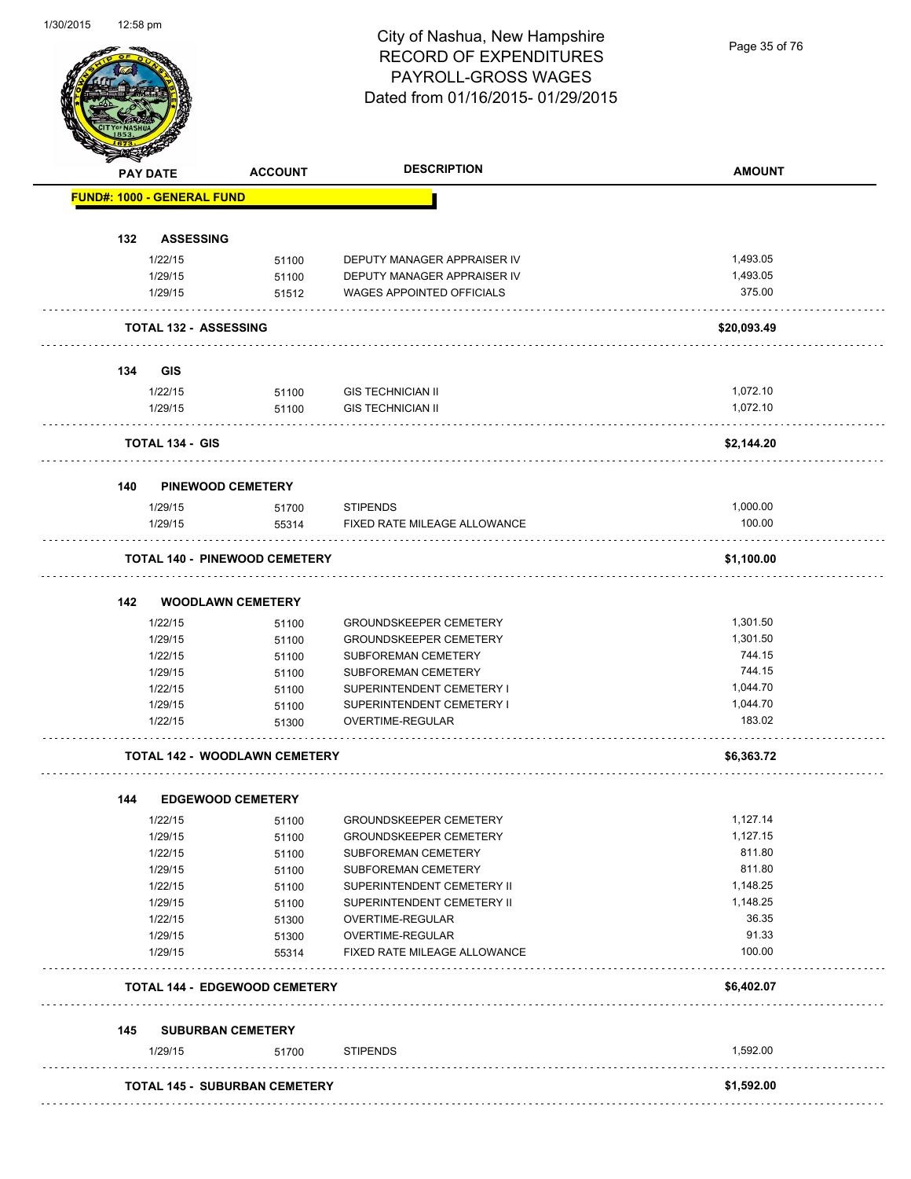# City of Nashua, New Hampshire
## RECORD OF EXPENDITURES
## PAYROLL-GROSS WAGES
## Dated from 01/16/2015- 01/29/2015

| PAY DATE | ACCOUNT | DESCRIPTION | AMOUNT |
|---|---|---|---|
| **FUND#: 1000 - GENERAL FUND** | | | |
| **132 ASSESSING** | | | |
| 1/22/15 | 51100 | DEPUTY MANAGER APPRAISER IV | 1,493.05 |
| 1/29/15 | 51100 | DEPUTY MANAGER APPRAISER IV | 1,493.05 |
| 1/29/15 | 51512 | WAGES APPOINTED OFFICIALS | 375.00 |
| **TOTAL 132 - ASSESSING** | | | **$20,093.49** |
| **134 GIS** | | | |
| 1/22/15 | 51100 | GIS TECHNICIAN II | 1,072.10 |
| 1/29/15 | 51100 | GIS TECHNICIAN II | 1,072.10 |
| **TOTAL 134 - GIS** | | | **$2,144.20** |
| **140 PINEWOOD CEMETERY** | | | |
| 1/29/15 | 51700 | STIPENDS | 1,000.00 |
| 1/29/15 | 55314 | FIXED RATE MILEAGE ALLOWANCE | 100.00 |
| **TOTAL 140 - PINEWOOD CEMETERY** | | | **$1,100.00** |
| **142 WOODLAWN CEMETERY** | | | |
| 1/22/15 | 51100 | GROUNDSKEEPER CEMETERY | 1,301.50 |
| 1/29/15 | 51100 | GROUNDSKEEPER CEMETERY | 1,301.50 |
| 1/22/15 | 51100 | SUBFOREMAN CEMETERY | 744.15 |
| 1/29/15 | 51100 | SUBFOREMAN CEMETERY | 744.15 |
| 1/22/15 | 51100 | SUPERINTENDENT CEMETERY I | 1,044.70 |
| 1/29/15 | 51100 | SUPERINTENDENT CEMETERY I | 1,044.70 |
| 1/22/15 | 51300 | OVERTIME-REGULAR | 183.02 |
| **TOTAL 142 - WOODLAWN CEMETERY** | | | **$6,363.72** |
| **144 EDGEWOOD CEMETERY** | | | |
| 1/22/15 | 51100 | GROUNDSKEEPER CEMETERY | 1,127.14 |
| 1/29/15 | 51100 | GROUNDSKEEPER CEMETERY | 1,127.15 |
| 1/22/15 | 51100 | SUBFOREMAN CEMETERY | 811.80 |
| 1/29/15 | 51100 | SUBFOREMAN CEMETERY | 811.80 |
| 1/22/15 | 51100 | SUPERINTENDENT CEMETERY II | 1,148.25 |
| 1/29/15 | 51100 | SUPERINTENDENT CEMETERY II | 1,148.25 |
| 1/22/15 | 51300 | OVERTIME-REGULAR | 36.35 |
| 1/29/15 | 51300 | OVERTIME-REGULAR | 91.33 |
| 1/29/15 | 55314 | FIXED RATE MILEAGE ALLOWANCE | 100.00 |
| **TOTAL 144 - EDGEWOOD CEMETERY** | | | **$6,402.07** |
| **145 SUBURBAN CEMETERY** | | | |
| 1/29/15 | 51700 | STIPENDS | 1,592.00 |
| **TOTAL 145 - SUBURBAN CEMETERY** | | | **$1,592.00** |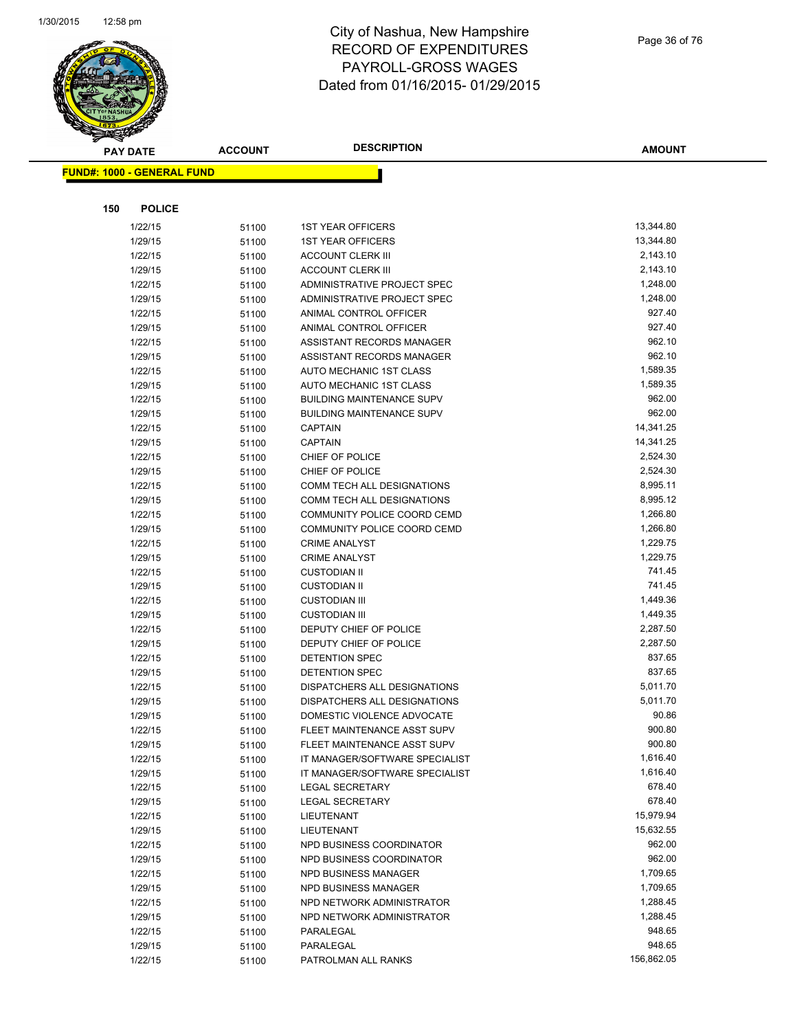# City of Nashua, New Hampshire
## RECORD OF EXPENDITURES
## PAYROLL-GROSS WAGES
## Dated from 01/16/2015- 01/29/2015

| PAY DATE | ACCOUNT | DESCRIPTION | AMOUNT |
|---|---|---|---|

**FUND#: 1000 - GENERAL FUND**

**150 POLICE**

| PAY DATE | ACCOUNT | DESCRIPTION | AMOUNT |
|---|---|---|---|
| 1/22/15 | 51100 | 1ST YEAR OFFICERS | 13,344.80 |
| 1/29/15 | 51100 | 1ST YEAR OFFICERS | 13,344.80 |
| 1/22/15 | 51100 | ACCOUNT CLERK III | 2,143.10 |
| 1/29/15 | 51100 | ACCOUNT CLERK III | 2,143.10 |
| 1/22/15 | 51100 | ADMINISTRATIVE PROJECT SPEC | 1,248.00 |
| 1/29/15 | 51100 | ADMINISTRATIVE PROJECT SPEC | 1,248.00 |
| 1/22/15 | 51100 | ANIMAL CONTROL OFFICER | 927.40 |
| 1/29/15 | 51100 | ANIMAL CONTROL OFFICER | 927.40 |
| 1/22/15 | 51100 | ASSISTANT RECORDS MANAGER | 962.10 |
| 1/29/15 | 51100 | ASSISTANT RECORDS MANAGER | 962.10 |
| 1/22/15 | 51100 | AUTO MECHANIC 1ST CLASS | 1,589.35 |
| 1/29/15 | 51100 | AUTO MECHANIC 1ST CLASS | 1,589.35 |
| 1/22/15 | 51100 | BUILDING MAINTENANCE SUPV | 962.00 |
| 1/29/15 | 51100 | BUILDING MAINTENANCE SUPV | 962.00 |
| 1/22/15 | 51100 | CAPTAIN | 14,341.25 |
| 1/29/15 | 51100 | CAPTAIN | 14,341.25 |
| 1/22/15 | 51100 | CHIEF OF POLICE | 2,524.30 |
| 1/29/15 | 51100 | CHIEF OF POLICE | 2,524.30 |
| 1/22/15 | 51100 | COMM TECH ALL DESIGNATIONS | 8,995.11 |
| 1/29/15 | 51100 | COMM TECH ALL DESIGNATIONS | 8,995.12 |
| 1/22/15 | 51100 | COMMUNITY POLICE COORD CEMD | 1,266.80 |
| 1/29/15 | 51100 | COMMUNITY POLICE COORD CEMD | 1,266.80 |
| 1/22/15 | 51100 | CRIME ANALYST | 1,229.75 |
| 1/29/15 | 51100 | CRIME ANALYST | 1,229.75 |
| 1/22/15 | 51100 | CUSTODIAN II | 741.45 |
| 1/29/15 | 51100 | CUSTODIAN II | 741.45 |
| 1/22/15 | 51100 | CUSTODIAN III | 1,449.36 |
| 1/29/15 | 51100 | CUSTODIAN III | 1,449.35 |
| 1/22/15 | 51100 | DEPUTY CHIEF OF POLICE | 2,287.50 |
| 1/29/15 | 51100 | DEPUTY CHIEF OF POLICE | 2,287.50 |
| 1/22/15 | 51100 | DETENTION SPEC | 837.65 |
| 1/29/15 | 51100 | DETENTION SPEC | 837.65 |
| 1/22/15 | 51100 | DISPATCHERS ALL DESIGNATIONS | 5,011.70 |
| 1/29/15 | 51100 | DISPATCHERS ALL DESIGNATIONS | 5,011.70 |
| 1/29/15 | 51100 | DOMESTIC VIOLENCE ADVOCATE | 90.86 |
| 1/22/15 | 51100 | FLEET MAINTENANCE ASST SUPV | 900.80 |
| 1/29/15 | 51100 | FLEET MAINTENANCE ASST SUPV | 900.80 |
| 1/22/15 | 51100 | IT MANAGER/SOFTWARE SPECIALIST | 1,616.40 |
| 1/29/15 | 51100 | IT MANAGER/SOFTWARE SPECIALIST | 1,616.40 |
| 1/22/15 | 51100 | LEGAL SECRETARY | 678.40 |
| 1/29/15 | 51100 | LEGAL SECRETARY | 678.40 |
| 1/22/15 | 51100 | LIEUTENANT | 15,979.94 |
| 1/29/15 | 51100 | LIEUTENANT | 15,632.55 |
| 1/22/15 | 51100 | NPD BUSINESS COORDINATOR | 962.00 |
| 1/29/15 | 51100 | NPD BUSINESS COORDINATOR | 962.00 |
| 1/22/15 | 51100 | NPD BUSINESS MANAGER | 1,709.65 |
| 1/29/15 | 51100 | NPD BUSINESS MANAGER | 1,709.65 |
| 1/22/15 | 51100 | NPD NETWORK ADMINISTRATOR | 1,288.45 |
| 1/29/15 | 51100 | NPD NETWORK ADMINISTRATOR | 1,288.45 |
| 1/22/15 | 51100 | PARALEGAL | 948.65 |
| 1/29/15 | 51100 | PARALEGAL | 948.65 |
| 1/22/15 | 51100 | PATROLMAN ALL RANKS | 156,862.05 |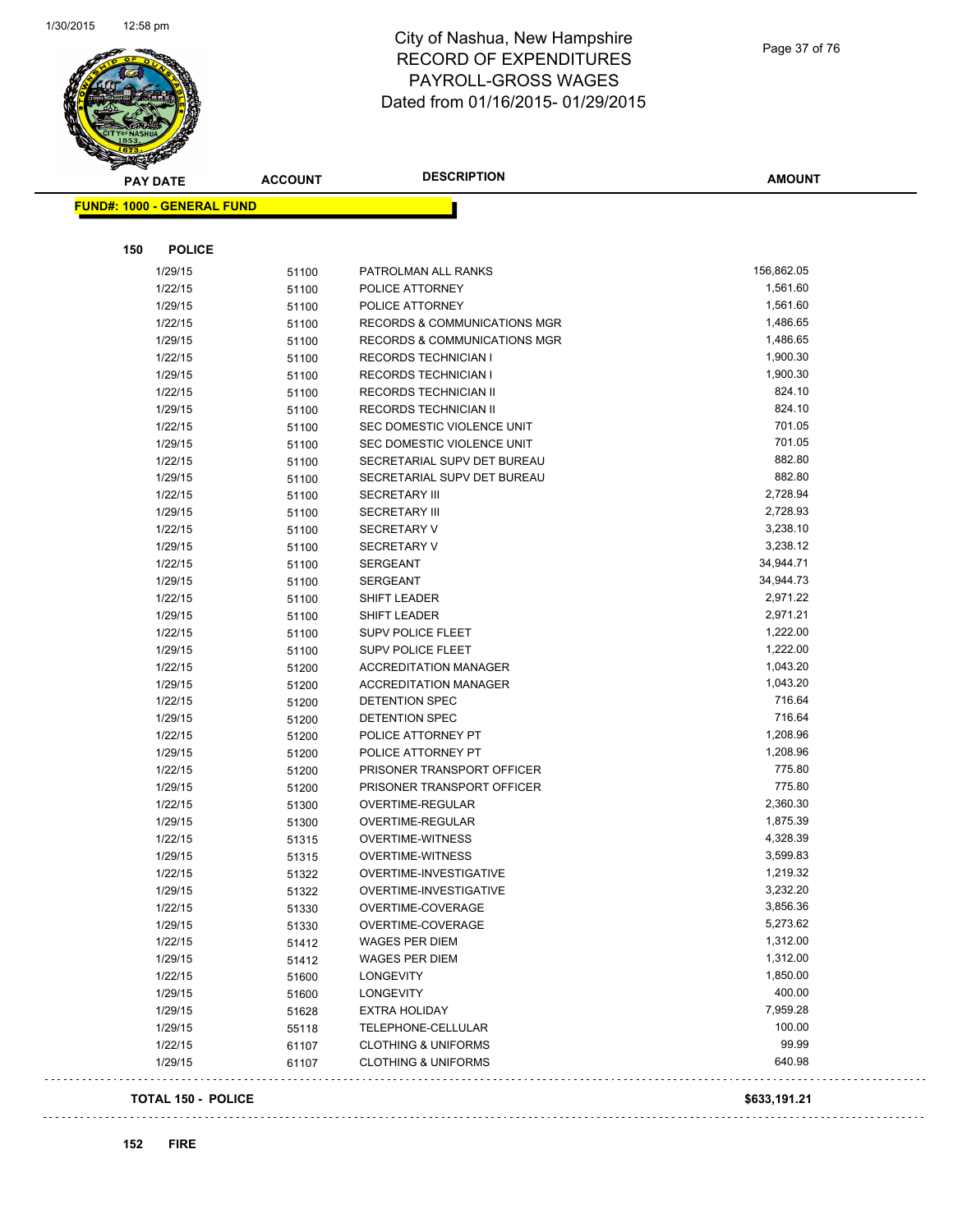# City of Nashua, New Hampshire
## RECORD OF EXPENDITURES
## PAYROLL-GROSS WAGES
## Dated from 01/16/2015- 01/29/2015

**FUND#: 1000 - GENERAL FUND**

**150 POLICE**

| PAY DATE | ACCOUNT | DESCRIPTION | AMOUNT |
|---|---|---|---|
| 1/29/15 | 51100 | PATROLMAN ALL RANKS | 156,862.05 |
| 1/22/15 | 51100 | POLICE ATTORNEY | 1,561.60 |
| 1/29/15 | 51100 | POLICE ATTORNEY | 1,561.60 |
| 1/22/15 | 51100 | RECORDS & COMMUNICATIONS MGR | 1,486.65 |
| 1/29/15 | 51100 | RECORDS & COMMUNICATIONS MGR | 1,486.65 |
| 1/22/15 | 51100 | RECORDS TECHNICIAN I | 1,900.30 |
| 1/29/15 | 51100 | RECORDS TECHNICIAN I | 1,900.30 |
| 1/22/15 | 51100 | RECORDS TECHNICIAN II | 824.10 |
| 1/29/15 | 51100 | RECORDS TECHNICIAN II | 824.10 |
| 1/22/15 | 51100 | SEC DOMESTIC VIOLENCE UNIT | 701.05 |
| 1/29/15 | 51100 | SEC DOMESTIC VIOLENCE UNIT | 701.05 |
| 1/22/15 | 51100 | SECRETARIAL SUPV DET BUREAU | 882.80 |
| 1/29/15 | 51100 | SECRETARIAL SUPV DET BUREAU | 882.80 |
| 1/22/15 | 51100 | SECRETARY III | 2,728.94 |
| 1/29/15 | 51100 | SECRETARY III | 2,728.93 |
| 1/22/15 | 51100 | SECRETARY V | 3,238.10 |
| 1/29/15 | 51100 | SECRETARY V | 3,238.12 |
| 1/22/15 | 51100 | SERGEANT | 34,944.71 |
| 1/29/15 | 51100 | SERGEANT | 34,944.73 |
| 1/22/15 | 51100 | SHIFT LEADER | 2,971.22 |
| 1/29/15 | 51100 | SHIFT LEADER | 2,971.21 |
| 1/22/15 | 51100 | SUPV POLICE FLEET | 1,222.00 |
| 1/29/15 | 51100 | SUPV POLICE FLEET | 1,222.00 |
| 1/22/15 | 51200 | ACCREDITATION MANAGER | 1,043.20 |
| 1/29/15 | 51200 | ACCREDITATION MANAGER | 1,043.20 |
| 1/22/15 | 51200 | DETENTION SPEC | 716.64 |
| 1/29/15 | 51200 | DETENTION SPEC | 716.64 |
| 1/22/15 | 51200 | POLICE ATTORNEY PT | 1,208.96 |
| 1/29/15 | 51200 | POLICE ATTORNEY PT | 1,208.96 |
| 1/22/15 | 51200 | PRISONER TRANSPORT OFFICER | 775.80 |
| 1/29/15 | 51200 | PRISONER TRANSPORT OFFICER | 775.80 |
| 1/22/15 | 51300 | OVERTIME-REGULAR | 2,360.30 |
| 1/29/15 | 51300 | OVERTIME-REGULAR | 1,875.39 |
| 1/22/15 | 51315 | OVERTIME-WITNESS | 4,328.39 |
| 1/29/15 | 51315 | OVERTIME-WITNESS | 3,599.83 |
| 1/22/15 | 51322 | OVERTIME-INVESTIGATIVE | 1,219.32 |
| 1/29/15 | 51322 | OVERTIME-INVESTIGATIVE | 3,232.20 |
| 1/22/15 | 51330 | OVERTIME-COVERAGE | 3,856.36 |
| 1/29/15 | 51330 | OVERTIME-COVERAGE | 5,273.62 |
| 1/22/15 | 51412 | WAGES PER DIEM | 1,312.00 |
| 1/29/15 | 51412 | WAGES PER DIEM | 1,312.00 |
| 1/22/15 | 51600 | LONGEVITY | 1,850.00 |
| 1/29/15 | 51600 | LONGEVITY | 400.00 |
| 1/29/15 | 51628 | EXTRA HOLIDAY | 7,959.28 |
| 1/29/15 | 55118 | TELEPHONE-CELLULAR | 100.00 |
| 1/22/15 | 61107 | CLOTHING & UNIFORMS | 99.99 |
| 1/29/15 | 61107 | CLOTHING & UNIFORMS | 640.98 |

**TOTAL 150 - POLICE** **$633,191.21**

**152 FIRE**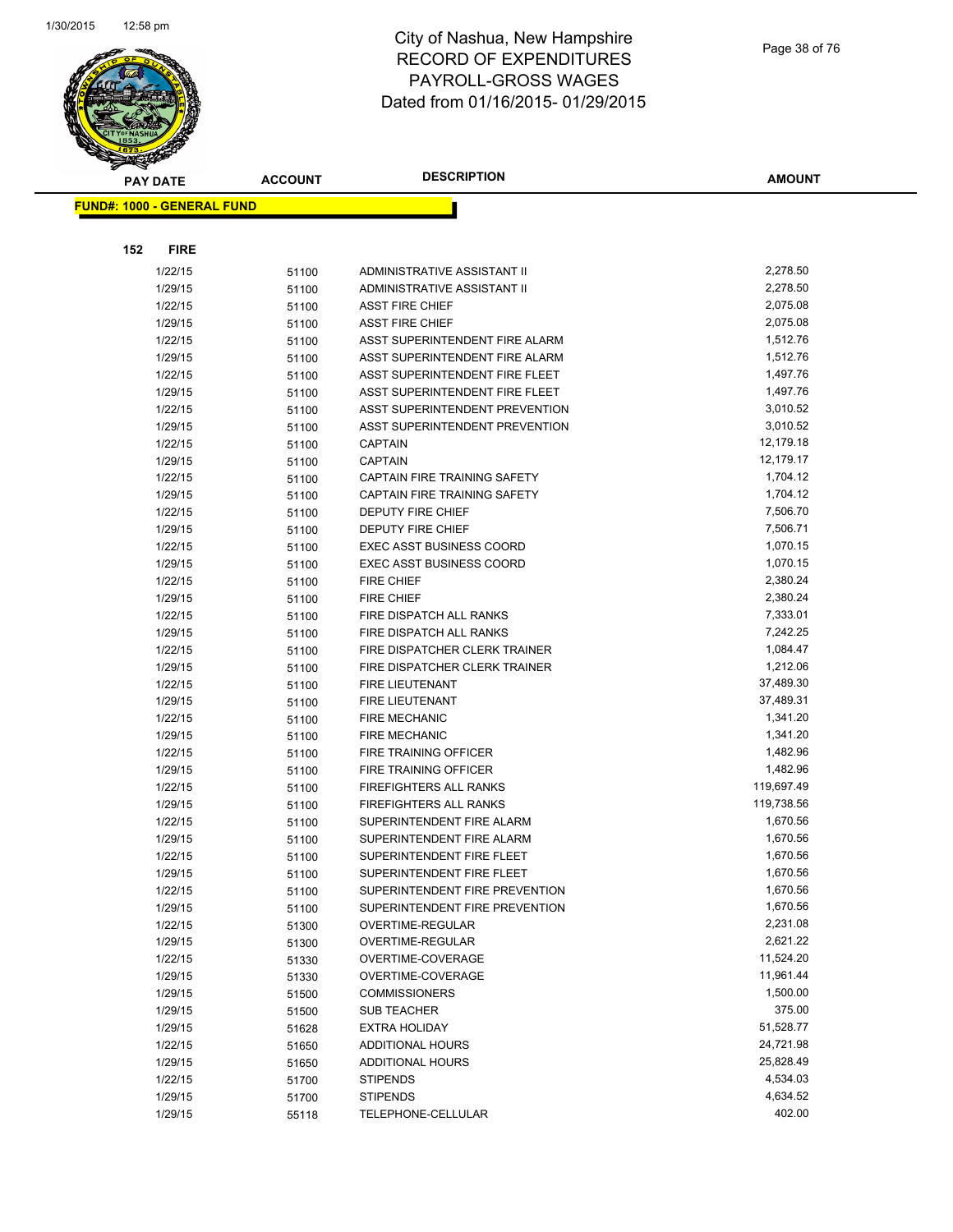# City of Nashua, New Hampshire
## RECORD OF EXPENDITURES
## PAYROLL-GROSS WAGES
## Dated from 01/16/2015- 01/29/2015

**FUND#: 1000 - GENERAL FUND**

**152 FIRE**

| PAY DATE | ACCOUNT | DESCRIPTION | AMOUNT |
|---|---|---|---|
| 1/22/15 | 51100 | ADMINISTRATIVE ASSISTANT II | 2,278.50 |
| 1/29/15 | 51100 | ADMINISTRATIVE ASSISTANT II | 2,278.50 |
| 1/22/15 | 51100 | ASST FIRE CHIEF | 2,075.08 |
| 1/29/15 | 51100 | ASST FIRE CHIEF | 2,075.08 |
| 1/22/15 | 51100 | ASST SUPERINTENDENT FIRE ALARM | 1,512.76 |
| 1/29/15 | 51100 | ASST SUPERINTENDENT FIRE ALARM | 1,512.76 |
| 1/22/15 | 51100 | ASST SUPERINTENDENT FIRE FLEET | 1,497.76 |
| 1/29/15 | 51100 | ASST SUPERINTENDENT FIRE FLEET | 1,497.76 |
| 1/22/15 | 51100 | ASST SUPERINTENDENT PREVENTION | 3,010.52 |
| 1/29/15 | 51100 | ASST SUPERINTENDENT PREVENTION | 3,010.52 |
| 1/22/15 | 51100 | CAPTAIN | 12,179.18 |
| 1/29/15 | 51100 | CAPTAIN | 12,179.17 |
| 1/22/15 | 51100 | CAPTAIN FIRE TRAINING SAFETY | 1,704.12 |
| 1/29/15 | 51100 | CAPTAIN FIRE TRAINING SAFETY | 1,704.12 |
| 1/22/15 | 51100 | DEPUTY FIRE CHIEF | 7,506.70 |
| 1/29/15 | 51100 | DEPUTY FIRE CHIEF | 7,506.71 |
| 1/22/15 | 51100 | EXEC ASST BUSINESS COORD | 1,070.15 |
| 1/29/15 | 51100 | EXEC ASST BUSINESS COORD | 1,070.15 |
| 1/22/15 | 51100 | FIRE CHIEF | 2,380.24 |
| 1/29/15 | 51100 | FIRE CHIEF | 2,380.24 |
| 1/22/15 | 51100 | FIRE DISPATCH ALL RANKS | 7,333.01 |
| 1/29/15 | 51100 | FIRE DISPATCH ALL RANKS | 7,242.25 |
| 1/22/15 | 51100 | FIRE DISPATCHER CLERK TRAINER | 1,084.47 |
| 1/29/15 | 51100 | FIRE DISPATCHER CLERK TRAINER | 1,212.06 |
| 1/22/15 | 51100 | FIRE LIEUTENANT | 37,489.30 |
| 1/29/15 | 51100 | FIRE LIEUTENANT | 37,489.31 |
| 1/22/15 | 51100 | FIRE MECHANIC | 1,341.20 |
| 1/29/15 | 51100 | FIRE MECHANIC | 1,341.20 |
| 1/22/15 | 51100 | FIRE TRAINING OFFICER | 1,482.96 |
| 1/29/15 | 51100 | FIRE TRAINING OFFICER | 1,482.96 |
| 1/22/15 | 51100 | FIREFIGHTERS ALL RANKS | 119,697.49 |
| 1/29/15 | 51100 | FIREFIGHTERS ALL RANKS | 119,738.56 |
| 1/22/15 | 51100 | SUPERINTENDENT FIRE ALARM | 1,670.56 |
| 1/29/15 | 51100 | SUPERINTENDENT FIRE ALARM | 1,670.56 |
| 1/22/15 | 51100 | SUPERINTENDENT FIRE FLEET | 1,670.56 |
| 1/29/15 | 51100 | SUPERINTENDENT FIRE FLEET | 1,670.56 |
| 1/22/15 | 51100 | SUPERINTENDENT FIRE PREVENTION | 1,670.56 |
| 1/29/15 | 51100 | SUPERINTENDENT FIRE PREVENTION | 1,670.56 |
| 1/22/15 | 51300 | OVERTIME-REGULAR | 2,231.08 |
| 1/29/15 | 51300 | OVERTIME-REGULAR | 2,621.22 |
| 1/22/15 | 51330 | OVERTIME-COVERAGE | 11,524.20 |
| 1/29/15 | 51330 | OVERTIME-COVERAGE | 11,961.44 |
| 1/29/15 | 51500 | COMMISSIONERS | 1,500.00 |
| 1/29/15 | 51500 | SUB TEACHER | 375.00 |
| 1/29/15 | 51628 | EXTRA HOLIDAY | 51,528.77 |
| 1/22/15 | 51650 | ADDITIONAL HOURS | 24,721.98 |
| 1/29/15 | 51650 | ADDITIONAL HOURS | 25,828.49 |
| 1/22/15 | 51700 | STIPENDS | 4,534.03 |
| 1/29/15 | 51700 | STIPENDS | 4,634.52 |
| 1/29/15 | 55118 | TELEPHONE-CELLULAR | 402.00 |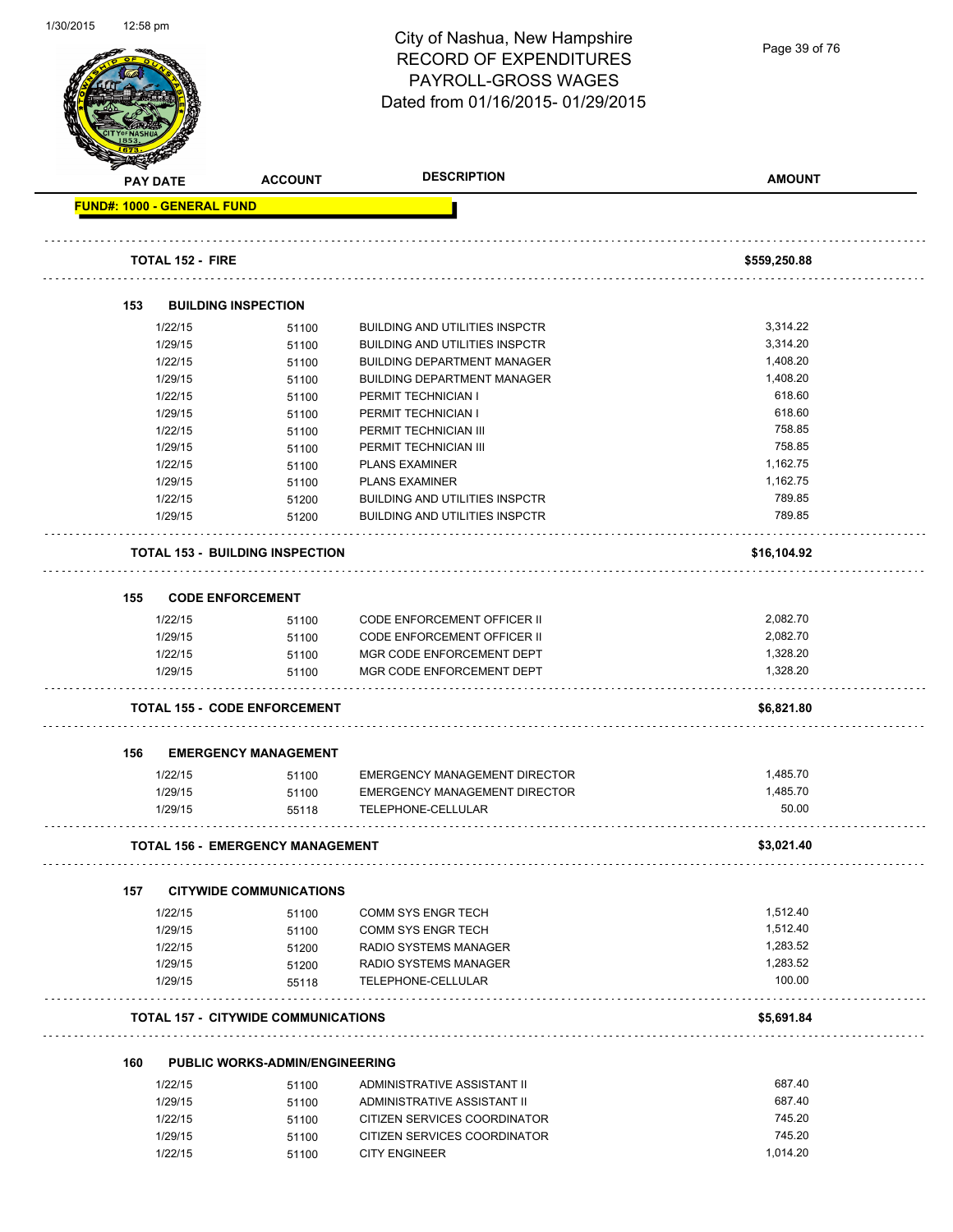City of Nashua, New Hampshire
RECORD OF EXPENDITURES
PAYROLL-GROSS WAGES
Dated from 01/16/2015- 01/29/2015

| PAY DATE | ACCOUNT | DESCRIPTION | AMOUNT |
|---|---|---|---|
| **FUND#: 1000 - GENERAL FUND** | | | |
| **TOTAL 152 - FIRE** | | | **$559,250.88** |
| **153 BUILDING INSPECTION** | | | |
| 1/22/15 | 51100 | BUILDING AND UTILITIES INSPCTR | 3,314.22 |
| 1/29/15 | 51100 | BUILDING AND UTILITIES INSPCTR | 3,314.20 |
| 1/22/15 | 51100 | BUILDING DEPARTMENT MANAGER | 1,408.20 |
| 1/29/15 | 51100 | BUILDING DEPARTMENT MANAGER | 1,408.20 |
| 1/22/15 | 51100 | PERMIT TECHNICIAN I | 618.60 |
| 1/29/15 | 51100 | PERMIT TECHNICIAN I | 618.60 |
| 1/22/15 | 51100 | PERMIT TECHNICIAN III | 758.85 |
| 1/29/15 | 51100 | PERMIT TECHNICIAN III | 758.85 |
| 1/22/15 | 51100 | PLANS EXAMINER | 1,162.75 |
| 1/29/15 | 51100 | PLANS EXAMINER | 1,162.75 |
| 1/22/15 | 51200 | BUILDING AND UTILITIES INSPCTR | 789.85 |
| 1/29/15 | 51200 | BUILDING AND UTILITIES INSPCTR | 789.85 |
| **TOTAL 153 - BUILDING INSPECTION** | | | **$16,104.92** |
| **155 CODE ENFORCEMENT** | | | |
| 1/22/15 | 51100 | CODE ENFORCEMENT OFFICER II | 2,082.70 |
| 1/29/15 | 51100 | CODE ENFORCEMENT OFFICER II | 2,082.70 |
| 1/22/15 | 51100 | MGR CODE ENFORCEMENT DEPT | 1,328.20 |
| 1/29/15 | 51100 | MGR CODE ENFORCEMENT DEPT | 1,328.20 |
| **TOTAL 155 - CODE ENFORCEMENT** | | | **$6,821.80** |
| **156 EMERGENCY MANAGEMENT** | | | |
| 1/22/15 | 51100 | EMERGENCY MANAGEMENT DIRECTOR | 1,485.70 |
| 1/29/15 | 51100 | EMERGENCY MANAGEMENT DIRECTOR | 1,485.70 |
| 1/29/15 | 55118 | TELEPHONE-CELLULAR | 50.00 |
| **TOTAL 156 - EMERGENCY MANAGEMENT** | | | **$3,021.40** |
| **157 CITYWIDE COMMUNICATIONS** | | | |
| 1/22/15 | 51100 | COMM SYS ENGR TECH | 1,512.40 |
| 1/29/15 | 51100 | COMM SYS ENGR TECH | 1,512.40 |
| 1/22/15 | 51200 | RADIO SYSTEMS MANAGER | 1,283.52 |
| 1/29/15 | 51200 | RADIO SYSTEMS MANAGER | 1,283.52 |
| 1/29/15 | 55118 | TELEPHONE-CELLULAR | 100.00 |
| **TOTAL 157 - CITYWIDE COMMUNICATIONS** | | | **$5,691.84** |
| **160 PUBLIC WORKS-ADMIN/ENGINEERING** | | | |
| 1/22/15 | 51100 | ADMINISTRATIVE ASSISTANT II | 687.40 |
| 1/29/15 | 51100 | ADMINISTRATIVE ASSISTANT II | 687.40 |
| 1/22/15 | 51100 | CITIZEN SERVICES COORDINATOR | 745.20 |
| 1/29/15 | 51100 | CITIZEN SERVICES COORDINATOR | 745.20 |
| 1/22/15 | 51100 | CITY ENGINEER | 1,014.20 |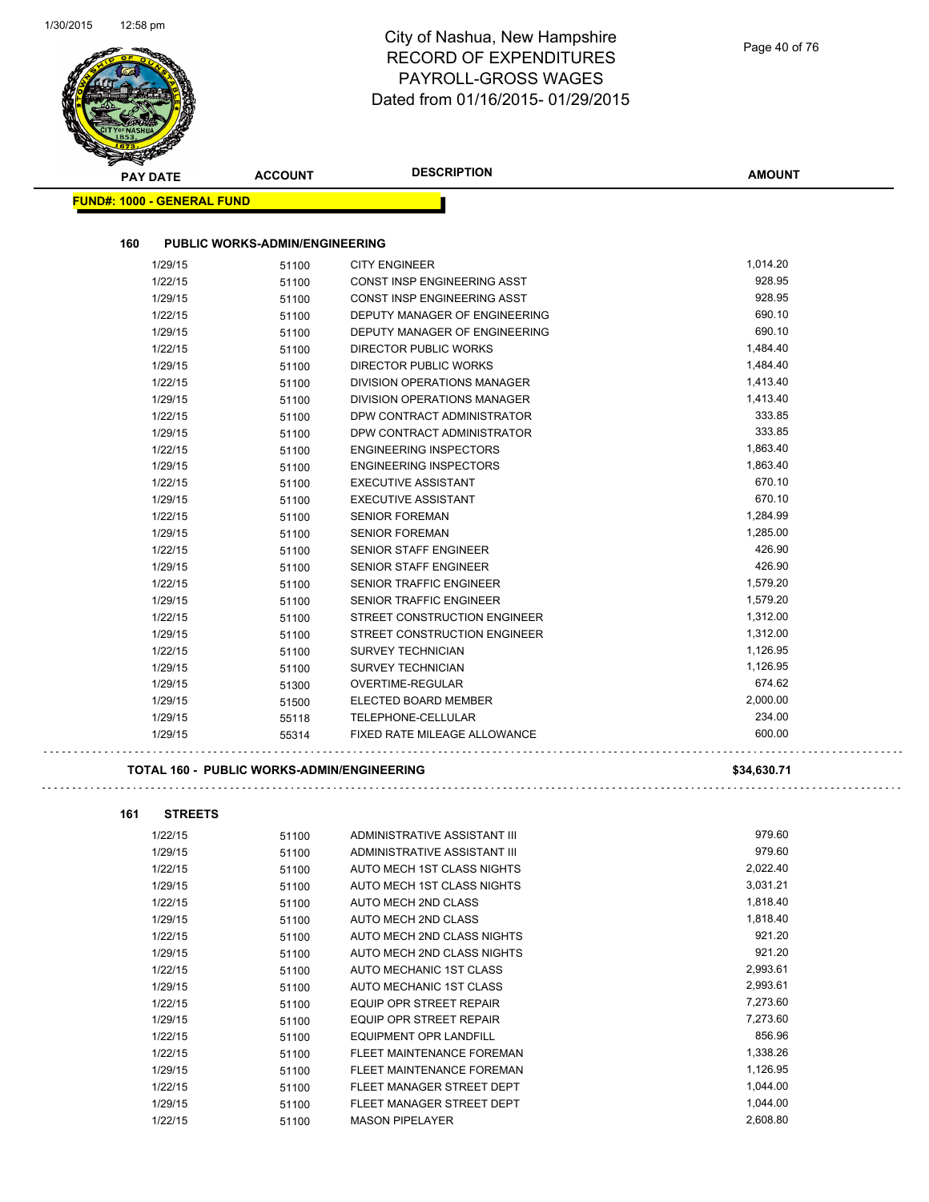# City of Nashua, New Hampshire
## RECORD OF EXPENDITURES
## PAYROLL-GROSS WAGES
## Dated from 01/16/2015- 01/29/2015

**FUND#: 1000 - GENERAL FUND**

### 160 PUBLIC WORKS-ADMIN/ENGINEERING

| PAY DATE | ACCOUNT | DESCRIPTION | AMOUNT |
|---|---|---|---|
| 1/29/15 | 51100 | CITY ENGINEER | 1,014.20 |
| 1/22/15 | 51100 | CONST INSP ENGINEERING ASST | 928.95 |
| 1/29/15 | 51100 | CONST INSP ENGINEERING ASST | 928.95 |
| 1/22/15 | 51100 | DEPUTY MANAGER OF ENGINEERING | 690.10 |
| 1/29/15 | 51100 | DEPUTY MANAGER OF ENGINEERING | 690.10 |
| 1/22/15 | 51100 | DIRECTOR PUBLIC WORKS | 1,484.40 |
| 1/29/15 | 51100 | DIRECTOR PUBLIC WORKS | 1,484.40 |
| 1/22/15 | 51100 | DIVISION OPERATIONS MANAGER | 1,413.40 |
| 1/29/15 | 51100 | DIVISION OPERATIONS MANAGER | 1,413.40 |
| 1/22/15 | 51100 | DPW CONTRACT ADMINISTRATOR | 333.85 |
| 1/29/15 | 51100 | DPW CONTRACT ADMINISTRATOR | 333.85 |
| 1/22/15 | 51100 | ENGINEERING INSPECTORS | 1,863.40 |
| 1/29/15 | 51100 | ENGINEERING INSPECTORS | 1,863.40 |
| 1/22/15 | 51100 | EXECUTIVE ASSISTANT | 670.10 |
| 1/29/15 | 51100 | EXECUTIVE ASSISTANT | 670.10 |
| 1/22/15 | 51100 | SENIOR FOREMAN | 1,284.99 |
| 1/29/15 | 51100 | SENIOR FOREMAN | 1,285.00 |
| 1/22/15 | 51100 | SENIOR STAFF ENGINEER | 426.90 |
| 1/29/15 | 51100 | SENIOR STAFF ENGINEER | 426.90 |
| 1/22/15 | 51100 | SENIOR TRAFFIC ENGINEER | 1,579.20 |
| 1/29/15 | 51100 | SENIOR TRAFFIC ENGINEER | 1,579.20 |
| 1/22/15 | 51100 | STREET CONSTRUCTION ENGINEER | 1,312.00 |
| 1/29/15 | 51100 | STREET CONSTRUCTION ENGINEER | 1,312.00 |
| 1/22/15 | 51100 | SURVEY TECHNICIAN | 1,126.95 |
| 1/29/15 | 51100 | SURVEY TECHNICIAN | 1,126.95 |
| 1/29/15 | 51300 | OVERTIME-REGULAR | 674.62 |
| 1/29/15 | 51500 | ELECTED BOARD MEMBER | 2,000.00 |
| 1/29/15 | 55118 | TELEPHONE-CELLULAR | 234.00 |
| 1/29/15 | 55314 | FIXED RATE MILEAGE ALLOWANCE | 600.00 |

**TOTAL 160 - PUBLIC WORKS-ADMIN/ENGINEERING** **$34,630.71**

### 161 STREETS

| PAY DATE | ACCOUNT | DESCRIPTION | AMOUNT |
|---|---|---|---|
| 1/22/15 | 51100 | ADMINISTRATIVE ASSISTANT III | 979.60 |
| 1/29/15 | 51100 | ADMINISTRATIVE ASSISTANT III | 979.60 |
| 1/22/15 | 51100 | AUTO MECH 1ST CLASS NIGHTS | 2,022.40 |
| 1/29/15 | 51100 | AUTO MECH 1ST CLASS NIGHTS | 3,031.21 |
| 1/22/15 | 51100 | AUTO MECH 2ND CLASS | 1,818.40 |
| 1/29/15 | 51100 | AUTO MECH 2ND CLASS | 1,818.40 |
| 1/22/15 | 51100 | AUTO MECH 2ND CLASS NIGHTS | 921.20 |
| 1/29/15 | 51100 | AUTO MECH 2ND CLASS NIGHTS | 921.20 |
| 1/22/15 | 51100 | AUTO MECHANIC 1ST CLASS | 2,993.61 |
| 1/29/15 | 51100 | AUTO MECHANIC 1ST CLASS | 2,993.61 |
| 1/22/15 | 51100 | EQUIP OPR STREET REPAIR | 7,273.60 |
| 1/29/15 | 51100 | EQUIP OPR STREET REPAIR | 7,273.60 |
| 1/22/15 | 51100 | EQUIPMENT OPR LANDFILL | 856.96 |
| 1/22/15 | 51100 | FLEET MAINTENANCE FOREMAN | 1,338.26 |
| 1/29/15 | 51100 | FLEET MAINTENANCE FOREMAN | 1,126.95 |
| 1/22/15 | 51100 | FLEET MANAGER STREET DEPT | 1,044.00 |
| 1/29/15 | 51100 | FLEET MANAGER STREET DEPT | 1,044.00 |
| 1/22/15 | 51100 | MASON PIPELAYER | 2,608.80 |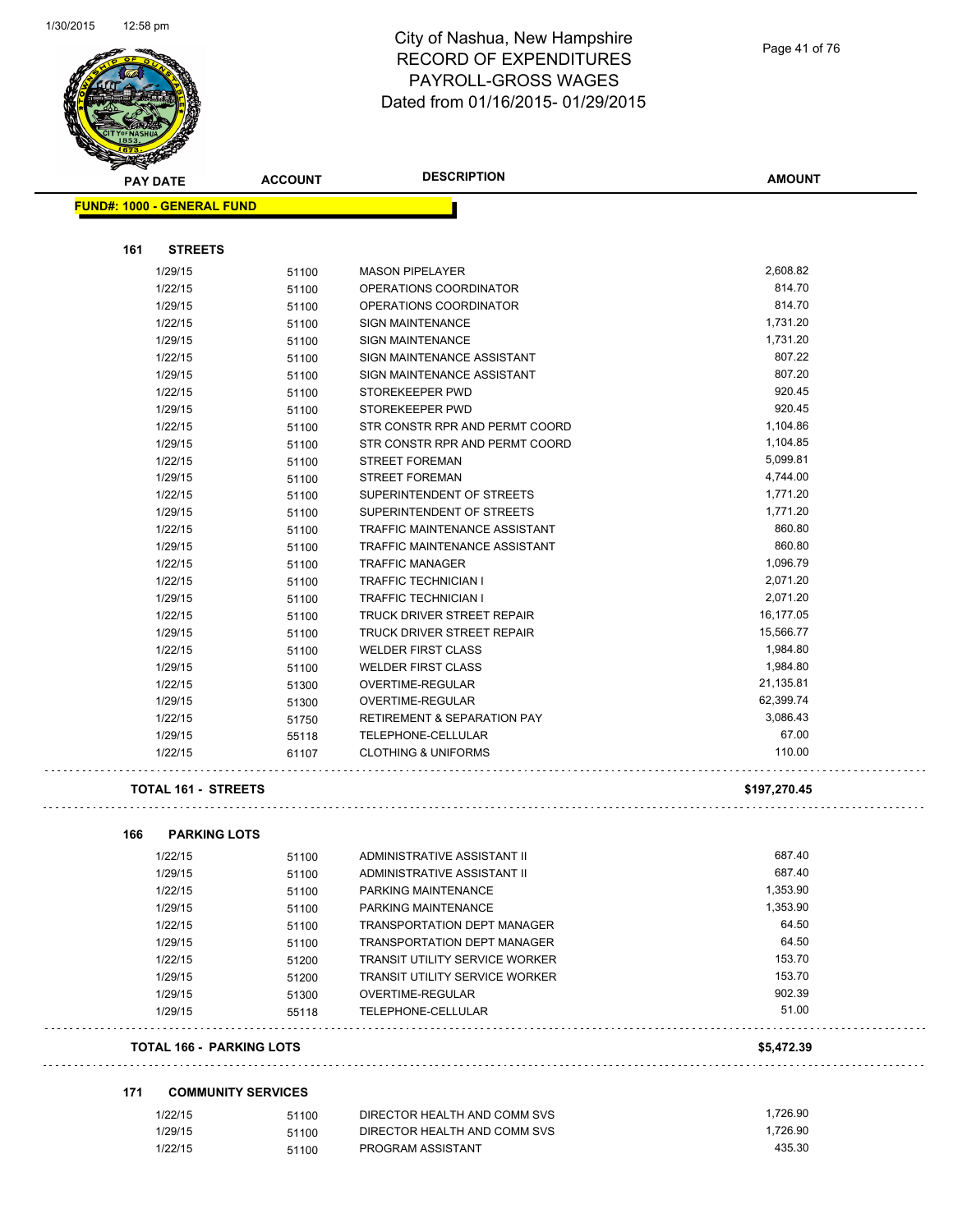# City of Nashua, New Hampshire
# RECORD OF EXPENDITURES
# PAYROLL-GROSS WAGES
# Dated from 01/16/2015- 01/29/2015

| PAY DATE | ACCOUNT | DESCRIPTION | AMOUNT |
|---|---|---|---|
| **FUND#: 1000 - GENERAL FUND** | | | |
| **161 STREETS** | | | |
| 1/29/15 | 51100 | MASON PIPELAYER | 2,608.82 |
| 1/22/15 | 51100 | OPERATIONS COORDINATOR | 814.70 |
| 1/29/15 | 51100 | OPERATIONS COORDINATOR | 814.70 |
| 1/22/15 | 51100 | SIGN MAINTENANCE | 1,731.20 |
| 1/29/15 | 51100 | SIGN MAINTENANCE | 1,731.20 |
| 1/22/15 | 51100 | SIGN MAINTENANCE ASSISTANT | 807.22 |
| 1/29/15 | 51100 | SIGN MAINTENANCE ASSISTANT | 807.20 |
| 1/22/15 | 51100 | STOREKEEPER PWD | 920.45 |
| 1/29/15 | 51100 | STOREKEEPER PWD | 920.45 |
| 1/22/15 | 51100 | STR CONSTR RPR AND PERMT COORD | 1,104.86 |
| 1/29/15 | 51100 | STR CONSTR RPR AND PERMT COORD | 1,104.85 |
| 1/22/15 | 51100 | STREET FOREMAN | 5,099.81 |
| 1/29/15 | 51100 | STREET FOREMAN | 4,744.00 |
| 1/22/15 | 51100 | SUPERINTENDENT OF STREETS | 1,771.20 |
| 1/29/15 | 51100 | SUPERINTENDENT OF STREETS | 1,771.20 |
| 1/22/15 | 51100 | TRAFFIC MAINTENANCE ASSISTANT | 860.80 |
| 1/29/15 | 51100 | TRAFFIC MAINTENANCE ASSISTANT | 860.80 |
| 1/22/15 | 51100 | TRAFFIC MANAGER | 1,096.79 |
| 1/22/15 | 51100 | TRAFFIC TECHNICIAN I | 2,071.20 |
| 1/29/15 | 51100 | TRAFFIC TECHNICIAN I | 2,071.20 |
| 1/22/15 | 51100 | TRUCK DRIVER STREET REPAIR | 16,177.05 |
| 1/29/15 | 51100 | TRUCK DRIVER STREET REPAIR | 15,566.77 |
| 1/22/15 | 51100 | WELDER FIRST CLASS | 1,984.80 |
| 1/29/15 | 51100 | WELDER FIRST CLASS | 1,984.80 |
| 1/22/15 | 51300 | OVERTIME-REGULAR | 21,135.81 |
| 1/29/15 | 51300 | OVERTIME-REGULAR | 62,399.74 |
| 1/22/15 | 51750 | RETIREMENT & SEPARATION PAY | 3,086.43 |
| 1/29/15 | 55118 | TELEPHONE-CELLULAR | 67.00 |
| 1/22/15 | 61107 | CLOTHING & UNIFORMS | 110.00 |
| **TOTAL 161 - STREETS** | | | **$197,270.45** |
| **166 PARKING LOTS** | | | |
| 1/22/15 | 51100 | ADMINISTRATIVE ASSISTANT II | 687.40 |
| 1/29/15 | 51100 | ADMINISTRATIVE ASSISTANT II | 687.40 |
| 1/22/15 | 51100 | PARKING MAINTENANCE | 1,353.90 |
| 1/29/15 | 51100 | PARKING MAINTENANCE | 1,353.90 |
| 1/22/15 | 51100 | TRANSPORTATION DEPT MANAGER | 64.50 |
| 1/29/15 | 51100 | TRANSPORTATION DEPT MANAGER | 64.50 |
| 1/22/15 | 51200 | TRANSIT UTILITY SERVICE WORKER | 153.70 |
| 1/29/15 | 51200 | TRANSIT UTILITY SERVICE WORKER | 153.70 |
| 1/29/15 | 51300 | OVERTIME-REGULAR | 902.39 |
| 1/29/15 | 55118 | TELEPHONE-CELLULAR | 51.00 |
| **TOTAL 166 - PARKING LOTS** | | | **$5,472.39** |
| **171 COMMUNITY SERVICES** | | | |
| 1/22/15 | 51100 | DIRECTOR HEALTH AND COMM SVS | 1,726.90 |
| 1/29/15 | 51100 | DIRECTOR HEALTH AND COMM SVS | 1,726.90 |
| 1/22/15 | 51100 | PROGRAM ASSISTANT | 435.30 |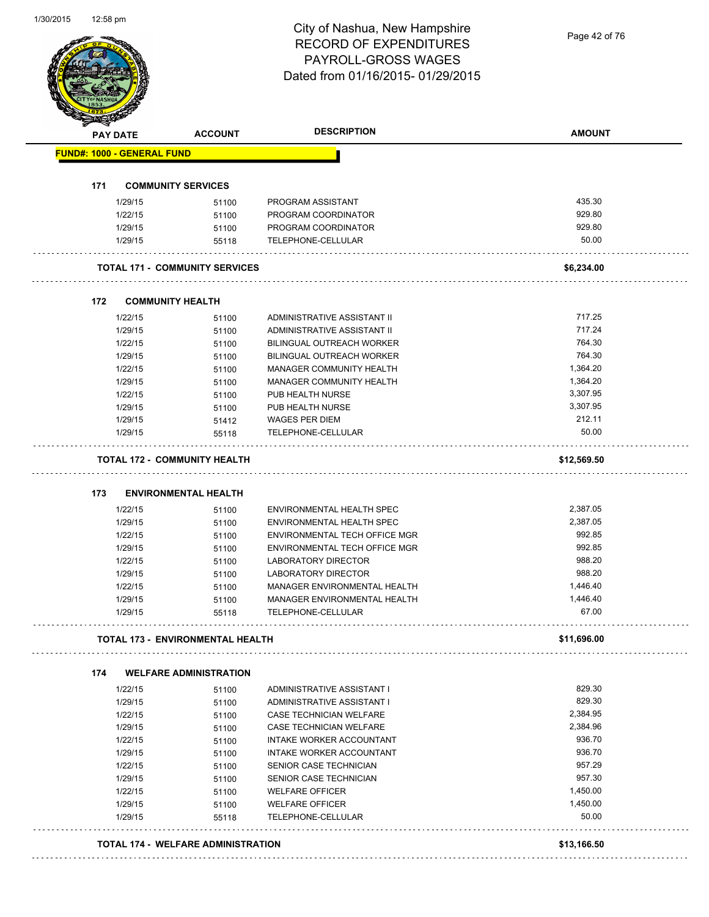# City of Nashua, New Hampshire
# RECORD OF EXPENDITURES
# PAYROLL-GROSS WAGES
# Dated from 01/16/2015- 01/29/2015

| PAY DATE | ACCOUNT | DESCRIPTION | AMOUNT |
|---|---|---|---|
| **FUND#: 1000 - GENERAL FUND** | | | |
| **171 COMMUNITY SERVICES** | | | |
| 1/29/15 | 51100 | PROGRAM ASSISTANT | 435.30 |
| 1/22/15 | 51100 | PROGRAM COORDINATOR | 929.80 |
| 1/29/15 | 51100 | PROGRAM COORDINATOR | 929.80 |
| 1/29/15 | 55118 | TELEPHONE-CELLULAR | 50.00 |
| **TOTAL 171 - COMMUNITY SERVICES** | | | **$6,234.00** |
| **172 COMMUNITY HEALTH** | | | |
| 1/22/15 | 51100 | ADMINISTRATIVE ASSISTANT II | 717.25 |
| 1/29/15 | 51100 | ADMINISTRATIVE ASSISTANT II | 717.24 |
| 1/22/15 | 51100 | BILINGUAL OUTREACH WORKER | 764.30 |
| 1/29/15 | 51100 | BILINGUAL OUTREACH WORKER | 764.30 |
| 1/22/15 | 51100 | MANAGER COMMUNITY HEALTH | 1,364.20 |
| 1/29/15 | 51100 | MANAGER COMMUNITY HEALTH | 1,364.20 |
| 1/22/15 | 51100 | PUB HEALTH NURSE | 3,307.95 |
| 1/29/15 | 51100 | PUB HEALTH NURSE | 3,307.95 |
| 1/29/15 | 51412 | WAGES PER DIEM | 212.11 |
| 1/29/15 | 55118 | TELEPHONE-CELLULAR | 50.00 |
| **TOTAL 172 - COMMUNITY HEALTH** | | | **$12,569.50** |
| **173 ENVIRONMENTAL HEALTH** | | | |
| 1/22/15 | 51100 | ENVIRONMENTAL HEALTH SPEC | 2,387.05 |
| 1/29/15 | 51100 | ENVIRONMENTAL HEALTH SPEC | 2,387.05 |
| 1/22/15 | 51100 | ENVIRONMENTAL TECH OFFICE MGR | 992.85 |
| 1/29/15 | 51100 | ENVIRONMENTAL TECH OFFICE MGR | 992.85 |
| 1/22/15 | 51100 | LABORATORY DIRECTOR | 988.20 |
| 1/29/15 | 51100 | LABORATORY DIRECTOR | 988.20 |
| 1/22/15 | 51100 | MANAGER ENVIRONMENTAL HEALTH | 1,446.40 |
| 1/29/15 | 51100 | MANAGER ENVIRONMENTAL HEALTH | 1,446.40 |
| 1/29/15 | 55118 | TELEPHONE-CELLULAR | 67.00 |
| **TOTAL 173 - ENVIRONMENTAL HEALTH** | | | **$11,696.00** |
| **174 WELFARE ADMINISTRATION** | | | |
| 1/22/15 | 51100 | ADMINISTRATIVE ASSISTANT I | 829.30 |
| 1/29/15 | 51100 | ADMINISTRATIVE ASSISTANT I | 829.30 |
| 1/22/15 | 51100 | CASE TECHNICIAN WELFARE | 2,384.95 |
| 1/29/15 | 51100 | CASE TECHNICIAN WELFARE | 2,384.96 |
| 1/22/15 | 51100 | INTAKE WORKER ACCOUNTANT | 936.70 |
| 1/29/15 | 51100 | INTAKE WORKER ACCOUNTANT | 936.70 |
| 1/22/15 | 51100 | SENIOR CASE TECHNICIAN | 957.29 |
| 1/29/15 | 51100 | SENIOR CASE TECHNICIAN | 957.30 |
| 1/22/15 | 51100 | WELFARE OFFICER | 1,450.00 |
| 1/29/15 | 51100 | WELFARE OFFICER | 1,450.00 |
| 1/29/15 | 55118 | TELEPHONE-CELLULAR | 50.00 |
| **TOTAL 174 - WELFARE ADMINISTRATION** | | | **$13,166.50** |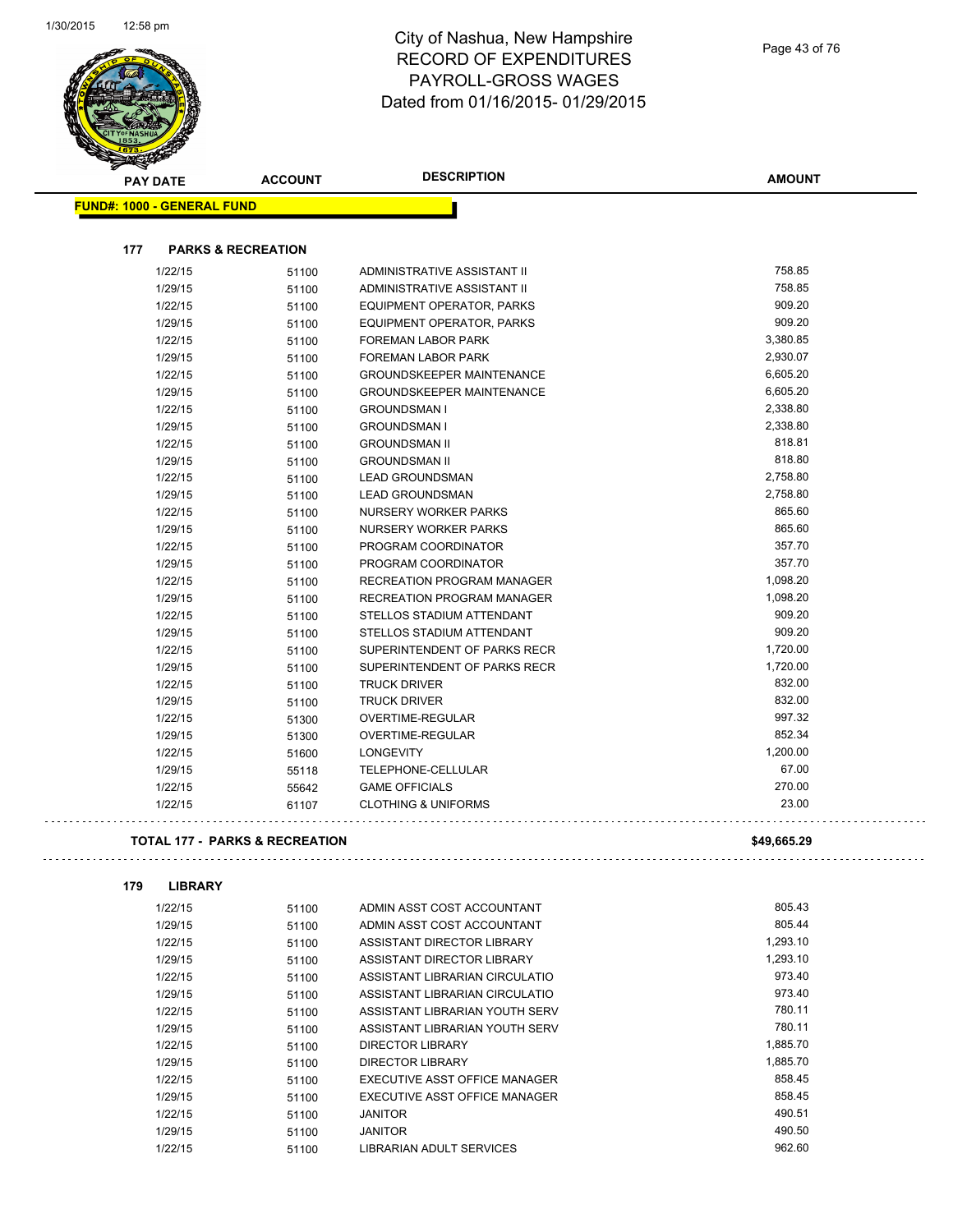# City of Nashua, New Hampshire
## RECORD OF EXPENDITURES
## PAYROLL-GROSS WAGES
## Dated from 01/16/2015- 01/29/2015

| PAY DATE | ACCOUNT | DESCRIPTION | AMOUNT |
|---|---|---|---|

**FUND#: 1000 - GENERAL FUND**

### 177 PARKS & RECREATION

| PAY DATE | ACCOUNT | DESCRIPTION | AMOUNT |
|---|---|---|---|
| 1/22/15 | 51100 | ADMINISTRATIVE ASSISTANT II | 758.85 |
| 1/29/15 | 51100 | ADMINISTRATIVE ASSISTANT II | 758.85 |
| 1/22/15 | 51100 | EQUIPMENT OPERATOR, PARKS | 909.20 |
| 1/29/15 | 51100 | EQUIPMENT OPERATOR, PARKS | 909.20 |
| 1/22/15 | 51100 | FOREMAN LABOR PARK | 3,380.85 |
| 1/29/15 | 51100 | FOREMAN LABOR PARK | 2,930.07 |
| 1/22/15 | 51100 | GROUNDSKEEPER MAINTENANCE | 6,605.20 |
| 1/29/15 | 51100 | GROUNDSKEEPER MAINTENANCE | 6,605.20 |
| 1/22/15 | 51100 | GROUNDSMAN I | 2,338.80 |
| 1/29/15 | 51100 | GROUNDSMAN I | 2,338.80 |
| 1/22/15 | 51100 | GROUNDSMAN II | 818.81 |
| 1/29/15 | 51100 | GROUNDSMAN II | 818.80 |
| 1/22/15 | 51100 | LEAD GROUNDSMAN | 2,758.80 |
| 1/29/15 | 51100 | LEAD GROUNDSMAN | 2,758.80 |
| 1/22/15 | 51100 | NURSERY WORKER PARKS | 865.60 |
| 1/29/15 | 51100 | NURSERY WORKER PARKS | 865.60 |
| 1/22/15 | 51100 | PROGRAM COORDINATOR | 357.70 |
| 1/29/15 | 51100 | PROGRAM COORDINATOR | 357.70 |
| 1/22/15 | 51100 | RECREATION PROGRAM MANAGER | 1,098.20 |
| 1/29/15 | 51100 | RECREATION PROGRAM MANAGER | 1,098.20 |
| 1/22/15 | 51100 | STELLOS STADIUM ATTENDANT | 909.20 |
| 1/29/15 | 51100 | STELLOS STADIUM ATTENDANT | 909.20 |
| 1/22/15 | 51100 | SUPERINTENDENT OF PARKS RECR | 1,720.00 |
| 1/29/15 | 51100 | SUPERINTENDENT OF PARKS RECR | 1,720.00 |
| 1/22/15 | 51100 | TRUCK DRIVER | 832.00 |
| 1/29/15 | 51100 | TRUCK DRIVER | 832.00 |
| 1/22/15 | 51300 | OVERTIME-REGULAR | 997.32 |
| 1/29/15 | 51300 | OVERTIME-REGULAR | 852.34 |
| 1/22/15 | 51600 | LONGEVITY | 1,200.00 |
| 1/29/15 | 55118 | TELEPHONE-CELLULAR | 67.00 |
| 1/22/15 | 55642 | GAME OFFICIALS | 270.00 |
| 1/22/15 | 61107 | CLOTHING & UNIFORMS | 23.00 |

**TOTAL 177 - PARKS & RECREATION** **$49,665.29**

### 179 LIBRARY

| PAY DATE | ACCOUNT | DESCRIPTION | AMOUNT |
|---|---|---|---|
| 1/22/15 | 51100 | ADMIN ASST COST ACCOUNTANT | 805.43 |
| 1/29/15 | 51100 | ADMIN ASST COST ACCOUNTANT | 805.44 |
| 1/22/15 | 51100 | ASSISTANT DIRECTOR LIBRARY | 1,293.10 |
| 1/29/15 | 51100 | ASSISTANT DIRECTOR LIBRARY | 1,293.10 |
| 1/22/15 | 51100 | ASSISTANT LIBRARIAN CIRCULATIO | 973.40 |
| 1/29/15 | 51100 | ASSISTANT LIBRARIAN CIRCULATIO | 973.40 |
| 1/22/15 | 51100 | ASSISTANT LIBRARIAN YOUTH SERV | 780.11 |
| 1/29/15 | 51100 | ASSISTANT LIBRARIAN YOUTH SERV | 780.11 |
| 1/22/15 | 51100 | DIRECTOR LIBRARY | 1,885.70 |
| 1/29/15 | 51100 | DIRECTOR LIBRARY | 1,885.70 |
| 1/22/15 | 51100 | EXECUTIVE ASST OFFICE MANAGER | 858.45 |
| 1/29/15 | 51100 | EXECUTIVE ASST OFFICE MANAGER | 858.45 |
| 1/22/15 | 51100 | JANITOR | 490.51 |
| 1/29/15 | 51100 | JANITOR | 490.50 |
| 1/22/15 | 51100 | LIBRARIAN ADULT SERVICES | 962.60 |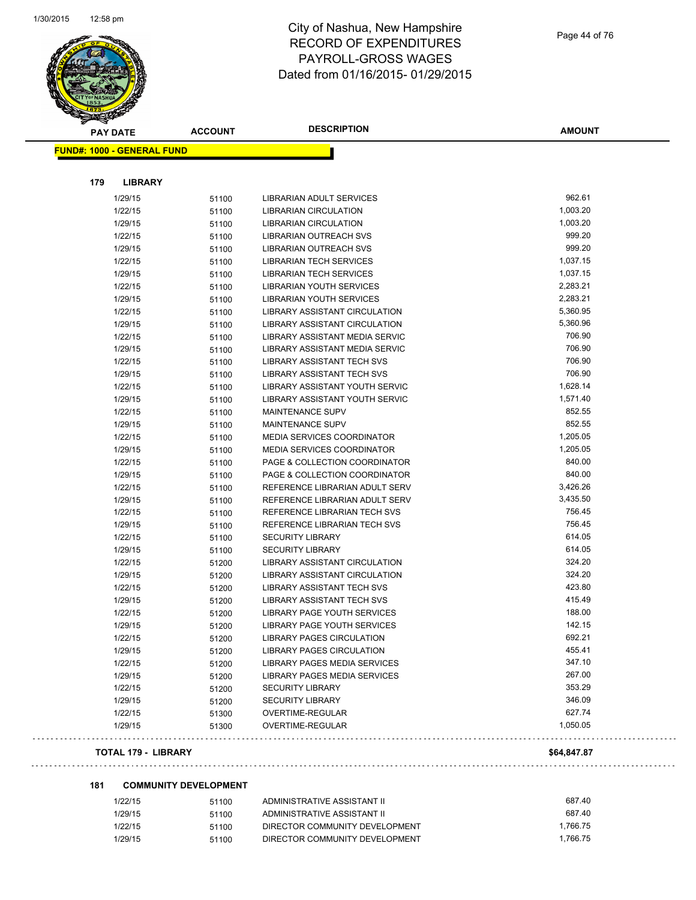# City of Nashua, New Hampshire
## RECORD OF EXPENDITURES
## PAYROLL-GROSS WAGES
## Dated from 01/16/2015- 01/29/2015

**FUND#: 1000 - GENERAL FUND**

### 179 LIBRARY

| PAY DATE | ACCOUNT | DESCRIPTION | AMOUNT |
|---|---|---|---|
| 1/29/15 | 51100 | LIBRARIAN ADULT SERVICES | 962.61 |
| 1/22/15 | 51100 | LIBRARIAN CIRCULATION | 1,003.20 |
| 1/29/15 | 51100 | LIBRARIAN CIRCULATION | 1,003.20 |
| 1/22/15 | 51100 | LIBRARIAN OUTREACH SVS | 999.20 |
| 1/29/15 | 51100 | LIBRARIAN OUTREACH SVS | 999.20 |
| 1/22/15 | 51100 | LIBRARIAN TECH SERVICES | 1,037.15 |
| 1/29/15 | 51100 | LIBRARIAN TECH SERVICES | 1,037.15 |
| 1/22/15 | 51100 | LIBRARIAN YOUTH SERVICES | 2,283.21 |
| 1/29/15 | 51100 | LIBRARIAN YOUTH SERVICES | 2,283.21 |
| 1/22/15 | 51100 | LIBRARY ASSISTANT CIRCULATION | 5,360.95 |
| 1/29/15 | 51100 | LIBRARY ASSISTANT CIRCULATION | 5,360.96 |
| 1/22/15 | 51100 | LIBRARY ASSISTANT MEDIA SERVIC | 706.90 |
| 1/29/15 | 51100 | LIBRARY ASSISTANT MEDIA SERVIC | 706.90 |
| 1/22/15 | 51100 | LIBRARY ASSISTANT TECH SVS | 706.90 |
| 1/29/15 | 51100 | LIBRARY ASSISTANT TECH SVS | 706.90 |
| 1/22/15 | 51100 | LIBRARY ASSISTANT YOUTH SERVIC | 1,628.14 |
| 1/29/15 | 51100 | LIBRARY ASSISTANT YOUTH SERVIC | 1,571.40 |
| 1/22/15 | 51100 | MAINTENANCE SUPV | 852.55 |
| 1/29/15 | 51100 | MAINTENANCE SUPV | 852.55 |
| 1/22/15 | 51100 | MEDIA SERVICES COORDINATOR | 1,205.05 |
| 1/29/15 | 51100 | MEDIA SERVICES COORDINATOR | 1,205.05 |
| 1/22/15 | 51100 | PAGE & COLLECTION COORDINATOR | 840.00 |
| 1/29/15 | 51100 | PAGE & COLLECTION COORDINATOR | 840.00 |
| 1/22/15 | 51100 | REFERENCE LIBRARIAN ADULT SERV | 3,426.26 |
| 1/29/15 | 51100 | REFERENCE LIBRARIAN ADULT SERV | 3,435.50 |
| 1/22/15 | 51100 | REFERENCE LIBRARIAN TECH SVS | 756.45 |
| 1/29/15 | 51100 | REFERENCE LIBRARIAN TECH SVS | 756.45 |
| 1/22/15 | 51100 | SECURITY LIBRARY | 614.05 |
| 1/29/15 | 51100 | SECURITY LIBRARY | 614.05 |
| 1/22/15 | 51200 | LIBRARY ASSISTANT CIRCULATION | 324.20 |
| 1/29/15 | 51200 | LIBRARY ASSISTANT CIRCULATION | 324.20 |
| 1/22/15 | 51200 | LIBRARY ASSISTANT TECH SVS | 423.80 |
| 1/29/15 | 51200 | LIBRARY ASSISTANT TECH SVS | 415.49 |
| 1/22/15 | 51200 | LIBRARY PAGE YOUTH SERVICES | 188.00 |
| 1/29/15 | 51200 | LIBRARY PAGE YOUTH SERVICES | 142.15 |
| 1/22/15 | 51200 | LIBRARY PAGES CIRCULATION | 692.21 |
| 1/29/15 | 51200 | LIBRARY PAGES CIRCULATION | 455.41 |
| 1/22/15 | 51200 | LIBRARY PAGES MEDIA SERVICES | 347.10 |
| 1/29/15 | 51200 | LIBRARY PAGES MEDIA SERVICES | 267.00 |
| 1/22/15 | 51200 | SECURITY LIBRARY | 353.29 |
| 1/29/15 | 51200 | SECURITY LIBRARY | 346.09 |
| 1/22/15 | 51300 | OVERTIME-REGULAR | 627.74 |
| 1/29/15 | 51300 | OVERTIME-REGULAR | 1,050.05 |

**TOTAL 179 - LIBRARY** **$64,847.87**

### 181 COMMUNITY DEVELOPMENT

| PAY DATE | ACCOUNT | DESCRIPTION | AMOUNT |
|---|---|---|---|
| 1/22/15 | 51100 | ADMINISTRATIVE ASSISTANT II | 687.40 |
| 1/29/15 | 51100 | ADMINISTRATIVE ASSISTANT II | 687.40 |
| 1/22/15 | 51100 | DIRECTOR COMMUNITY DEVELOPMENT | 1,766.75 |
| 1/29/15 | 51100 | DIRECTOR COMMUNITY DEVELOPMENT | 1,766.75 |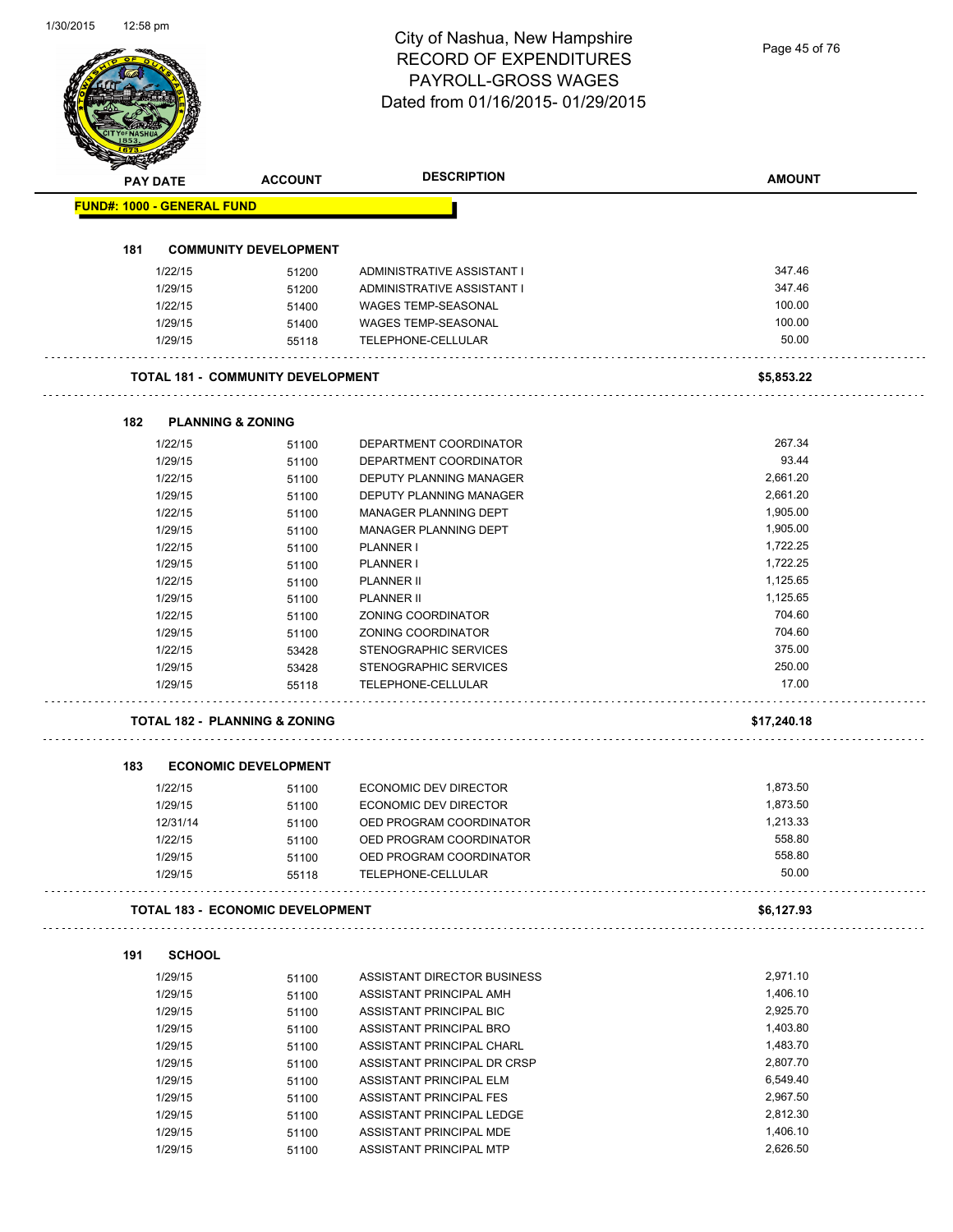# City of Nashua, New Hampshire
## RECORD OF EXPENDITURES
## PAYROLL-GROSS WAGES
## Dated from 01/16/2015- 01/29/2015

| PAY DATE | ACCOUNT | DESCRIPTION | AMOUNT |
|---|---|---|---|

**FUND#: 1000 - GENERAL FUND**

### 181 COMMUNITY DEVELOPMENT

| PAY DATE | ACCOUNT | DESCRIPTION | AMOUNT |
|---|---|---|---|
| 1/22/15 | 51200 | ADMINISTRATIVE ASSISTANT I | 347.46 |
| 1/29/15 | 51200 | ADMINISTRATIVE ASSISTANT I | 347.46 |
| 1/22/15 | 51400 | WAGES TEMP-SEASONAL | 100.00 |
| 1/29/15 | 51400 | WAGES TEMP-SEASONAL | 100.00 |
| 1/29/15 | 55118 | TELEPHONE-CELLULAR | 50.00 |

**TOTAL 181 - COMMUNITY DEVELOPMENT** **$5,853.22**

### 182 PLANNING & ZONING

| PAY DATE | ACCOUNT | DESCRIPTION | AMOUNT |
|---|---|---|---|
| 1/22/15 | 51100 | DEPARTMENT COORDINATOR | 267.34 |
| 1/29/15 | 51100 | DEPARTMENT COORDINATOR | 93.44 |
| 1/22/15 | 51100 | DEPUTY PLANNING MANAGER | 2,661.20 |
| 1/29/15 | 51100 | DEPUTY PLANNING MANAGER | 2,661.20 |
| 1/22/15 | 51100 | MANAGER PLANNING DEPT | 1,905.00 |
| 1/29/15 | 51100 | MANAGER PLANNING DEPT | 1,905.00 |
| 1/22/15 | 51100 | PLANNER I | 1,722.25 |
| 1/29/15 | 51100 | PLANNER I | 1,722.25 |
| 1/22/15 | 51100 | PLANNER II | 1,125.65 |
| 1/29/15 | 51100 | PLANNER II | 1,125.65 |
| 1/22/15 | 51100 | ZONING COORDINATOR | 704.60 |
| 1/29/15 | 51100 | ZONING COORDINATOR | 704.60 |
| 1/22/15 | 53428 | STENOGRAPHIC SERVICES | 375.00 |
| 1/29/15 | 53428 | STENOGRAPHIC SERVICES | 250.00 |
| 1/29/15 | 55118 | TELEPHONE-CELLULAR | 17.00 |

**TOTAL 182 - PLANNING & ZONING** **$17,240.18**

### 183 ECONOMIC DEVELOPMENT

| PAY DATE | ACCOUNT | DESCRIPTION | AMOUNT |
|---|---|---|---|
| 1/22/15 | 51100 | ECONOMIC DEV DIRECTOR | 1,873.50 |
| 1/29/15 | 51100 | ECONOMIC DEV DIRECTOR | 1,873.50 |
| 12/31/14 | 51100 | OED PROGRAM COORDINATOR | 1,213.33 |
| 1/22/15 | 51100 | OED PROGRAM COORDINATOR | 558.80 |
| 1/29/15 | 51100 | OED PROGRAM COORDINATOR | 558.80 |
| 1/29/15 | 55118 | TELEPHONE-CELLULAR | 50.00 |

**TOTAL 183 - ECONOMIC DEVELOPMENT** **$6,127.93**

### 191 SCHOOL

| PAY DATE | ACCOUNT | DESCRIPTION | AMOUNT |
|---|---|---|---|
| 1/29/15 | 51100 | ASSISTANT DIRECTOR BUSINESS | 2,971.10 |
| 1/29/15 | 51100 | ASSISTANT PRINCIPAL AMH | 1,406.10 |
| 1/29/15 | 51100 | ASSISTANT PRINCIPAL BIC | 2,925.70 |
| 1/29/15 | 51100 | ASSISTANT PRINCIPAL BRO | 1,403.80 |
| 1/29/15 | 51100 | ASSISTANT PRINCIPAL CHARL | 1,483.70 |
| 1/29/15 | 51100 | ASSISTANT PRINCIPAL DR CRSP | 2,807.70 |
| 1/29/15 | 51100 | ASSISTANT PRINCIPAL ELM | 6,549.40 |
| 1/29/15 | 51100 | ASSISTANT PRINCIPAL FES | 2,967.50 |
| 1/29/15 | 51100 | ASSISTANT PRINCIPAL LEDGE | 2,812.30 |
| 1/29/15 | 51100 | ASSISTANT PRINCIPAL MDE | 1,406.10 |
| 1/29/15 | 51100 | ASSISTANT PRINCIPAL MTP | 2,626.50 |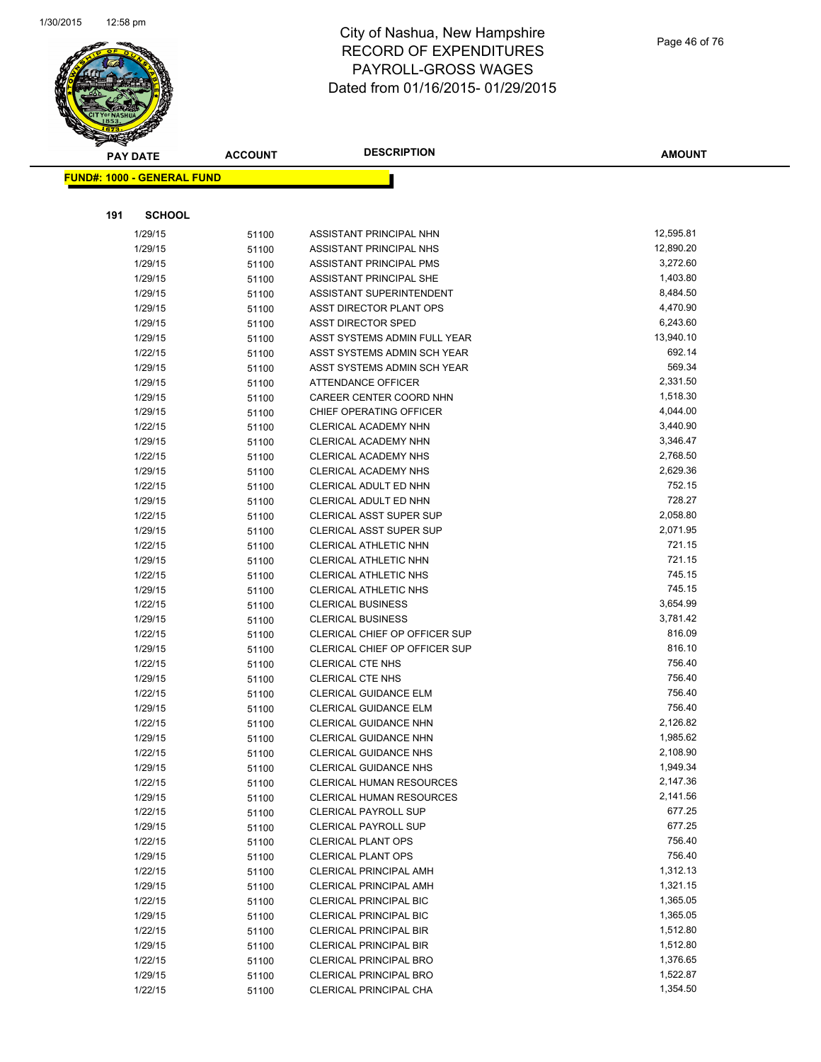# City of Nashua, New Hampshire
# RECORD OF EXPENDITURES
# PAYROLL-GROSS WAGES
# Dated from 01/16/2015- 01/29/2015

**FUND#: 1000 - GENERAL FUND**

**191 SCHOOL**

| PAY DATE | ACCOUNT | DESCRIPTION | AMOUNT |
|---|---|---|---|
| 1/29/15 | 51100 | ASSISTANT PRINCIPAL NHN | 12,595.81 |
| 1/29/15 | 51100 | ASSISTANT PRINCIPAL NHS | 12,890.20 |
| 1/29/15 | 51100 | ASSISTANT PRINCIPAL PMS | 3,272.60 |
| 1/29/15 | 51100 | ASSISTANT PRINCIPAL SHE | 1,403.80 |
| 1/29/15 | 51100 | ASSISTANT SUPERINTENDENT | 8,484.50 |
| 1/29/15 | 51100 | ASST DIRECTOR PLANT OPS | 4,470.90 |
| 1/29/15 | 51100 | ASST DIRECTOR SPED | 6,243.60 |
| 1/29/15 | 51100 | ASST SYSTEMS ADMIN FULL YEAR | 13,940.10 |
| 1/22/15 | 51100 | ASST SYSTEMS ADMIN SCH YEAR | 692.14 |
| 1/29/15 | 51100 | ASST SYSTEMS ADMIN SCH YEAR | 569.34 |
| 1/29/15 | 51100 | ATTENDANCE OFFICER | 2,331.50 |
| 1/29/15 | 51100 | CAREER CENTER COORD NHN | 1,518.30 |
| 1/29/15 | 51100 | CHIEF OPERATING OFFICER | 4,044.00 |
| 1/22/15 | 51100 | CLERICAL ACADEMY NHN | 3,440.90 |
| 1/29/15 | 51100 | CLERICAL ACADEMY NHN | 3,346.47 |
| 1/22/15 | 51100 | CLERICAL ACADEMY NHS | 2,768.50 |
| 1/29/15 | 51100 | CLERICAL ACADEMY NHS | 2,629.36 |
| 1/22/15 | 51100 | CLERICAL ADULT ED NHN | 752.15 |
| 1/29/15 | 51100 | CLERICAL ADULT ED NHN | 728.27 |
| 1/22/15 | 51100 | CLERICAL ASST SUPER SUP | 2,058.80 |
| 1/29/15 | 51100 | CLERICAL ASST SUPER SUP | 2,071.95 |
| 1/22/15 | 51100 | CLERICAL ATHLETIC NHN | 721.15 |
| 1/29/15 | 51100 | CLERICAL ATHLETIC NHN | 721.15 |
| 1/22/15 | 51100 | CLERICAL ATHLETIC NHS | 745.15 |
| 1/29/15 | 51100 | CLERICAL ATHLETIC NHS | 745.15 |
| 1/22/15 | 51100 | CLERICAL BUSINESS | 3,654.99 |
| 1/29/15 | 51100 | CLERICAL BUSINESS | 3,781.42 |
| 1/22/15 | 51100 | CLERICAL CHIEF OP OFFICER SUP | 816.09 |
| 1/29/15 | 51100 | CLERICAL CHIEF OP OFFICER SUP | 816.10 |
| 1/22/15 | 51100 | CLERICAL CTE NHS | 756.40 |
| 1/29/15 | 51100 | CLERICAL CTE NHS | 756.40 |
| 1/22/15 | 51100 | CLERICAL GUIDANCE ELM | 756.40 |
| 1/29/15 | 51100 | CLERICAL GUIDANCE ELM | 756.40 |
| 1/22/15 | 51100 | CLERICAL GUIDANCE NHN | 2,126.82 |
| 1/29/15 | 51100 | CLERICAL GUIDANCE NHN | 1,985.62 |
| 1/22/15 | 51100 | CLERICAL GUIDANCE NHS | 2,108.90 |
| 1/29/15 | 51100 | CLERICAL GUIDANCE NHS | 1,949.34 |
| 1/22/15 | 51100 | CLERICAL HUMAN RESOURCES | 2,147.36 |
| 1/29/15 | 51100 | CLERICAL HUMAN RESOURCES | 2,141.56 |
| 1/22/15 | 51100 | CLERICAL PAYROLL SUP | 677.25 |
| 1/29/15 | 51100 | CLERICAL PAYROLL SUP | 677.25 |
| 1/22/15 | 51100 | CLERICAL PLANT OPS | 756.40 |
| 1/29/15 | 51100 | CLERICAL PLANT OPS | 756.40 |
| 1/22/15 | 51100 | CLERICAL PRINCIPAL AMH | 1,312.13 |
| 1/29/15 | 51100 | CLERICAL PRINCIPAL AMH | 1,321.15 |
| 1/22/15 | 51100 | CLERICAL PRINCIPAL BIC | 1,365.05 |
| 1/29/15 | 51100 | CLERICAL PRINCIPAL BIC | 1,365.05 |
| 1/22/15 | 51100 | CLERICAL PRINCIPAL BIR | 1,512.80 |
| 1/29/15 | 51100 | CLERICAL PRINCIPAL BIR | 1,512.80 |
| 1/22/15 | 51100 | CLERICAL PRINCIPAL BRO | 1,376.65 |
| 1/29/15 | 51100 | CLERICAL PRINCIPAL BRO | 1,522.87 |
| 1/22/15 | 51100 | CLERICAL PRINCIPAL CHA | 1,354.50 |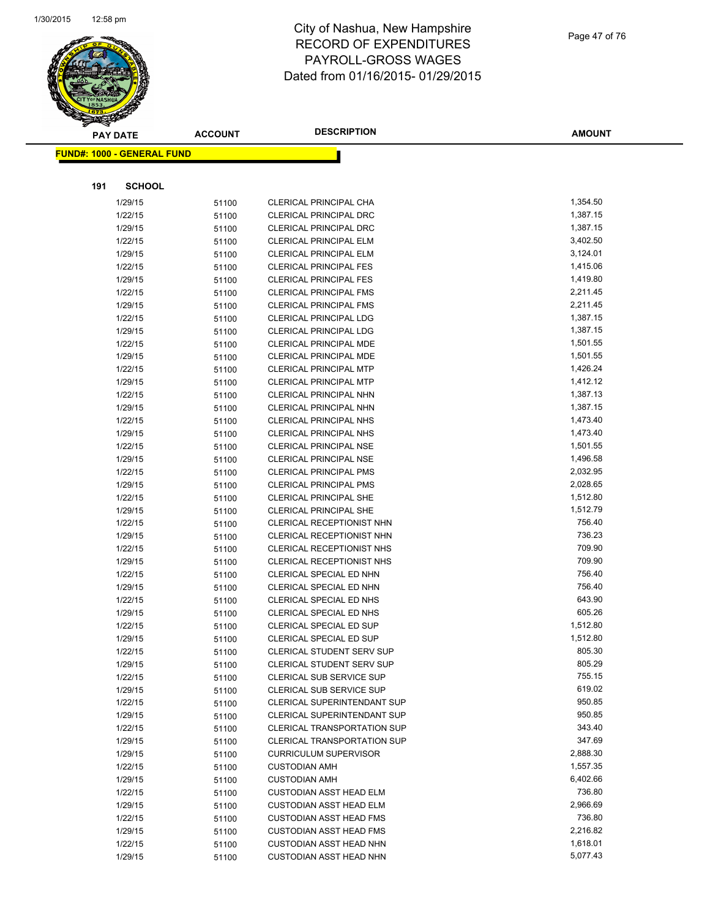# City of Nashua, New Hampshire
## RECORD OF EXPENDITURES
## PAYROLL-GROSS WAGES
## Dated from 01/16/2015- 01/29/2015

**FUND#: 1000 - GENERAL FUND**

**191 SCHOOL**

| PAY DATE | ACCOUNT | DESCRIPTION | AMOUNT |
|---|---|---|---|
| 1/29/15 | 51100 | CLERICAL PRINCIPAL CHA | 1,354.50 |
| 1/22/15 | 51100 | CLERICAL PRINCIPAL DRC | 1,387.15 |
| 1/29/15 | 51100 | CLERICAL PRINCIPAL DRC | 1,387.15 |
| 1/22/15 | 51100 | CLERICAL PRINCIPAL ELM | 3,402.50 |
| 1/29/15 | 51100 | CLERICAL PRINCIPAL ELM | 3,124.01 |
| 1/22/15 | 51100 | CLERICAL PRINCIPAL FES | 1,415.06 |
| 1/29/15 | 51100 | CLERICAL PRINCIPAL FES | 1,419.80 |
| 1/22/15 | 51100 | CLERICAL PRINCIPAL FMS | 2,211.45 |
| 1/29/15 | 51100 | CLERICAL PRINCIPAL FMS | 2,211.45 |
| 1/22/15 | 51100 | CLERICAL PRINCIPAL LDG | 1,387.15 |
| 1/29/15 | 51100 | CLERICAL PRINCIPAL LDG | 1,387.15 |
| 1/22/15 | 51100 | CLERICAL PRINCIPAL MDE | 1,501.55 |
| 1/29/15 | 51100 | CLERICAL PRINCIPAL MDE | 1,501.55 |
| 1/22/15 | 51100 | CLERICAL PRINCIPAL MTP | 1,426.24 |
| 1/29/15 | 51100 | CLERICAL PRINCIPAL MTP | 1,412.12 |
| 1/22/15 | 51100 | CLERICAL PRINCIPAL NHN | 1,387.13 |
| 1/29/15 | 51100 | CLERICAL PRINCIPAL NHN | 1,387.15 |
| 1/22/15 | 51100 | CLERICAL PRINCIPAL NHS | 1,473.40 |
| 1/29/15 | 51100 | CLERICAL PRINCIPAL NHS | 1,473.40 |
| 1/22/15 | 51100 | CLERICAL PRINCIPAL NSE | 1,501.55 |
| 1/29/15 | 51100 | CLERICAL PRINCIPAL NSE | 1,496.58 |
| 1/22/15 | 51100 | CLERICAL PRINCIPAL PMS | 2,032.95 |
| 1/29/15 | 51100 | CLERICAL PRINCIPAL PMS | 2,028.65 |
| 1/22/15 | 51100 | CLERICAL PRINCIPAL SHE | 1,512.80 |
| 1/29/15 | 51100 | CLERICAL PRINCIPAL SHE | 1,512.79 |
| 1/22/15 | 51100 | CLERICAL RECEPTIONIST NHN | 756.40 |
| 1/29/15 | 51100 | CLERICAL RECEPTIONIST NHN | 736.23 |
| 1/22/15 | 51100 | CLERICAL RECEPTIONIST NHS | 709.90 |
| 1/29/15 | 51100 | CLERICAL RECEPTIONIST NHS | 709.90 |
| 1/22/15 | 51100 | CLERICAL SPECIAL ED NHN | 756.40 |
| 1/29/15 | 51100 | CLERICAL SPECIAL ED NHN | 756.40 |
| 1/22/15 | 51100 | CLERICAL SPECIAL ED NHS | 643.90 |
| 1/29/15 | 51100 | CLERICAL SPECIAL ED NHS | 605.26 |
| 1/22/15 | 51100 | CLERICAL SPECIAL ED SUP | 1,512.80 |
| 1/29/15 | 51100 | CLERICAL SPECIAL ED SUP | 1,512.80 |
| 1/22/15 | 51100 | CLERICAL STUDENT SERV SUP | 805.30 |
| 1/29/15 | 51100 | CLERICAL STUDENT SERV SUP | 805.29 |
| 1/22/15 | 51100 | CLERICAL SUB SERVICE SUP | 755.15 |
| 1/29/15 | 51100 | CLERICAL SUB SERVICE SUP | 619.02 |
| 1/22/15 | 51100 | CLERICAL SUPERINTENDANT SUP | 950.85 |
| 1/29/15 | 51100 | CLERICAL SUPERINTENDANT SUP | 950.85 |
| 1/22/15 | 51100 | CLERICAL TRANSPORTATION SUP | 343.40 |
| 1/29/15 | 51100 | CLERICAL TRANSPORTATION SUP | 347.69 |
| 1/29/15 | 51100 | CURRICULUM SUPERVISOR | 2,888.30 |
| 1/22/15 | 51100 | CUSTODIAN AMH | 1,557.35 |
| 1/29/15 | 51100 | CUSTODIAN AMH | 6,402.66 |
| 1/22/15 | 51100 | CUSTODIAN ASST HEAD ELM | 736.80 |
| 1/29/15 | 51100 | CUSTODIAN ASST HEAD ELM | 2,966.69 |
| 1/22/15 | 51100 | CUSTODIAN ASST HEAD FMS | 736.80 |
| 1/29/15 | 51100 | CUSTODIAN ASST HEAD FMS | 2,216.82 |
| 1/22/15 | 51100 | CUSTODIAN ASST HEAD NHN | 1,618.01 |
| 1/29/15 | 51100 | CUSTODIAN ASST HEAD NHN | 5,077.43 |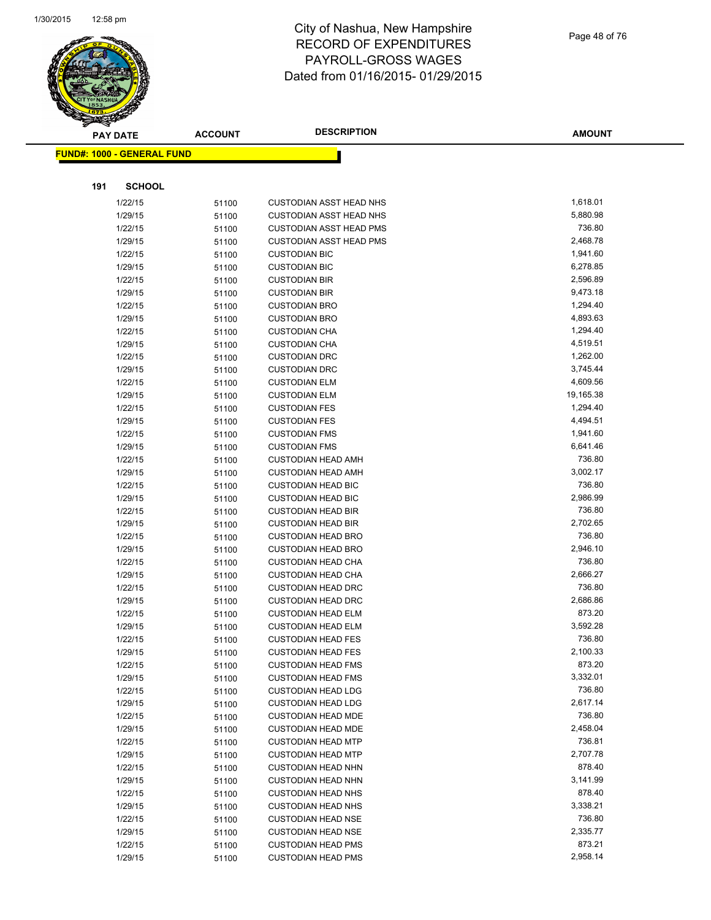# City of Nashua, New Hampshire
## RECORD OF EXPENDITURES
## PAYROLL-GROSS WAGES
## Dated from 01/16/2015- 01/29/2015

**FUND#: 1000 - GENERAL FUND**

**191 SCHOOL**

| PAY DATE | ACCOUNT | DESCRIPTION | AMOUNT |
|---|---|---|---|
| 1/22/15 | 51100 | CUSTODIAN ASST HEAD NHS | 1,618.01 |
| 1/29/15 | 51100 | CUSTODIAN ASST HEAD NHS | 5,880.98 |
| 1/22/15 | 51100 | CUSTODIAN ASST HEAD PMS | 736.80 |
| 1/29/15 | 51100 | CUSTODIAN ASST HEAD PMS | 2,468.78 |
| 1/22/15 | 51100 | CUSTODIAN BIC | 1,941.60 |
| 1/29/15 | 51100 | CUSTODIAN BIC | 6,278.85 |
| 1/22/15 | 51100 | CUSTODIAN BIR | 2,596.89 |
| 1/29/15 | 51100 | CUSTODIAN BIR | 9,473.18 |
| 1/22/15 | 51100 | CUSTODIAN BRO | 1,294.40 |
| 1/29/15 | 51100 | CUSTODIAN BRO | 4,893.63 |
| 1/22/15 | 51100 | CUSTODIAN CHA | 1,294.40 |
| 1/29/15 | 51100 | CUSTODIAN CHA | 4,519.51 |
| 1/22/15 | 51100 | CUSTODIAN DRC | 1,262.00 |
| 1/29/15 | 51100 | CUSTODIAN DRC | 3,745.44 |
| 1/22/15 | 51100 | CUSTODIAN ELM | 4,609.56 |
| 1/29/15 | 51100 | CUSTODIAN ELM | 19,165.38 |
| 1/22/15 | 51100 | CUSTODIAN FES | 1,294.40 |
| 1/29/15 | 51100 | CUSTODIAN FES | 4,494.51 |
| 1/22/15 | 51100 | CUSTODIAN FMS | 1,941.60 |
| 1/29/15 | 51100 | CUSTODIAN FMS | 6,641.46 |
| 1/22/15 | 51100 | CUSTODIAN HEAD AMH | 736.80 |
| 1/29/15 | 51100 | CUSTODIAN HEAD AMH | 3,002.17 |
| 1/22/15 | 51100 | CUSTODIAN HEAD BIC | 736.80 |
| 1/29/15 | 51100 | CUSTODIAN HEAD BIC | 2,986.99 |
| 1/22/15 | 51100 | CUSTODIAN HEAD BIR | 736.80 |
| 1/29/15 | 51100 | CUSTODIAN HEAD BIR | 2,702.65 |
| 1/22/15 | 51100 | CUSTODIAN HEAD BRO | 736.80 |
| 1/29/15 | 51100 | CUSTODIAN HEAD BRO | 2,946.10 |
| 1/22/15 | 51100 | CUSTODIAN HEAD CHA | 736.80 |
| 1/29/15 | 51100 | CUSTODIAN HEAD CHA | 2,666.27 |
| 1/22/15 | 51100 | CUSTODIAN HEAD DRC | 736.80 |
| 1/29/15 | 51100 | CUSTODIAN HEAD DRC | 2,686.86 |
| 1/22/15 | 51100 | CUSTODIAN HEAD ELM | 873.20 |
| 1/29/15 | 51100 | CUSTODIAN HEAD ELM | 3,592.28 |
| 1/22/15 | 51100 | CUSTODIAN HEAD FES | 736.80 |
| 1/29/15 | 51100 | CUSTODIAN HEAD FES | 2,100.33 |
| 1/22/15 | 51100 | CUSTODIAN HEAD FMS | 873.20 |
| 1/29/15 | 51100 | CUSTODIAN HEAD FMS | 3,332.01 |
| 1/22/15 | 51100 | CUSTODIAN HEAD LDG | 736.80 |
| 1/29/15 | 51100 | CUSTODIAN HEAD LDG | 2,617.14 |
| 1/22/15 | 51100 | CUSTODIAN HEAD MDE | 736.80 |
| 1/29/15 | 51100 | CUSTODIAN HEAD MDE | 2,458.04 |
| 1/22/15 | 51100 | CUSTODIAN HEAD MTP | 736.81 |
| 1/29/15 | 51100 | CUSTODIAN HEAD MTP | 2,707.78 |
| 1/22/15 | 51100 | CUSTODIAN HEAD NHN | 878.40 |
| 1/29/15 | 51100 | CUSTODIAN HEAD NHN | 3,141.99 |
| 1/22/15 | 51100 | CUSTODIAN HEAD NHS | 878.40 |
| 1/29/15 | 51100 | CUSTODIAN HEAD NHS | 3,338.21 |
| 1/22/15 | 51100 | CUSTODIAN HEAD NSE | 736.80 |
| 1/29/15 | 51100 | CUSTODIAN HEAD NSE | 2,335.77 |
| 1/22/15 | 51100 | CUSTODIAN HEAD PMS | 873.21 |
| 1/29/15 | 51100 | CUSTODIAN HEAD PMS | 2,958.14 |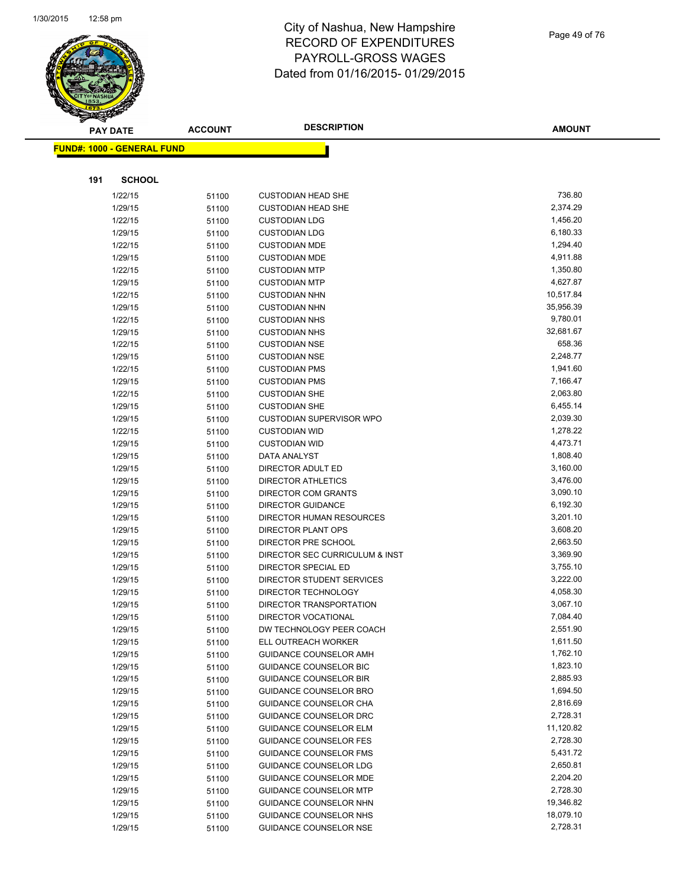# City of Nashua, New Hampshire
# RECORD OF EXPENDITURES
# PAYROLL-GROSS WAGES
# Dated from 01/16/2015- 01/29/2015

**FUND#: 1000 - GENERAL FUND**

**191 SCHOOL**

| PAY DATE | ACCOUNT | DESCRIPTION | AMOUNT |
|---|---|---|---|
| 1/22/15 | 51100 | CUSTODIAN HEAD SHE | 736.80 |
| 1/29/15 | 51100 | CUSTODIAN HEAD SHE | 2,374.29 |
| 1/22/15 | 51100 | CUSTODIAN LDG | 1,456.20 |
| 1/29/15 | 51100 | CUSTODIAN LDG | 6,180.33 |
| 1/22/15 | 51100 | CUSTODIAN MDE | 1,294.40 |
| 1/29/15 | 51100 | CUSTODIAN MDE | 4,911.88 |
| 1/22/15 | 51100 | CUSTODIAN MTP | 1,350.80 |
| 1/29/15 | 51100 | CUSTODIAN MTP | 4,627.87 |
| 1/22/15 | 51100 | CUSTODIAN NHN | 10,517.84 |
| 1/29/15 | 51100 | CUSTODIAN NHN | 35,956.39 |
| 1/22/15 | 51100 | CUSTODIAN NHS | 9,780.01 |
| 1/29/15 | 51100 | CUSTODIAN NHS | 32,681.67 |
| 1/22/15 | 51100 | CUSTODIAN NSE | 658.36 |
| 1/29/15 | 51100 | CUSTODIAN NSE | 2,248.77 |
| 1/22/15 | 51100 | CUSTODIAN PMS | 1,941.60 |
| 1/29/15 | 51100 | CUSTODIAN PMS | 7,166.47 |
| 1/22/15 | 51100 | CUSTODIAN SHE | 2,063.80 |
| 1/29/15 | 51100 | CUSTODIAN SHE | 6,455.14 |
| 1/29/15 | 51100 | CUSTODIAN SUPERVISOR WPO | 2,039.30 |
| 1/22/15 | 51100 | CUSTODIAN WID | 1,278.22 |
| 1/29/15 | 51100 | CUSTODIAN WID | 4,473.71 |
| 1/29/15 | 51100 | DATA ANALYST | 1,808.40 |
| 1/29/15 | 51100 | DIRECTOR ADULT ED | 3,160.00 |
| 1/29/15 | 51100 | DIRECTOR ATHLETICS | 3,476.00 |
| 1/29/15 | 51100 | DIRECTOR COM GRANTS | 3,090.10 |
| 1/29/15 | 51100 | DIRECTOR GUIDANCE | 6,192.30 |
| 1/29/15 | 51100 | DIRECTOR HUMAN RESOURCES | 3,201.10 |
| 1/29/15 | 51100 | DIRECTOR PLANT OPS | 3,608.20 |
| 1/29/15 | 51100 | DIRECTOR PRE SCHOOL | 2,663.50 |
| 1/29/15 | 51100 | DIRECTOR SEC CURRICULUM & INST | 3,369.90 |
| 1/29/15 | 51100 | DIRECTOR SPECIAL ED | 3,755.10 |
| 1/29/15 | 51100 | DIRECTOR STUDENT SERVICES | 3,222.00 |
| 1/29/15 | 51100 | DIRECTOR TECHNOLOGY | 4,058.30 |
| 1/29/15 | 51100 | DIRECTOR TRANSPORTATION | 3,067.10 |
| 1/29/15 | 51100 | DIRECTOR VOCATIONAL | 7,084.40 |
| 1/29/15 | 51100 | DW TECHNOLOGY PEER COACH | 2,551.90 |
| 1/29/15 | 51100 | ELL OUTREACH WORKER | 1,611.50 |
| 1/29/15 | 51100 | GUIDANCE COUNSELOR AMH | 1,762.10 |
| 1/29/15 | 51100 | GUIDANCE COUNSELOR BIC | 1,823.10 |
| 1/29/15 | 51100 | GUIDANCE COUNSELOR BIR | 2,885.93 |
| 1/29/15 | 51100 | GUIDANCE COUNSELOR BRO | 1,694.50 |
| 1/29/15 | 51100 | GUIDANCE COUNSELOR CHA | 2,816.69 |
| 1/29/15 | 51100 | GUIDANCE COUNSELOR DRC | 2,728.31 |
| 1/29/15 | 51100 | GUIDANCE COUNSELOR ELM | 11,120.82 |
| 1/29/15 | 51100 | GUIDANCE COUNSELOR FES | 2,728.30 |
| 1/29/15 | 51100 | GUIDANCE COUNSELOR FMS | 5,431.72 |
| 1/29/15 | 51100 | GUIDANCE COUNSELOR LDG | 2,650.81 |
| 1/29/15 | 51100 | GUIDANCE COUNSELOR MDE | 2,204.20 |
| 1/29/15 | 51100 | GUIDANCE COUNSELOR MTP | 2,728.30 |
| 1/29/15 | 51100 | GUIDANCE COUNSELOR NHN | 19,346.82 |
| 1/29/15 | 51100 | GUIDANCE COUNSELOR NHS | 18,079.10 |
| 1/29/15 | 51100 | GUIDANCE COUNSELOR NSE | 2,728.31 |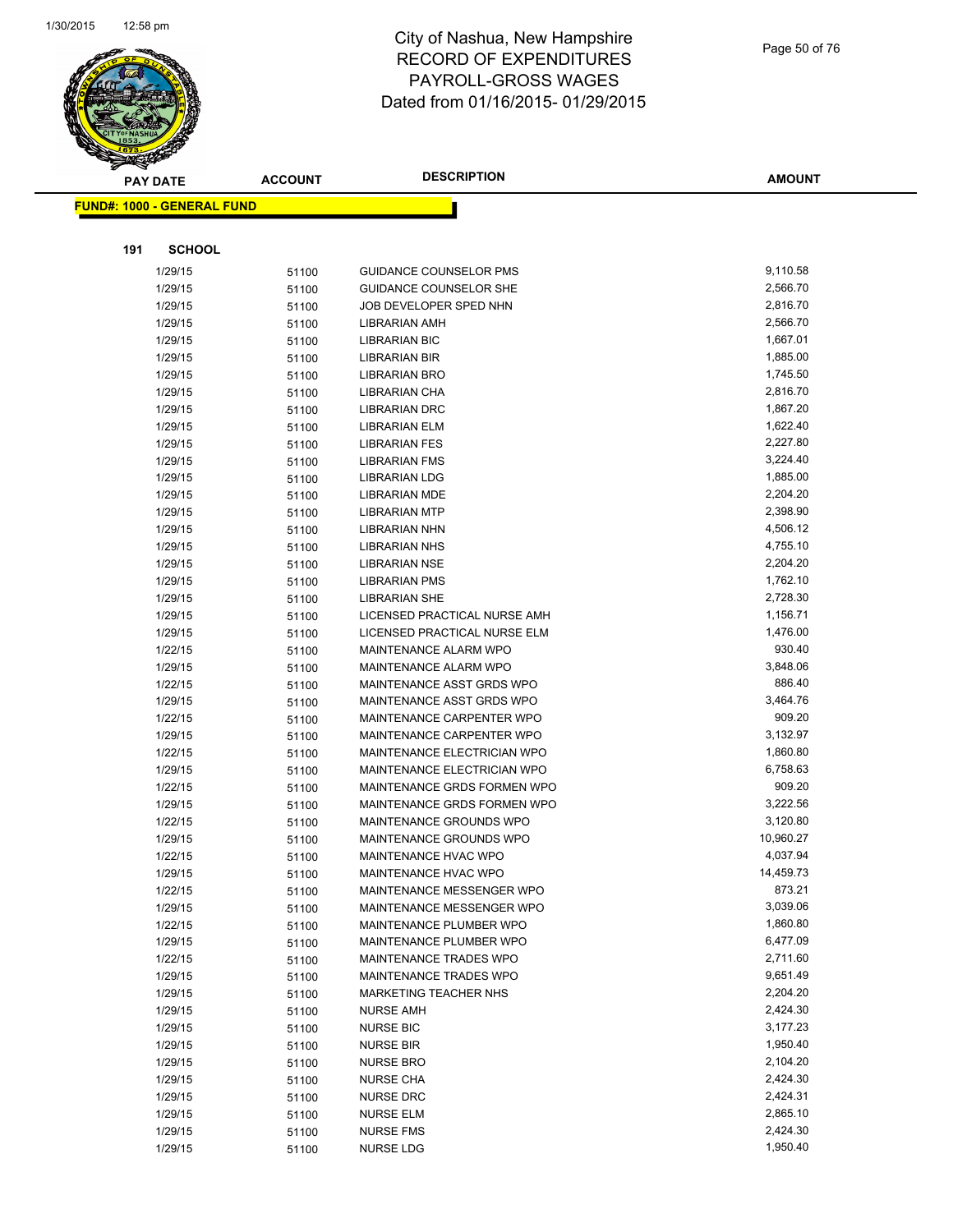# City of Nashua, New Hampshire
## RECORD OF EXPENDITURES
## PAYROLL-GROSS WAGES
## Dated from 01/16/2015- 01/29/2015

**FUND#: 1000 - GENERAL FUND**

**191 SCHOOL**

| PAY DATE | ACCOUNT | DESCRIPTION | AMOUNT |
|---|---|---|---|
| 1/29/15 | 51100 | GUIDANCE COUNSELOR PMS | 9,110.58 |
| 1/29/15 | 51100 | GUIDANCE COUNSELOR SHE | 2,566.70 |
| 1/29/15 | 51100 | JOB DEVELOPER SPED NHN | 2,816.70 |
| 1/29/15 | 51100 | LIBRARIAN AMH | 2,566.70 |
| 1/29/15 | 51100 | LIBRARIAN BIC | 1,667.01 |
| 1/29/15 | 51100 | LIBRARIAN BIR | 1,885.00 |
| 1/29/15 | 51100 | LIBRARIAN BRO | 1,745.50 |
| 1/29/15 | 51100 | LIBRARIAN CHA | 2,816.70 |
| 1/29/15 | 51100 | LIBRARIAN DRC | 1,867.20 |
| 1/29/15 | 51100 | LIBRARIAN ELM | 1,622.40 |
| 1/29/15 | 51100 | LIBRARIAN FES | 2,227.80 |
| 1/29/15 | 51100 | LIBRARIAN FMS | 3,224.40 |
| 1/29/15 | 51100 | LIBRARIAN LDG | 1,885.00 |
| 1/29/15 | 51100 | LIBRARIAN MDE | 2,204.20 |
| 1/29/15 | 51100 | LIBRARIAN MTP | 2,398.90 |
| 1/29/15 | 51100 | LIBRARIAN NHN | 4,506.12 |
| 1/29/15 | 51100 | LIBRARIAN NHS | 4,755.10 |
| 1/29/15 | 51100 | LIBRARIAN NSE | 2,204.20 |
| 1/29/15 | 51100 | LIBRARIAN PMS | 1,762.10 |
| 1/29/15 | 51100 | LIBRARIAN SHE | 2,728.30 |
| 1/29/15 | 51100 | LICENSED PRACTICAL NURSE AMH | 1,156.71 |
| 1/29/15 | 51100 | LICENSED PRACTICAL NURSE ELM | 1,476.00 |
| 1/22/15 | 51100 | MAINTENANCE ALARM WPO | 930.40 |
| 1/29/15 | 51100 | MAINTENANCE ALARM WPO | 3,848.06 |
| 1/22/15 | 51100 | MAINTENANCE ASST GRDS WPO | 886.40 |
| 1/29/15 | 51100 | MAINTENANCE ASST GRDS WPO | 3,464.76 |
| 1/22/15 | 51100 | MAINTENANCE CARPENTER WPO | 909.20 |
| 1/29/15 | 51100 | MAINTENANCE CARPENTER WPO | 3,132.97 |
| 1/22/15 | 51100 | MAINTENANCE ELECTRICIAN WPO | 1,860.80 |
| 1/29/15 | 51100 | MAINTENANCE ELECTRICIAN WPO | 6,758.63 |
| 1/22/15 | 51100 | MAINTENANCE GRDS FORMEN WPO | 909.20 |
| 1/29/15 | 51100 | MAINTENANCE GRDS FORMEN WPO | 3,222.56 |
| 1/22/15 | 51100 | MAINTENANCE GROUNDS WPO | 3,120.80 |
| 1/29/15 | 51100 | MAINTENANCE GROUNDS WPO | 10,960.27 |
| 1/22/15 | 51100 | MAINTENANCE HVAC WPO | 4,037.94 |
| 1/29/15 | 51100 | MAINTENANCE HVAC WPO | 14,459.73 |
| 1/22/15 | 51100 | MAINTENANCE MESSENGER WPO | 873.21 |
| 1/29/15 | 51100 | MAINTENANCE MESSENGER WPO | 3,039.06 |
| 1/22/15 | 51100 | MAINTENANCE PLUMBER WPO | 1,860.80 |
| 1/29/15 | 51100 | MAINTENANCE PLUMBER WPO | 6,477.09 |
| 1/22/15 | 51100 | MAINTENANCE TRADES WPO | 2,711.60 |
| 1/29/15 | 51100 | MAINTENANCE TRADES WPO | 9,651.49 |
| 1/29/15 | 51100 | MARKETING TEACHER NHS | 2,204.20 |
| 1/29/15 | 51100 | NURSE AMH | 2,424.30 |
| 1/29/15 | 51100 | NURSE BIC | 3,177.23 |
| 1/29/15 | 51100 | NURSE BIR | 1,950.40 |
| 1/29/15 | 51100 | NURSE BRO | 2,104.20 |
| 1/29/15 | 51100 | NURSE CHA | 2,424.30 |
| 1/29/15 | 51100 | NURSE DRC | 2,424.31 |
| 1/29/15 | 51100 | NURSE ELM | 2,865.10 |
| 1/29/15 | 51100 | NURSE FMS | 2,424.30 |
| 1/29/15 | 51100 | NURSE LDG | 1,950.40 |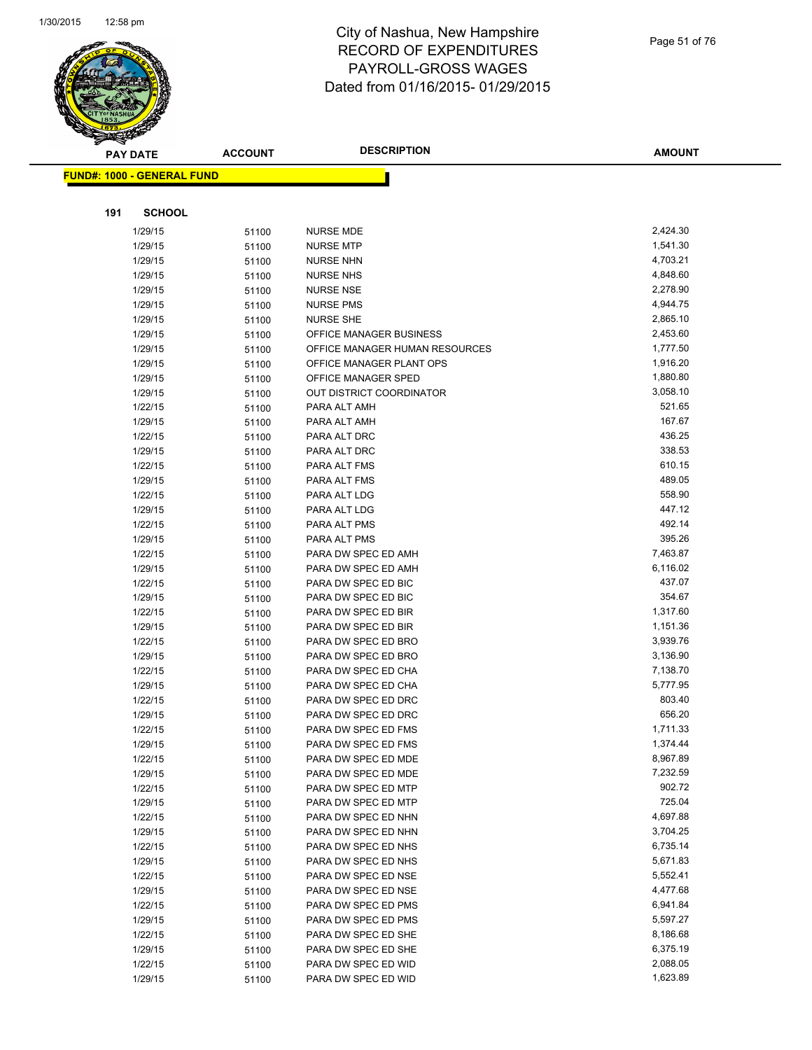# City of Nashua, New Hampshire
# RECORD OF EXPENDITURES
# PAYROLL-GROSS WAGES
# Dated from 01/16/2015- 01/29/2015

**FUND#: 1000 - GENERAL FUND**

**191 SCHOOL**

| PAY DATE | ACCOUNT | DESCRIPTION | AMOUNT |
|---|---|---|---|
| 1/29/15 | 51100 | NURSE MDE | 2,424.30 |
| 1/29/15 | 51100 | NURSE MTP | 1,541.30 |
| 1/29/15 | 51100 | NURSE NHN | 4,703.21 |
| 1/29/15 | 51100 | NURSE NHS | 4,848.60 |
| 1/29/15 | 51100 | NURSE NSE | 2,278.90 |
| 1/29/15 | 51100 | NURSE PMS | 4,944.75 |
| 1/29/15 | 51100 | NURSE SHE | 2,865.10 |
| 1/29/15 | 51100 | OFFICE MANAGER BUSINESS | 2,453.60 |
| 1/29/15 | 51100 | OFFICE MANAGER HUMAN RESOURCES | 1,777.50 |
| 1/29/15 | 51100 | OFFICE MANAGER PLANT OPS | 1,916.20 |
| 1/29/15 | 51100 | OFFICE MANAGER SPED | 1,880.80 |
| 1/29/15 | 51100 | OUT DISTRICT COORDINATOR | 3,058.10 |
| 1/22/15 | 51100 | PARA ALT AMH | 521.65 |
| 1/29/15 | 51100 | PARA ALT AMH | 167.67 |
| 1/22/15 | 51100 | PARA ALT DRC | 436.25 |
| 1/29/15 | 51100 | PARA ALT DRC | 338.53 |
| 1/22/15 | 51100 | PARA ALT FMS | 610.15 |
| 1/29/15 | 51100 | PARA ALT FMS | 489.05 |
| 1/22/15 | 51100 | PARA ALT LDG | 558.90 |
| 1/29/15 | 51100 | PARA ALT LDG | 447.12 |
| 1/22/15 | 51100 | PARA ALT PMS | 492.14 |
| 1/29/15 | 51100 | PARA ALT PMS | 395.26 |
| 1/22/15 | 51100 | PARA DW SPEC ED AMH | 7,463.87 |
| 1/29/15 | 51100 | PARA DW SPEC ED AMH | 6,116.02 |
| 1/22/15 | 51100 | PARA DW SPEC ED BIC | 437.07 |
| 1/29/15 | 51100 | PARA DW SPEC ED BIC | 354.67 |
| 1/22/15 | 51100 | PARA DW SPEC ED BIR | 1,317.60 |
| 1/29/15 | 51100 | PARA DW SPEC ED BIR | 1,151.36 |
| 1/22/15 | 51100 | PARA DW SPEC ED BRO | 3,939.76 |
| 1/29/15 | 51100 | PARA DW SPEC ED BRO | 3,136.90 |
| 1/22/15 | 51100 | PARA DW SPEC ED CHA | 7,138.70 |
| 1/29/15 | 51100 | PARA DW SPEC ED CHA | 5,777.95 |
| 1/22/15 | 51100 | PARA DW SPEC ED DRC | 803.40 |
| 1/29/15 | 51100 | PARA DW SPEC ED DRC | 656.20 |
| 1/22/15 | 51100 | PARA DW SPEC ED FMS | 1,711.33 |
| 1/29/15 | 51100 | PARA DW SPEC ED FMS | 1,374.44 |
| 1/22/15 | 51100 | PARA DW SPEC ED MDE | 8,967.89 |
| 1/29/15 | 51100 | PARA DW SPEC ED MDE | 7,232.59 |
| 1/22/15 | 51100 | PARA DW SPEC ED MTP | 902.72 |
| 1/29/15 | 51100 | PARA DW SPEC ED MTP | 725.04 |
| 1/22/15 | 51100 | PARA DW SPEC ED NHN | 4,697.88 |
| 1/29/15 | 51100 | PARA DW SPEC ED NHN | 3,704.25 |
| 1/22/15 | 51100 | PARA DW SPEC ED NHS | 6,735.14 |
| 1/29/15 | 51100 | PARA DW SPEC ED NHS | 5,671.83 |
| 1/22/15 | 51100 | PARA DW SPEC ED NSE | 5,552.41 |
| 1/29/15 | 51100 | PARA DW SPEC ED NSE | 4,477.68 |
| 1/22/15 | 51100 | PARA DW SPEC ED PMS | 6,941.84 |
| 1/29/15 | 51100 | PARA DW SPEC ED PMS | 5,597.27 |
| 1/22/15 | 51100 | PARA DW SPEC ED SHE | 8,186.68 |
| 1/29/15 | 51100 | PARA DW SPEC ED SHE | 6,375.19 |
| 1/22/15 | 51100 | PARA DW SPEC ED WID | 2,088.05 |
| 1/29/15 | 51100 | PARA DW SPEC ED WID | 1,623.89 |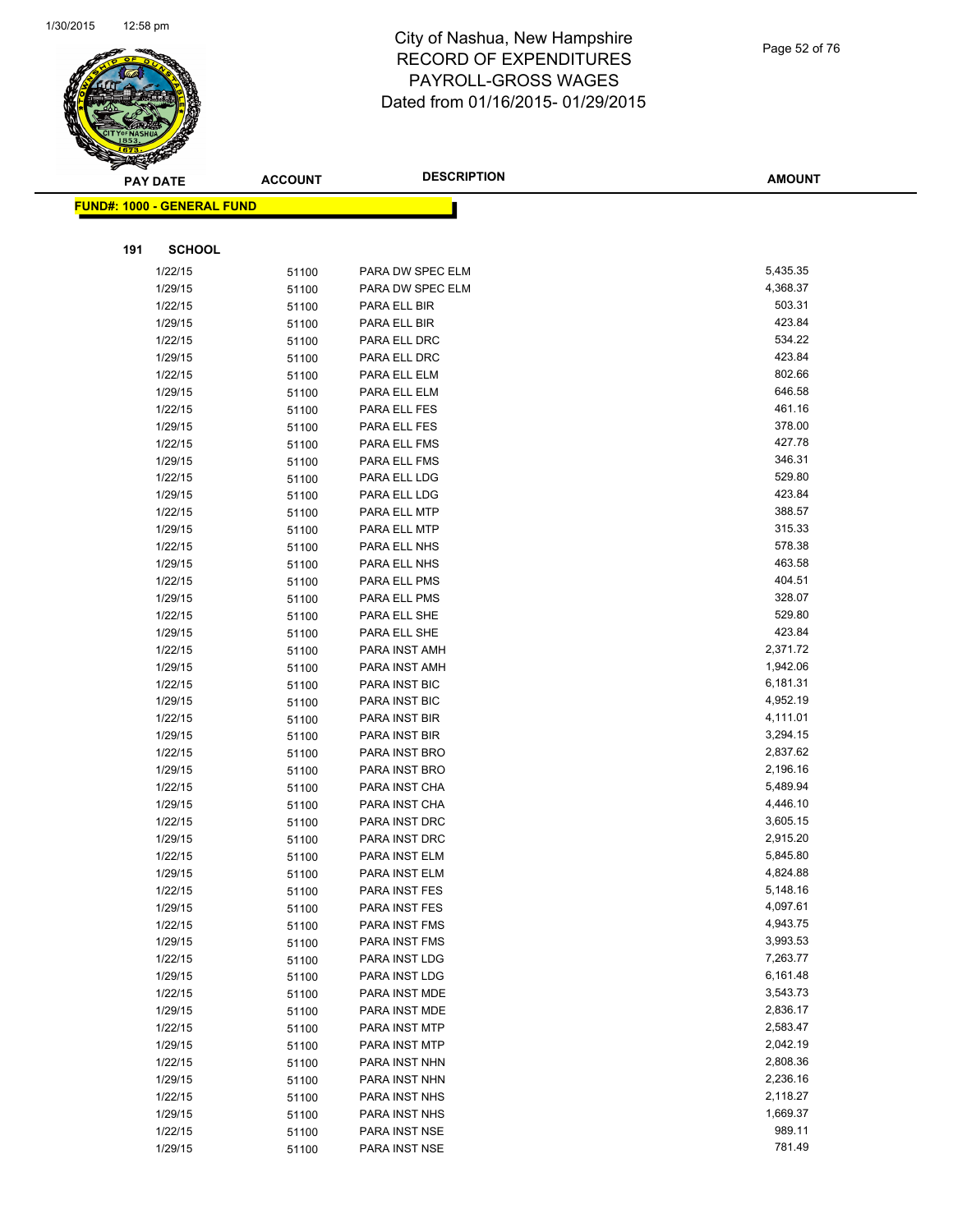# City of Nashua, New Hampshire
## RECORD OF EXPENDITURES
## PAYROLL-GROSS WAGES
## Dated from 01/16/2015- 01/29/2015

**FUND#: 1000 - GENERAL FUND**

**191 SCHOOL**

| PAY DATE | ACCOUNT | DESCRIPTION | AMOUNT |
|---|---|---|---|
| 1/22/15 | 51100 | PARA DW SPEC ELM | 5,435.35 |
| 1/29/15 | 51100 | PARA DW SPEC ELM | 4,368.37 |
| 1/22/15 | 51100 | PARA ELL BIR | 503.31 |
| 1/29/15 | 51100 | PARA ELL BIR | 423.84 |
| 1/22/15 | 51100 | PARA ELL DRC | 534.22 |
| 1/29/15 | 51100 | PARA ELL DRC | 423.84 |
| 1/22/15 | 51100 | PARA ELL ELM | 802.66 |
| 1/29/15 | 51100 | PARA ELL ELM | 646.58 |
| 1/22/15 | 51100 | PARA ELL FES | 461.16 |
| 1/29/15 | 51100 | PARA ELL FES | 378.00 |
| 1/22/15 | 51100 | PARA ELL FMS | 427.78 |
| 1/29/15 | 51100 | PARA ELL FMS | 346.31 |
| 1/22/15 | 51100 | PARA ELL LDG | 529.80 |
| 1/29/15 | 51100 | PARA ELL LDG | 423.84 |
| 1/22/15 | 51100 | PARA ELL MTP | 388.57 |
| 1/29/15 | 51100 | PARA ELL MTP | 315.33 |
| 1/22/15 | 51100 | PARA ELL NHS | 578.38 |
| 1/29/15 | 51100 | PARA ELL NHS | 463.58 |
| 1/22/15 | 51100 | PARA ELL PMS | 404.51 |
| 1/29/15 | 51100 | PARA ELL PMS | 328.07 |
| 1/22/15 | 51100 | PARA ELL SHE | 529.80 |
| 1/29/15 | 51100 | PARA ELL SHE | 423.84 |
| 1/22/15 | 51100 | PARA INST AMH | 2,371.72 |
| 1/29/15 | 51100 | PARA INST AMH | 1,942.06 |
| 1/22/15 | 51100 | PARA INST BIC | 6,181.31 |
| 1/29/15 | 51100 | PARA INST BIC | 4,952.19 |
| 1/22/15 | 51100 | PARA INST BIR | 4,111.01 |
| 1/29/15 | 51100 | PARA INST BIR | 3,294.15 |
| 1/22/15 | 51100 | PARA INST BRO | 2,837.62 |
| 1/29/15 | 51100 | PARA INST BRO | 2,196.16 |
| 1/22/15 | 51100 | PARA INST CHA | 5,489.94 |
| 1/29/15 | 51100 | PARA INST CHA | 4,446.10 |
| 1/22/15 | 51100 | PARA INST DRC | 3,605.15 |
| 1/29/15 | 51100 | PARA INST DRC | 2,915.20 |
| 1/22/15 | 51100 | PARA INST ELM | 5,845.80 |
| 1/29/15 | 51100 | PARA INST ELM | 4,824.88 |
| 1/22/15 | 51100 | PARA INST FES | 5,148.16 |
| 1/29/15 | 51100 | PARA INST FES | 4,097.61 |
| 1/22/15 | 51100 | PARA INST FMS | 4,943.75 |
| 1/29/15 | 51100 | PARA INST FMS | 3,993.53 |
| 1/22/15 | 51100 | PARA INST LDG | 7,263.77 |
| 1/29/15 | 51100 | PARA INST LDG | 6,161.48 |
| 1/22/15 | 51100 | PARA INST MDE | 3,543.73 |
| 1/29/15 | 51100 | PARA INST MDE | 2,836.17 |
| 1/22/15 | 51100 | PARA INST MTP | 2,583.47 |
| 1/29/15 | 51100 | PARA INST MTP | 2,042.19 |
| 1/22/15 | 51100 | PARA INST NHN | 2,808.36 |
| 1/29/15 | 51100 | PARA INST NHN | 2,236.16 |
| 1/22/15 | 51100 | PARA INST NHS | 2,118.27 |
| 1/29/15 | 51100 | PARA INST NHS | 1,669.37 |
| 1/22/15 | 51100 | PARA INST NSE | 989.11 |
| 1/29/15 | 51100 | PARA INST NSE | 781.49 |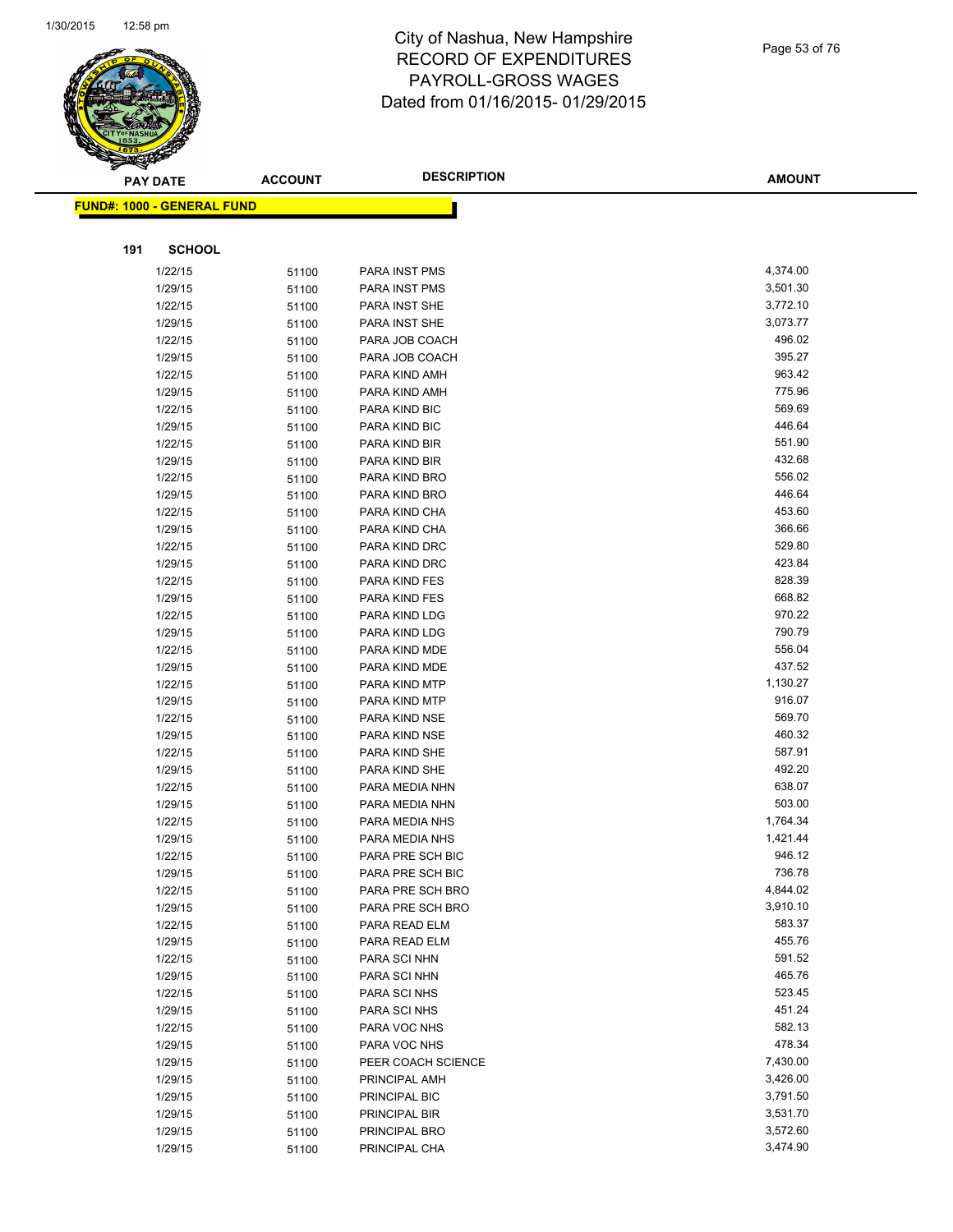# City of Nashua, New Hampshire
# RECORD OF EXPENDITURES
# PAYROLL-GROSS WAGES
# Dated from 01/16/2015- 01/29/2015

**FUND#: 1000 - GENERAL FUND**

**191 SCHOOL**

| PAY DATE | ACCOUNT | DESCRIPTION | AMOUNT |
|---|---|---|---|
| 1/22/15 | 51100 | PARA INST PMS | 4,374.00 |
| 1/29/15 | 51100 | PARA INST PMS | 3,501.30 |
| 1/22/15 | 51100 | PARA INST SHE | 3,772.10 |
| 1/29/15 | 51100 | PARA INST SHE | 3,073.77 |
| 1/22/15 | 51100 | PARA JOB COACH | 496.02 |
| 1/29/15 | 51100 | PARA JOB COACH | 395.27 |
| 1/22/15 | 51100 | PARA KIND AMH | 963.42 |
| 1/29/15 | 51100 | PARA KIND AMH | 775.96 |
| 1/22/15 | 51100 | PARA KIND BIC | 569.69 |
| 1/29/15 | 51100 | PARA KIND BIC | 446.64 |
| 1/22/15 | 51100 | PARA KIND BIR | 551.90 |
| 1/29/15 | 51100 | PARA KIND BIR | 432.68 |
| 1/22/15 | 51100 | PARA KIND BRO | 556.02 |
| 1/29/15 | 51100 | PARA KIND BRO | 446.64 |
| 1/22/15 | 51100 | PARA KIND CHA | 453.60 |
| 1/29/15 | 51100 | PARA KIND CHA | 366.66 |
| 1/22/15 | 51100 | PARA KIND DRC | 529.80 |
| 1/29/15 | 51100 | PARA KIND DRC | 423.84 |
| 1/22/15 | 51100 | PARA KIND FES | 828.39 |
| 1/29/15 | 51100 | PARA KIND FES | 668.82 |
| 1/22/15 | 51100 | PARA KIND LDG | 970.22 |
| 1/29/15 | 51100 | PARA KIND LDG | 790.79 |
| 1/22/15 | 51100 | PARA KIND MDE | 556.04 |
| 1/29/15 | 51100 | PARA KIND MDE | 437.52 |
| 1/22/15 | 51100 | PARA KIND MTP | 1,130.27 |
| 1/29/15 | 51100 | PARA KIND MTP | 916.07 |
| 1/22/15 | 51100 | PARA KIND NSE | 569.70 |
| 1/29/15 | 51100 | PARA KIND NSE | 460.32 |
| 1/22/15 | 51100 | PARA KIND SHE | 587.91 |
| 1/29/15 | 51100 | PARA KIND SHE | 492.20 |
| 1/22/15 | 51100 | PARA MEDIA NHN | 638.07 |
| 1/29/15 | 51100 | PARA MEDIA NHN | 503.00 |
| 1/22/15 | 51100 | PARA MEDIA NHS | 1,764.34 |
| 1/29/15 | 51100 | PARA MEDIA NHS | 1,421.44 |
| 1/22/15 | 51100 | PARA PRE SCH BIC | 946.12 |
| 1/29/15 | 51100 | PARA PRE SCH BIC | 736.78 |
| 1/22/15 | 51100 | PARA PRE SCH BRO | 4,844.02 |
| 1/29/15 | 51100 | PARA PRE SCH BRO | 3,910.10 |
| 1/22/15 | 51100 | PARA READ ELM | 583.37 |
| 1/29/15 | 51100 | PARA READ ELM | 455.76 |
| 1/22/15 | 51100 | PARA SCI NHN | 591.52 |
| 1/29/15 | 51100 | PARA SCI NHN | 465.76 |
| 1/22/15 | 51100 | PARA SCI NHS | 523.45 |
| 1/29/15 | 51100 | PARA SCI NHS | 451.24 |
| 1/22/15 | 51100 | PARA VOC NHS | 582.13 |
| 1/29/15 | 51100 | PARA VOC NHS | 478.34 |
| 1/29/15 | 51100 | PEER COACH SCIENCE | 7,430.00 |
| 1/29/15 | 51100 | PRINCIPAL AMH | 3,426.00 |
| 1/29/15 | 51100 | PRINCIPAL BIC | 3,791.50 |
| 1/29/15 | 51100 | PRINCIPAL BIR | 3,531.70 |
| 1/29/15 | 51100 | PRINCIPAL BRO | 3,572.60 |
| 1/29/15 | 51100 | PRINCIPAL CHA | 3,474.90 |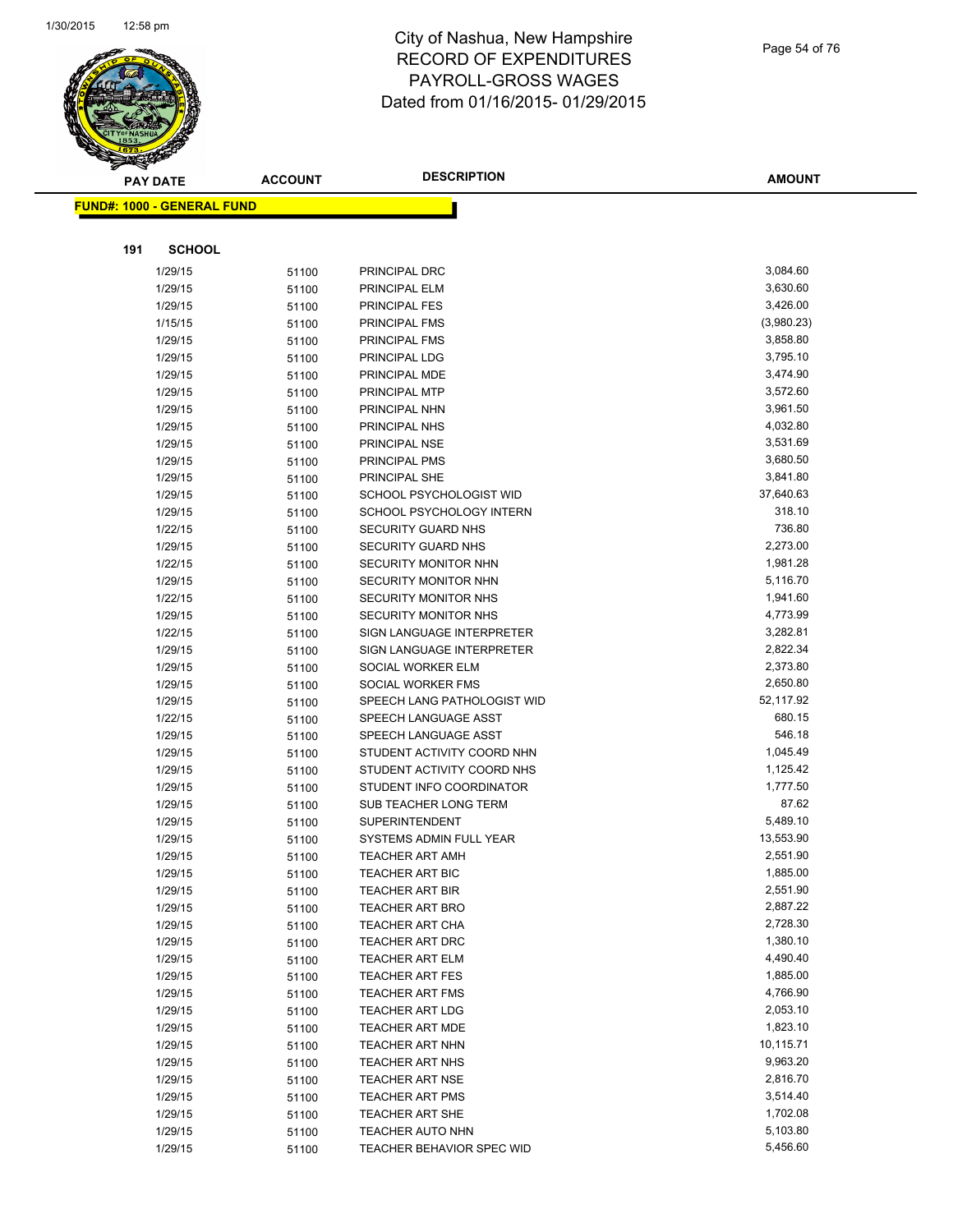# City of Nashua, New Hampshire
## RECORD OF EXPENDITURES
## PAYROLL-GROSS WAGES
## Dated from 01/16/2015- 01/29/2015

**FUND#: 1000 - GENERAL FUND**

**191 SCHOOL**

| PAY DATE | ACCOUNT | DESCRIPTION | AMOUNT |
|---|---|---|---|
| 1/29/15 | 51100 | PRINCIPAL DRC | 3,084.60 |
| 1/29/15 | 51100 | PRINCIPAL ELM | 3,630.60 |
| 1/29/15 | 51100 | PRINCIPAL FES | 3,426.00 |
| 1/15/15 | 51100 | PRINCIPAL FMS | (3,980.23) |
| 1/29/15 | 51100 | PRINCIPAL FMS | 3,858.80 |
| 1/29/15 | 51100 | PRINCIPAL LDG | 3,795.10 |
| 1/29/15 | 51100 | PRINCIPAL MDE | 3,474.90 |
| 1/29/15 | 51100 | PRINCIPAL MTP | 3,572.60 |
| 1/29/15 | 51100 | PRINCIPAL NHN | 3,961.50 |
| 1/29/15 | 51100 | PRINCIPAL NHS | 4,032.80 |
| 1/29/15 | 51100 | PRINCIPAL NSE | 3,531.69 |
| 1/29/15 | 51100 | PRINCIPAL PMS | 3,680.50 |
| 1/29/15 | 51100 | PRINCIPAL SHE | 3,841.80 |
| 1/29/15 | 51100 | SCHOOL PSYCHOLOGIST WID | 37,640.63 |
| 1/29/15 | 51100 | SCHOOL PSYCHOLOGY INTERN | 318.10 |
| 1/22/15 | 51100 | SECURITY GUARD NHS | 736.80 |
| 1/29/15 | 51100 | SECURITY GUARD NHS | 2,273.00 |
| 1/22/15 | 51100 | SECURITY MONITOR NHN | 1,981.28 |
| 1/29/15 | 51100 | SECURITY MONITOR NHN | 5,116.70 |
| 1/22/15 | 51100 | SECURITY MONITOR NHS | 1,941.60 |
| 1/29/15 | 51100 | SECURITY MONITOR NHS | 4,773.99 |
| 1/22/15 | 51100 | SIGN LANGUAGE INTERPRETER | 3,282.81 |
| 1/29/15 | 51100 | SIGN LANGUAGE INTERPRETER | 2,822.34 |
| 1/29/15 | 51100 | SOCIAL WORKER ELM | 2,373.80 |
| 1/29/15 | 51100 | SOCIAL WORKER FMS | 2,650.80 |
| 1/29/15 | 51100 | SPEECH LANG PATHOLOGIST WID | 52,117.92 |
| 1/22/15 | 51100 | SPEECH LANGUAGE ASST | 680.15 |
| 1/29/15 | 51100 | SPEECH LANGUAGE ASST | 546.18 |
| 1/29/15 | 51100 | STUDENT ACTIVITY COORD NHN | 1,045.49 |
| 1/29/15 | 51100 | STUDENT ACTIVITY COORD NHS | 1,125.42 |
| 1/29/15 | 51100 | STUDENT INFO COORDINATOR | 1,777.50 |
| 1/29/15 | 51100 | SUB TEACHER LONG TERM | 87.62 |
| 1/29/15 | 51100 | SUPERINTENDENT | 5,489.10 |
| 1/29/15 | 51100 | SYSTEMS ADMIN FULL YEAR | 13,553.90 |
| 1/29/15 | 51100 | TEACHER ART AMH | 2,551.90 |
| 1/29/15 | 51100 | TEACHER ART BIC | 1,885.00 |
| 1/29/15 | 51100 | TEACHER ART BIR | 2,551.90 |
| 1/29/15 | 51100 | TEACHER ART BRO | 2,887.22 |
| 1/29/15 | 51100 | TEACHER ART CHA | 2,728.30 |
| 1/29/15 | 51100 | TEACHER ART DRC | 1,380.10 |
| 1/29/15 | 51100 | TEACHER ART ELM | 4,490.40 |
| 1/29/15 | 51100 | TEACHER ART FES | 1,885.00 |
| 1/29/15 | 51100 | TEACHER ART FMS | 4,766.90 |
| 1/29/15 | 51100 | TEACHER ART LDG | 2,053.10 |
| 1/29/15 | 51100 | TEACHER ART MDE | 1,823.10 |
| 1/29/15 | 51100 | TEACHER ART NHN | 10,115.71 |
| 1/29/15 | 51100 | TEACHER ART NHS | 9,963.20 |
| 1/29/15 | 51100 | TEACHER ART NSE | 2,816.70 |
| 1/29/15 | 51100 | TEACHER ART PMS | 3,514.40 |
| 1/29/15 | 51100 | TEACHER ART SHE | 1,702.08 |
| 1/29/15 | 51100 | TEACHER AUTO NHN | 5,103.80 |
| 1/29/15 | 51100 | TEACHER BEHAVIOR SPEC WID | 5,456.60 |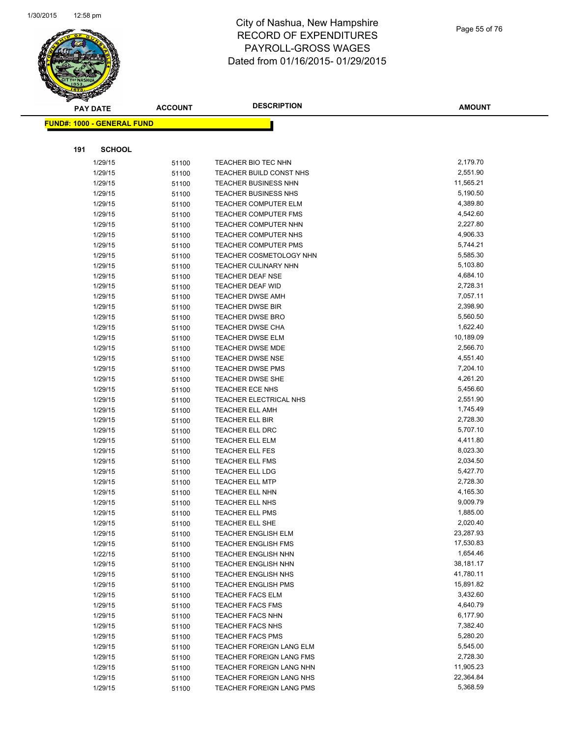# City of Nashua, New Hampshire
## RECORD OF EXPENDITURES
## PAYROLL-GROSS WAGES
## Dated from 01/16/2015- 01/29/2015

**FUND#: 1000 - GENERAL FUND**

**191 SCHOOL**

| PAY DATE | ACCOUNT | DESCRIPTION | AMOUNT |
|---|---|---|---|
| 1/29/15 | 51100 | TEACHER BIO TEC NHN | 2,179.70 |
| 1/29/15 | 51100 | TEACHER BUILD CONST NHS | 2,551.90 |
| 1/29/15 | 51100 | TEACHER BUSINESS NHN | 11,565.21 |
| 1/29/15 | 51100 | TEACHER BUSINESS NHS | 5,190.50 |
| 1/29/15 | 51100 | TEACHER COMPUTER ELM | 4,389.80 |
| 1/29/15 | 51100 | TEACHER COMPUTER FMS | 4,542.60 |
| 1/29/15 | 51100 | TEACHER COMPUTER NHN | 2,227.80 |
| 1/29/15 | 51100 | TEACHER COMPUTER NHS | 4,906.33 |
| 1/29/15 | 51100 | TEACHER COMPUTER PMS | 5,744.21 |
| 1/29/15 | 51100 | TEACHER COSMETOLOGY NHN | 5,585.30 |
| 1/29/15 | 51100 | TEACHER CULINARY NHN | 5,103.80 |
| 1/29/15 | 51100 | TEACHER DEAF NSE | 4,684.10 |
| 1/29/15 | 51100 | TEACHER DEAF WID | 2,728.31 |
| 1/29/15 | 51100 | TEACHER DWSE AMH | 7,057.11 |
| 1/29/15 | 51100 | TEACHER DWSE BIR | 2,398.90 |
| 1/29/15 | 51100 | TEACHER DWSE BRO | 5,560.50 |
| 1/29/15 | 51100 | TEACHER DWSE CHA | 1,622.40 |
| 1/29/15 | 51100 | TEACHER DWSE ELM | 10,189.09 |
| 1/29/15 | 51100 | TEACHER DWSE MDE | 2,566.70 |
| 1/29/15 | 51100 | TEACHER DWSE NSE | 4,551.40 |
| 1/29/15 | 51100 | TEACHER DWSE PMS | 7,204.10 |
| 1/29/15 | 51100 | TEACHER DWSE SHE | 4,261.20 |
| 1/29/15 | 51100 | TEACHER ECE NHS | 5,456.60 |
| 1/29/15 | 51100 | TEACHER ELECTRICAL NHS | 2,551.90 |
| 1/29/15 | 51100 | TEACHER ELL AMH | 1,745.49 |
| 1/29/15 | 51100 | TEACHER ELL BIR | 2,728.30 |
| 1/29/15 | 51100 | TEACHER ELL DRC | 5,707.10 |
| 1/29/15 | 51100 | TEACHER ELL ELM | 4,411.80 |
| 1/29/15 | 51100 | TEACHER ELL FES | 8,023.30 |
| 1/29/15 | 51100 | TEACHER ELL FMS | 2,034.50 |
| 1/29/15 | 51100 | TEACHER ELL LDG | 5,427.70 |
| 1/29/15 | 51100 | TEACHER ELL MTP | 2,728.30 |
| 1/29/15 | 51100 | TEACHER ELL NHN | 4,165.30 |
| 1/29/15 | 51100 | TEACHER ELL NHS | 9,009.79 |
| 1/29/15 | 51100 | TEACHER ELL PMS | 1,885.00 |
| 1/29/15 | 51100 | TEACHER ELL SHE | 2,020.40 |
| 1/29/15 | 51100 | TEACHER ENGLISH ELM | 23,287.93 |
| 1/29/15 | 51100 | TEACHER ENGLISH FMS | 17,530.83 |
| 1/22/15 | 51100 | TEACHER ENGLISH NHN | 1,654.46 |
| 1/29/15 | 51100 | TEACHER ENGLISH NHN | 38,181.17 |
| 1/29/15 | 51100 | TEACHER ENGLISH NHS | 41,780.11 |
| 1/29/15 | 51100 | TEACHER ENGLISH PMS | 15,891.82 |
| 1/29/15 | 51100 | TEACHER FACS ELM | 3,432.60 |
| 1/29/15 | 51100 | TEACHER FACS FMS | 4,640.79 |
| 1/29/15 | 51100 | TEACHER FACS NHN | 6,177.90 |
| 1/29/15 | 51100 | TEACHER FACS NHS | 7,382.40 |
| 1/29/15 | 51100 | TEACHER FACS PMS | 5,280.20 |
| 1/29/15 | 51100 | TEACHER FOREIGN LANG ELM | 5,545.00 |
| 1/29/15 | 51100 | TEACHER FOREIGN LANG FMS | 2,728.30 |
| 1/29/15 | 51100 | TEACHER FOREIGN LANG NHN | 11,905.23 |
| 1/29/15 | 51100 | TEACHER FOREIGN LANG NHS | 22,364.84 |
| 1/29/15 | 51100 | TEACHER FOREIGN LANG PMS | 5,368.59 |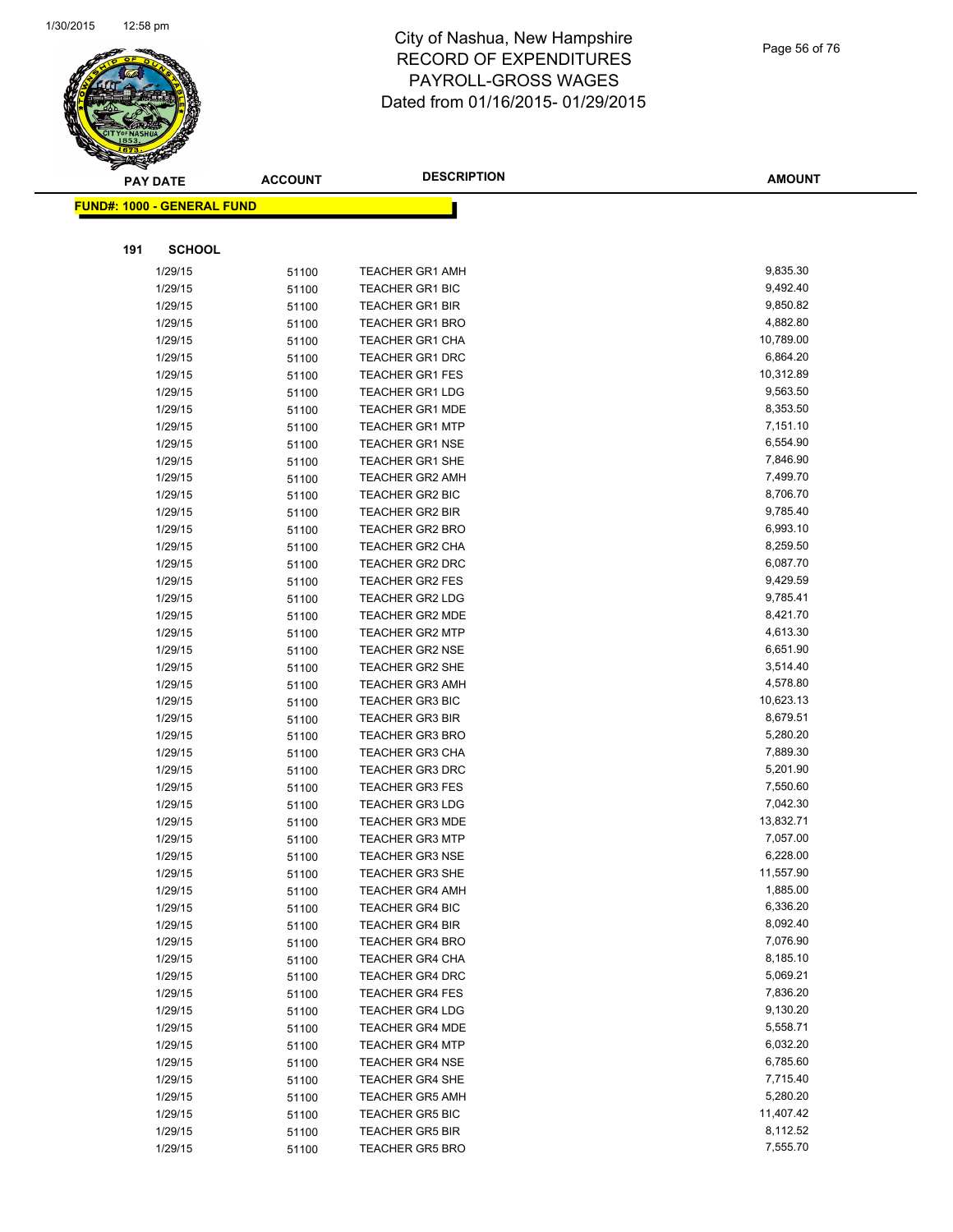# City of Nashua, New Hampshire
# RECORD OF EXPENDITURES
# PAYROLL-GROSS WAGES
# Dated from 01/16/2015- 01/29/2015

**FUND#: 1000 - GENERAL FUND**

**191 SCHOOL**

| PAY DATE | ACCOUNT | DESCRIPTION | AMOUNT |
|---|---|---|---|
| 1/29/15 | 51100 | TEACHER GR1 AMH | 9,835.30 |
| 1/29/15 | 51100 | TEACHER GR1 BIC | 9,492.40 |
| 1/29/15 | 51100 | TEACHER GR1 BIR | 9,850.82 |
| 1/29/15 | 51100 | TEACHER GR1 BRO | 4,882.80 |
| 1/29/15 | 51100 | TEACHER GR1 CHA | 10,789.00 |
| 1/29/15 | 51100 | TEACHER GR1 DRC | 6,864.20 |
| 1/29/15 | 51100 | TEACHER GR1 FES | 10,312.89 |
| 1/29/15 | 51100 | TEACHER GR1 LDG | 9,563.50 |
| 1/29/15 | 51100 | TEACHER GR1 MDE | 8,353.50 |
| 1/29/15 | 51100 | TEACHER GR1 MTP | 7,151.10 |
| 1/29/15 | 51100 | TEACHER GR1 NSE | 6,554.90 |
| 1/29/15 | 51100 | TEACHER GR1 SHE | 7,846.90 |
| 1/29/15 | 51100 | TEACHER GR2 AMH | 7,499.70 |
| 1/29/15 | 51100 | TEACHER GR2 BIC | 8,706.70 |
| 1/29/15 | 51100 | TEACHER GR2 BIR | 9,785.40 |
| 1/29/15 | 51100 | TEACHER GR2 BRO | 6,993.10 |
| 1/29/15 | 51100 | TEACHER GR2 CHA | 8,259.50 |
| 1/29/15 | 51100 | TEACHER GR2 DRC | 6,087.70 |
| 1/29/15 | 51100 | TEACHER GR2 FES | 9,429.59 |
| 1/29/15 | 51100 | TEACHER GR2 LDG | 9,785.41 |
| 1/29/15 | 51100 | TEACHER GR2 MDE | 8,421.70 |
| 1/29/15 | 51100 | TEACHER GR2 MTP | 4,613.30 |
| 1/29/15 | 51100 | TEACHER GR2 NSE | 6,651.90 |
| 1/29/15 | 51100 | TEACHER GR2 SHE | 3,514.40 |
| 1/29/15 | 51100 | TEACHER GR3 AMH | 4,578.80 |
| 1/29/15 | 51100 | TEACHER GR3 BIC | 10,623.13 |
| 1/29/15 | 51100 | TEACHER GR3 BIR | 8,679.51 |
| 1/29/15 | 51100 | TEACHER GR3 BRO | 5,280.20 |
| 1/29/15 | 51100 | TEACHER GR3 CHA | 7,889.30 |
| 1/29/15 | 51100 | TEACHER GR3 DRC | 5,201.90 |
| 1/29/15 | 51100 | TEACHER GR3 FES | 7,550.60 |
| 1/29/15 | 51100 | TEACHER GR3 LDG | 7,042.30 |
| 1/29/15 | 51100 | TEACHER GR3 MDE | 13,832.71 |
| 1/29/15 | 51100 | TEACHER GR3 MTP | 7,057.00 |
| 1/29/15 | 51100 | TEACHER GR3 NSE | 6,228.00 |
| 1/29/15 | 51100 | TEACHER GR3 SHE | 11,557.90 |
| 1/29/15 | 51100 | TEACHER GR4 AMH | 1,885.00 |
| 1/29/15 | 51100 | TEACHER GR4 BIC | 6,336.20 |
| 1/29/15 | 51100 | TEACHER GR4 BIR | 8,092.40 |
| 1/29/15 | 51100 | TEACHER GR4 BRO | 7,076.90 |
| 1/29/15 | 51100 | TEACHER GR4 CHA | 8,185.10 |
| 1/29/15 | 51100 | TEACHER GR4 DRC | 5,069.21 |
| 1/29/15 | 51100 | TEACHER GR4 FES | 7,836.20 |
| 1/29/15 | 51100 | TEACHER GR4 LDG | 9,130.20 |
| 1/29/15 | 51100 | TEACHER GR4 MDE | 5,558.71 |
| 1/29/15 | 51100 | TEACHER GR4 MTP | 6,032.20 |
| 1/29/15 | 51100 | TEACHER GR4 NSE | 6,785.60 |
| 1/29/15 | 51100 | TEACHER GR4 SHE | 7,715.40 |
| 1/29/15 | 51100 | TEACHER GR5 AMH | 5,280.20 |
| 1/29/15 | 51100 | TEACHER GR5 BIC | 11,407.42 |
| 1/29/15 | 51100 | TEACHER GR5 BIR | 8,112.52 |
| 1/29/15 | 51100 | TEACHER GR5 BRO | 7,555.70 |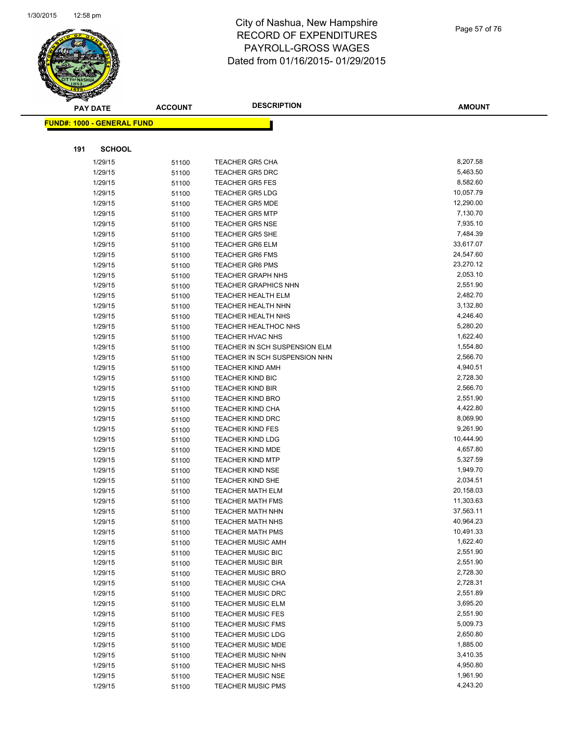# City of Nashua, New Hampshire
# RECORD OF EXPENDITURES
# PAYROLL-GROSS WAGES
# Dated from 01/16/2015- 01/29/2015

**FUND#: 1000 - GENERAL FUND**

**191 SCHOOL**

| PAY DATE | ACCOUNT | DESCRIPTION | AMOUNT |
|---|---|---|---|
| 1/29/15 | 51100 | TEACHER GR5 CHA | 8,207.58 |
| 1/29/15 | 51100 | TEACHER GR5 DRC | 5,463.50 |
| 1/29/15 | 51100 | TEACHER GR5 FES | 8,582.60 |
| 1/29/15 | 51100 | TEACHER GR5 LDG | 10,057.79 |
| 1/29/15 | 51100 | TEACHER GR5 MDE | 12,290.00 |
| 1/29/15 | 51100 | TEACHER GR5 MTP | 7,130.70 |
| 1/29/15 | 51100 | TEACHER GR5 NSE | 7,935.10 |
| 1/29/15 | 51100 | TEACHER GR5 SHE | 7,484.39 |
| 1/29/15 | 51100 | TEACHER GR6 ELM | 33,617.07 |
| 1/29/15 | 51100 | TEACHER GR6 FMS | 24,547.60 |
| 1/29/15 | 51100 | TEACHER GR6 PMS | 23,270.12 |
| 1/29/15 | 51100 | TEACHER GRAPH NHS | 2,053.10 |
| 1/29/15 | 51100 | TEACHER GRAPHICS NHN | 2,551.90 |
| 1/29/15 | 51100 | TEACHER HEALTH ELM | 2,482.70 |
| 1/29/15 | 51100 | TEACHER HEALTH NHN | 3,132.80 |
| 1/29/15 | 51100 | TEACHER HEALTH NHS | 4,246.40 |
| 1/29/15 | 51100 | TEACHER HEALTHOC NHS | 5,280.20 |
| 1/29/15 | 51100 | TEACHER HVAC NHS | 1,622.40 |
| 1/29/15 | 51100 | TEACHER IN SCH SUSPENSION ELM | 1,554.80 |
| 1/29/15 | 51100 | TEACHER IN SCH SUSPENSION NHN | 2,566.70 |
| 1/29/15 | 51100 | TEACHER KIND AMH | 4,940.51 |
| 1/29/15 | 51100 | TEACHER KIND BIC | 2,728.30 |
| 1/29/15 | 51100 | TEACHER KIND BIR | 2,566.70 |
| 1/29/15 | 51100 | TEACHER KIND BRO | 2,551.90 |
| 1/29/15 | 51100 | TEACHER KIND CHA | 4,422.80 |
| 1/29/15 | 51100 | TEACHER KIND DRC | 8,069.90 |
| 1/29/15 | 51100 | TEACHER KIND FES | 9,261.90 |
| 1/29/15 | 51100 | TEACHER KIND LDG | 10,444.90 |
| 1/29/15 | 51100 | TEACHER KIND MDE | 4,657.80 |
| 1/29/15 | 51100 | TEACHER KIND MTP | 5,327.59 |
| 1/29/15 | 51100 | TEACHER KIND NSE | 1,949.70 |
| 1/29/15 | 51100 | TEACHER KIND SHE | 2,034.51 |
| 1/29/15 | 51100 | TEACHER MATH ELM | 20,158.03 |
| 1/29/15 | 51100 | TEACHER MATH FMS | 11,303.63 |
| 1/29/15 | 51100 | TEACHER MATH NHN | 37,563.11 |
| 1/29/15 | 51100 | TEACHER MATH NHS | 40,964.23 |
| 1/29/15 | 51100 | TEACHER MATH PMS | 10,491.33 |
| 1/29/15 | 51100 | TEACHER MUSIC AMH | 1,622.40 |
| 1/29/15 | 51100 | TEACHER MUSIC BIC | 2,551.90 |
| 1/29/15 | 51100 | TEACHER MUSIC BIR | 2,551.90 |
| 1/29/15 | 51100 | TEACHER MUSIC BRO | 2,728.30 |
| 1/29/15 | 51100 | TEACHER MUSIC CHA | 2,728.31 |
| 1/29/15 | 51100 | TEACHER MUSIC DRC | 2,551.89 |
| 1/29/15 | 51100 | TEACHER MUSIC ELM | 3,695.20 |
| 1/29/15 | 51100 | TEACHER MUSIC FES | 2,551.90 |
| 1/29/15 | 51100 | TEACHER MUSIC FMS | 5,009.73 |
| 1/29/15 | 51100 | TEACHER MUSIC LDG | 2,650.80 |
| 1/29/15 | 51100 | TEACHER MUSIC MDE | 1,885.00 |
| 1/29/15 | 51100 | TEACHER MUSIC NHN | 3,410.35 |
| 1/29/15 | 51100 | TEACHER MUSIC NHS | 4,950.80 |
| 1/29/15 | 51100 | TEACHER MUSIC NSE | 1,961.90 |
| 1/29/15 | 51100 | TEACHER MUSIC PMS | 4,243.20 |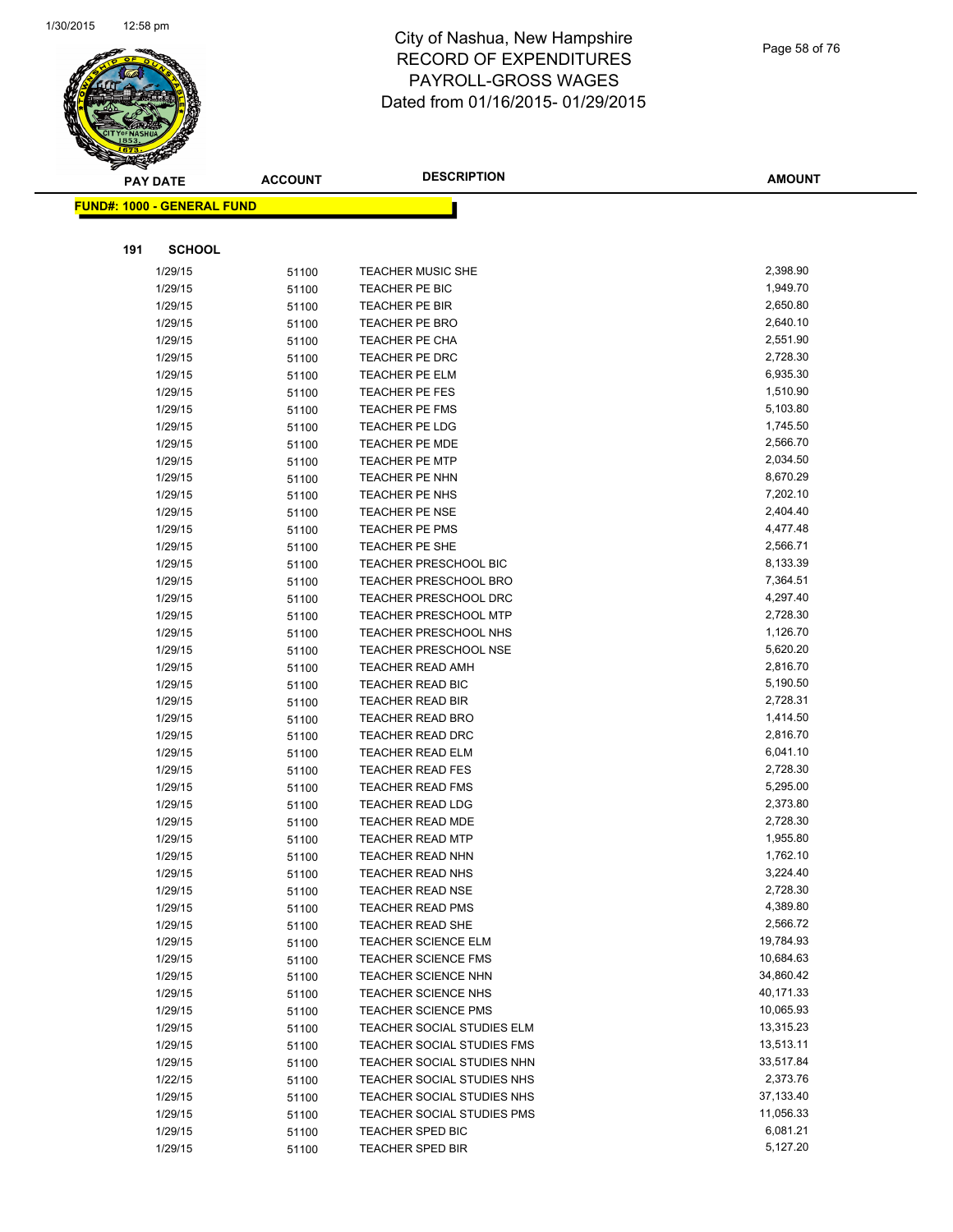# City of Nashua, New Hampshire
# RECORD OF EXPENDITURES
# PAYROLL-GROSS WAGES
# Dated from 01/16/2015- 01/29/2015

**FUND#: 1000 - GENERAL FUND**

**191 SCHOOL**

| PAY DATE | ACCOUNT | DESCRIPTION | AMOUNT |
|---|---|---|---|
| 1/29/15 | 51100 | TEACHER MUSIC SHE | 2,398.90 |
| 1/29/15 | 51100 | TEACHER PE BIC | 1,949.70 |
| 1/29/15 | 51100 | TEACHER PE BIR | 2,650.80 |
| 1/29/15 | 51100 | TEACHER PE BRO | 2,640.10 |
| 1/29/15 | 51100 | TEACHER PE CHA | 2,551.90 |
| 1/29/15 | 51100 | TEACHER PE DRC | 2,728.30 |
| 1/29/15 | 51100 | TEACHER PE ELM | 6,935.30 |
| 1/29/15 | 51100 | TEACHER PE FES | 1,510.90 |
| 1/29/15 | 51100 | TEACHER PE FMS | 5,103.80 |
| 1/29/15 | 51100 | TEACHER PE LDG | 1,745.50 |
| 1/29/15 | 51100 | TEACHER PE MDE | 2,566.70 |
| 1/29/15 | 51100 | TEACHER PE MTP | 2,034.50 |
| 1/29/15 | 51100 | TEACHER PE NHN | 8,670.29 |
| 1/29/15 | 51100 | TEACHER PE NHS | 7,202.10 |
| 1/29/15 | 51100 | TEACHER PE NSE | 2,404.40 |
| 1/29/15 | 51100 | TEACHER PE PMS | 4,477.48 |
| 1/29/15 | 51100 | TEACHER PE SHE | 2,566.71 |
| 1/29/15 | 51100 | TEACHER PRESCHOOL BIC | 8,133.39 |
| 1/29/15 | 51100 | TEACHER PRESCHOOL BRO | 7,364.51 |
| 1/29/15 | 51100 | TEACHER PRESCHOOL DRC | 4,297.40 |
| 1/29/15 | 51100 | TEACHER PRESCHOOL MTP | 2,728.30 |
| 1/29/15 | 51100 | TEACHER PRESCHOOL NHS | 1,126.70 |
| 1/29/15 | 51100 | TEACHER PRESCHOOL NSE | 5,620.20 |
| 1/29/15 | 51100 | TEACHER READ AMH | 2,816.70 |
| 1/29/15 | 51100 | TEACHER READ BIC | 5,190.50 |
| 1/29/15 | 51100 | TEACHER READ BIR | 2,728.31 |
| 1/29/15 | 51100 | TEACHER READ BRO | 1,414.50 |
| 1/29/15 | 51100 | TEACHER READ DRC | 2,816.70 |
| 1/29/15 | 51100 | TEACHER READ ELM | 6,041.10 |
| 1/29/15 | 51100 | TEACHER READ FES | 2,728.30 |
| 1/29/15 | 51100 | TEACHER READ FMS | 5,295.00 |
| 1/29/15 | 51100 | TEACHER READ LDG | 2,373.80 |
| 1/29/15 | 51100 | TEACHER READ MDE | 2,728.30 |
| 1/29/15 | 51100 | TEACHER READ MTP | 1,955.80 |
| 1/29/15 | 51100 | TEACHER READ NHN | 1,762.10 |
| 1/29/15 | 51100 | TEACHER READ NHS | 3,224.40 |
| 1/29/15 | 51100 | TEACHER READ NSE | 2,728.30 |
| 1/29/15 | 51100 | TEACHER READ PMS | 4,389.80 |
| 1/29/15 | 51100 | TEACHER READ SHE | 2,566.72 |
| 1/29/15 | 51100 | TEACHER SCIENCE ELM | 19,784.93 |
| 1/29/15 | 51100 | TEACHER SCIENCE FMS | 10,684.63 |
| 1/29/15 | 51100 | TEACHER SCIENCE NHN | 34,860.42 |
| 1/29/15 | 51100 | TEACHER SCIENCE NHS | 40,171.33 |
| 1/29/15 | 51100 | TEACHER SCIENCE PMS | 10,065.93 |
| 1/29/15 | 51100 | TEACHER SOCIAL STUDIES ELM | 13,315.23 |
| 1/29/15 | 51100 | TEACHER SOCIAL STUDIES FMS | 13,513.11 |
| 1/29/15 | 51100 | TEACHER SOCIAL STUDIES NHN | 33,517.84 |
| 1/22/15 | 51100 | TEACHER SOCIAL STUDIES NHS | 2,373.76 |
| 1/29/15 | 51100 | TEACHER SOCIAL STUDIES NHS | 37,133.40 |
| 1/29/15 | 51100 | TEACHER SOCIAL STUDIES PMS | 11,056.33 |
| 1/29/15 | 51100 | TEACHER SPED BIC | 6,081.21 |
| 1/29/15 | 51100 | TEACHER SPED BIR | 5,127.20 |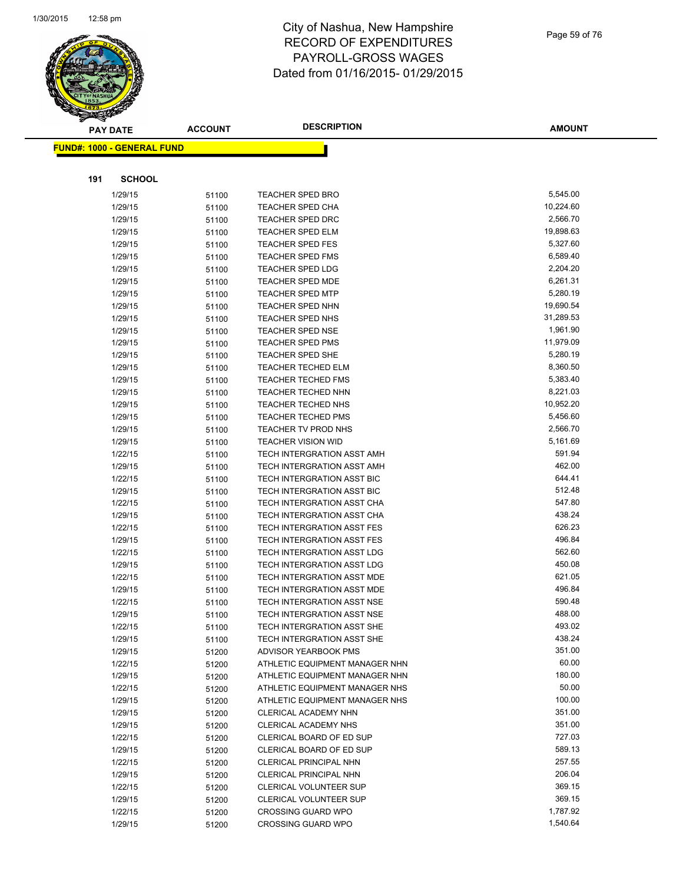City of Nashua, New Hampshire
RECORD OF EXPENDITURES
PAYROLL-GROSS WAGES
Dated from 01/16/2015- 01/29/2015

**FUND#: 1000 - GENERAL FUND**

**191 SCHOOL**

| PAY DATE | ACCOUNT | DESCRIPTION | AMOUNT |
|---|---|---|---|
| 1/29/15 | 51100 | TEACHER SPED BRO | 5,545.00 |
| 1/29/15 | 51100 | TEACHER SPED CHA | 10,224.60 |
| 1/29/15 | 51100 | TEACHER SPED DRC | 2,566.70 |
| 1/29/15 | 51100 | TEACHER SPED ELM | 19,898.63 |
| 1/29/15 | 51100 | TEACHER SPED FES | 5,327.60 |
| 1/29/15 | 51100 | TEACHER SPED FMS | 6,589.40 |
| 1/29/15 | 51100 | TEACHER SPED LDG | 2,204.20 |
| 1/29/15 | 51100 | TEACHER SPED MDE | 6,261.31 |
| 1/29/15 | 51100 | TEACHER SPED MTP | 5,280.19 |
| 1/29/15 | 51100 | TEACHER SPED NHN | 19,690.54 |
| 1/29/15 | 51100 | TEACHER SPED NHS | 31,289.53 |
| 1/29/15 | 51100 | TEACHER SPED NSE | 1,961.90 |
| 1/29/15 | 51100 | TEACHER SPED PMS | 11,979.09 |
| 1/29/15 | 51100 | TEACHER SPED SHE | 5,280.19 |
| 1/29/15 | 51100 | TEACHER TECHED ELM | 8,360.50 |
| 1/29/15 | 51100 | TEACHER TECHED FMS | 5,383.40 |
| 1/29/15 | 51100 | TEACHER TECHED NHN | 8,221.03 |
| 1/29/15 | 51100 | TEACHER TECHED NHS | 10,952.20 |
| 1/29/15 | 51100 | TEACHER TECHED PMS | 5,456.60 |
| 1/29/15 | 51100 | TEACHER TV PROD NHS | 2,566.70 |
| 1/29/15 | 51100 | TEACHER VISION WID | 5,161.69 |
| 1/22/15 | 51100 | TECH INTERGRATION ASST AMH | 591.94 |
| 1/29/15 | 51100 | TECH INTERGRATION ASST AMH | 462.00 |
| 1/22/15 | 51100 | TECH INTERGRATION ASST BIC | 644.41 |
| 1/29/15 | 51100 | TECH INTERGRATION ASST BIC | 512.48 |
| 1/22/15 | 51100 | TECH INTERGRATION ASST CHA | 547.80 |
| 1/29/15 | 51100 | TECH INTERGRATION ASST CHA | 438.24 |
| 1/22/15 | 51100 | TECH INTERGRATION ASST FES | 626.23 |
| 1/29/15 | 51100 | TECH INTERGRATION ASST FES | 496.84 |
| 1/22/15 | 51100 | TECH INTERGRATION ASST LDG | 562.60 |
| 1/29/15 | 51100 | TECH INTERGRATION ASST LDG | 450.08 |
| 1/22/15 | 51100 | TECH INTERGRATION ASST MDE | 621.05 |
| 1/29/15 | 51100 | TECH INTERGRATION ASST MDE | 496.84 |
| 1/22/15 | 51100 | TECH INTERGRATION ASST NSE | 590.48 |
| 1/29/15 | 51100 | TECH INTERGRATION ASST NSE | 488.00 |
| 1/22/15 | 51100 | TECH INTERGRATION ASST SHE | 493.02 |
| 1/29/15 | 51100 | TECH INTERGRATION ASST SHE | 438.24 |
| 1/29/15 | 51200 | ADVISOR YEARBOOK PMS | 351.00 |
| 1/22/15 | 51200 | ATHLETIC EQUIPMENT MANAGER NHN | 60.00 |
| 1/29/15 | 51200 | ATHLETIC EQUIPMENT MANAGER NHN | 180.00 |
| 1/22/15 | 51200 | ATHLETIC EQUIPMENT MANAGER NHS | 50.00 |
| 1/29/15 | 51200 | ATHLETIC EQUIPMENT MANAGER NHS | 100.00 |
| 1/29/15 | 51200 | CLERICAL ACADEMY NHN | 351.00 |
| 1/29/15 | 51200 | CLERICAL ACADEMY NHS | 351.00 |
| 1/22/15 | 51200 | CLERICAL BOARD OF ED SUP | 727.03 |
| 1/29/15 | 51200 | CLERICAL BOARD OF ED SUP | 589.13 |
| 1/22/15 | 51200 | CLERICAL PRINCIPAL NHN | 257.55 |
| 1/29/15 | 51200 | CLERICAL PRINCIPAL NHN | 206.04 |
| 1/22/15 | 51200 | CLERICAL VOLUNTEER SUP | 369.15 |
| 1/29/15 | 51200 | CLERICAL VOLUNTEER SUP | 369.15 |
| 1/22/15 | 51200 | CROSSING GUARD WPO | 1,787.92 |
| 1/29/15 | 51200 | CROSSING GUARD WPO | 1,540.64 |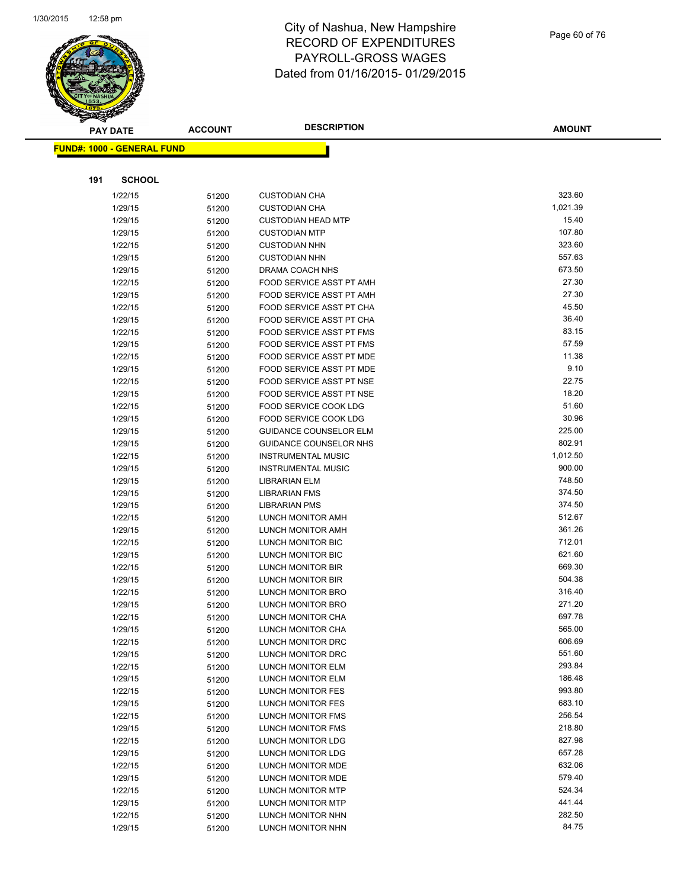# City of Nashua, New Hampshire
# RECORD OF EXPENDITURES
# PAYROLL-GROSS WAGES
# Dated from 01/16/2015- 01/29/2015

**FUND#: 1000 - GENERAL FUND**

**191 SCHOOL**

| PAY DATE | ACCOUNT | DESCRIPTION | AMOUNT |
|---|---|---|---|
| 1/22/15 | 51200 | CUSTODIAN CHA | 323.60 |
| 1/29/15 | 51200 | CUSTODIAN CHA | 1,021.39 |
| 1/29/15 | 51200 | CUSTODIAN HEAD MTP | 15.40 |
| 1/29/15 | 51200 | CUSTODIAN MTP | 107.80 |
| 1/22/15 | 51200 | CUSTODIAN NHN | 323.60 |
| 1/29/15 | 51200 | CUSTODIAN NHN | 557.63 |
| 1/29/15 | 51200 | DRAMA COACH NHS | 673.50 |
| 1/22/15 | 51200 | FOOD SERVICE ASST PT AMH | 27.30 |
| 1/29/15 | 51200 | FOOD SERVICE ASST PT AMH | 27.30 |
| 1/22/15 | 51200 | FOOD SERVICE ASST PT CHA | 45.50 |
| 1/29/15 | 51200 | FOOD SERVICE ASST PT CHA | 36.40 |
| 1/22/15 | 51200 | FOOD SERVICE ASST PT FMS | 83.15 |
| 1/29/15 | 51200 | FOOD SERVICE ASST PT FMS | 57.59 |
| 1/22/15 | 51200 | FOOD SERVICE ASST PT MDE | 11.38 |
| 1/29/15 | 51200 | FOOD SERVICE ASST PT MDE | 9.10 |
| 1/22/15 | 51200 | FOOD SERVICE ASST PT NSE | 22.75 |
| 1/29/15 | 51200 | FOOD SERVICE ASST PT NSE | 18.20 |
| 1/22/15 | 51200 | FOOD SERVICE COOK LDG | 51.60 |
| 1/29/15 | 51200 | FOOD SERVICE COOK LDG | 30.96 |
| 1/29/15 | 51200 | GUIDANCE COUNSELOR ELM | 225.00 |
| 1/29/15 | 51200 | GUIDANCE COUNSELOR NHS | 802.91 |
| 1/22/15 | 51200 | INSTRUMENTAL MUSIC | 1,012.50 |
| 1/29/15 | 51200 | INSTRUMENTAL MUSIC | 900.00 |
| 1/29/15 | 51200 | LIBRARIAN ELM | 748.50 |
| 1/29/15 | 51200 | LIBRARIAN FMS | 374.50 |
| 1/29/15 | 51200 | LIBRARIAN PMS | 374.50 |
| 1/22/15 | 51200 | LUNCH MONITOR AMH | 512.67 |
| 1/29/15 | 51200 | LUNCH MONITOR AMH | 361.26 |
| 1/22/15 | 51200 | LUNCH MONITOR BIC | 712.01 |
| 1/29/15 | 51200 | LUNCH MONITOR BIC | 621.60 |
| 1/22/15 | 51200 | LUNCH MONITOR BIR | 669.30 |
| 1/29/15 | 51200 | LUNCH MONITOR BIR | 504.38 |
| 1/22/15 | 51200 | LUNCH MONITOR BRO | 316.40 |
| 1/29/15 | 51200 | LUNCH MONITOR BRO | 271.20 |
| 1/22/15 | 51200 | LUNCH MONITOR CHA | 697.78 |
| 1/29/15 | 51200 | LUNCH MONITOR CHA | 565.00 |
| 1/22/15 | 51200 | LUNCH MONITOR DRC | 606.69 |
| 1/29/15 | 51200 | LUNCH MONITOR DRC | 551.60 |
| 1/22/15 | 51200 | LUNCH MONITOR ELM | 293.84 |
| 1/29/15 | 51200 | LUNCH MONITOR ELM | 186.48 |
| 1/22/15 | 51200 | LUNCH MONITOR FES | 993.80 |
| 1/29/15 | 51200 | LUNCH MONITOR FES | 683.10 |
| 1/22/15 | 51200 | LUNCH MONITOR FMS | 256.54 |
| 1/29/15 | 51200 | LUNCH MONITOR FMS | 218.80 |
| 1/22/15 | 51200 | LUNCH MONITOR LDG | 827.98 |
| 1/29/15 | 51200 | LUNCH MONITOR LDG | 657.28 |
| 1/22/15 | 51200 | LUNCH MONITOR MDE | 632.06 |
| 1/29/15 | 51200 | LUNCH MONITOR MDE | 579.40 |
| 1/22/15 | 51200 | LUNCH MONITOR MTP | 524.34 |
| 1/29/15 | 51200 | LUNCH MONITOR MTP | 441.44 |
| 1/22/15 | 51200 | LUNCH MONITOR NHN | 282.50 |
| 1/29/15 | 51200 | LUNCH MONITOR NHN | 84.75 |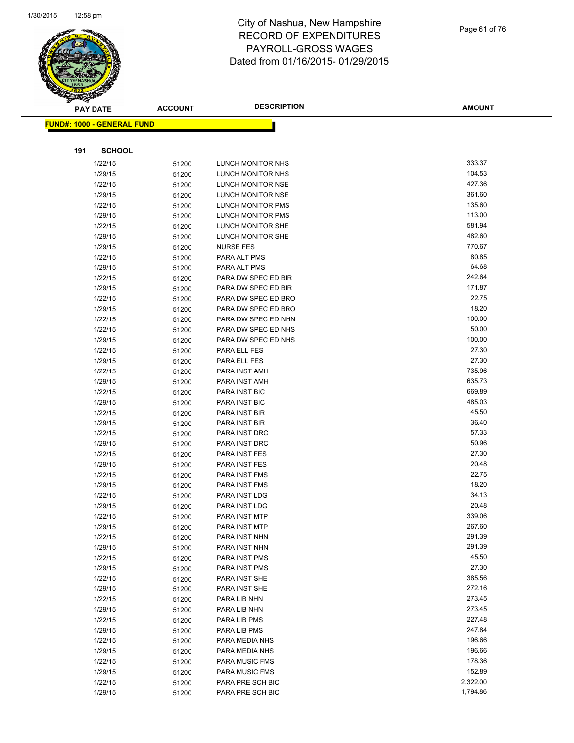# City of Nashua, New Hampshire
## RECORD OF EXPENDITURES
## PAYROLL-GROSS WAGES
### Dated from 01/16/2015- 01/29/2015

**FUND#: 1000 - GENERAL FUND**

**191 SCHOOL**

| PAY DATE | ACCOUNT | DESCRIPTION | AMOUNT |
|---|---|---|---|
| 1/22/15 | 51200 | LUNCH MONITOR NHS | 333.37 |
| 1/29/15 | 51200 | LUNCH MONITOR NHS | 104.53 |
| 1/22/15 | 51200 | LUNCH MONITOR NSE | 427.36 |
| 1/29/15 | 51200 | LUNCH MONITOR NSE | 361.60 |
| 1/22/15 | 51200 | LUNCH MONITOR PMS | 135.60 |
| 1/29/15 | 51200 | LUNCH MONITOR PMS | 113.00 |
| 1/22/15 | 51200 | LUNCH MONITOR SHE | 581.94 |
| 1/29/15 | 51200 | LUNCH MONITOR SHE | 482.60 |
| 1/29/15 | 51200 | NURSE FES | 770.67 |
| 1/22/15 | 51200 | PARA ALT PMS | 80.85 |
| 1/29/15 | 51200 | PARA ALT PMS | 64.68 |
| 1/22/15 | 51200 | PARA DW SPEC ED BIR | 242.64 |
| 1/29/15 | 51200 | PARA DW SPEC ED BIR | 171.87 |
| 1/22/15 | 51200 | PARA DW SPEC ED BRO | 22.75 |
| 1/29/15 | 51200 | PARA DW SPEC ED BRO | 18.20 |
| 1/22/15 | 51200 | PARA DW SPEC ED NHN | 100.00 |
| 1/22/15 | 51200 | PARA DW SPEC ED NHS | 50.00 |
| 1/29/15 | 51200 | PARA DW SPEC ED NHS | 100.00 |
| 1/22/15 | 51200 | PARA ELL FES | 27.30 |
| 1/29/15 | 51200 | PARA ELL FES | 27.30 |
| 1/22/15 | 51200 | PARA INST AMH | 735.96 |
| 1/29/15 | 51200 | PARA INST AMH | 635.73 |
| 1/22/15 | 51200 | PARA INST BIC | 669.89 |
| 1/29/15 | 51200 | PARA INST BIC | 485.03 |
| 1/22/15 | 51200 | PARA INST BIR | 45.50 |
| 1/29/15 | 51200 | PARA INST BIR | 36.40 |
| 1/22/15 | 51200 | PARA INST DRC | 57.33 |
| 1/29/15 | 51200 | PARA INST DRC | 50.96 |
| 1/22/15 | 51200 | PARA INST FES | 27.30 |
| 1/29/15 | 51200 | PARA INST FES | 20.48 |
| 1/22/15 | 51200 | PARA INST FMS | 22.75 |
| 1/29/15 | 51200 | PARA INST FMS | 18.20 |
| 1/22/15 | 51200 | PARA INST LDG | 34.13 |
| 1/29/15 | 51200 | PARA INST LDG | 20.48 |
| 1/22/15 | 51200 | PARA INST MTP | 339.06 |
| 1/29/15 | 51200 | PARA INST MTP | 267.60 |
| 1/22/15 | 51200 | PARA INST NHN | 291.39 |
| 1/29/15 | 51200 | PARA INST NHN | 291.39 |
| 1/22/15 | 51200 | PARA INST PMS | 45.50 |
| 1/29/15 | 51200 | PARA INST PMS | 27.30 |
| 1/22/15 | 51200 | PARA INST SHE | 385.56 |
| 1/29/15 | 51200 | PARA INST SHE | 272.16 |
| 1/22/15 | 51200 | PARA LIB NHN | 273.45 |
| 1/29/15 | 51200 | PARA LIB NHN | 273.45 |
| 1/22/15 | 51200 | PARA LIB PMS | 227.48 |
| 1/29/15 | 51200 | PARA LIB PMS | 247.84 |
| 1/22/15 | 51200 | PARA MEDIA NHS | 196.66 |
| 1/29/15 | 51200 | PARA MEDIA NHS | 196.66 |
| 1/22/15 | 51200 | PARA MUSIC FMS | 178.36 |
| 1/29/15 | 51200 | PARA MUSIC FMS | 152.89 |
| 1/22/15 | 51200 | PARA PRE SCH BIC | 2,322.00 |
| 1/29/15 | 51200 | PARA PRE SCH BIC | 1,794.86 |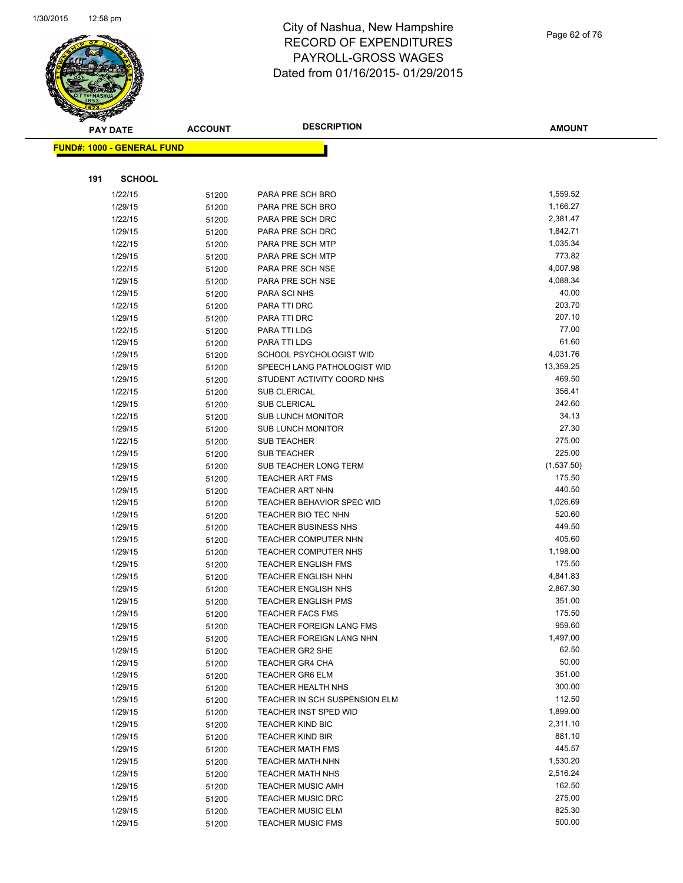# City of Nashua, New Hampshire
# RECORD OF EXPENDITURES
# PAYROLL-GROSS WAGES
# Dated from 01/16/2015- 01/29/2015

**FUND#: 1000 - GENERAL FUND**

**191 SCHOOL**

| PAY DATE | ACCOUNT | DESCRIPTION | AMOUNT |
|---|---|---|---|
| 1/22/15 | 51200 | PARA PRE SCH BRO | 1,559.52 |
| 1/29/15 | 51200 | PARA PRE SCH BRO | 1,166.27 |
| 1/22/15 | 51200 | PARA PRE SCH DRC | 2,381.47 |
| 1/29/15 | 51200 | PARA PRE SCH DRC | 1,842.71 |
| 1/22/15 | 51200 | PARA PRE SCH MTP | 1,035.34 |
| 1/29/15 | 51200 | PARA PRE SCH MTP | 773.82 |
| 1/22/15 | 51200 | PARA PRE SCH NSE | 4,007.98 |
| 1/29/15 | 51200 | PARA PRE SCH NSE | 4,088.34 |
| 1/29/15 | 51200 | PARA SCI NHS | 40.00 |
| 1/22/15 | 51200 | PARA TTI DRC | 203.70 |
| 1/29/15 | 51200 | PARA TTI DRC | 207.10 |
| 1/22/15 | 51200 | PARA TTI LDG | 77.00 |
| 1/29/15 | 51200 | PARA TTI LDG | 61.60 |
| 1/29/15 | 51200 | SCHOOL PSYCHOLOGIST WID | 4,031.76 |
| 1/29/15 | 51200 | SPEECH LANG PATHOLOGIST WID | 13,359.25 |
| 1/29/15 | 51200 | STUDENT ACTIVITY COORD NHS | 469.50 |
| 1/22/15 | 51200 | SUB CLERICAL | 356.41 |
| 1/29/15 | 51200 | SUB CLERICAL | 242.60 |
| 1/22/15 | 51200 | SUB LUNCH MONITOR | 34.13 |
| 1/29/15 | 51200 | SUB LUNCH MONITOR | 27.30 |
| 1/22/15 | 51200 | SUB TEACHER | 275.00 |
| 1/29/15 | 51200 | SUB TEACHER | 225.00 |
| 1/29/15 | 51200 | SUB TEACHER LONG TERM | (1,537.50) |
| 1/29/15 | 51200 | TEACHER ART FMS | 175.50 |
| 1/29/15 | 51200 | TEACHER ART NHN | 440.50 |
| 1/29/15 | 51200 | TEACHER BEHAVIOR SPEC WID | 1,026.69 |
| 1/29/15 | 51200 | TEACHER BIO TEC NHN | 520.60 |
| 1/29/15 | 51200 | TEACHER BUSINESS NHS | 449.50 |
| 1/29/15 | 51200 | TEACHER COMPUTER NHN | 405.60 |
| 1/29/15 | 51200 | TEACHER COMPUTER NHS | 1,198.00 |
| 1/29/15 | 51200 | TEACHER ENGLISH FMS | 175.50 |
| 1/29/15 | 51200 | TEACHER ENGLISH NHN | 4,841.83 |
| 1/29/15 | 51200 | TEACHER ENGLISH NHS | 2,867.30 |
| 1/29/15 | 51200 | TEACHER ENGLISH PMS | 351.00 |
| 1/29/15 | 51200 | TEACHER FACS FMS | 175.50 |
| 1/29/15 | 51200 | TEACHER FOREIGN LANG FMS | 959.60 |
| 1/29/15 | 51200 | TEACHER FOREIGN LANG NHN | 1,497.00 |
| 1/29/15 | 51200 | TEACHER GR2 SHE | 62.50 |
| 1/29/15 | 51200 | TEACHER GR4 CHA | 50.00 |
| 1/29/15 | 51200 | TEACHER GR6 ELM | 351.00 |
| 1/29/15 | 51200 | TEACHER HEALTH NHS | 300.00 |
| 1/29/15 | 51200 | TEACHER IN SCH SUSPENSION ELM | 112.50 |
| 1/29/15 | 51200 | TEACHER INST SPED WID | 1,899.00 |
| 1/29/15 | 51200 | TEACHER KIND BIC | 2,311.10 |
| 1/29/15 | 51200 | TEACHER KIND BIR | 881.10 |
| 1/29/15 | 51200 | TEACHER MATH FMS | 445.57 |
| 1/29/15 | 51200 | TEACHER MATH NHN | 1,530.20 |
| 1/29/15 | 51200 | TEACHER MATH NHS | 2,516.24 |
| 1/29/15 | 51200 | TEACHER MUSIC AMH | 162.50 |
| 1/29/15 | 51200 | TEACHER MUSIC DRC | 275.00 |
| 1/29/15 | 51200 | TEACHER MUSIC ELM | 825.30 |
| 1/29/15 | 51200 | TEACHER MUSIC FMS | 500.00 |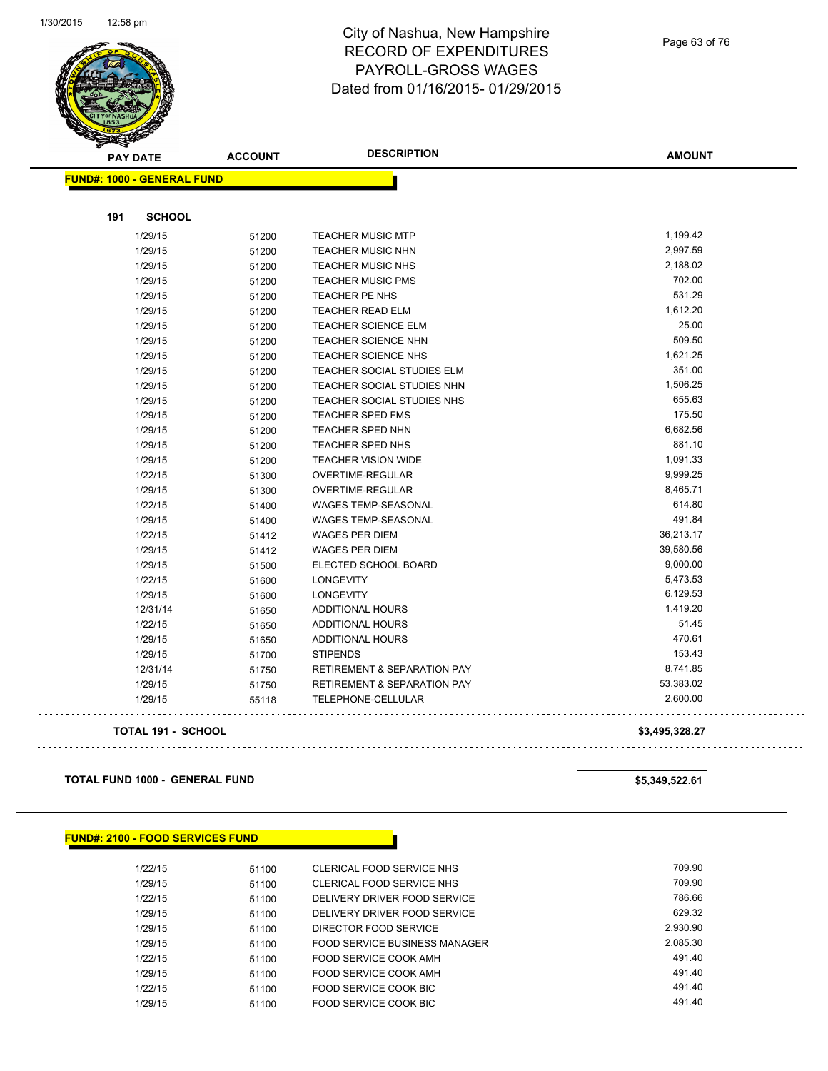# City of Nashua, New Hampshire
## RECORD OF EXPENDITURES
## PAYROLL-GROSS WAGES
## Dated from 01/16/2015- 01/29/2015

| PAY DATE | ACCOUNT | DESCRIPTION | AMOUNT |
|---|---|---|---|

**FUND#: 1000 - GENERAL FUND**

**191 SCHOOL**

| PAY DATE | ACCOUNT | DESCRIPTION | AMOUNT |
|---|---|---|---|
| 1/29/15 | 51200 | TEACHER MUSIC MTP | 1,199.42 |
| 1/29/15 | 51200 | TEACHER MUSIC NHN | 2,997.59 |
| 1/29/15 | 51200 | TEACHER MUSIC NHS | 2,188.02 |
| 1/29/15 | 51200 | TEACHER MUSIC PMS | 702.00 |
| 1/29/15 | 51200 | TEACHER PE NHS | 531.29 |
| 1/29/15 | 51200 | TEACHER READ ELM | 1,612.20 |
| 1/29/15 | 51200 | TEACHER SCIENCE ELM | 25.00 |
| 1/29/15 | 51200 | TEACHER SCIENCE NHN | 509.50 |
| 1/29/15 | 51200 | TEACHER SCIENCE NHS | 1,621.25 |
| 1/29/15 | 51200 | TEACHER SOCIAL STUDIES ELM | 351.00 |
| 1/29/15 | 51200 | TEACHER SOCIAL STUDIES NHN | 1,506.25 |
| 1/29/15 | 51200 | TEACHER SOCIAL STUDIES NHS | 655.63 |
| 1/29/15 | 51200 | TEACHER SPED FMS | 175.50 |
| 1/29/15 | 51200 | TEACHER SPED NHN | 6,682.56 |
| 1/29/15 | 51200 | TEACHER SPED NHS | 881.10 |
| 1/29/15 | 51200 | TEACHER VISION WIDE | 1,091.33 |
| 1/22/15 | 51300 | OVERTIME-REGULAR | 9,999.25 |
| 1/29/15 | 51300 | OVERTIME-REGULAR | 8,465.71 |
| 1/22/15 | 51400 | WAGES TEMP-SEASONAL | 614.80 |
| 1/29/15 | 51400 | WAGES TEMP-SEASONAL | 491.84 |
| 1/22/15 | 51412 | WAGES PER DIEM | 36,213.17 |
| 1/29/15 | 51412 | WAGES PER DIEM | 39,580.56 |
| 1/29/15 | 51500 | ELECTED SCHOOL BOARD | 9,000.00 |
| 1/22/15 | 51600 | LONGEVITY | 5,473.53 |
| 1/29/15 | 51600 | LONGEVITY | 6,129.53 |
| 12/31/14 | 51650 | ADDITIONAL HOURS | 1,419.20 |
| 1/22/15 | 51650 | ADDITIONAL HOURS | 51.45 |
| 1/29/15 | 51650 | ADDITIONAL HOURS | 470.61 |
| 1/29/15 | 51700 | STIPENDS | 153.43 |
| 12/31/14 | 51750 | RETIREMENT & SEPARATION PAY | 8,741.85 |
| 1/29/15 | 51750 | RETIREMENT & SEPARATION PAY | 53,383.02 |
| 1/29/15 | 55118 | TELEPHONE-CELLULAR | 2,600.00 |

**TOTAL 191 - SCHOOL** **$3,495,328.27**

**TOTAL FUND 1000 - GENERAL FUND** **$5,349,522.61**

**FUND#: 2100 - FOOD SERVICES FUND**

| PAY DATE | ACCOUNT | DESCRIPTION | AMOUNT |
|---|---|---|---|
| 1/22/15 | 51100 | CLERICAL FOOD SERVICE NHS | 709.90 |
| 1/29/15 | 51100 | CLERICAL FOOD SERVICE NHS | 709.90 |
| 1/22/15 | 51100 | DELIVERY DRIVER FOOD SERVICE | 786.66 |
| 1/29/15 | 51100 | DELIVERY DRIVER FOOD SERVICE | 629.32 |
| 1/29/15 | 51100 | DIRECTOR FOOD SERVICE | 2,930.90 |
| 1/29/15 | 51100 | FOOD SERVICE BUSINESS MANAGER | 2,085.30 |
| 1/22/15 | 51100 | FOOD SERVICE COOK AMH | 491.40 |
| 1/29/15 | 51100 | FOOD SERVICE COOK AMH | 491.40 |
| 1/22/15 | 51100 | FOOD SERVICE COOK BIC | 491.40 |
| 1/29/15 | 51100 | FOOD SERVICE COOK BIC | 491.40 |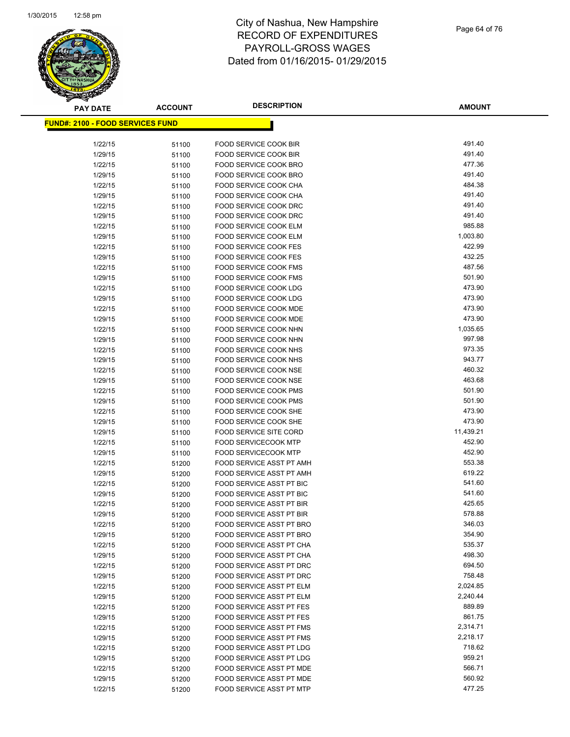# City of Nashua, New Hampshire
# RECORD OF EXPENDITURES
# PAYROLL-GROSS WAGES
# Dated from 01/16/2015- 01/29/2015

**FUND#: 2100 - FOOD SERVICES FUND**

| PAY DATE | ACCOUNT | DESCRIPTION | AMOUNT |
|---|---|---|---|
| 1/22/15 | 51100 | FOOD SERVICE COOK BIR | 491.40 |
| 1/29/15 | 51100 | FOOD SERVICE COOK BIR | 491.40 |
| 1/22/15 | 51100 | FOOD SERVICE COOK BRO | 477.36 |
| 1/29/15 | 51100 | FOOD SERVICE COOK BRO | 491.40 |
| 1/22/15 | 51100 | FOOD SERVICE COOK CHA | 484.38 |
| 1/29/15 | 51100 | FOOD SERVICE COOK CHA | 491.40 |
| 1/22/15 | 51100 | FOOD SERVICE COOK DRC | 491.40 |
| 1/29/15 | 51100 | FOOD SERVICE COOK DRC | 491.40 |
| 1/22/15 | 51100 | FOOD SERVICE COOK ELM | 985.88 |
| 1/29/15 | 51100 | FOOD SERVICE COOK ELM | 1,003.80 |
| 1/22/15 | 51100 | FOOD SERVICE COOK FES | 422.99 |
| 1/29/15 | 51100 | FOOD SERVICE COOK FES | 432.25 |
| 1/22/15 | 51100 | FOOD SERVICE COOK FMS | 487.56 |
| 1/29/15 | 51100 | FOOD SERVICE COOK FMS | 501.90 |
| 1/22/15 | 51100 | FOOD SERVICE COOK LDG | 473.90 |
| 1/29/15 | 51100 | FOOD SERVICE COOK LDG | 473.90 |
| 1/22/15 | 51100 | FOOD SERVICE COOK MDE | 473.90 |
| 1/29/15 | 51100 | FOOD SERVICE COOK MDE | 473.90 |
| 1/22/15 | 51100 | FOOD SERVICE COOK NHN | 1,035.65 |
| 1/29/15 | 51100 | FOOD SERVICE COOK NHN | 997.98 |
| 1/22/15 | 51100 | FOOD SERVICE COOK NHS | 973.35 |
| 1/29/15 | 51100 | FOOD SERVICE COOK NHS | 943.77 |
| 1/22/15 | 51100 | FOOD SERVICE COOK NSE | 460.32 |
| 1/29/15 | 51100 | FOOD SERVICE COOK NSE | 463.68 |
| 1/22/15 | 51100 | FOOD SERVICE COOK PMS | 501.90 |
| 1/29/15 | 51100 | FOOD SERVICE COOK PMS | 501.90 |
| 1/22/15 | 51100 | FOOD SERVICE COOK SHE | 473.90 |
| 1/29/15 | 51100 | FOOD SERVICE COOK SHE | 473.90 |
| 1/29/15 | 51100 | FOOD SERVICE SITE CORD | 11,439.21 |
| 1/22/15 | 51100 | FOOD SERVICECOOK MTP | 452.90 |
| 1/29/15 | 51100 | FOOD SERVICECOOK MTP | 452.90 |
| 1/22/15 | 51200 | FOOD SERVICE ASST PT AMH | 553.38 |
| 1/29/15 | 51200 | FOOD SERVICE ASST PT AMH | 619.22 |
| 1/22/15 | 51200 | FOOD SERVICE ASST PT BIC | 541.60 |
| 1/29/15 | 51200 | FOOD SERVICE ASST PT BIC | 541.60 |
| 1/22/15 | 51200 | FOOD SERVICE ASST PT BIR | 425.65 |
| 1/29/15 | 51200 | FOOD SERVICE ASST PT BIR | 578.88 |
| 1/22/15 | 51200 | FOOD SERVICE ASST PT BRO | 346.03 |
| 1/29/15 | 51200 | FOOD SERVICE ASST PT BRO | 354.90 |
| 1/22/15 | 51200 | FOOD SERVICE ASST PT CHA | 535.37 |
| 1/29/15 | 51200 | FOOD SERVICE ASST PT CHA | 498.30 |
| 1/22/15 | 51200 | FOOD SERVICE ASST PT DRC | 694.50 |
| 1/29/15 | 51200 | FOOD SERVICE ASST PT DRC | 758.48 |
| 1/22/15 | 51200 | FOOD SERVICE ASST PT ELM | 2,024.85 |
| 1/29/15 | 51200 | FOOD SERVICE ASST PT ELM | 2,240.44 |
| 1/22/15 | 51200 | FOOD SERVICE ASST PT FES | 889.89 |
| 1/29/15 | 51200 | FOOD SERVICE ASST PT FES | 861.75 |
| 1/22/15 | 51200 | FOOD SERVICE ASST PT FMS | 2,314.71 |
| 1/29/15 | 51200 | FOOD SERVICE ASST PT FMS | 2,218.17 |
| 1/22/15 | 51200 | FOOD SERVICE ASST PT LDG | 718.62 |
| 1/29/15 | 51200 | FOOD SERVICE ASST PT LDG | 959.21 |
| 1/22/15 | 51200 | FOOD SERVICE ASST PT MDE | 566.71 |
| 1/29/15 | 51200 | FOOD SERVICE ASST PT MDE | 560.92 |
| 1/22/15 | 51200 | FOOD SERVICE ASST PT MTP | 477.25 |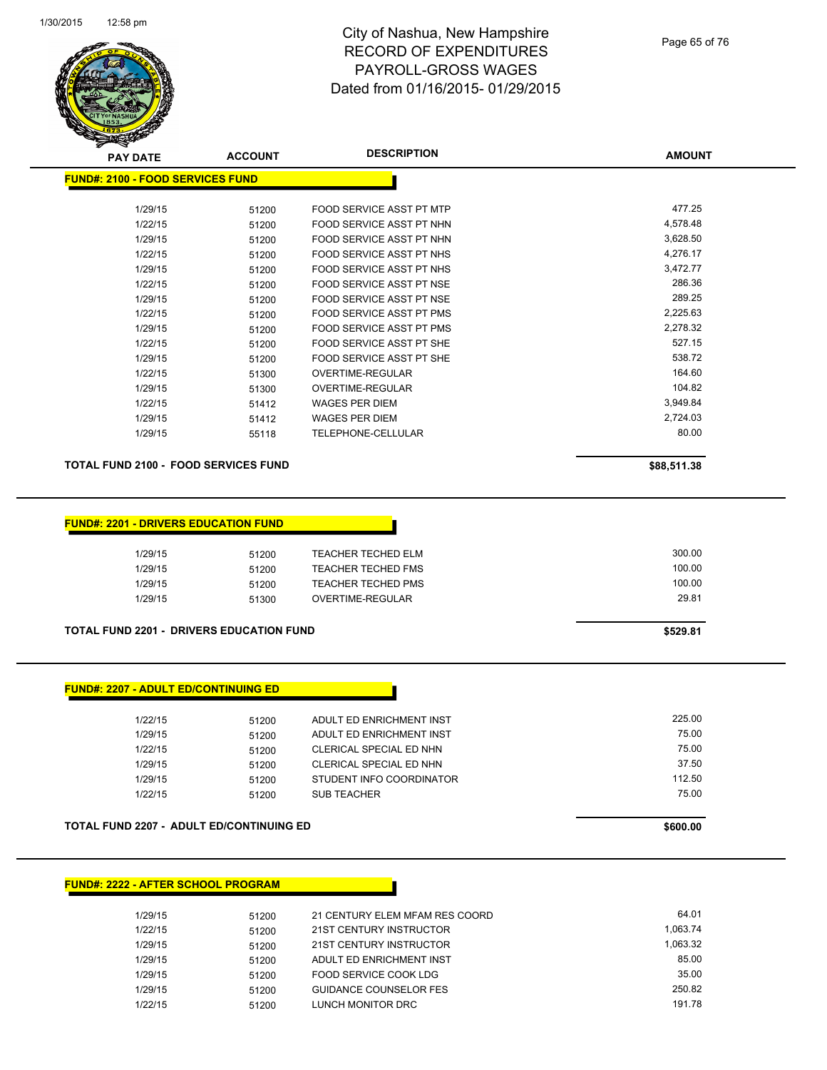# City of Nashua, New Hampshire
# RECORD OF EXPENDITURES
# PAYROLL-GROSS WAGES
# Dated from 01/16/2015- 01/29/2015

## FUND#: 2100 - FOOD SERVICES FUND

| PAY DATE | ACCOUNT | DESCRIPTION | AMOUNT |
|---|---|---|---|
| 1/29/15 | 51200 | FOOD SERVICE ASST PT MTP | 477.25 |
| 1/22/15 | 51200 | FOOD SERVICE ASST PT NHN | 4,578.48 |
| 1/29/15 | 51200 | FOOD SERVICE ASST PT NHN | 3,628.50 |
| 1/22/15 | 51200 | FOOD SERVICE ASST PT NHS | 4,276.17 |
| 1/29/15 | 51200 | FOOD SERVICE ASST PT NHS | 3,472.77 |
| 1/22/15 | 51200 | FOOD SERVICE ASST PT NSE | 286.36 |
| 1/29/15 | 51200 | FOOD SERVICE ASST PT NSE | 289.25 |
| 1/22/15 | 51200 | FOOD SERVICE ASST PT PMS | 2,225.63 |
| 1/29/15 | 51200 | FOOD SERVICE ASST PT PMS | 2,278.32 |
| 1/22/15 | 51200 | FOOD SERVICE ASST PT SHE | 527.15 |
| 1/29/15 | 51200 | FOOD SERVICE ASST PT SHE | 538.72 |
| 1/22/15 | 51300 | OVERTIME-REGULAR | 164.60 |
| 1/29/15 | 51300 | OVERTIME-REGULAR | 104.82 |
| 1/22/15 | 51412 | WAGES PER DIEM | 3,949.84 |
| 1/29/15 | 51412 | WAGES PER DIEM | 2,724.03 |
| 1/29/15 | 55118 | TELEPHONE-CELLULAR | 80.00 |

**TOTAL FUND 2100 - FOOD SERVICES FUND** **$88,511.38**

## FUND#: 2201 - DRIVERS EDUCATION FUND

| PAY DATE | ACCOUNT | DESCRIPTION | AMOUNT |
|---|---|---|---|
| 1/29/15 | 51200 | TEACHER TECHED ELM | 300.00 |
| 1/29/15 | 51200 | TEACHER TECHED FMS | 100.00 |
| 1/29/15 | 51200 | TEACHER TECHED PMS | 100.00 |
| 1/29/15 | 51300 | OVERTIME-REGULAR | 29.81 |

**TOTAL FUND 2201 - DRIVERS EDUCATION FUND** **$529.81**

## FUND#: 2207 - ADULT ED/CONTINUING ED

| PAY DATE | ACCOUNT | DESCRIPTION | AMOUNT |
|---|---|---|---|
| 1/22/15 | 51200 | ADULT ED ENRICHMENT INST | 225.00 |
| 1/29/15 | 51200 | ADULT ED ENRICHMENT INST | 75.00 |
| 1/22/15 | 51200 | CLERICAL SPECIAL ED NHN | 75.00 |
| 1/29/15 | 51200 | CLERICAL SPECIAL ED NHN | 37.50 |
| 1/29/15 | 51200 | STUDENT INFO COORDINATOR | 112.50 |
| 1/22/15 | 51200 | SUB TEACHER | 75.00 |

**TOTAL FUND 2207 - ADULT ED/CONTINUING ED** **$600.00**

## FUND#: 2222 - AFTER SCHOOL PROGRAM

| PAY DATE | ACCOUNT | DESCRIPTION | AMOUNT |
|---|---|---|---|
| 1/29/15 | 51200 | 21 CENTURY ELEM MFAM RES COORD | 64.01 |
| 1/22/15 | 51200 | 21ST CENTURY INSTRUCTOR | 1,063.74 |
| 1/29/15 | 51200 | 21ST CENTURY INSTRUCTOR | 1,063.32 |
| 1/29/15 | 51200 | ADULT ED ENRICHMENT INST | 85.00 |
| 1/29/15 | 51200 | FOOD SERVICE COOK LDG | 35.00 |
| 1/29/15 | 51200 | GUIDANCE COUNSELOR FES | 250.82 |
| 1/22/15 | 51200 | LUNCH MONITOR DRC | 191.78 |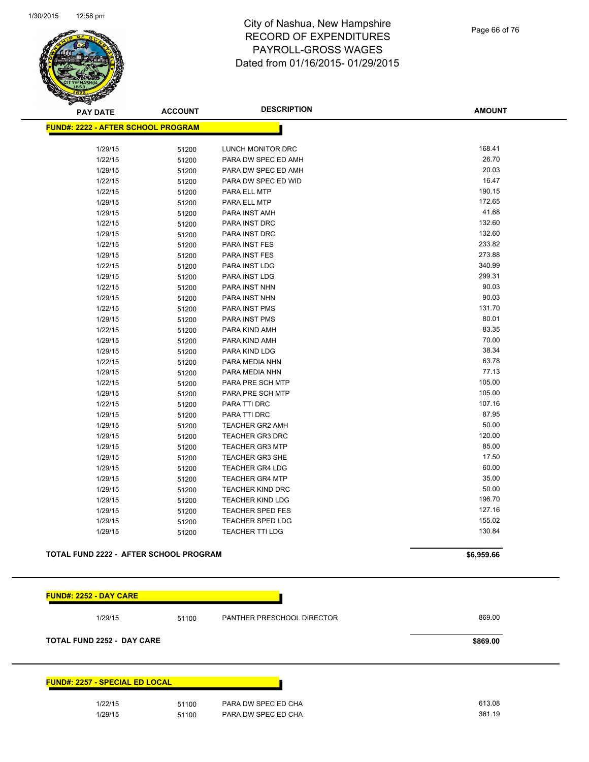# City of Nashua, New Hampshire
## RECORD OF EXPENDITURES
## PAYROLL-GROSS WAGES
## Dated from 01/16/2015- 01/29/2015

| PAY DATE | ACCOUNT | DESCRIPTION | AMOUNT |
|---|---|---|---|
| **FUND#: 2222 - AFTER SCHOOL PROGRAM** | | | |
| 1/29/15 | 51200 | LUNCH MONITOR DRC | 168.41 |
| 1/22/15 | 51200 | PARA DW SPEC ED AMH | 26.70 |
| 1/29/15 | 51200 | PARA DW SPEC ED AMH | 20.03 |
| 1/22/15 | 51200 | PARA DW SPEC ED WID | 16.47 |
| 1/22/15 | 51200 | PARA ELL MTP | 190.15 |
| 1/29/15 | 51200 | PARA ELL MTP | 172.65 |
| 1/29/15 | 51200 | PARA INST AMH | 41.68 |
| 1/22/15 | 51200 | PARA INST DRC | 132.60 |
| 1/29/15 | 51200 | PARA INST DRC | 132.60 |
| 1/22/15 | 51200 | PARA INST FES | 233.82 |
| 1/29/15 | 51200 | PARA INST FES | 273.88 |
| 1/22/15 | 51200 | PARA INST LDG | 340.99 |
| 1/29/15 | 51200 | PARA INST LDG | 299.31 |
| 1/22/15 | 51200 | PARA INST NHN | 90.03 |
| 1/29/15 | 51200 | PARA INST NHN | 90.03 |
| 1/22/15 | 51200 | PARA INST PMS | 131.70 |
| 1/29/15 | 51200 | PARA INST PMS | 80.01 |
| 1/22/15 | 51200 | PARA KIND AMH | 83.35 |
| 1/29/15 | 51200 | PARA KIND AMH | 70.00 |
| 1/29/15 | 51200 | PARA KIND LDG | 38.34 |
| 1/22/15 | 51200 | PARA MEDIA NHN | 63.78 |
| 1/29/15 | 51200 | PARA MEDIA NHN | 77.13 |
| 1/22/15 | 51200 | PARA PRE SCH MTP | 105.00 |
| 1/29/15 | 51200 | PARA PRE SCH MTP | 105.00 |
| 1/22/15 | 51200 | PARA TTI DRC | 107.16 |
| 1/29/15 | 51200 | PARA TTI DRC | 87.95 |
| 1/29/15 | 51200 | TEACHER GR2 AMH | 50.00 |
| 1/29/15 | 51200 | TEACHER GR3 DRC | 120.00 |
| 1/29/15 | 51200 | TEACHER GR3 MTP | 85.00 |
| 1/29/15 | 51200 | TEACHER GR3 SHE | 17.50 |
| 1/29/15 | 51200 | TEACHER GR4 LDG | 60.00 |
| 1/29/15 | 51200 | TEACHER GR4 MTP | 35.00 |
| 1/29/15 | 51200 | TEACHER KIND DRC | 50.00 |
| 1/29/15 | 51200 | TEACHER KIND LDG | 196.70 |
| 1/29/15 | 51200 | TEACHER SPED FES | 127.16 |
| 1/29/15 | 51200 | TEACHER SPED LDG | 155.02 |
| 1/29/15 | 51200 | TEACHER TTI LDG | 130.84 |
| **TOTAL FUND 2222 - AFTER SCHOOL PROGRAM** | | | **$6,959.66** |
| **FUND#: 2252 - DAY CARE** | | | |
| 1/29/15 | 51100 | PANTHER PRESCHOOL DIRECTOR | 869.00 |
| **TOTAL FUND 2252 - DAY CARE** | | | **$869.00** |
| **FUND#: 2257 - SPECIAL ED LOCAL** | | | |
| 1/22/15 | 51100 | PARA DW SPEC ED CHA | 613.08 |
| 1/29/15 | 51100 | PARA DW SPEC ED CHA | 361.19 |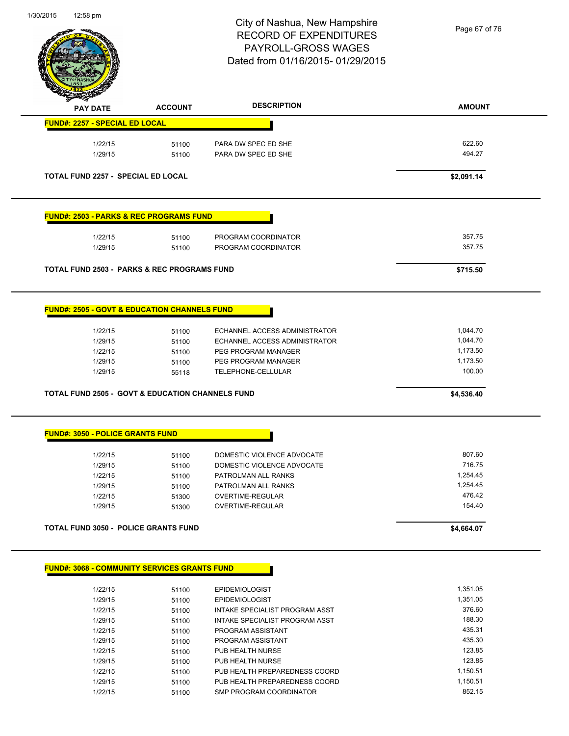City of Nashua, New Hampshire
RECORD OF EXPENDITURES
PAYROLL-GROSS WAGES
Dated from 01/16/2015- 01/29/2015

| PAY DATE | ACCOUNT | DESCRIPTION | AMOUNT |
|---|---|---|---|
| **FUND#: 2257 - SPECIAL ED LOCAL** | | | |
| 1/22/15 | 51100 | PARA DW SPEC ED SHE | 622.60 |
| 1/29/15 | 51100 | PARA DW SPEC ED SHE | 494.27 |
| **TOTAL FUND 2257 - SPECIAL ED LOCAL** | | | **$2,091.14** |
| **FUND#: 2503 - PARKS & REC PROGRAMS FUND** | | | |
| 1/22/15 | 51100 | PROGRAM COORDINATOR | 357.75 |
| 1/29/15 | 51100 | PROGRAM COORDINATOR | 357.75 |
| **TOTAL FUND 2503 - PARKS & REC PROGRAMS FUND** | | | **$715.50** |
| **FUND#: 2505 - GOVT & EDUCATION CHANNELS FUND** | | | |
| 1/22/15 | 51100 | ECHANNEL ACCESS ADMINISTRATOR | 1,044.70 |
| 1/29/15 | 51100 | ECHANNEL ACCESS ADMINISTRATOR | 1,044.70 |
| 1/22/15 | 51100 | PEG PROGRAM MANAGER | 1,173.50 |
| 1/29/15 | 51100 | PEG PROGRAM MANAGER | 1,173.50 |
| 1/29/15 | 55118 | TELEPHONE-CELLULAR | 100.00 |
| **TOTAL FUND 2505 - GOVT & EDUCATION CHANNELS FUND** | | | **$4,536.40** |
| **FUND#: 3050 - POLICE GRANTS FUND** | | | |
| 1/22/15 | 51100 | DOMESTIC VIOLENCE ADVOCATE | 807.60 |
| 1/29/15 | 51100 | DOMESTIC VIOLENCE ADVOCATE | 716.75 |
| 1/22/15 | 51100 | PATROLMAN ALL RANKS | 1,254.45 |
| 1/29/15 | 51100 | PATROLMAN ALL RANKS | 1,254.45 |
| 1/22/15 | 51300 | OVERTIME-REGULAR | 476.42 |
| 1/29/15 | 51300 | OVERTIME-REGULAR | 154.40 |
| **TOTAL FUND 3050 - POLICE GRANTS FUND** | | | **$4,664.07** |
| **FUND#: 3068 - COMMUNITY SERVICES GRANTS FUND** | | | |
| 1/22/15 | 51100 | EPIDEMIOLOGIST | 1,351.05 |
| 1/29/15 | 51100 | EPIDEMIOLOGIST | 1,351.05 |
| 1/22/15 | 51100 | INTAKE SPECIALIST PROGRAM ASST | 376.60 |
| 1/29/15 | 51100 | INTAKE SPECIALIST PROGRAM ASST | 188.30 |
| 1/22/15 | 51100 | PROGRAM ASSISTANT | 435.31 |
| 1/29/15 | 51100 | PROGRAM ASSISTANT | 435.30 |
| 1/22/15 | 51100 | PUB HEALTH NURSE | 123.85 |
| 1/29/15 | 51100 | PUB HEALTH NURSE | 123.85 |
| 1/22/15 | 51100 | PUB HEALTH PREPAREDNESS COORD | 1,150.51 |
| 1/29/15 | 51100 | PUB HEALTH PREPAREDNESS COORD | 1,150.51 |
| 1/22/15 | 51100 | SMP PROGRAM COORDINATOR | 852.15 |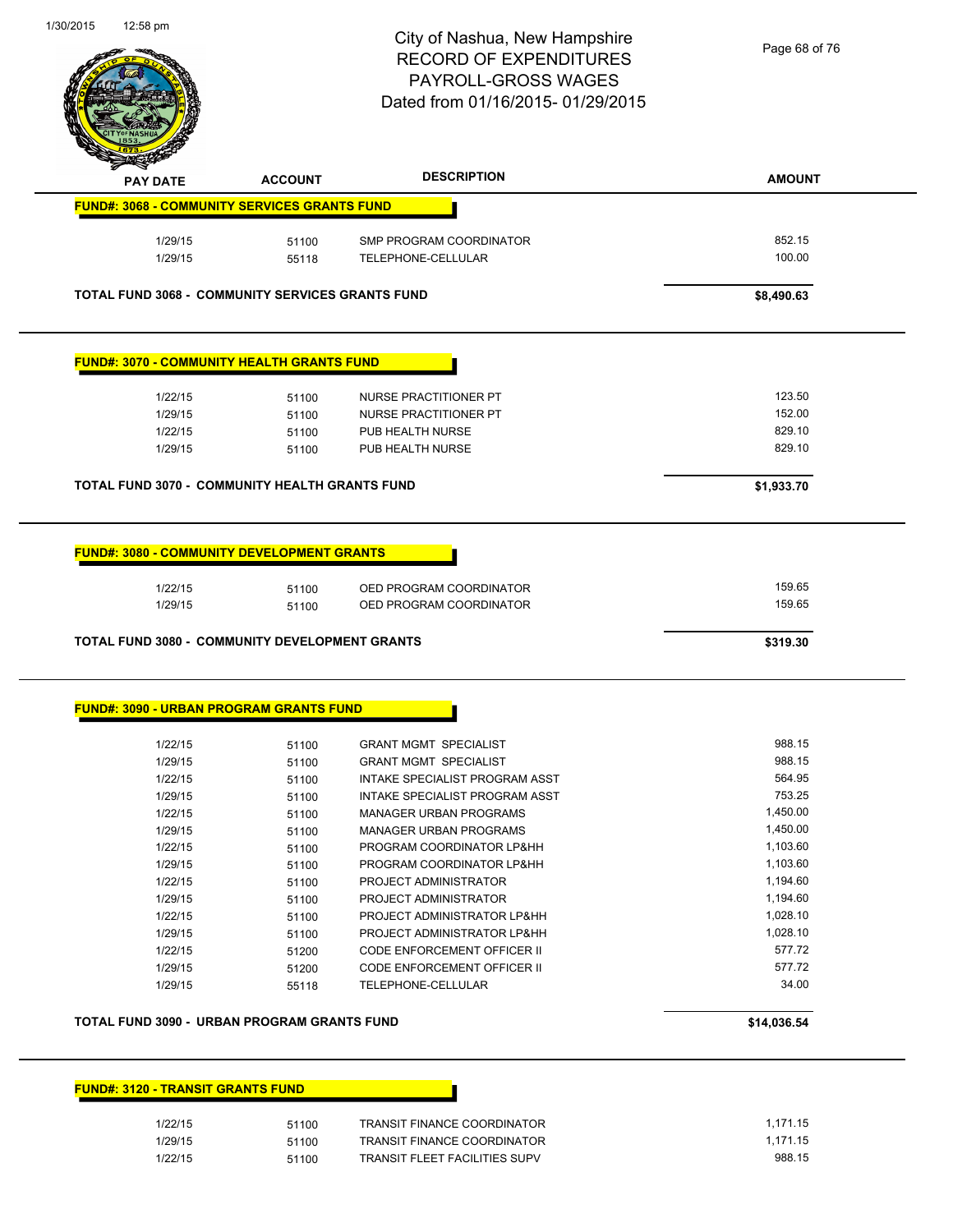# City of Nashua, New Hampshire
## RECORD OF EXPENDITURES
## PAYROLL-GROSS WAGES
## Dated from 01/16/2015- 01/29/2015

| PAY DATE | ACCOUNT | DESCRIPTION | AMOUNT |
|---|---|---|---|
| **FUND#: 3068 - COMMUNITY SERVICES GRANTS FUND** | | | |
| 1/29/15 | 51100 | SMP PROGRAM COORDINATOR | 852.15 |
| 1/29/15 | 55118 | TELEPHONE-CELLULAR | 100.00 |
| **TOTAL FUND 3068 - COMMUNITY SERVICES GRANTS FUND** | | | **$8,490.63** |

| PAY DATE | ACCOUNT | DESCRIPTION | AMOUNT |
|---|---|---|---|
| **FUND#: 3070 - COMMUNITY HEALTH GRANTS FUND** | | | |
| 1/22/15 | 51100 | NURSE PRACTITIONER PT | 123.50 |
| 1/29/15 | 51100 | NURSE PRACTITIONER PT | 152.00 |
| 1/22/15 | 51100 | PUB HEALTH NURSE | 829.10 |
| 1/29/15 | 51100 | PUB HEALTH NURSE | 829.10 |
| **TOTAL FUND 3070 - COMMUNITY HEALTH GRANTS FUND** | | | **$1,933.70** |

| PAY DATE | ACCOUNT | DESCRIPTION | AMOUNT |
|---|---|---|---|
| **FUND#: 3080 - COMMUNITY DEVELOPMENT GRANTS** | | | |
| 1/22/15 | 51100 | OED PROGRAM COORDINATOR | 159.65 |
| 1/29/15 | 51100 | OED PROGRAM COORDINATOR | 159.65 |
| **TOTAL FUND 3080 - COMMUNITY DEVELOPMENT GRANTS** | | | **$319.30** |

| PAY DATE | ACCOUNT | DESCRIPTION | AMOUNT |
|---|---|---|---|
| **FUND#: 3090 - URBAN PROGRAM GRANTS FUND** | | | |
| 1/22/15 | 51100 | GRANT MGMT SPECIALIST | 988.15 |
| 1/29/15 | 51100 | GRANT MGMT SPECIALIST | 988.15 |
| 1/22/15 | 51100 | INTAKE SPECIALIST PROGRAM ASST | 564.95 |
| 1/29/15 | 51100 | INTAKE SPECIALIST PROGRAM ASST | 753.25 |
| 1/22/15 | 51100 | MANAGER URBAN PROGRAMS | 1,450.00 |
| 1/29/15 | 51100 | MANAGER URBAN PROGRAMS | 1,450.00 |
| 1/22/15 | 51100 | PROGRAM COORDINATOR LP&HH | 1,103.60 |
| 1/29/15 | 51100 | PROGRAM COORDINATOR LP&HH | 1,103.60 |
| 1/22/15 | 51100 | PROJECT ADMINISTRATOR | 1,194.60 |
| 1/29/15 | 51100 | PROJECT ADMINISTRATOR | 1,194.60 |
| 1/22/15 | 51100 | PROJECT ADMINISTRATOR LP&HH | 1,028.10 |
| 1/29/15 | 51100 | PROJECT ADMINISTRATOR LP&HH | 1,028.10 |
| 1/22/15 | 51200 | CODE ENFORCEMENT OFFICER II | 577.72 |
| 1/29/15 | 51200 | CODE ENFORCEMENT OFFICER II | 577.72 |
| 1/29/15 | 55118 | TELEPHONE-CELLULAR | 34.00 |
| **TOTAL FUND 3090 - URBAN PROGRAM GRANTS FUND** | | | **$14,036.54** |

| PAY DATE | ACCOUNT | DESCRIPTION | AMOUNT |
|---|---|---|---|
| **FUND#: 3120 - TRANSIT GRANTS FUND** | | | |
| 1/22/15 | 51100 | TRANSIT FINANCE COORDINATOR | 1,171.15 |
| 1/29/15 | 51100 | TRANSIT FINANCE COORDINATOR | 1,171.15 |
| 1/22/15 | 51100 | TRANSIT FLEET FACILITIES SUPV | 988.15 |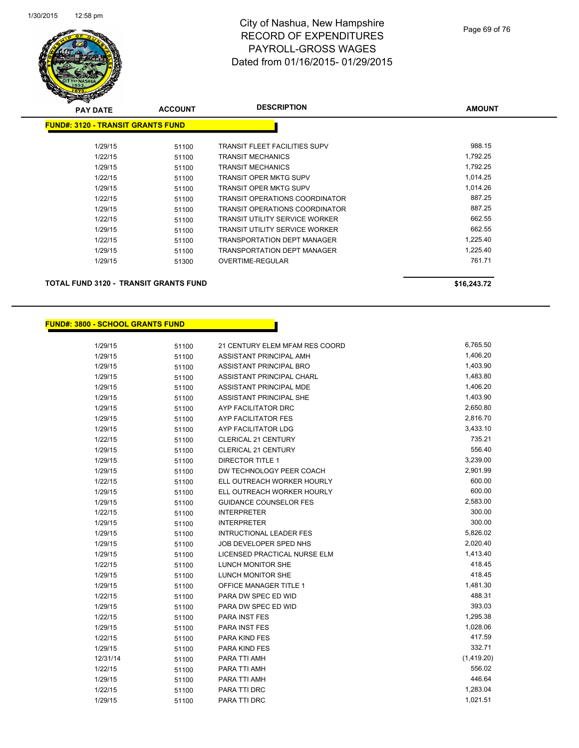# City of Nashua, New Hampshire
# RECORD OF EXPENDITURES
# PAYROLL-GROSS WAGES
# Dated from 01/16/2015- 01/29/2015

| PAY DATE | ACCOUNT | DESCRIPTION | AMOUNT |
|---|---|---|---|
| **FUND#: 3120 - TRANSIT GRANTS FUND** | | | |
| 1/29/15 | 51100 | TRANSIT FLEET FACILITIES SUPV | 988.15 |
| 1/22/15 | 51100 | TRANSIT MECHANICS | 1,792.25 |
| 1/29/15 | 51100 | TRANSIT MECHANICS | 1,792.25 |
| 1/22/15 | 51100 | TRANSIT OPER MKTG SUPV | 1,014.25 |
| 1/29/15 | 51100 | TRANSIT OPER MKTG SUPV | 1,014.26 |
| 1/22/15 | 51100 | TRANSIT OPERATIONS COORDINATOR | 887.25 |
| 1/29/15 | 51100 | TRANSIT OPERATIONS COORDINATOR | 887.25 |
| 1/22/15 | 51100 | TRANSIT UTILITY SERVICE WORKER | 662.55 |
| 1/29/15 | 51100 | TRANSIT UTILITY SERVICE WORKER | 662.55 |
| 1/22/15 | 51100 | TRANSPORTATION DEPT MANAGER | 1,225.40 |
| 1/29/15 | 51100 | TRANSPORTATION DEPT MANAGER | 1,225.40 |
| 1/29/15 | 51300 | OVERTIME-REGULAR | 761.71 |
| **TOTAL FUND 3120 - TRANSIT GRANTS FUND** | | | **$16,243.72** |

| PAY DATE | ACCOUNT | DESCRIPTION | AMOUNT |
|---|---|---|---|
| **FUND#: 3800 - SCHOOL GRANTS FUND** | | | |
| 1/29/15 | 51100 | 21 CENTURY ELEM MFAM RES COORD | 6,765.50 |
| 1/29/15 | 51100 | ASSISTANT PRINCIPAL AMH | 1,406.20 |
| 1/29/15 | 51100 | ASSISTANT PRINCIPAL BRO | 1,403.90 |
| 1/29/15 | 51100 | ASSISTANT PRINCIPAL CHARL | 1,483.80 |
| 1/29/15 | 51100 | ASSISTANT PRINCIPAL MDE | 1,406.20 |
| 1/29/15 | 51100 | ASSISTANT PRINCIPAL SHE | 1,403.90 |
| 1/29/15 | 51100 | AYP FACILITATOR DRC | 2,650.80 |
| 1/29/15 | 51100 | AYP FACILITATOR FES | 2,816.70 |
| 1/29/15 | 51100 | AYP FACILITATOR LDG | 3,433.10 |
| 1/22/15 | 51100 | CLERICAL 21 CENTURY | 735.21 |
| 1/29/15 | 51100 | CLERICAL 21 CENTURY | 556.40 |
| 1/29/15 | 51100 | DIRECTOR TITLE 1 | 3,239.00 |
| 1/29/15 | 51100 | DW TECHNOLOGY PEER COACH | 2,901.99 |
| 1/22/15 | 51100 | ELL OUTREACH WORKER HOURLY | 600.00 |
| 1/29/15 | 51100 | ELL OUTREACH WORKER HOURLY | 600.00 |
| 1/29/15 | 51100 | GUIDANCE COUNSELOR FES | 2,583.00 |
| 1/22/15 | 51100 | INTERPRETER | 300.00 |
| 1/29/15 | 51100 | INTERPRETER | 300.00 |
| 1/29/15 | 51100 | INTRUCTIONAL LEADER FES | 5,826.02 |
| 1/29/15 | 51100 | JOB DEVELOPER SPED NHS | 2,020.40 |
| 1/29/15 | 51100 | LICENSED PRACTICAL NURSE ELM | 1,413.40 |
| 1/22/15 | 51100 | LUNCH MONITOR SHE | 418.45 |
| 1/29/15 | 51100 | LUNCH MONITOR SHE | 418.45 |
| 1/29/15 | 51100 | OFFICE MANAGER TITLE 1 | 1,481.30 |
| 1/22/15 | 51100 | PARA DW SPEC ED WID | 488.31 |
| 1/29/15 | 51100 | PARA DW SPEC ED WID | 393.03 |
| 1/22/15 | 51100 | PARA INST FES | 1,295.38 |
| 1/29/15 | 51100 | PARA INST FES | 1,028.06 |
| 1/22/15 | 51100 | PARA KIND FES | 417.59 |
| 1/29/15 | 51100 | PARA KIND FES | 332.71 |
| 12/31/14 | 51100 | PARA TTI AMH | (1,419.20) |
| 1/22/15 | 51100 | PARA TTI AMH | 556.02 |
| 1/29/15 | 51100 | PARA TTI AMH | 446.64 |
| 1/22/15 | 51100 | PARA TTI DRC | 1,283.04 |
| 1/29/15 | 51100 | PARA TTI DRC | 1,021.51 |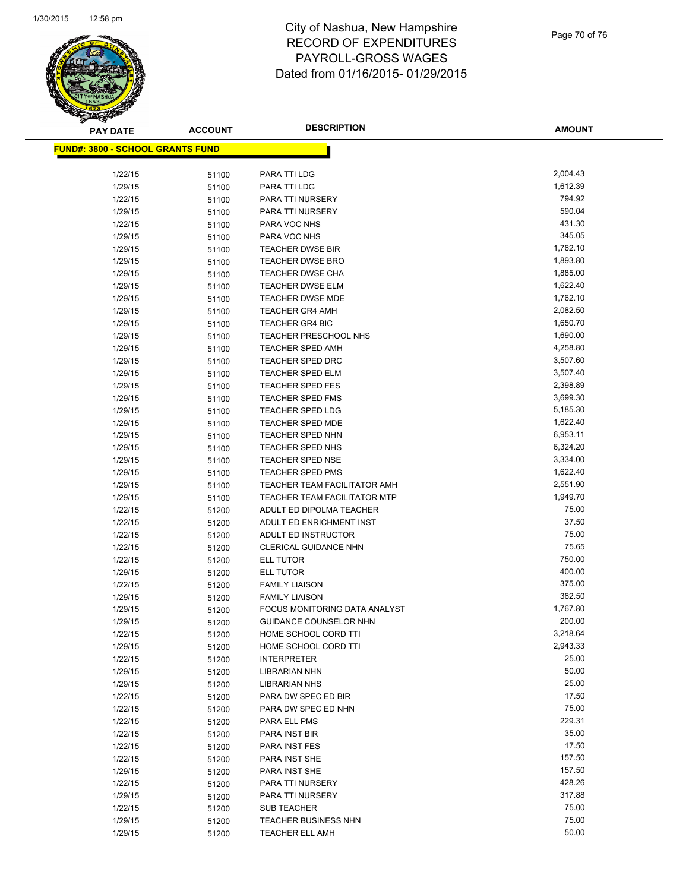# City of Nashua, New Hampshire
## RECORD OF EXPENDITURES
## PAYROLL-GROSS WAGES
## Dated from 01/16/2015- 01/29/2015

**FUND#: 3800 - SCHOOL GRANTS FUND**

| PAY DATE | ACCOUNT | DESCRIPTION | AMOUNT |
|---|---|---|---|
| 1/22/15 | 51100 | PARA TTI LDG | 2,004.43 |
| 1/29/15 | 51100 | PARA TTI LDG | 1,612.39 |
| 1/22/15 | 51100 | PARA TTI NURSERY | 794.92 |
| 1/29/15 | 51100 | PARA TTI NURSERY | 590.04 |
| 1/22/15 | 51100 | PARA VOC NHS | 431.30 |
| 1/29/15 | 51100 | PARA VOC NHS | 345.05 |
| 1/29/15 | 51100 | TEACHER DWSE BIR | 1,762.10 |
| 1/29/15 | 51100 | TEACHER DWSE BRO | 1,893.80 |
| 1/29/15 | 51100 | TEACHER DWSE CHA | 1,885.00 |
| 1/29/15 | 51100 | TEACHER DWSE ELM | 1,622.40 |
| 1/29/15 | 51100 | TEACHER DWSE MDE | 1,762.10 |
| 1/29/15 | 51100 | TEACHER GR4 AMH | 2,082.50 |
| 1/29/15 | 51100 | TEACHER GR4 BIC | 1,650.70 |
| 1/29/15 | 51100 | TEACHER PRESCHOOL NHS | 1,690.00 |
| 1/29/15 | 51100 | TEACHER SPED AMH | 4,258.80 |
| 1/29/15 | 51100 | TEACHER SPED DRC | 3,507.60 |
| 1/29/15 | 51100 | TEACHER SPED ELM | 3,507.40 |
| 1/29/15 | 51100 | TEACHER SPED FES | 2,398.89 |
| 1/29/15 | 51100 | TEACHER SPED FMS | 3,699.30 |
| 1/29/15 | 51100 | TEACHER SPED LDG | 5,185.30 |
| 1/29/15 | 51100 | TEACHER SPED MDE | 1,622.40 |
| 1/29/15 | 51100 | TEACHER SPED NHN | 6,953.11 |
| 1/29/15 | 51100 | TEACHER SPED NHS | 6,324.20 |
| 1/29/15 | 51100 | TEACHER SPED NSE | 3,334.00 |
| 1/29/15 | 51100 | TEACHER SPED PMS | 1,622.40 |
| 1/29/15 | 51100 | TEACHER TEAM FACILITATOR AMH | 2,551.90 |
| 1/29/15 | 51100 | TEACHER TEAM FACILITATOR MTP | 1,949.70 |
| 1/22/15 | 51200 | ADULT ED DIPOLMA TEACHER | 75.00 |
| 1/22/15 | 51200 | ADULT ED ENRICHMENT INST | 37.50 |
| 1/22/15 | 51200 | ADULT ED INSTRUCTOR | 75.00 |
| 1/22/15 | 51200 | CLERICAL GUIDANCE NHN | 75.65 |
| 1/22/15 | 51200 | ELL TUTOR | 750.00 |
| 1/29/15 | 51200 | ELL TUTOR | 400.00 |
| 1/22/15 | 51200 | FAMILY LIAISON | 375.00 |
| 1/29/15 | 51200 | FAMILY LIAISON | 362.50 |
| 1/29/15 | 51200 | FOCUS MONITORING DATA ANALYST | 1,767.80 |
| 1/29/15 | 51200 | GUIDANCE COUNSELOR NHN | 200.00 |
| 1/22/15 | 51200 | HOME SCHOOL CORD TTI | 3,218.64 |
| 1/29/15 | 51200 | HOME SCHOOL CORD TTI | 2,943.33 |
| 1/22/15 | 51200 | INTERPRETER | 25.00 |
| 1/29/15 | 51200 | LIBRARIAN NHN | 50.00 |
| 1/29/15 | 51200 | LIBRARIAN NHS | 25.00 |
| 1/22/15 | 51200 | PARA DW SPEC ED BIR | 17.50 |
| 1/22/15 | 51200 | PARA DW SPEC ED NHN | 75.00 |
| 1/22/15 | 51200 | PARA ELL PMS | 229.31 |
| 1/22/15 | 51200 | PARA INST BIR | 35.00 |
| 1/22/15 | 51200 | PARA INST FES | 17.50 |
| 1/22/15 | 51200 | PARA INST SHE | 157.50 |
| 1/29/15 | 51200 | PARA INST SHE | 157.50 |
| 1/22/15 | 51200 | PARA TTI NURSERY | 428.26 |
| 1/29/15 | 51200 | PARA TTI NURSERY | 317.88 |
| 1/22/15 | 51200 | SUB TEACHER | 75.00 |
| 1/29/15 | 51200 | TEACHER BUSINESS NHN | 75.00 |
| 1/29/15 | 51200 | TEACHER ELL AMH | 50.00 |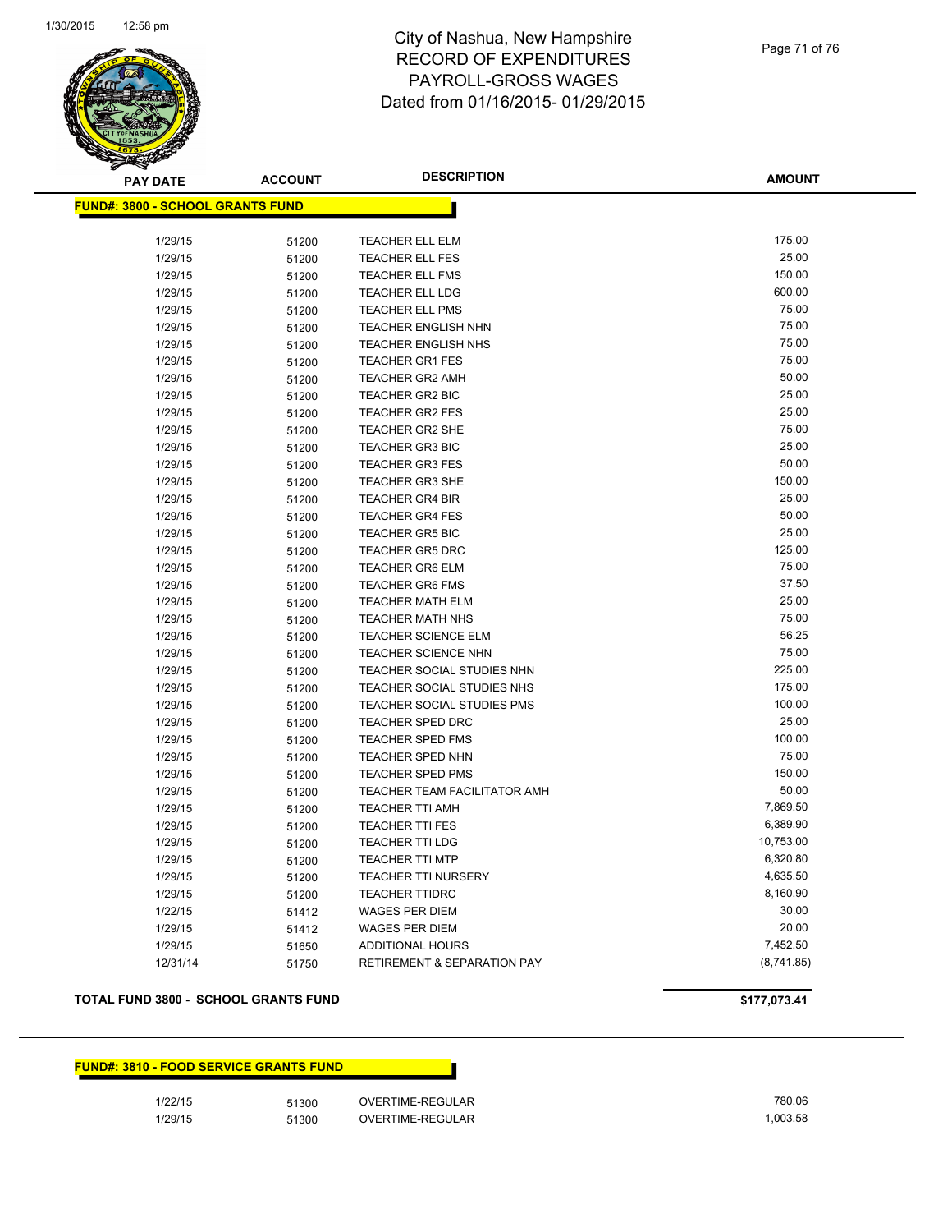# City of Nashua, New Hampshire
## RECORD OF EXPENDITURES
## PAYROLL-GROSS WAGES
## Dated from 01/16/2015- 01/29/2015

**FUND#: 3800 - SCHOOL GRANTS FUND**

| PAY DATE | ACCOUNT | DESCRIPTION | AMOUNT |
|---|---|---|---|
| 1/29/15 | 51200 | TEACHER ELL ELM | 175.00 |
| 1/29/15 | 51200 | TEACHER ELL FES | 25.00 |
| 1/29/15 | 51200 | TEACHER ELL FMS | 150.00 |
| 1/29/15 | 51200 | TEACHER ELL LDG | 600.00 |
| 1/29/15 | 51200 | TEACHER ELL PMS | 75.00 |
| 1/29/15 | 51200 | TEACHER ENGLISH NHN | 75.00 |
| 1/29/15 | 51200 | TEACHER ENGLISH NHS | 75.00 |
| 1/29/15 | 51200 | TEACHER GR1 FES | 75.00 |
| 1/29/15 | 51200 | TEACHER GR2 AMH | 50.00 |
| 1/29/15 | 51200 | TEACHER GR2 BIC | 25.00 |
| 1/29/15 | 51200 | TEACHER GR2 FES | 25.00 |
| 1/29/15 | 51200 | TEACHER GR2 SHE | 75.00 |
| 1/29/15 | 51200 | TEACHER GR3 BIC | 25.00 |
| 1/29/15 | 51200 | TEACHER GR3 FES | 50.00 |
| 1/29/15 | 51200 | TEACHER GR3 SHE | 150.00 |
| 1/29/15 | 51200 | TEACHER GR4 BIR | 25.00 |
| 1/29/15 | 51200 | TEACHER GR4 FES | 50.00 |
| 1/29/15 | 51200 | TEACHER GR5 BIC | 25.00 |
| 1/29/15 | 51200 | TEACHER GR5 DRC | 125.00 |
| 1/29/15 | 51200 | TEACHER GR6 ELM | 75.00 |
| 1/29/15 | 51200 | TEACHER GR6 FMS | 37.50 |
| 1/29/15 | 51200 | TEACHER MATH ELM | 25.00 |
| 1/29/15 | 51200 | TEACHER MATH NHS | 75.00 |
| 1/29/15 | 51200 | TEACHER SCIENCE ELM | 56.25 |
| 1/29/15 | 51200 | TEACHER SCIENCE NHN | 75.00 |
| 1/29/15 | 51200 | TEACHER SOCIAL STUDIES NHN | 225.00 |
| 1/29/15 | 51200 | TEACHER SOCIAL STUDIES NHS | 175.00 |
| 1/29/15 | 51200 | TEACHER SOCIAL STUDIES PMS | 100.00 |
| 1/29/15 | 51200 | TEACHER SPED DRC | 25.00 |
| 1/29/15 | 51200 | TEACHER SPED FMS | 100.00 |
| 1/29/15 | 51200 | TEACHER SPED NHN | 75.00 |
| 1/29/15 | 51200 | TEACHER SPED PMS | 150.00 |
| 1/29/15 | 51200 | TEACHER TEAM FACILITATOR AMH | 50.00 |
| 1/29/15 | 51200 | TEACHER TTI AMH | 7,869.50 |
| 1/29/15 | 51200 | TEACHER TTI FES | 6,389.90 |
| 1/29/15 | 51200 | TEACHER TTI LDG | 10,753.00 |
| 1/29/15 | 51200 | TEACHER TTI MTP | 6,320.80 |
| 1/29/15 | 51200 | TEACHER TTI NURSERY | 4,635.50 |
| 1/29/15 | 51200 | TEACHER TTIDRC | 8,160.90 |
| 1/22/15 | 51412 | WAGES PER DIEM | 30.00 |
| 1/29/15 | 51412 | WAGES PER DIEM | 20.00 |
| 1/29/15 | 51650 | ADDITIONAL HOURS | 7,452.50 |
| 12/31/14 | 51750 | RETIREMENT & SEPARATION PAY | (8,741.85) |

**TOTAL FUND 3800 - SCHOOL GRANTS FUND** **$177,073.41**

**FUND#: 3810 - FOOD SERVICE GRANTS FUND**

| PAY DATE | ACCOUNT | DESCRIPTION | AMOUNT |
|---|---|---|---|
| 1/22/15 | 51300 | OVERTIME-REGULAR | 780.06 |
| 1/29/15 | 51300 | OVERTIME-REGULAR | 1,003.58 |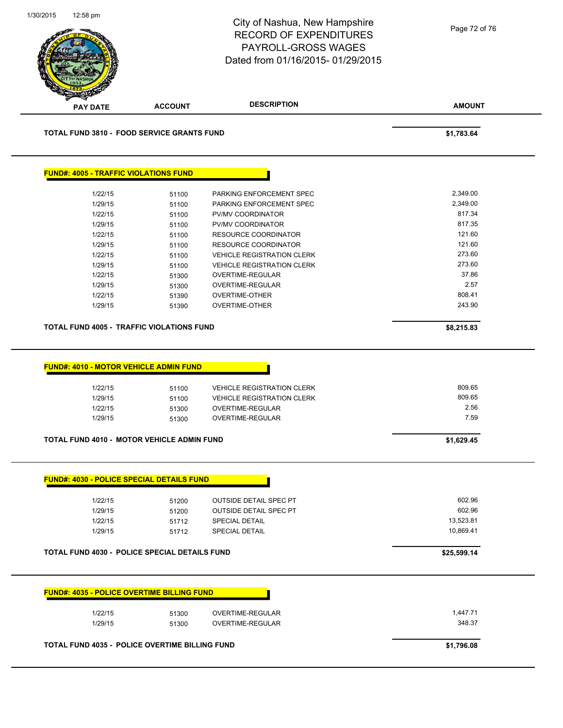# City of Nashua, New Hampshire
## RECORD OF EXPENDITURES
## PAYROLL-GROSS WAGES
## Dated from 01/16/2015- 01/29/2015

| PAY DATE | ACCOUNT | DESCRIPTION | AMOUNT |
|---|---|---|---|

**TOTAL FUND 3810 - FOOD SERVICE GRANTS FUND** **$1,783.64**

### FUND#: 4005 - TRAFFIC VIOLATIONS FUND

| PAY DATE | ACCOUNT | DESCRIPTION | AMOUNT |
|---|---|---|---|
| 1/22/15 | 51100 | PARKING ENFORCEMENT SPEC | 2,349.00 |
| 1/29/15 | 51100 | PARKING ENFORCEMENT SPEC | 2,349.00 |
| 1/22/15 | 51100 | PV/MV COORDINATOR | 817.34 |
| 1/29/15 | 51100 | PV/MV COORDINATOR | 817.35 |
| 1/22/15 | 51100 | RESOURCE COORDINATOR | 121.60 |
| 1/29/15 | 51100 | RESOURCE COORDINATOR | 121.60 |
| 1/22/15 | 51100 | VEHICLE REGISTRATION CLERK | 273.60 |
| 1/29/15 | 51100 | VEHICLE REGISTRATION CLERK | 273.60 |
| 1/22/15 | 51300 | OVERTIME-REGULAR | 37.86 |
| 1/29/15 | 51300 | OVERTIME-REGULAR | 2.57 |
| 1/22/15 | 51390 | OVERTIME-OTHER | 808.41 |
| 1/29/15 | 51390 | OVERTIME-OTHER | 243.90 |

**TOTAL FUND 4005 - TRAFFIC VIOLATIONS FUND** **$8,215.83**

### FUND#: 4010 - MOTOR VEHICLE ADMIN FUND

| PAY DATE | ACCOUNT | DESCRIPTION | AMOUNT |
|---|---|---|---|
| 1/22/15 | 51100 | VEHICLE REGISTRATION CLERK | 809.65 |
| 1/29/15 | 51100 | VEHICLE REGISTRATION CLERK | 809.65 |
| 1/22/15 | 51300 | OVERTIME-REGULAR | 2.56 |
| 1/29/15 | 51300 | OVERTIME-REGULAR | 7.59 |

**TOTAL FUND 4010 - MOTOR VEHICLE ADMIN FUND** **$1,629.45**

### FUND#: 4030 - POLICE SPECIAL DETAILS FUND

| PAY DATE | ACCOUNT | DESCRIPTION | AMOUNT |
|---|---|---|---|
| 1/22/15 | 51200 | OUTSIDE DETAIL SPEC PT | 602.96 |
| 1/29/15 | 51200 | OUTSIDE DETAIL SPEC PT | 602.96 |
| 1/22/15 | 51712 | SPECIAL DETAIL | 13,523.81 |
| 1/29/15 | 51712 | SPECIAL DETAIL | 10,869.41 |

**TOTAL FUND 4030 - POLICE SPECIAL DETAILS FUND** **$25,599.14**

### FUND#: 4035 - POLICE OVERTIME BILLING FUND

| PAY DATE | ACCOUNT | DESCRIPTION | AMOUNT |
|---|---|---|---|
| 1/22/15 | 51300 | OVERTIME-REGULAR | 1,447.71 |
| 1/29/15 | 51300 | OVERTIME-REGULAR | 348.37 |

**TOTAL FUND 4035 - POLICE OVERTIME BILLING FUND** **$1,796.08**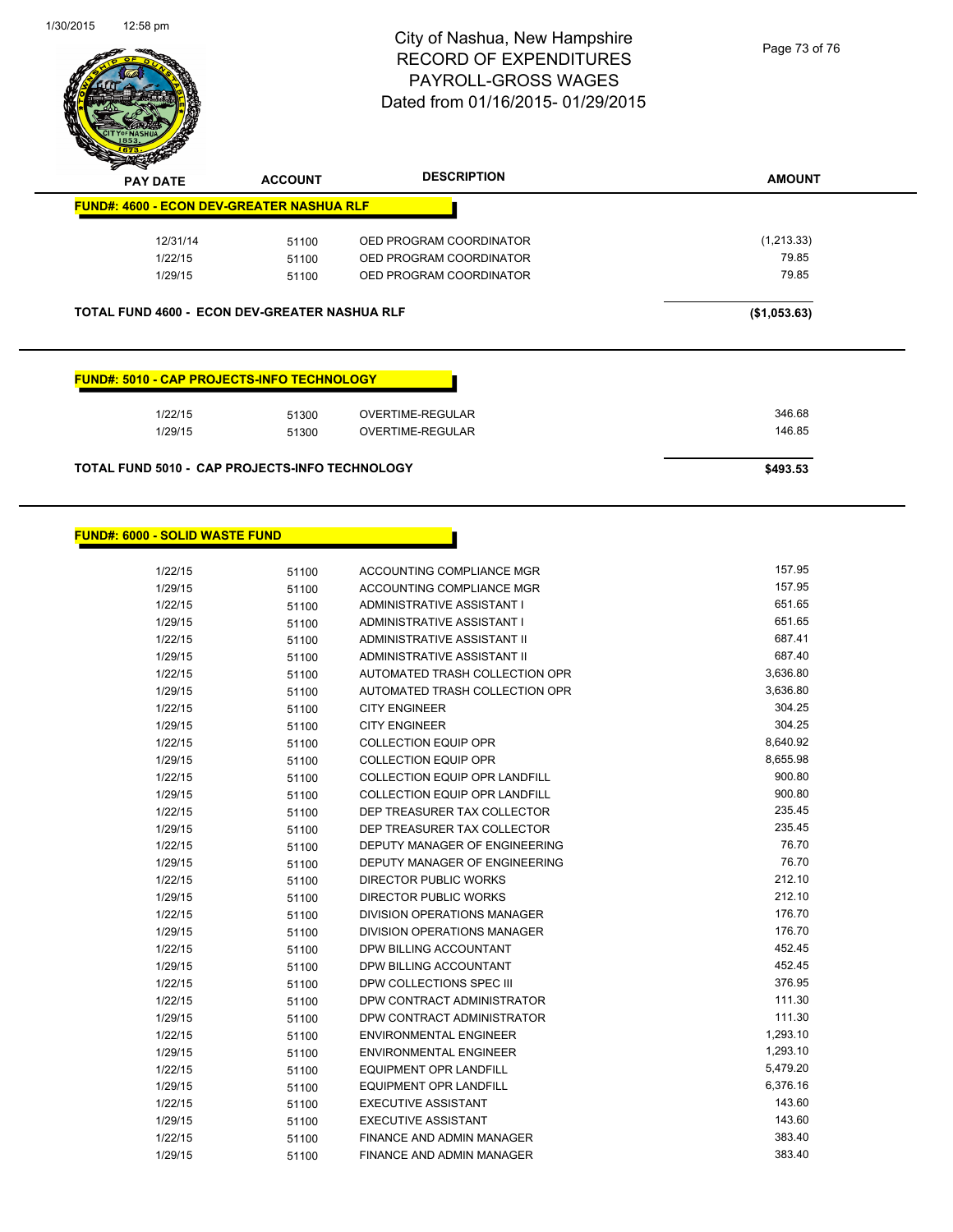# City of Nashua, New Hampshire
## RECORD OF EXPENDITURES
## PAYROLL-GROSS WAGES
## Dated from 01/16/2015- 01/29/2015

| PAY DATE | ACCOUNT | DESCRIPTION | AMOUNT |
|---|---|---|---|
| **FUND#: 4600 - ECON DEV-GREATER NASHUA RLF** | | | |
| 12/31/14 | 51100 | OED PROGRAM COORDINATOR | (1,213.33) |
| 1/22/15 | 51100 | OED PROGRAM COORDINATOR | 79.85 |
| 1/29/15 | 51100 | OED PROGRAM COORDINATOR | 79.85 |
| **TOTAL FUND 4600 - ECON DEV-GREATER NASHUA RLF** | | | **($1,053.63)** |

| PAY DATE | ACCOUNT | DESCRIPTION | AMOUNT |
|---|---|---|---|
| **FUND#: 5010 - CAP PROJECTS-INFO TECHNOLOGY** | | | |
| 1/22/15 | 51300 | OVERTIME-REGULAR | 346.68 |
| 1/29/15 | 51300 | OVERTIME-REGULAR | 146.85 |
| **TOTAL FUND 5010 - CAP PROJECTS-INFO TECHNOLOGY** | | | **$493.53** |

| PAY DATE | ACCOUNT | DESCRIPTION | AMOUNT |
|---|---|---|---|
| **FUND#: 6000 - SOLID WASTE FUND** | | | |
| 1/22/15 | 51100 | ACCOUNTING COMPLIANCE MGR | 157.95 |
| 1/29/15 | 51100 | ACCOUNTING COMPLIANCE MGR | 157.95 |
| 1/22/15 | 51100 | ADMINISTRATIVE ASSISTANT I | 651.65 |
| 1/29/15 | 51100 | ADMINISTRATIVE ASSISTANT I | 651.65 |
| 1/22/15 | 51100 | ADMINISTRATIVE ASSISTANT II | 687.41 |
| 1/29/15 | 51100 | ADMINISTRATIVE ASSISTANT II | 687.40 |
| 1/22/15 | 51100 | AUTOMATED TRASH COLLECTION OPR | 3,636.80 |
| 1/29/15 | 51100 | AUTOMATED TRASH COLLECTION OPR | 3,636.80 |
| 1/22/15 | 51100 | CITY ENGINEER | 304.25 |
| 1/29/15 | 51100 | CITY ENGINEER | 304.25 |
| 1/22/15 | 51100 | COLLECTION EQUIP OPR | 8,640.92 |
| 1/29/15 | 51100 | COLLECTION EQUIP OPR | 8,655.98 |
| 1/22/15 | 51100 | COLLECTION EQUIP OPR LANDFILL | 900.80 |
| 1/29/15 | 51100 | COLLECTION EQUIP OPR LANDFILL | 900.80 |
| 1/22/15 | 51100 | DEP TREASURER TAX COLLECTOR | 235.45 |
| 1/29/15 | 51100 | DEP TREASURER TAX COLLECTOR | 235.45 |
| 1/22/15 | 51100 | DEPUTY MANAGER OF ENGINEERING | 76.70 |
| 1/29/15 | 51100 | DEPUTY MANAGER OF ENGINEERING | 76.70 |
| 1/22/15 | 51100 | DIRECTOR PUBLIC WORKS | 212.10 |
| 1/29/15 | 51100 | DIRECTOR PUBLIC WORKS | 212.10 |
| 1/22/15 | 51100 | DIVISION OPERATIONS MANAGER | 176.70 |
| 1/29/15 | 51100 | DIVISION OPERATIONS MANAGER | 176.70 |
| 1/22/15 | 51100 | DPW BILLING ACCOUNTANT | 452.45 |
| 1/29/15 | 51100 | DPW BILLING ACCOUNTANT | 452.45 |
| 1/22/15 | 51100 | DPW COLLECTIONS SPEC III | 376.95 |
| 1/22/15 | 51100 | DPW CONTRACT ADMINISTRATOR | 111.30 |
| 1/29/15 | 51100 | DPW CONTRACT ADMINISTRATOR | 111.30 |
| 1/22/15 | 51100 | ENVIRONMENTAL ENGINEER | 1,293.10 |
| 1/29/15 | 51100 | ENVIRONMENTAL ENGINEER | 1,293.10 |
| 1/22/15 | 51100 | EQUIPMENT OPR LANDFILL | 5,479.20 |
| 1/29/15 | 51100 | EQUIPMENT OPR LANDFILL | 6,376.16 |
| 1/22/15 | 51100 | EXECUTIVE ASSISTANT | 143.60 |
| 1/29/15 | 51100 | EXECUTIVE ASSISTANT | 143.60 |
| 1/22/15 | 51100 | FINANCE AND ADMIN MANAGER | 383.40 |
| 1/29/15 | 51100 | FINANCE AND ADMIN MANAGER | 383.40 |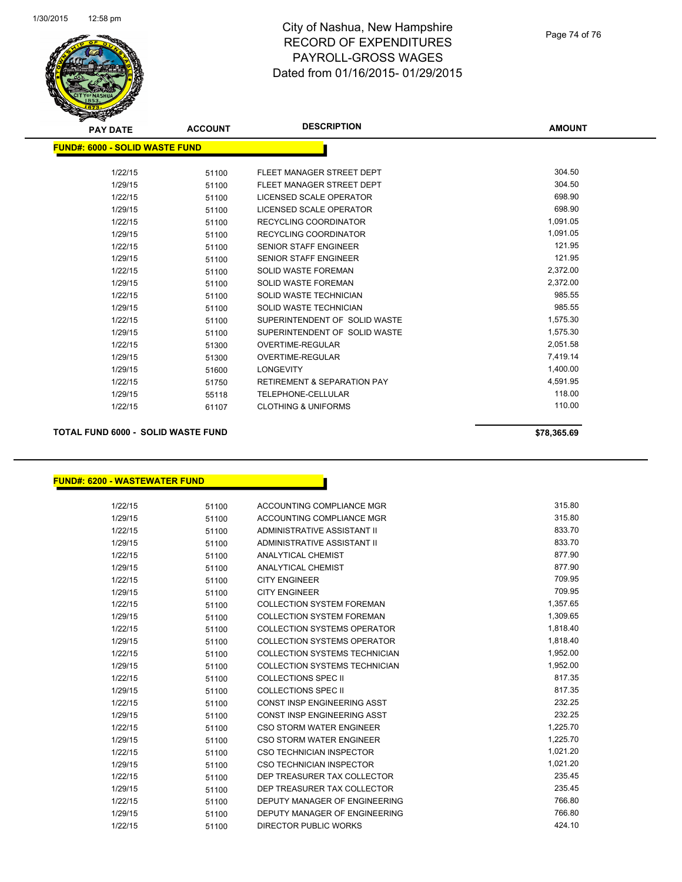# City of Nashua, New Hampshire
## RECORD OF EXPENDITURES
## PAYROLL-GROSS WAGES
## Dated from 01/16/2015- 01/29/2015

**FUND#: 6000 - SOLID WASTE FUND**

| PAY DATE | ACCOUNT | DESCRIPTION | AMOUNT |
|---|---|---|---|
| 1/22/15 | 51100 | FLEET MANAGER STREET DEPT | 304.50 |
| 1/29/15 | 51100 | FLEET MANAGER STREET DEPT | 304.50 |
| 1/22/15 | 51100 | LICENSED SCALE OPERATOR | 698.90 |
| 1/29/15 | 51100 | LICENSED SCALE OPERATOR | 698.90 |
| 1/22/15 | 51100 | RECYCLING COORDINATOR | 1,091.05 |
| 1/29/15 | 51100 | RECYCLING COORDINATOR | 1,091.05 |
| 1/22/15 | 51100 | SENIOR STAFF ENGINEER | 121.95 |
| 1/29/15 | 51100 | SENIOR STAFF ENGINEER | 121.95 |
| 1/22/15 | 51100 | SOLID WASTE FOREMAN | 2,372.00 |
| 1/29/15 | 51100 | SOLID WASTE FOREMAN | 2,372.00 |
| 1/22/15 | 51100 | SOLID WASTE TECHNICIAN | 985.55 |
| 1/29/15 | 51100 | SOLID WASTE TECHNICIAN | 985.55 |
| 1/22/15 | 51100 | SUPERINTENDENT OF SOLID WASTE | 1,575.30 |
| 1/29/15 | 51100 | SUPERINTENDENT OF SOLID WASTE | 1,575.30 |
| 1/22/15 | 51300 | OVERTIME-REGULAR | 2,051.58 |
| 1/29/15 | 51300 | OVERTIME-REGULAR | 7,419.14 |
| 1/29/15 | 51600 | LONGEVITY | 1,400.00 |
| 1/22/15 | 51750 | RETIREMENT & SEPARATION PAY | 4,591.95 |
| 1/29/15 | 55118 | TELEPHONE-CELLULAR | 118.00 |
| 1/22/15 | 61107 | CLOTHING & UNIFORMS | 110.00 |

**TOTAL FUND 6000 - SOLID WASTE FUND** **$78,365.69**

**FUND#: 6200 - WASTEWATER FUND**

| PAY DATE | ACCOUNT | DESCRIPTION | AMOUNT |
|---|---|---|---|
| 1/22/15 | 51100 | ACCOUNTING COMPLIANCE MGR | 315.80 |
| 1/29/15 | 51100 | ACCOUNTING COMPLIANCE MGR | 315.80 |
| 1/22/15 | 51100 | ADMINISTRATIVE ASSISTANT II | 833.70 |
| 1/29/15 | 51100 | ADMINISTRATIVE ASSISTANT II | 833.70 |
| 1/22/15 | 51100 | ANALYTICAL CHEMIST | 877.90 |
| 1/29/15 | 51100 | ANALYTICAL CHEMIST | 877.90 |
| 1/22/15 | 51100 | CITY ENGINEER | 709.95 |
| 1/29/15 | 51100 | CITY ENGINEER | 709.95 |
| 1/22/15 | 51100 | COLLECTION SYSTEM FOREMAN | 1,357.65 |
| 1/29/15 | 51100 | COLLECTION SYSTEM FOREMAN | 1,309.65 |
| 1/22/15 | 51100 | COLLECTION SYSTEMS OPERATOR | 1,818.40 |
| 1/29/15 | 51100 | COLLECTION SYSTEMS OPERATOR | 1,818.40 |
| 1/22/15 | 51100 | COLLECTION SYSTEMS TECHNICIAN | 1,952.00 |
| 1/29/15 | 51100 | COLLECTION SYSTEMS TECHNICIAN | 1,952.00 |
| 1/22/15 | 51100 | COLLECTIONS SPEC II | 817.35 |
| 1/29/15 | 51100 | COLLECTIONS SPEC II | 817.35 |
| 1/22/15 | 51100 | CONST INSP ENGINEERING ASST | 232.25 |
| 1/29/15 | 51100 | CONST INSP ENGINEERING ASST | 232.25 |
| 1/22/15 | 51100 | CSO STORM WATER ENGINEER | 1,225.70 |
| 1/29/15 | 51100 | CSO STORM WATER ENGINEER | 1,225.70 |
| 1/22/15 | 51100 | CSO TECHNICIAN INSPECTOR | 1,021.20 |
| 1/29/15 | 51100 | CSO TECHNICIAN INSPECTOR | 1,021.20 |
| 1/22/15 | 51100 | DEP TREASURER TAX COLLECTOR | 235.45 |
| 1/29/15 | 51100 | DEP TREASURER TAX COLLECTOR | 235.45 |
| 1/22/15 | 51100 | DEPUTY MANAGER OF ENGINEERING | 766.80 |
| 1/29/15 | 51100 | DEPUTY MANAGER OF ENGINEERING | 766.80 |
| 1/22/15 | 51100 | DIRECTOR PUBLIC WORKS | 424.10 |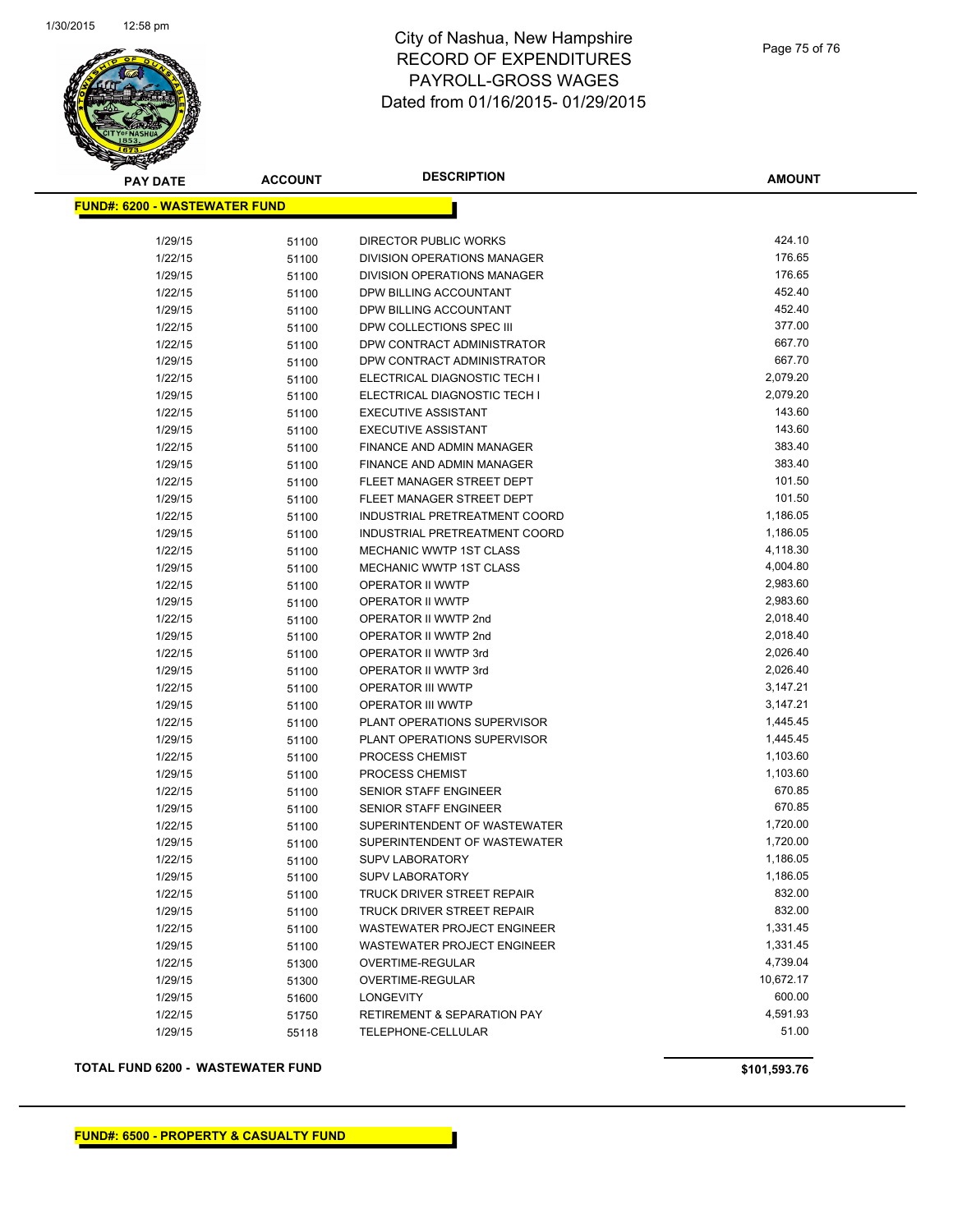# City of Nashua, New Hampshire
# RECORD OF EXPENDITURES
# PAYROLL-GROSS WAGES
# Dated from 01/16/2015- 01/29/2015

**FUND#: 6200 - WASTEWATER FUND**

| PAY DATE | ACCOUNT | DESCRIPTION | AMOUNT |
|---|---|---|---|
| 1/29/15 | 51100 | DIRECTOR PUBLIC WORKS | 424.10 |
| 1/22/15 | 51100 | DIVISION OPERATIONS MANAGER | 176.65 |
| 1/29/15 | 51100 | DIVISION OPERATIONS MANAGER | 176.65 |
| 1/22/15 | 51100 | DPW BILLING ACCOUNTANT | 452.40 |
| 1/29/15 | 51100 | DPW BILLING ACCOUNTANT | 452.40 |
| 1/22/15 | 51100 | DPW COLLECTIONS SPEC III | 377.00 |
| 1/22/15 | 51100 | DPW CONTRACT ADMINISTRATOR | 667.70 |
| 1/29/15 | 51100 | DPW CONTRACT ADMINISTRATOR | 667.70 |
| 1/22/15 | 51100 | ELECTRICAL DIAGNOSTIC TECH I | 2,079.20 |
| 1/29/15 | 51100 | ELECTRICAL DIAGNOSTIC TECH I | 2,079.20 |
| 1/22/15 | 51100 | EXECUTIVE ASSISTANT | 143.60 |
| 1/29/15 | 51100 | EXECUTIVE ASSISTANT | 143.60 |
| 1/22/15 | 51100 | FINANCE AND ADMIN MANAGER | 383.40 |
| 1/29/15 | 51100 | FINANCE AND ADMIN MANAGER | 383.40 |
| 1/22/15 | 51100 | FLEET MANAGER STREET DEPT | 101.50 |
| 1/29/15 | 51100 | FLEET MANAGER STREET DEPT | 101.50 |
| 1/22/15 | 51100 | INDUSTRIAL PRETREATMENT COORD | 1,186.05 |
| 1/29/15 | 51100 | INDUSTRIAL PRETREATMENT COORD | 1,186.05 |
| 1/22/15 | 51100 | MECHANIC WWTP 1ST CLASS | 4,118.30 |
| 1/29/15 | 51100 | MECHANIC WWTP 1ST CLASS | 4,004.80 |
| 1/22/15 | 51100 | OPERATOR II WWTP | 2,983.60 |
| 1/29/15 | 51100 | OPERATOR II WWTP | 2,983.60 |
| 1/22/15 | 51100 | OPERATOR II WWTP 2nd | 2,018.40 |
| 1/29/15 | 51100 | OPERATOR II WWTP 2nd | 2,018.40 |
| 1/22/15 | 51100 | OPERATOR II WWTP 3rd | 2,026.40 |
| 1/29/15 | 51100 | OPERATOR II WWTP 3rd | 2,026.40 |
| 1/22/15 | 51100 | OPERATOR III WWTP | 3,147.21 |
| 1/29/15 | 51100 | OPERATOR III WWTP | 3,147.21 |
| 1/22/15 | 51100 | PLANT OPERATIONS SUPERVISOR | 1,445.45 |
| 1/29/15 | 51100 | PLANT OPERATIONS SUPERVISOR | 1,445.45 |
| 1/22/15 | 51100 | PROCESS CHEMIST | 1,103.60 |
| 1/29/15 | 51100 | PROCESS CHEMIST | 1,103.60 |
| 1/22/15 | 51100 | SENIOR STAFF ENGINEER | 670.85 |
| 1/29/15 | 51100 | SENIOR STAFF ENGINEER | 670.85 |
| 1/22/15 | 51100 | SUPERINTENDENT OF WASTEWATER | 1,720.00 |
| 1/29/15 | 51100 | SUPERINTENDENT OF WASTEWATER | 1,720.00 |
| 1/22/15 | 51100 | SUPV LABORATORY | 1,186.05 |
| 1/29/15 | 51100 | SUPV LABORATORY | 1,186.05 |
| 1/22/15 | 51100 | TRUCK DRIVER STREET REPAIR | 832.00 |
| 1/29/15 | 51100 | TRUCK DRIVER STREET REPAIR | 832.00 |
| 1/22/15 | 51100 | WASTEWATER PROJECT ENGINEER | 1,331.45 |
| 1/29/15 | 51100 | WASTEWATER PROJECT ENGINEER | 1,331.45 |
| 1/22/15 | 51300 | OVERTIME-REGULAR | 4,739.04 |
| 1/29/15 | 51300 | OVERTIME-REGULAR | 10,672.17 |
| 1/29/15 | 51600 | LONGEVITY | 600.00 |
| 1/22/15 | 51750 | RETIREMENT & SEPARATION PAY | 4,591.93 |
| 1/29/15 | 55118 | TELEPHONE-CELLULAR | 51.00 |

**TOTAL FUND 6200 - WASTEWATER FUND** **$101,593.76**

**FUND#: 6500 - PROPERTY & CASUALTY FUND**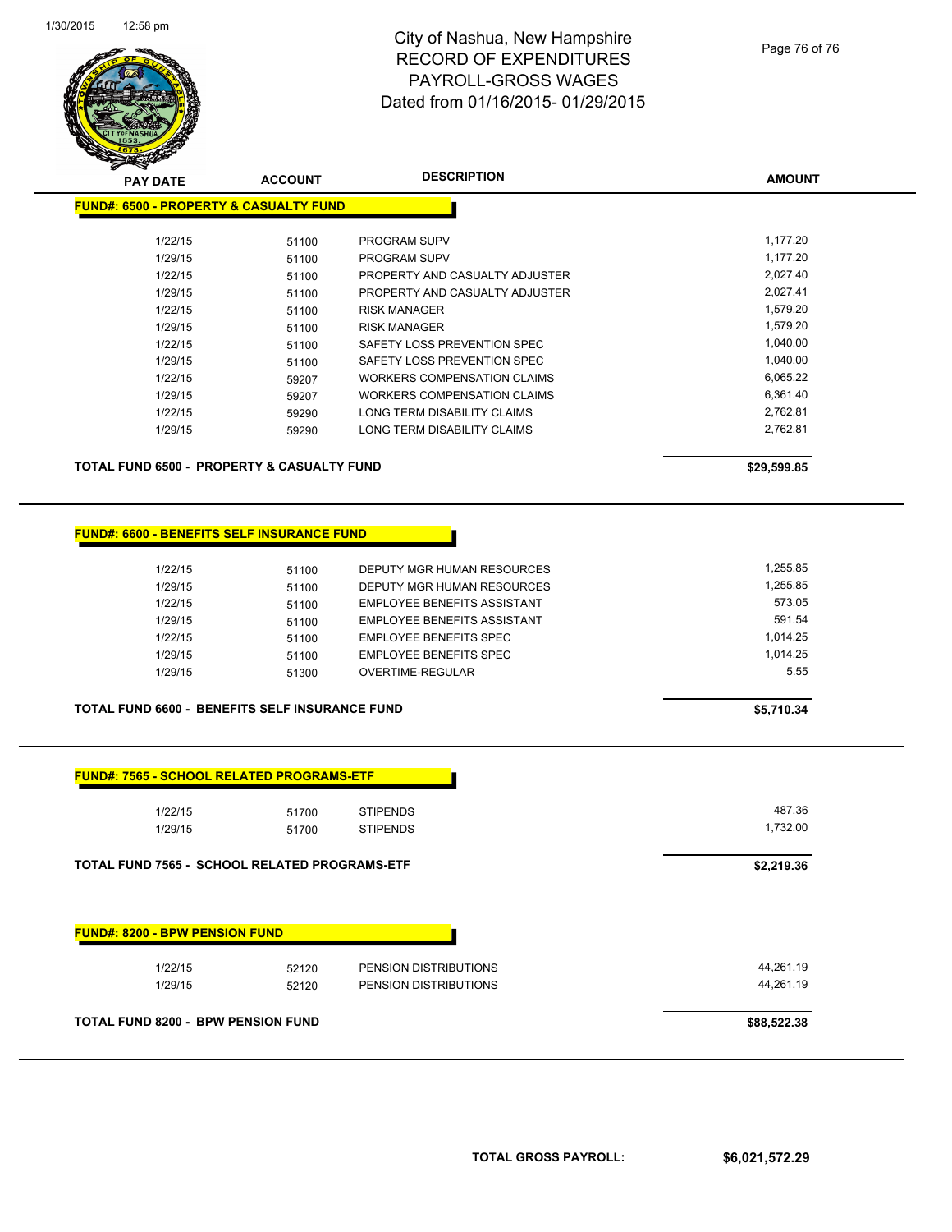# City of Nashua, New Hampshire
## RECORD OF EXPENDITURES
## PAYROLL-GROSS WAGES
## Dated from 01/16/2015- 01/29/2015

### FUND#: 6500 - PROPERTY & CASUALTY FUND

| PAY DATE | ACCOUNT | DESCRIPTION | AMOUNT |
|---|---|---|---|
| 1/22/15 | 51100 | PROGRAM SUPV | 1,177.20 |
| 1/29/15 | 51100 | PROGRAM SUPV | 1,177.20 |
| 1/22/15 | 51100 | PROPERTY AND CASUALTY ADJUSTER | 2,027.40 |
| 1/29/15 | 51100 | PROPERTY AND CASUALTY ADJUSTER | 2,027.41 |
| 1/22/15 | 51100 | RISK MANAGER | 1,579.20 |
| 1/29/15 | 51100 | RISK MANAGER | 1,579.20 |
| 1/22/15 | 51100 | SAFETY LOSS PREVENTION SPEC | 1,040.00 |
| 1/29/15 | 51100 | SAFETY LOSS PREVENTION SPEC | 1,040.00 |
| 1/22/15 | 59207 | WORKERS COMPENSATION CLAIMS | 6,065.22 |
| 1/29/15 | 59207 | WORKERS COMPENSATION CLAIMS | 6,361.40 |
| 1/22/15 | 59290 | LONG TERM DISABILITY CLAIMS | 2,762.81 |
| 1/29/15 | 59290 | LONG TERM DISABILITY CLAIMS | 2,762.81 |

**TOTAL FUND 6500 - PROPERTY & CASUALTY FUND** **$29,599.85**

### FUND#: 6600 - BENEFITS SELF INSURANCE FUND

| PAY DATE | ACCOUNT | DESCRIPTION | AMOUNT |
|---|---|---|---|
| 1/22/15 | 51100 | DEPUTY MGR HUMAN RESOURCES | 1,255.85 |
| 1/29/15 | 51100 | DEPUTY MGR HUMAN RESOURCES | 1,255.85 |
| 1/22/15 | 51100 | EMPLOYEE BENEFITS ASSISTANT | 573.05 |
| 1/29/15 | 51100 | EMPLOYEE BENEFITS ASSISTANT | 591.54 |
| 1/22/15 | 51100 | EMPLOYEE BENEFITS SPEC | 1,014.25 |
| 1/29/15 | 51100 | EMPLOYEE BENEFITS SPEC | 1,014.25 |
| 1/29/15 | 51300 | OVERTIME-REGULAR | 5.55 |

**TOTAL FUND 6600 - BENEFITS SELF INSURANCE FUND** **$5,710.34**

### FUND#: 7565 - SCHOOL RELATED PROGRAMS-ETF

| PAY DATE | ACCOUNT | DESCRIPTION | AMOUNT |
|---|---|---|---|
| 1/22/15 | 51700 | STIPENDS | 487.36 |
| 1/29/15 | 51700 | STIPENDS | 1,732.00 |

**TOTAL FUND 7565 - SCHOOL RELATED PROGRAMS-ETF** **$2,219.36**

### FUND#: 8200 - BPW PENSION FUND

| PAY DATE | ACCOUNT | DESCRIPTION | AMOUNT |
|---|---|---|---|
| 1/22/15 | 52120 | PENSION DISTRIBUTIONS | 44,261.19 |
| 1/29/15 | 52120 | PENSION DISTRIBUTIONS | 44,261.19 |

**TOTAL FUND 8200 - BPW PENSION FUND** **$88,522.38**

**TOTAL GROSS PAYROLL:** **$6,021,572.29**